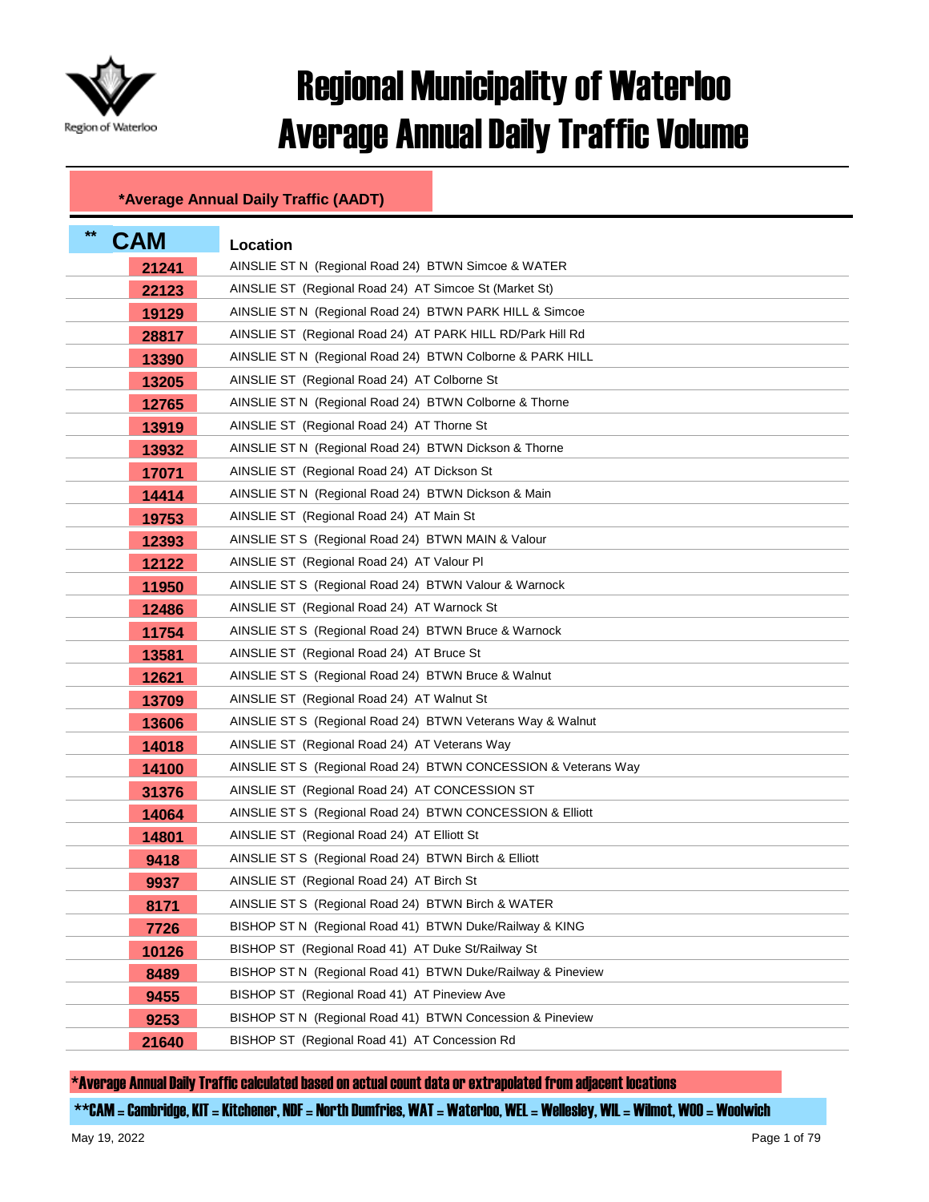# Regional Municipality of Waterloo
# Average Annual Daily Traffic Volume

**\*Average Annual Daily Traffic (AADT)**

| ** CAM | Location |
|---|---|
| 21241 | AINSLIE ST N (Regional Road 24) BTWN Simcoe & WATER |
| 22123 | AINSLIE ST (Regional Road 24) AT Simcoe St (Market St) |
| 19129 | AINSLIE ST N (Regional Road 24) BTWN PARK HILL & Simcoe |
| 28817 | AINSLIE ST (Regional Road 24) AT PARK HILL RD/Park Hill Rd |
| 13390 | AINSLIE ST N (Regional Road 24) BTWN Colborne & PARK HILL |
| 13205 | AINSLIE ST (Regional Road 24) AT Colborne St |
| 12765 | AINSLIE ST N (Regional Road 24) BTWN Colborne & Thorne |
| 13919 | AINSLIE ST (Regional Road 24) AT Thorne St |
| 13932 | AINSLIE ST N (Regional Road 24) BTWN Dickson & Thorne |
| 17071 | AINSLIE ST (Regional Road 24) AT Dickson St |
| 14414 | AINSLIE ST N (Regional Road 24) BTWN Dickson & Main |
| 19753 | AINSLIE ST (Regional Road 24) AT Main St |
| 12393 | AINSLIE ST S (Regional Road 24) BTWN MAIN & Valour |
| 12122 | AINSLIE ST (Regional Road 24) AT Valour Pl |
| 11950 | AINSLIE ST S (Regional Road 24) BTWN Valour & Warnock |
| 12486 | AINSLIE ST (Regional Road 24) AT Warnock St |
| 11754 | AINSLIE ST S (Regional Road 24) BTWN Bruce & Warnock |
| 13581 | AINSLIE ST (Regional Road 24) AT Bruce St |
| 12621 | AINSLIE ST S (Regional Road 24) BTWN Bruce & Walnut |
| 13709 | AINSLIE ST (Regional Road 24) AT Walnut St |
| 13606 | AINSLIE ST S (Regional Road 24) BTWN Veterans Way & Walnut |
| 14018 | AINSLIE ST (Regional Road 24) AT Veterans Way |
| 14100 | AINSLIE ST S (Regional Road 24) BTWN CONCESSION & Veterans Way |
| 31376 | AINSLIE ST (Regional Road 24) AT CONCESSION ST |
| 14064 | AINSLIE ST S (Regional Road 24) BTWN CONCESSION & Elliott |
| 14801 | AINSLIE ST (Regional Road 24) AT Elliott St |
| 9418 | AINSLIE ST S (Regional Road 24) BTWN Birch & Elliott |
| 9937 | AINSLIE ST (Regional Road 24) AT Birch St |
| 8171 | AINSLIE ST S (Regional Road 24) BTWN Birch & WATER |
| 7726 | BISHOP ST N (Regional Road 41) BTWN Duke/Railway & KING |
| 10126 | BISHOP ST (Regional Road 41) AT Duke St/Railway St |
| 8489 | BISHOP ST N (Regional Road 41) BTWN Duke/Railway & Pineview |
| 9455 | BISHOP ST (Regional Road 41) AT Pineview Ave |
| 9253 | BISHOP ST N (Regional Road 41) BTWN Concession & Pineview |
| 21640 | BISHOP ST (Regional Road 41) AT Concession Rd |

**\*Average Annual Daily Traffic calculated based on actual count data or extrapolated from adjacent locations**

**\*\*CAM = Cambridge, KIT = Kitchener, NDF = North Dumfries, WAT = Waterloo, WEL = Wellesley, WIL = Wilmot, WOO = Woolwich**

May 19, 2022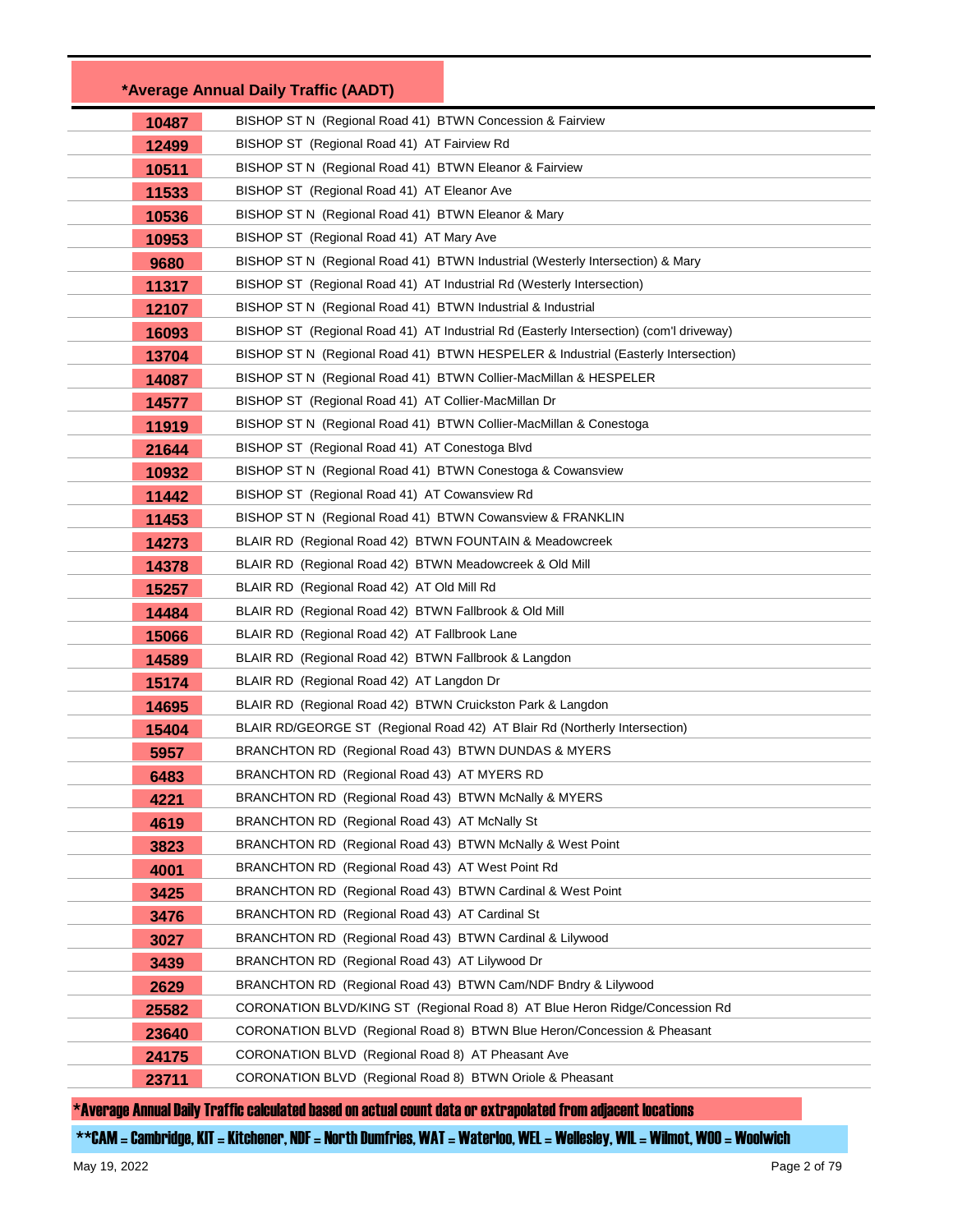| *Average Annual Daily Traffic (AADT) | |
|---|---|
| 10487 | BISHOP ST N (Regional Road 41) BTWN Concession & Fairview |
| 12499 | BISHOP ST (Regional Road 41) AT Fairview Rd |
| 10511 | BISHOP ST N (Regional Road 41) BTWN Eleanor & Fairview |
| 11533 | BISHOP ST (Regional Road 41) AT Eleanor Ave |
| 10536 | BISHOP ST N (Regional Road 41) BTWN Eleanor & Mary |
| 10953 | BISHOP ST (Regional Road 41) AT Mary Ave |
| 9680 | BISHOP ST N (Regional Road 41) BTWN Industrial (Westerly Intersection) & Mary |
| 11317 | BISHOP ST (Regional Road 41) AT Industrial Rd (Westerly Intersection) |
| 12107 | BISHOP ST N (Regional Road 41) BTWN Industrial & Industrial |
| 16093 | BISHOP ST (Regional Road 41) AT Industrial Rd (Easterly Intersection) (com'l driveway) |
| 13704 | BISHOP ST N (Regional Road 41) BTWN HESPELER & Industrial (Easterly Intersection) |
| 14087 | BISHOP ST N (Regional Road 41) BTWN Collier-MacMillan & HESPELER |
| 14577 | BISHOP ST (Regional Road 41) AT Collier-MacMillan Dr |
| 11919 | BISHOP ST N (Regional Road 41) BTWN Collier-MacMillan & Conestoga |
| 21644 | BISHOP ST (Regional Road 41) AT Conestoga Blvd |
| 10932 | BISHOP ST N (Regional Road 41) BTWN Conestoga & Cowansview |
| 11442 | BISHOP ST (Regional Road 41) AT Cowansview Rd |
| 11453 | BISHOP ST N (Regional Road 41) BTWN Cowansview & FRANKLIN |
| 14273 | BLAIR RD (Regional Road 42) BTWN FOUNTAIN & Meadowcreek |
| 14378 | BLAIR RD (Regional Road 42) BTWN Meadowcreek & Old Mill |
| 15257 | BLAIR RD (Regional Road 42) AT Old Mill Rd |
| 14484 | BLAIR RD (Regional Road 42) BTWN Fallbrook & Old Mill |
| 15066 | BLAIR RD (Regional Road 42) AT Fallbrook Lane |
| 14589 | BLAIR RD (Regional Road 42) BTWN Fallbrook & Langdon |
| 15174 | BLAIR RD (Regional Road 42) AT Langdon Dr |
| 14695 | BLAIR RD (Regional Road 42) BTWN Cruickston Park & Langdon |
| 15404 | BLAIR RD/GEORGE ST (Regional Road 42) AT Blair Rd (Northerly Intersection) |
| 5957 | BRANCHTON RD (Regional Road 43) BTWN DUNDAS & MYERS |
| 6483 | BRANCHTON RD (Regional Road 43) AT MYERS RD |
| 4221 | BRANCHTON RD (Regional Road 43) BTWN McNally & MYERS |
| 4619 | BRANCHTON RD (Regional Road 43) AT McNally St |
| 3823 | BRANCHTON RD (Regional Road 43) BTWN McNally & West Point |
| 4001 | BRANCHTON RD (Regional Road 43) AT West Point Rd |
| 3425 | BRANCHTON RD (Regional Road 43) BTWN Cardinal & West Point |
| 3476 | BRANCHTON RD (Regional Road 43) AT Cardinal St |
| 3027 | BRANCHTON RD (Regional Road 43) BTWN Cardinal & Lilywood |
| 3439 | BRANCHTON RD (Regional Road 43) AT Lilywood Dr |
| 2629 | BRANCHTON RD (Regional Road 43) BTWN Cam/NDF Bndry & Lilywood |
| 25582 | CORONATION BLVD/KING ST (Regional Road 8) AT Blue Heron Ridge/Concession Rd |
| 23640 | CORONATION BLVD (Regional Road 8) BTWN Blue Heron/Concession & Pheasant |
| 24175 | CORONATION BLVD (Regional Road 8) AT Pheasant Ave |
| 23711 | CORONATION BLVD (Regional Road 8) BTWN Oriole & Pheasant |

*Average Annual Daily Traffic calculated based on actual count data or extrapolated from adjacent locations

**CAM = Cambridge, KIT = Kitchener, NDF = North Dumfries, WAT = Waterloo, WEL = Wellesley, WIL = Wilmot, WOO = Woolwich

May 19, 2022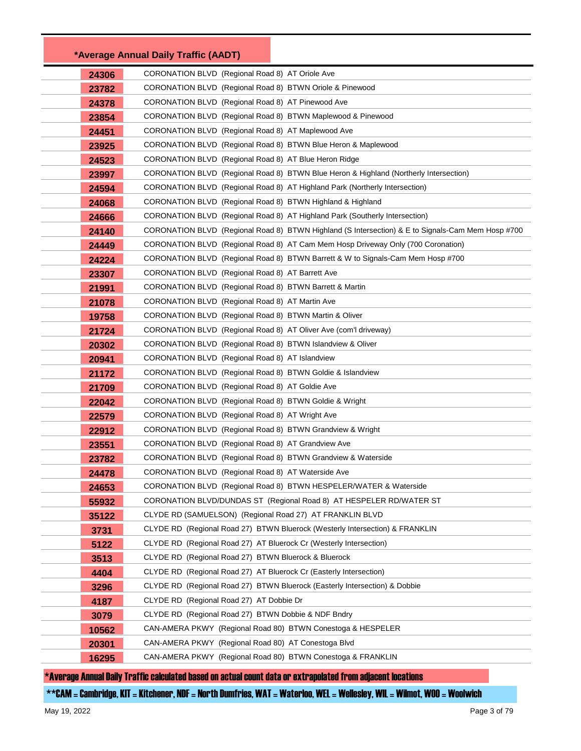| *Average Annual Daily Traffic (AADT) | |
|---|---|
| 24306 | CORONATION BLVD (Regional Road 8) AT Oriole Ave |
| 23782 | CORONATION BLVD (Regional Road 8) BTWN Oriole & Pinewood |
| 24378 | CORONATION BLVD (Regional Road 8) AT Pinewood Ave |
| 23854 | CORONATION BLVD (Regional Road 8) BTWN Maplewood & Pinewood |
| 24451 | CORONATION BLVD (Regional Road 8) AT Maplewood Ave |
| 23925 | CORONATION BLVD (Regional Road 8) BTWN Blue Heron & Maplewood |
| 24523 | CORONATION BLVD (Regional Road 8) AT Blue Heron Ridge |
| 23997 | CORONATION BLVD (Regional Road 8) BTWN Blue Heron & Highland (Northerly Intersection) |
| 24594 | CORONATION BLVD (Regional Road 8) AT Highland Park (Northerly Intersection) |
| 24068 | CORONATION BLVD (Regional Road 8) BTWN Highland & Highland |
| 24666 | CORONATION BLVD (Regional Road 8) AT Highland Park (Southerly Intersection) |
| 24140 | CORONATION BLVD (Regional Road 8) BTWN Highland (S Intersection) & E to Signals-Cam Mem Hosp #700 |
| 24449 | CORONATION BLVD (Regional Road 8) AT Cam Mem Hosp Driveway Only (700 Coronation) |
| 24224 | CORONATION BLVD (Regional Road 8) BTWN Barrett & W to Signals-Cam Mem Hosp #700 |
| 23307 | CORONATION BLVD (Regional Road 8) AT Barrett Ave |
| 21991 | CORONATION BLVD (Regional Road 8) BTWN Barrett & Martin |
| 21078 | CORONATION BLVD (Regional Road 8) AT Martin Ave |
| 19758 | CORONATION BLVD (Regional Road 8) BTWN Martin & Oliver |
| 21724 | CORONATION BLVD (Regional Road 8) AT Oliver Ave (com'l driveway) |
| 20302 | CORONATION BLVD (Regional Road 8) BTWN Islandview & Oliver |
| 20941 | CORONATION BLVD (Regional Road 8) AT Islandview |
| 21172 | CORONATION BLVD (Regional Road 8) BTWN Goldie & Islandview |
| 21709 | CORONATION BLVD (Regional Road 8) AT Goldie Ave |
| 22042 | CORONATION BLVD (Regional Road 8) BTWN Goldie & Wright |
| 22579 | CORONATION BLVD (Regional Road 8) AT Wright Ave |
| 22912 | CORONATION BLVD (Regional Road 8) BTWN Grandview & Wright |
| 23551 | CORONATION BLVD (Regional Road 8) AT Grandview Ave |
| 23782 | CORONATION BLVD (Regional Road 8) BTWN Grandview & Waterside |
| 24478 | CORONATION BLVD (Regional Road 8) AT Waterside Ave |
| 24653 | CORONATION BLVD (Regional Road 8) BTWN HESPELER/WATER & Waterside |
| 55932 | CORONATION BLVD/DUNDAS ST (Regional Road 8) AT HESPELER RD/WATER ST |
| 35122 | CLYDE RD (SAMUELSON) (Regional Road 27) AT FRANKLIN BLVD |
| 3731 | CLYDE RD (Regional Road 27) BTWN Bluerock (Westerly Intersection) & FRANKLIN |
| 5122 | CLYDE RD (Regional Road 27) AT Bluerock Cr (Westerly Intersection) |
| 3513 | CLYDE RD (Regional Road 27) BTWN Bluerock & Bluerock |
| 4404 | CLYDE RD (Regional Road 27) AT Bluerock Cr (Easterly Intersection) |
| 3296 | CLYDE RD (Regional Road 27) BTWN Bluerock (Easterly Intersection) & Dobbie |
| 4187 | CLYDE RD (Regional Road 27) AT Dobbie Dr |
| 3079 | CLYDE RD (Regional Road 27) BTWN Dobbie & NDF Bndry |
| 10562 | CAN-AMERA PKWY (Regional Road 80) BTWN Conestoga & HESPELER |
| 20301 | CAN-AMERA PKWY (Regional Road 80) AT Conestoga Blvd |
| 16295 | CAN-AMERA PKWY (Regional Road 80) BTWN Conestoga & FRANKLIN |

*Average Annual Daily Traffic calculated based on actual count data or extrapolated from adjacent locations

**CAM = Cambridge, KIT = Kitchener, NDF = North Dumfries, WAT = Waterloo, WEL = Wellesley, WIL = Wilmot, WOO = Woolwich

May 19, 2022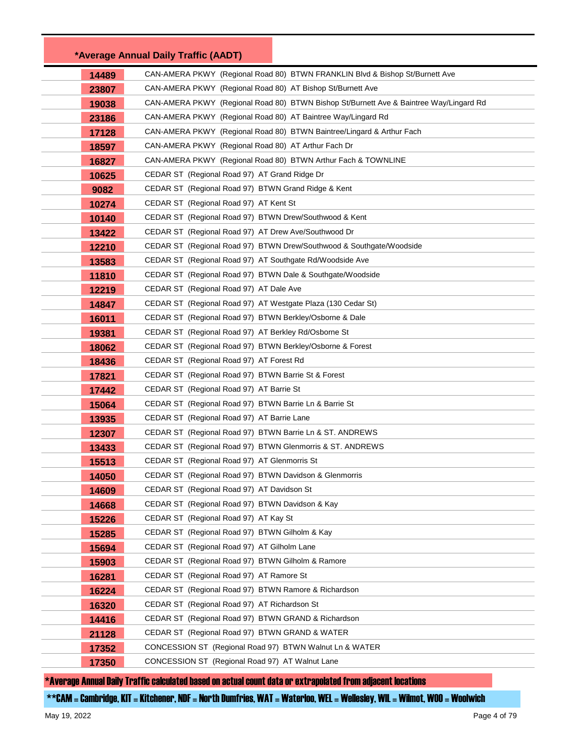| *Average Annual Daily Traffic (AADT) | |
|---|---|
| 14489 | CAN-AMERA PKWY (Regional Road 80) BTWN FRANKLIN Blvd & Bishop St/Burnett Ave |
| 23807 | CAN-AMERA PKWY (Regional Road 80) AT Bishop St/Burnett Ave |
| 19038 | CAN-AMERA PKWY (Regional Road 80) BTWN Bishop St/Burnett Ave & Baintree Way/Lingard Rd |
| 23186 | CAN-AMERA PKWY (Regional Road 80) AT Baintree Way/Lingard Rd |
| 17128 | CAN-AMERA PKWY (Regional Road 80) BTWN Baintree/Lingard & Arthur Fach |
| 18597 | CAN-AMERA PKWY (Regional Road 80) AT Arthur Fach Dr |
| 16827 | CAN-AMERA PKWY (Regional Road 80) BTWN Arthur Fach & TOWNLINE |
| 10625 | CEDAR ST (Regional Road 97) AT Grand Ridge Dr |
| 9082 | CEDAR ST (Regional Road 97) BTWN Grand Ridge & Kent |
| 10274 | CEDAR ST (Regional Road 97) AT Kent St |
| 10140 | CEDAR ST (Regional Road 97) BTWN Drew/Southwood & Kent |
| 13422 | CEDAR ST (Regional Road 97) AT Drew Ave/Southwood Dr |
| 12210 | CEDAR ST (Regional Road 97) BTWN Drew/Southwood & Southgate/Woodside |
| 13583 | CEDAR ST (Regional Road 97) AT Southgate Rd/Woodside Ave |
| 11810 | CEDAR ST (Regional Road 97) BTWN Dale & Southgate/Woodside |
| 12219 | CEDAR ST (Regional Road 97) AT Dale Ave |
| 14847 | CEDAR ST (Regional Road 97) AT Westgate Plaza (130 Cedar St) |
| 16011 | CEDAR ST (Regional Road 97) BTWN Berkley/Osborne & Dale |
| 19381 | CEDAR ST (Regional Road 97) AT Berkley Rd/Osborne St |
| 18062 | CEDAR ST (Regional Road 97) BTWN Berkley/Osborne & Forest |
| 18436 | CEDAR ST (Regional Road 97) AT Forest Rd |
| 17821 | CEDAR ST (Regional Road 97) BTWN Barrie St & Forest |
| 17442 | CEDAR ST (Regional Road 97) AT Barrie St |
| 15064 | CEDAR ST (Regional Road 97) BTWN Barrie Ln & Barrie St |
| 13935 | CEDAR ST (Regional Road 97) AT Barrie Lane |
| 12307 | CEDAR ST (Regional Road 97) BTWN Barrie Ln & ST. ANDREWS |
| 13433 | CEDAR ST (Regional Road 97) BTWN Glenmorris & ST. ANDREWS |
| 15513 | CEDAR ST (Regional Road 97) AT Glenmorris St |
| 14050 | CEDAR ST (Regional Road 97) BTWN Davidson & Glenmorris |
| 14609 | CEDAR ST (Regional Road 97) AT Davidson St |
| 14668 | CEDAR ST (Regional Road 97) BTWN Davidson & Kay |
| 15226 | CEDAR ST (Regional Road 97) AT Kay St |
| 15285 | CEDAR ST (Regional Road 97) BTWN Gilholm & Kay |
| 15694 | CEDAR ST (Regional Road 97) AT Gilholm Lane |
| 15903 | CEDAR ST (Regional Road 97) BTWN Gilholm & Ramore |
| 16281 | CEDAR ST (Regional Road 97) AT Ramore St |
| 16224 | CEDAR ST (Regional Road 97) BTWN Ramore & Richardson |
| 16320 | CEDAR ST (Regional Road 97) AT Richardson St |
| 14416 | CEDAR ST (Regional Road 97) BTWN GRAND & Richardson |
| 21128 | CEDAR ST (Regional Road 97) BTWN GRAND & WATER |
| 17352 | CONCESSION ST (Regional Road 97) BTWN Walnut Ln & WATER |
| 17350 | CONCESSION ST (Regional Road 97) AT Walnut Lane |

*Average Annual Daily Traffic calculated based on actual count data or extrapolated from adjacent locations

**CAM = Cambridge, KIT = Kitchener, NDF = North Dumfries, WAT = Waterloo, WEL = Wellesley, WIL = Wilmot, WOO = Woolwich

May 19, 2022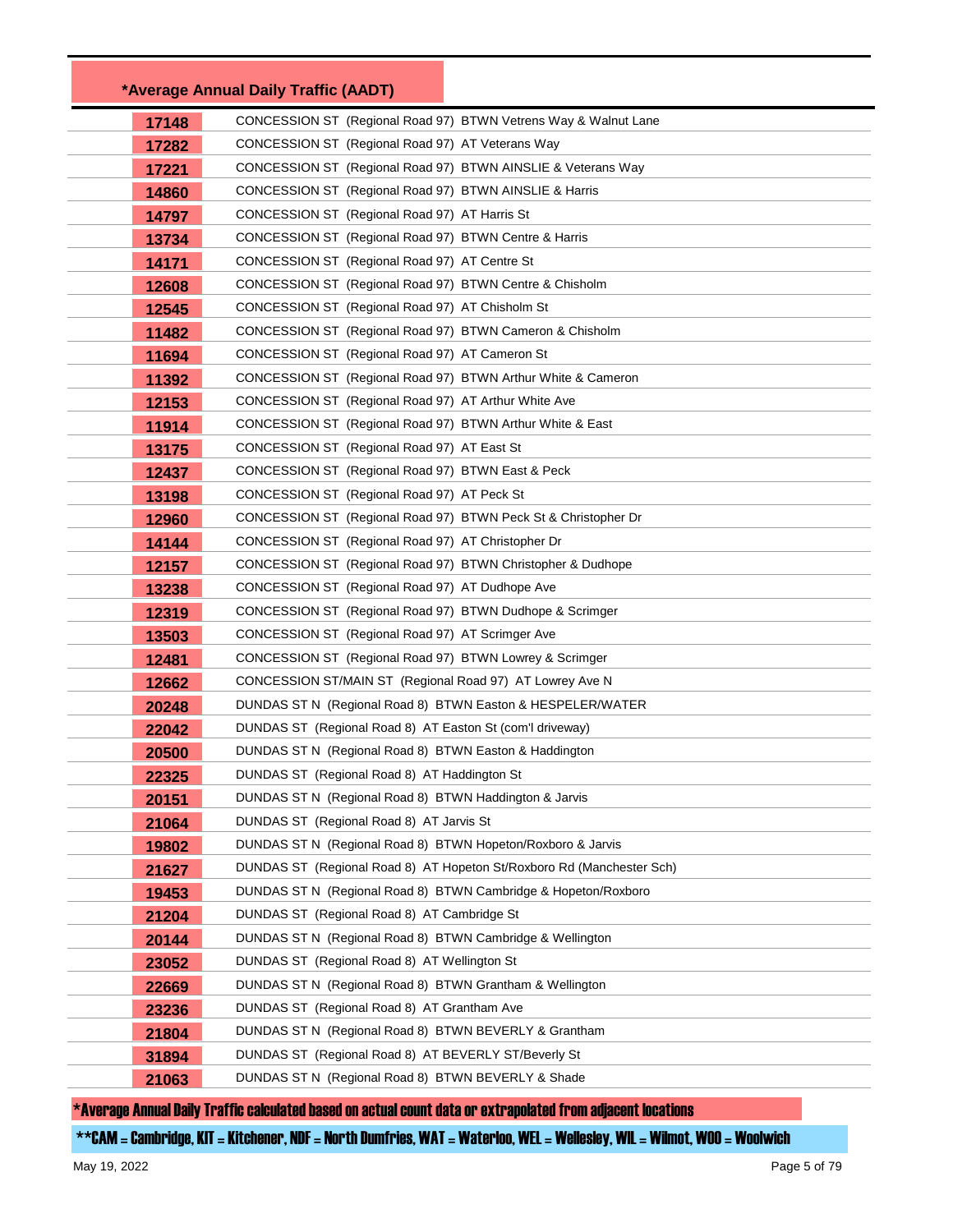| *Average Annual Daily Traffic (AADT) | |
|---|---|
| 17148 | CONCESSION ST (Regional Road 97) BTWN Vetrens Way & Walnut Lane |
| 17282 | CONCESSION ST (Regional Road 97) AT Veterans Way |
| 17221 | CONCESSION ST (Regional Road 97) BTWN AINSLIE & Veterans Way |
| 14860 | CONCESSION ST (Regional Road 97) BTWN AINSLIE & Harris |
| 14797 | CONCESSION ST (Regional Road 97) AT Harris St |
| 13734 | CONCESSION ST (Regional Road 97) BTWN Centre & Harris |
| 14171 | CONCESSION ST (Regional Road 97) AT Centre St |
| 12608 | CONCESSION ST (Regional Road 97) BTWN Centre & Chisholm |
| 12545 | CONCESSION ST (Regional Road 97) AT Chisholm St |
| 11482 | CONCESSION ST (Regional Road 97) BTWN Cameron & Chisholm |
| 11694 | CONCESSION ST (Regional Road 97) AT Cameron St |
| 11392 | CONCESSION ST (Regional Road 97) BTWN Arthur White & Cameron |
| 12153 | CONCESSION ST (Regional Road 97) AT Arthur White Ave |
| 11914 | CONCESSION ST (Regional Road 97) BTWN Arthur White & East |
| 13175 | CONCESSION ST (Regional Road 97) AT East St |
| 12437 | CONCESSION ST (Regional Road 97) BTWN East & Peck |
| 13198 | CONCESSION ST (Regional Road 97) AT Peck St |
| 12960 | CONCESSION ST (Regional Road 97) BTWN Peck St & Christopher Dr |
| 14144 | CONCESSION ST (Regional Road 97) AT Christopher Dr |
| 12157 | CONCESSION ST (Regional Road 97) BTWN Christopher & Dudhope |
| 13238 | CONCESSION ST (Regional Road 97) AT Dudhope Ave |
| 12319 | CONCESSION ST (Regional Road 97) BTWN Dudhope & Scrimger |
| 13503 | CONCESSION ST (Regional Road 97) AT Scrimger Ave |
| 12481 | CONCESSION ST (Regional Road 97) BTWN Lowrey & Scrimger |
| 12662 | CONCESSION ST/MAIN ST (Regional Road 97) AT Lowrey Ave N |
| 20248 | DUNDAS ST N (Regional Road 8) BTWN Easton & HESPELER/WATER |
| 22042 | DUNDAS ST (Regional Road 8) AT Easton St (com'l driveway) |
| 20500 | DUNDAS ST N (Regional Road 8) BTWN Easton & Haddington |
| 22325 | DUNDAS ST (Regional Road 8) AT Haddington St |
| 20151 | DUNDAS ST N (Regional Road 8) BTWN Haddington & Jarvis |
| 21064 | DUNDAS ST (Regional Road 8) AT Jarvis St |
| 19802 | DUNDAS ST N (Regional Road 8) BTWN Hopeton/Roxboro & Jarvis |
| 21627 | DUNDAS ST (Regional Road 8) AT Hopeton St/Roxboro Rd (Manchester Sch) |
| 19453 | DUNDAS ST N (Regional Road 8) BTWN Cambridge & Hopeton/Roxboro |
| 21204 | DUNDAS ST (Regional Road 8) AT Cambridge St |
| 20144 | DUNDAS ST N (Regional Road 8) BTWN Cambridge & Wellington |
| 23052 | DUNDAS ST (Regional Road 8) AT Wellington St |
| 22669 | DUNDAS ST N (Regional Road 8) BTWN Grantham & Wellington |
| 23236 | DUNDAS ST (Regional Road 8) AT Grantham Ave |
| 21804 | DUNDAS ST N (Regional Road 8) BTWN BEVERLY & Grantham |
| 31894 | DUNDAS ST (Regional Road 8) AT BEVERLY ST/Beverly St |
| 21063 | DUNDAS ST N (Regional Road 8) BTWN BEVERLY & Shade |

*Average Annual Daily Traffic calculated based on actual count data or extrapolated from adjacent locations

**CAM = Cambridge, KIT = Kitchener, NDF = North Dumfries, WAT = Waterloo, WEL = Wellesley, WIL = Wilmot, WOO = Woolwich

May 19, 2022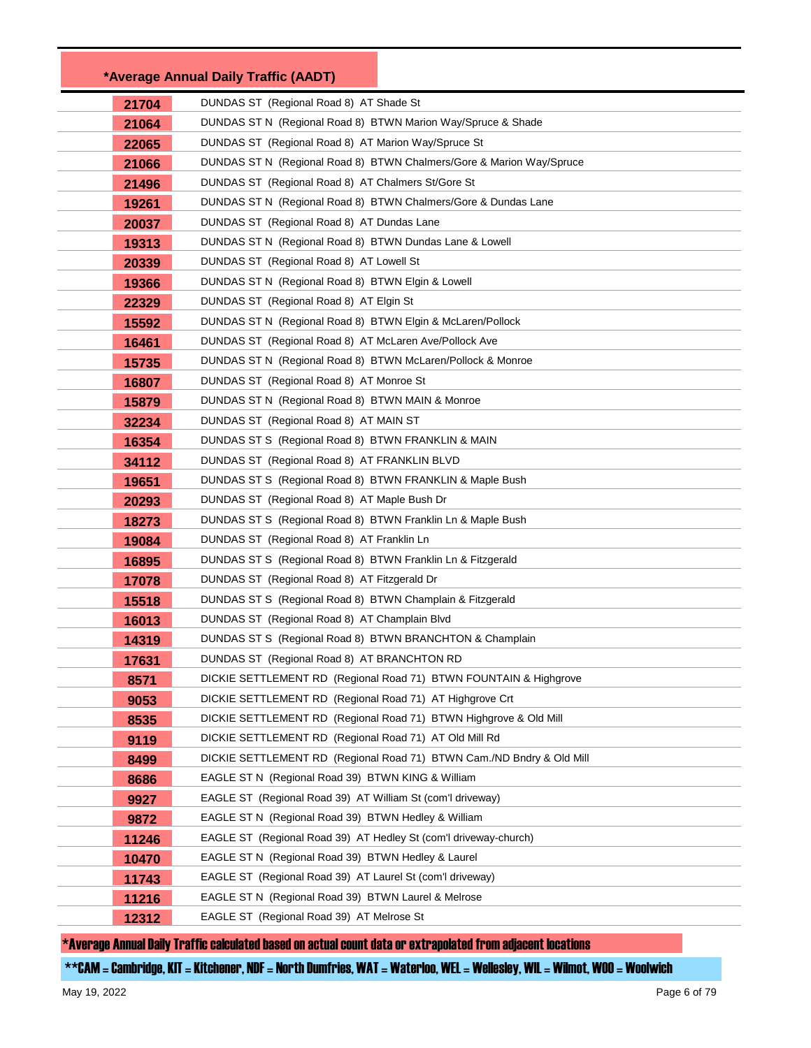| *Average Annual Daily Traffic (AADT) | |
|---|---|
| 21704 | DUNDAS ST (Regional Road 8) AT Shade St |
| 21064 | DUNDAS ST N (Regional Road 8) BTWN Marion Way/Spruce & Shade |
| 22065 | DUNDAS ST (Regional Road 8) AT Marion Way/Spruce St |
| 21066 | DUNDAS ST N (Regional Road 8) BTWN Chalmers/Gore & Marion Way/Spruce |
| 21496 | DUNDAS ST (Regional Road 8) AT Chalmers St/Gore St |
| 19261 | DUNDAS ST N (Regional Road 8) BTWN Chalmers/Gore & Dundas Lane |
| 20037 | DUNDAS ST (Regional Road 8) AT Dundas Lane |
| 19313 | DUNDAS ST N (Regional Road 8) BTWN Dundas Lane & Lowell |
| 20339 | DUNDAS ST (Regional Road 8) AT Lowell St |
| 19366 | DUNDAS ST N (Regional Road 8) BTWN Elgin & Lowell |
| 22329 | DUNDAS ST (Regional Road 8) AT Elgin St |
| 15592 | DUNDAS ST N (Regional Road 8) BTWN Elgin & McLaren/Pollock |
| 16461 | DUNDAS ST (Regional Road 8) AT McLaren Ave/Pollock Ave |
| 15735 | DUNDAS ST N (Regional Road 8) BTWN McLaren/Pollock & Monroe |
| 16807 | DUNDAS ST (Regional Road 8) AT Monroe St |
| 15879 | DUNDAS ST N (Regional Road 8) BTWN MAIN & Monroe |
| 32234 | DUNDAS ST (Regional Road 8) AT MAIN ST |
| 16354 | DUNDAS ST S (Regional Road 8) BTWN FRANKLIN & MAIN |
| 34112 | DUNDAS ST (Regional Road 8) AT FRANKLIN BLVD |
| 19651 | DUNDAS ST S (Regional Road 8) BTWN FRANKLIN & Maple Bush |
| 20293 | DUNDAS ST (Regional Road 8) AT Maple Bush Dr |
| 18273 | DUNDAS ST S (Regional Road 8) BTWN Franklin Ln & Maple Bush |
| 19084 | DUNDAS ST (Regional Road 8) AT Franklin Ln |
| 16895 | DUNDAS ST S (Regional Road 8) BTWN Franklin Ln & Fitzgerald |
| 17078 | DUNDAS ST (Regional Road 8) AT Fitzgerald Dr |
| 15518 | DUNDAS ST S (Regional Road 8) BTWN Champlain & Fitzgerald |
| 16013 | DUNDAS ST (Regional Road 8) AT Champlain Blvd |
| 14319 | DUNDAS ST S (Regional Road 8) BTWN BRANCHTON & Champlain |
| 17631 | DUNDAS ST (Regional Road 8) AT BRANCHTON RD |
| 8571 | DICKIE SETTLEMENT RD (Regional Road 71) BTWN FOUNTAIN & Highgrove |
| 9053 | DICKIE SETTLEMENT RD (Regional Road 71) AT Highgrove Crt |
| 8535 | DICKIE SETTLEMENT RD (Regional Road 71) BTWN Highgrove & Old Mill |
| 9119 | DICKIE SETTLEMENT RD (Regional Road 71) AT Old Mill Rd |
| 8499 | DICKIE SETTLEMENT RD (Regional Road 71) BTWN Cam./ND Bndry & Old Mill |
| 8686 | EAGLE ST N (Regional Road 39) BTWN KING & William |
| 9927 | EAGLE ST (Regional Road 39) AT William St (com'l driveway) |
| 9872 | EAGLE ST N (Regional Road 39) BTWN Hedley & William |
| 11246 | EAGLE ST (Regional Road 39) AT Hedley St (com'l driveway-church) |
| 10470 | EAGLE ST N (Regional Road 39) BTWN Hedley & Laurel |
| 11743 | EAGLE ST (Regional Road 39) AT Laurel St (com'l driveway) |
| 11216 | EAGLE ST N (Regional Road 39) BTWN Laurel & Melrose |
| 12312 | EAGLE ST (Regional Road 39) AT Melrose St |

*Average Annual Daily Traffic calculated based on actual count data or extrapolated from adjacent locations

**CAM = Cambridge, KIT = Kitchener, NDF = North Dumfries, WAT = Waterloo, WEL = Wellesley, WIL = Wilmot, WOO = Woolwich

May 19, 2022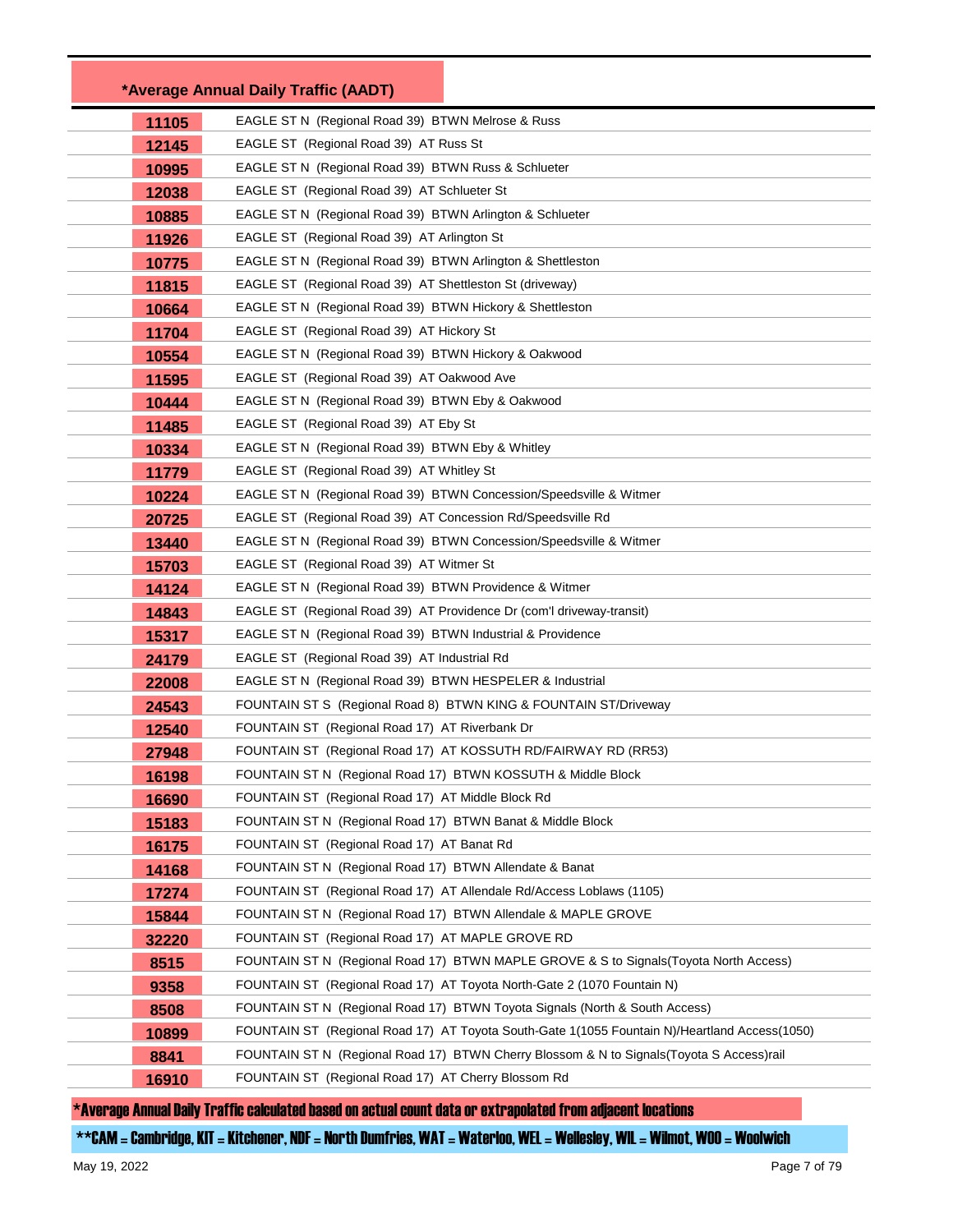| *Average Annual Daily Traffic (AADT) | |
|---|---|
| 11105 | EAGLE ST N (Regional Road 39) BTWN Melrose & Russ |
| 12145 | EAGLE ST (Regional Road 39) AT Russ St |
| 10995 | EAGLE ST N (Regional Road 39) BTWN Russ & Schlueter |
| 12038 | EAGLE ST (Regional Road 39) AT Schlueter St |
| 10885 | EAGLE ST N (Regional Road 39) BTWN Arlington & Schlueter |
| 11926 | EAGLE ST (Regional Road 39) AT Arlington St |
| 10775 | EAGLE ST N (Regional Road 39) BTWN Arlington & Shettleston |
| 11815 | EAGLE ST (Regional Road 39) AT Shettleston St (driveway) |
| 10664 | EAGLE ST N (Regional Road 39) BTWN Hickory & Shettleston |
| 11704 | EAGLE ST (Regional Road 39) AT Hickory St |
| 10554 | EAGLE ST N (Regional Road 39) BTWN Hickory & Oakwood |
| 11595 | EAGLE ST (Regional Road 39) AT Oakwood Ave |
| 10444 | EAGLE ST N (Regional Road 39) BTWN Eby & Oakwood |
| 11485 | EAGLE ST (Regional Road 39) AT Eby St |
| 10334 | EAGLE ST N (Regional Road 39) BTWN Eby & Whitley |
| 11779 | EAGLE ST (Regional Road 39) AT Whitley St |
| 10224 | EAGLE ST N (Regional Road 39) BTWN Concession/Speedsville & Witmer |
| 20725 | EAGLE ST (Regional Road 39) AT Concession Rd/Speedsville Rd |
| 13440 | EAGLE ST N (Regional Road 39) BTWN Concession/Speedsville & Witmer |
| 15703 | EAGLE ST (Regional Road 39) AT Witmer St |
| 14124 | EAGLE ST N (Regional Road 39) BTWN Providence & Witmer |
| 14843 | EAGLE ST (Regional Road 39) AT Providence Dr (com'l driveway-transit) |
| 15317 | EAGLE ST N (Regional Road 39) BTWN Industrial & Providence |
| 24179 | EAGLE ST (Regional Road 39) AT Industrial Rd |
| 22008 | EAGLE ST N (Regional Road 39) BTWN HESPELER & Industrial |
| 24543 | FOUNTAIN ST S (Regional Road 8) BTWN KING & FOUNTAIN ST/Driveway |
| 12540 | FOUNTAIN ST (Regional Road 17) AT Riverbank Dr |
| 27948 | FOUNTAIN ST (Regional Road 17) AT KOSSUTH RD/FAIRWAY RD (RR53) |
| 16198 | FOUNTAIN ST N (Regional Road 17) BTWN KOSSUTH & Middle Block |
| 16690 | FOUNTAIN ST (Regional Road 17) AT Middle Block Rd |
| 15183 | FOUNTAIN ST N (Regional Road 17) BTWN Banat & Middle Block |
| 16175 | FOUNTAIN ST (Regional Road 17) AT Banat Rd |
| 14168 | FOUNTAIN ST N (Regional Road 17) BTWN Allendate & Banat |
| 17274 | FOUNTAIN ST (Regional Road 17) AT Allendale Rd/Access Loblaws (1105) |
| 15844 | FOUNTAIN ST N (Regional Road 17) BTWN Allendale & MAPLE GROVE |
| 32220 | FOUNTAIN ST (Regional Road 17) AT MAPLE GROVE RD |
| 8515 | FOUNTAIN ST N (Regional Road 17) BTWN MAPLE GROVE & S to Signals(Toyota North Access) |
| 9358 | FOUNTAIN ST (Regional Road 17) AT Toyota North-Gate 2 (1070 Fountain N) |
| 8508 | FOUNTAIN ST N (Regional Road 17) BTWN Toyota Signals (North & South Access) |
| 10899 | FOUNTAIN ST (Regional Road 17) AT Toyota South-Gate 1(1055 Fountain N)/Heartland Access(1050) |
| 8841 | FOUNTAIN ST N (Regional Road 17) BTWN Cherry Blossom & N to Signals(Toyota S Access)rail |
| 16910 | FOUNTAIN ST (Regional Road 17) AT Cherry Blossom Rd |

*Average Annual Daily Traffic calculated based on actual count data or extrapolated from adjacent locations

**CAM = Cambridge, KIT = Kitchener, NDF = North Dumfries, WAT = Waterloo, WEL = Wellesley, WIL = Wilmot, WOO = Woolwich

May 19, 2022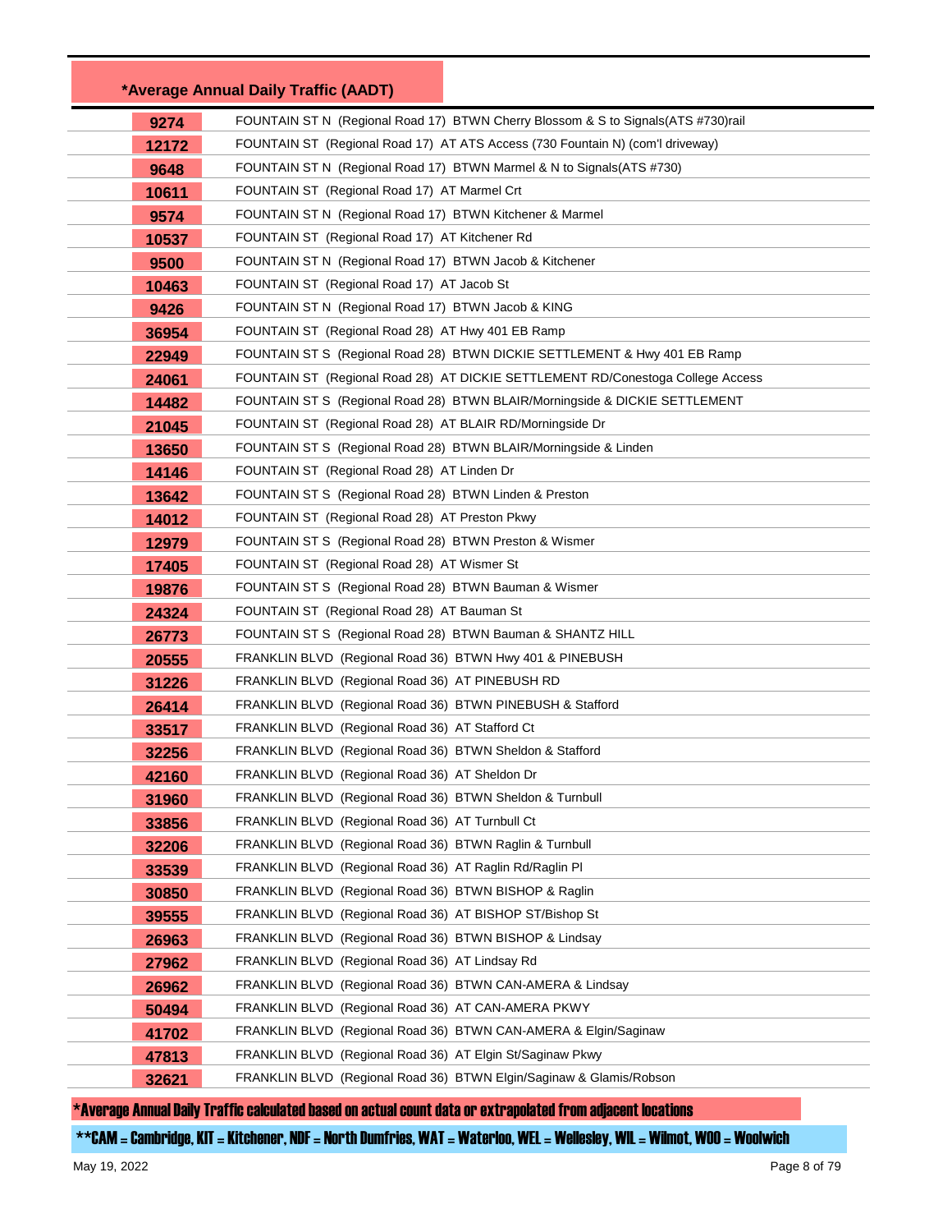| *Average Annual Daily Traffic (AADT) | |
|---|---|
| 9274 | FOUNTAIN ST N (Regional Road 17) BTWN Cherry Blossom & S to Signals(ATS #730)rail |
| 12172 | FOUNTAIN ST (Regional Road 17) AT ATS Access (730 Fountain N) (com'l driveway) |
| 9648 | FOUNTAIN ST N (Regional Road 17) BTWN Marmel & N to Signals(ATS #730) |
| 10611 | FOUNTAIN ST (Regional Road 17) AT Marmel Crt |
| 9574 | FOUNTAIN ST N (Regional Road 17) BTWN Kitchener & Marmel |
| 10537 | FOUNTAIN ST (Regional Road 17) AT Kitchener Rd |
| 9500 | FOUNTAIN ST N (Regional Road 17) BTWN Jacob & Kitchener |
| 10463 | FOUNTAIN ST (Regional Road 17) AT Jacob St |
| 9426 | FOUNTAIN ST N (Regional Road 17) BTWN Jacob & KING |
| 36954 | FOUNTAIN ST (Regional Road 28) AT Hwy 401 EB Ramp |
| 22949 | FOUNTAIN ST S (Regional Road 28) BTWN DICKIE SETTLEMENT & Hwy 401 EB Ramp |
| 24061 | FOUNTAIN ST (Regional Road 28) AT DICKIE SETTLEMENT RD/Conestoga College Access |
| 14482 | FOUNTAIN ST S (Regional Road 28) BTWN BLAIR/Morningside & DICKIE SETTLEMENT |
| 21045 | FOUNTAIN ST (Regional Road 28) AT BLAIR RD/Morningside Dr |
| 13650 | FOUNTAIN ST S (Regional Road 28) BTWN BLAIR/Morningside & Linden |
| 14146 | FOUNTAIN ST (Regional Road 28) AT Linden Dr |
| 13642 | FOUNTAIN ST S (Regional Road 28) BTWN Linden & Preston |
| 14012 | FOUNTAIN ST (Regional Road 28) AT Preston Pkwy |
| 12979 | FOUNTAIN ST S (Regional Road 28) BTWN Preston & Wismer |
| 17405 | FOUNTAIN ST (Regional Road 28) AT Wismer St |
| 19876 | FOUNTAIN ST S (Regional Road 28) BTWN Bauman & Wismer |
| 24324 | FOUNTAIN ST (Regional Road 28) AT Bauman St |
| 26773 | FOUNTAIN ST S (Regional Road 28) BTWN Bauman & SHANTZ HILL |
| 20555 | FRANKLIN BLVD (Regional Road 36) BTWN Hwy 401 & PINEBUSH |
| 31226 | FRANKLIN BLVD (Regional Road 36) AT PINEBUSH RD |
| 26414 | FRANKLIN BLVD (Regional Road 36) BTWN PINEBUSH & Stafford |
| 33517 | FRANKLIN BLVD (Regional Road 36) AT Stafford Ct |
| 32256 | FRANKLIN BLVD (Regional Road 36) BTWN Sheldon & Stafford |
| 42160 | FRANKLIN BLVD (Regional Road 36) AT Sheldon Dr |
| 31960 | FRANKLIN BLVD (Regional Road 36) BTWN Sheldon & Turnbull |
| 33856 | FRANKLIN BLVD (Regional Road 36) AT Turnbull Ct |
| 32206 | FRANKLIN BLVD (Regional Road 36) BTWN Raglin & Turnbull |
| 33539 | FRANKLIN BLVD (Regional Road 36) AT Raglin Rd/Raglin Pl |
| 30850 | FRANKLIN BLVD (Regional Road 36) BTWN BISHOP & Raglin |
| 39555 | FRANKLIN BLVD (Regional Road 36) AT BISHOP ST/Bishop St |
| 26963 | FRANKLIN BLVD (Regional Road 36) BTWN BISHOP & Lindsay |
| 27962 | FRANKLIN BLVD (Regional Road 36) AT Lindsay Rd |
| 26962 | FRANKLIN BLVD (Regional Road 36) BTWN CAN-AMERA & Lindsay |
| 50494 | FRANKLIN BLVD (Regional Road 36) AT CAN-AMERA PKWY |
| 41702 | FRANKLIN BLVD (Regional Road 36) BTWN CAN-AMERA & Elgin/Saginaw |
| 47813 | FRANKLIN BLVD (Regional Road 36) AT Elgin St/Saginaw Pkwy |
| 32621 | FRANKLIN BLVD (Regional Road 36) BTWN Elgin/Saginaw & Glamis/Robson |

*Average Annual Daily Traffic calculated based on actual count data or extrapolated from adjacent locations

**CAM = Cambridge, KIT = Kitchener, NDF = North Dumfries, WAT = Waterloo, WEL = Wellesley, WIL = Wilmot, WOO = Woolwich

May 19, 2022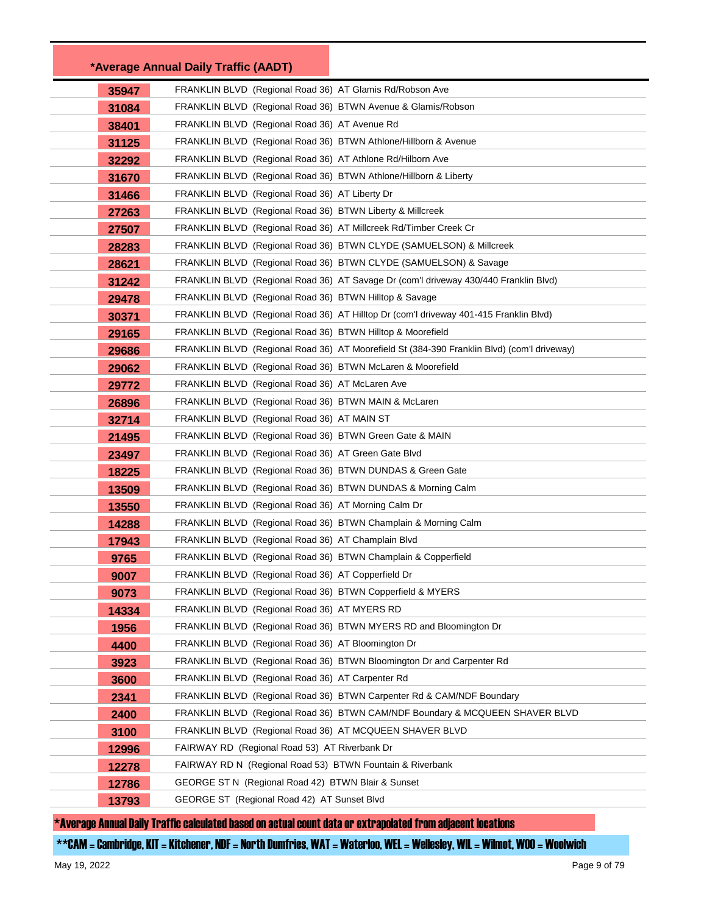| *Average Annual Daily Traffic (AADT) | |
|---|---|
| 35947 | FRANKLIN BLVD (Regional Road 36) AT Glamis Rd/Robson Ave |
| 31084 | FRANKLIN BLVD (Regional Road 36) BTWN Avenue & Glamis/Robson |
| 38401 | FRANKLIN BLVD (Regional Road 36) AT Avenue Rd |
| 31125 | FRANKLIN BLVD (Regional Road 36) BTWN Athlone/Hillborn & Avenue |
| 32292 | FRANKLIN BLVD (Regional Road 36) AT Athlone Rd/Hilborn Ave |
| 31670 | FRANKLIN BLVD (Regional Road 36) BTWN Athlone/Hillborn & Liberty |
| 31466 | FRANKLIN BLVD (Regional Road 36) AT Liberty Dr |
| 27263 | FRANKLIN BLVD (Regional Road 36) BTWN Liberty & Millcreek |
| 27507 | FRANKLIN BLVD (Regional Road 36) AT Millcreek Rd/Timber Creek Cr |
| 28283 | FRANKLIN BLVD (Regional Road 36) BTWN CLYDE (SAMUELSON) & Millcreek |
| 28621 | FRANKLIN BLVD (Regional Road 36) BTWN CLYDE (SAMUELSON) & Savage |
| 31242 | FRANKLIN BLVD (Regional Road 36) AT Savage Dr (com'l driveway 430/440 Franklin Blvd) |
| 29478 | FRANKLIN BLVD (Regional Road 36) BTWN Hilltop & Savage |
| 30371 | FRANKLIN BLVD (Regional Road 36) AT Hilltop Dr (com'l driveway 401-415 Franklin Blvd) |
| 29165 | FRANKLIN BLVD (Regional Road 36) BTWN Hilltop & Moorefield |
| 29686 | FRANKLIN BLVD (Regional Road 36) AT Moorefield St (384-390 Franklin Blvd) (com'l driveway) |
| 29062 | FRANKLIN BLVD (Regional Road 36) BTWN McLaren & Moorefield |
| 29772 | FRANKLIN BLVD (Regional Road 36) AT McLaren Ave |
| 26896 | FRANKLIN BLVD (Regional Road 36) BTWN MAIN & McLaren |
| 32714 | FRANKLIN BLVD (Regional Road 36) AT MAIN ST |
| 21495 | FRANKLIN BLVD (Regional Road 36) BTWN Green Gate & MAIN |
| 23497 | FRANKLIN BLVD (Regional Road 36) AT Green Gate Blvd |
| 18225 | FRANKLIN BLVD (Regional Road 36) BTWN DUNDAS & Green Gate |
| 13509 | FRANKLIN BLVD (Regional Road 36) BTWN DUNDAS & Morning Calm |
| 13550 | FRANKLIN BLVD (Regional Road 36) AT Morning Calm Dr |
| 14288 | FRANKLIN BLVD (Regional Road 36) BTWN Champlain & Morning Calm |
| 17943 | FRANKLIN BLVD (Regional Road 36) AT Champlain Blvd |
| 9765 | FRANKLIN BLVD (Regional Road 36) BTWN Champlain & Copperfield |
| 9007 | FRANKLIN BLVD (Regional Road 36) AT Copperfield Dr |
| 9073 | FRANKLIN BLVD (Regional Road 36) BTWN Copperfield & MYERS |
| 14334 | FRANKLIN BLVD (Regional Road 36) AT MYERS RD |
| 1956 | FRANKLIN BLVD (Regional Road 36) BTWN MYERS RD and Bloomington Dr |
| 4400 | FRANKLIN BLVD (Regional Road 36) AT Bloomington Dr |
| 3923 | FRANKLIN BLVD (Regional Road 36) BTWN Bloomington Dr and Carpenter Rd |
| 3600 | FRANKLIN BLVD (Regional Road 36) AT Carpenter Rd |
| 2341 | FRANKLIN BLVD (Regional Road 36) BTWN Carpenter Rd & CAM/NDF Boundary |
| 2400 | FRANKLIN BLVD (Regional Road 36) BTWN CAM/NDF Boundary & MCQUEEN SHAVER BLVD |
| 3100 | FRANKLIN BLVD (Regional Road 36) AT MCQUEEN SHAVER BLVD |
| 12996 | FAIRWAY RD (Regional Road 53) AT Riverbank Dr |
| 12278 | FAIRWAY RD N (Regional Road 53) BTWN Fountain & Riverbank |
| 12786 | GEORGE ST N (Regional Road 42) BTWN Blair & Sunset |
| 13793 | GEORGE ST (Regional Road 42) AT Sunset Blvd |

*Average Annual Daily Traffic calculated based on actual count data or extrapolated from adjacent locations

**CAM = Cambridge, KIT = Kitchener, NDF = North Dumfries, WAT = Waterloo, WEL = Wellesley, WIL = Wilmot, WOO = Woolwich

May 19, 2022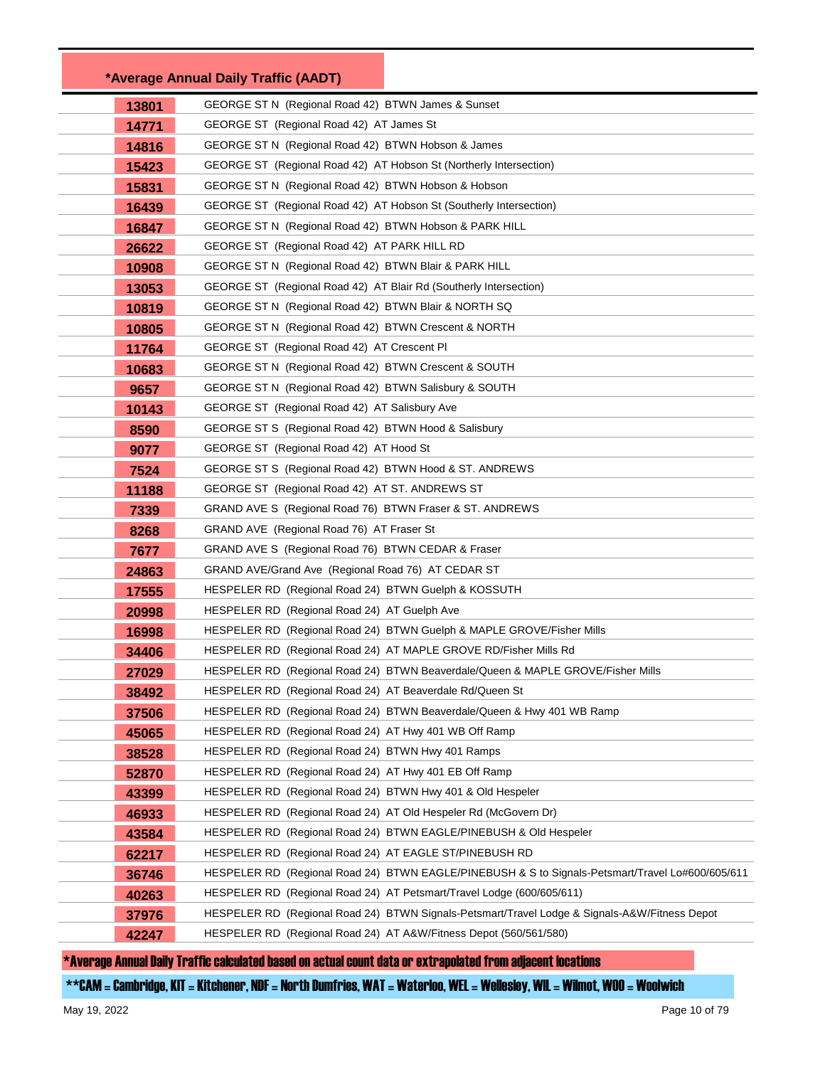| *Average Annual Daily Traffic (AADT) | |
|---|---|
| 13801 | GEORGE ST N (Regional Road 42) BTWN James & Sunset |
| 14771 | GEORGE ST (Regional Road 42) AT James St |
| 14816 | GEORGE ST N (Regional Road 42) BTWN Hobson & James |
| 15423 | GEORGE ST (Regional Road 42) AT Hobson St (Northerly Intersection) |
| 15831 | GEORGE ST N (Regional Road 42) BTWN Hobson & Hobson |
| 16439 | GEORGE ST (Regional Road 42) AT Hobson St (Southerly Intersection) |
| 16847 | GEORGE ST N (Regional Road 42) BTWN Hobson & PARK HILL |
| 26622 | GEORGE ST (Regional Road 42) AT PARK HILL RD |
| 10908 | GEORGE ST N (Regional Road 42) BTWN Blair & PARK HILL |
| 13053 | GEORGE ST (Regional Road 42) AT Blair Rd (Southerly Intersection) |
| 10819 | GEORGE ST N (Regional Road 42) BTWN Blair & NORTH SQ |
| 10805 | GEORGE ST N (Regional Road 42) BTWN Crescent & NORTH |
| 11764 | GEORGE ST (Regional Road 42) AT Crescent Pl |
| 10683 | GEORGE ST N (Regional Road 42) BTWN Crescent & SOUTH |
| 9657 | GEORGE ST N (Regional Road 42) BTWN Salisbury & SOUTH |
| 10143 | GEORGE ST (Regional Road 42) AT Salisbury Ave |
| 8590 | GEORGE ST S (Regional Road 42) BTWN Hood & Salisbury |
| 9077 | GEORGE ST (Regional Road 42) AT Hood St |
| 7524 | GEORGE ST S (Regional Road 42) BTWN Hood & ST. ANDREWS |
| 11188 | GEORGE ST (Regional Road 42) AT ST. ANDREWS ST |
| 7339 | GRAND AVE S (Regional Road 76) BTWN Fraser & ST. ANDREWS |
| 8268 | GRAND AVE (Regional Road 76) AT Fraser St |
| 7677 | GRAND AVE S (Regional Road 76) BTWN CEDAR & Fraser |
| 24863 | GRAND AVE/Grand Ave (Regional Road 76) AT CEDAR ST |
| 17555 | HESPELER RD (Regional Road 24) BTWN Guelph & KOSSUTH |
| 20998 | HESPELER RD (Regional Road 24) AT Guelph Ave |
| 16998 | HESPELER RD (Regional Road 24) BTWN Guelph & MAPLE GROVE/Fisher Mills |
| 34406 | HESPELER RD (Regional Road 24) AT MAPLE GROVE RD/Fisher Mills Rd |
| 27029 | HESPELER RD (Regional Road 24) BTWN Beaverdale/Queen & MAPLE GROVE/Fisher Mills |
| 38492 | HESPELER RD (Regional Road 24) AT Beaverdale Rd/Queen St |
| 37506 | HESPELER RD (Regional Road 24) BTWN Beaverdale/Queen & Hwy 401 WB Ramp |
| 45065 | HESPELER RD (Regional Road 24) AT Hwy 401 WB Off Ramp |
| 38528 | HESPELER RD (Regional Road 24) BTWN Hwy 401 Ramps |
| 52870 | HESPELER RD (Regional Road 24) AT Hwy 401 EB Off Ramp |
| 43399 | HESPELER RD (Regional Road 24) BTWN Hwy 401 & Old Hespeler |
| 46933 | HESPELER RD (Regional Road 24) AT Old Hespeler Rd (McGovern Dr) |
| 43584 | HESPELER RD (Regional Road 24) BTWN EAGLE/PINEBUSH & Old Hespeler |
| 62217 | HESPELER RD (Regional Road 24) AT EAGLE ST/PINEBUSH RD |
| 36746 | HESPELER RD (Regional Road 24) BTWN EAGLE/PINEBUSH & S to Signals-Petsmart/Travel Lo#600/605/611 |
| 40263 | HESPELER RD (Regional Road 24) AT Petsmart/Travel Lodge (600/605/611) |
| 37976 | HESPELER RD (Regional Road 24) BTWN Signals-Petsmart/Travel Lodge & Signals-A&W/Fitness Depot |
| 42247 | HESPELER RD (Regional Road 24) AT A&W/Fitness Depot (560/561/580) |

*Average Annual Daily Traffic calculated based on actual count data or extrapolated from adjacent locations

**CAM = Cambridge, KIT = Kitchener, NDF = North Dumfries, WAT = Waterloo, WEL = Wellesley, WIL = Wilmot, WOO = Woolwich

May 19, 2022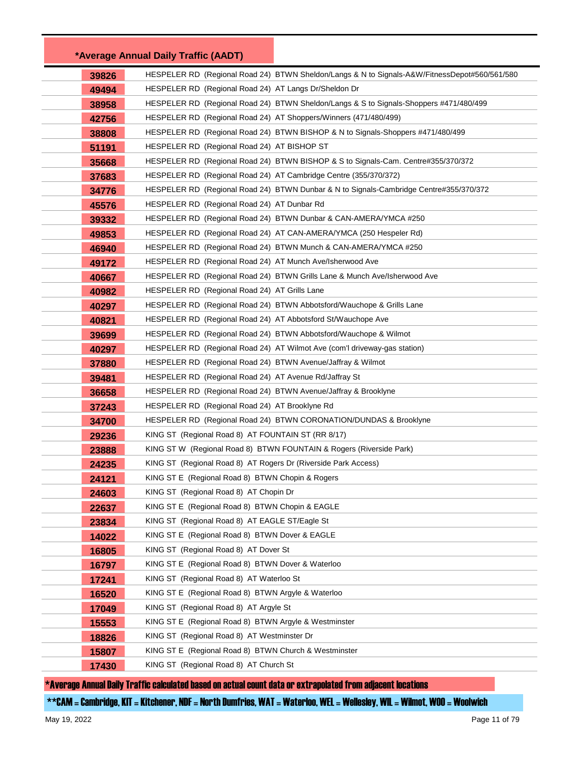| *Average Annual Daily Traffic (AADT) | |
|---|---|
| 39826 | HESPELER RD (Regional Road 24) BTWN Sheldon/Langs & N to Signals-A&W/FitnessDepot#560/561/580 |
| 49494 | HESPELER RD (Regional Road 24) AT Langs Dr/Sheldon Dr |
| 38958 | HESPELER RD (Regional Road 24) BTWN Sheldon/Langs & S to Signals-Shoppers #471/480/499 |
| 42756 | HESPELER RD (Regional Road 24) AT Shoppers/Winners (471/480/499) |
| 38808 | HESPELER RD (Regional Road 24) BTWN BISHOP & N to Signals-Shoppers #471/480/499 |
| 51191 | HESPELER RD (Regional Road 24) AT BISHOP ST |
| 35668 | HESPELER RD (Regional Road 24) BTWN BISHOP & S to Signals-Cam. Centre#355/370/372 |
| 37683 | HESPELER RD (Regional Road 24) AT Cambridge Centre (355/370/372) |
| 34776 | HESPELER RD (Regional Road 24) BTWN Dunbar & N to Signals-Cambridge Centre#355/370/372 |
| 45576 | HESPELER RD (Regional Road 24) AT Dunbar Rd |
| 39332 | HESPELER RD (Regional Road 24) BTWN Dunbar & CAN-AMERA/YMCA #250 |
| 49853 | HESPELER RD (Regional Road 24) AT CAN-AMERA/YMCA (250 Hespeler Rd) |
| 46940 | HESPELER RD (Regional Road 24) BTWN Munch & CAN-AMERA/YMCA #250 |
| 49172 | HESPELER RD (Regional Road 24) AT Munch Ave/Isherwood Ave |
| 40667 | HESPELER RD (Regional Road 24) BTWN Grills Lane & Munch Ave/Isherwood Ave |
| 40982 | HESPELER RD (Regional Road 24) AT Grills Lane |
| 40297 | HESPELER RD (Regional Road 24) BTWN Abbotsford/Wauchope & Grills Lane |
| 40821 | HESPELER RD (Regional Road 24) AT Abbotsford St/Wauchope Ave |
| 39699 | HESPELER RD (Regional Road 24) BTWN Abbotsford/Wauchope & Wilmot |
| 40297 | HESPELER RD (Regional Road 24) AT Wilmot Ave (com'l driveway-gas station) |
| 37880 | HESPELER RD (Regional Road 24) BTWN Avenue/Jaffray & Wilmot |
| 39481 | HESPELER RD (Regional Road 24) AT Avenue Rd/Jaffray St |
| 36658 | HESPELER RD (Regional Road 24) BTWN Avenue/Jaffray & Brooklyne |
| 37243 | HESPELER RD (Regional Road 24) AT Brooklyne Rd |
| 34700 | HESPELER RD (Regional Road 24) BTWN CORONATION/DUNDAS & Brooklyne |
| 29236 | KING ST (Regional Road 8) AT FOUNTAIN ST (RR 8/17) |
| 23888 | KING ST W (Regional Road 8) BTWN FOUNTAIN & Rogers (Riverside Park) |
| 24235 | KING ST (Regional Road 8) AT Rogers Dr (Riverside Park Access) |
| 24121 | KING ST E (Regional Road 8) BTWN Chopin & Rogers |
| 24603 | KING ST (Regional Road 8) AT Chopin Dr |
| 22637 | KING ST E (Regional Road 8) BTWN Chopin & EAGLE |
| 23834 | KING ST (Regional Road 8) AT EAGLE ST/Eagle St |
| 14022 | KING ST E (Regional Road 8) BTWN Dover & EAGLE |
| 16805 | KING ST (Regional Road 8) AT Dover St |
| 16797 | KING ST E (Regional Road 8) BTWN Dover & Waterloo |
| 17241 | KING ST (Regional Road 8) AT Waterloo St |
| 16520 | KING ST E (Regional Road 8) BTWN Argyle & Waterloo |
| 17049 | KING ST (Regional Road 8) AT Argyle St |
| 15553 | KING ST E (Regional Road 8) BTWN Argyle & Westminster |
| 18826 | KING ST (Regional Road 8) AT Westminster Dr |
| 15807 | KING ST E (Regional Road 8) BTWN Church & Westminster |
| 17430 | KING ST (Regional Road 8) AT Church St |

*Average Annual Daily Traffic calculated based on actual count data or extrapolated from adjacent locations

**CAM = Cambridge, KIT = Kitchener, NDF = North Dumfries, WAT = Waterloo, WEL = Wellesley, WIL = Wilmot, WOO = Woolwich

May 19, 2022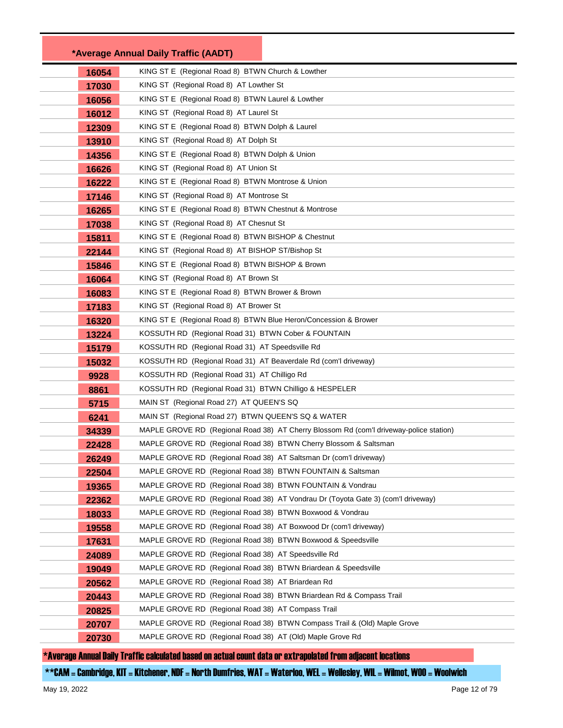| *Average Annual Daily Traffic (AADT) | |
|---|---|
| 16054 | KING ST E (Regional Road 8) BTWN Church & Lowther |
| 17030 | KING ST (Regional Road 8) AT Lowther St |
| 16056 | KING ST E (Regional Road 8) BTWN Laurel & Lowther |
| 16012 | KING ST (Regional Road 8) AT Laurel St |
| 12309 | KING ST E (Regional Road 8) BTWN Dolph & Laurel |
| 13910 | KING ST (Regional Road 8) AT Dolph St |
| 14356 | KING ST E (Regional Road 8) BTWN Dolph & Union |
| 16626 | KING ST (Regional Road 8) AT Union St |
| 16222 | KING ST E (Regional Road 8) BTWN Montrose & Union |
| 17146 | KING ST (Regional Road 8) AT Montrose St |
| 16265 | KING ST E (Regional Road 8) BTWN Chestnut & Montrose |
| 17038 | KING ST (Regional Road 8) AT Chesnut St |
| 15811 | KING ST E (Regional Road 8) BTWN BISHOP & Chestnut |
| 22144 | KING ST (Regional Road 8) AT BISHOP ST/Bishop St |
| 15846 | KING ST E (Regional Road 8) BTWN BISHOP & Brown |
| 16064 | KING ST (Regional Road 8) AT Brown St |
| 16083 | KING ST E (Regional Road 8) BTWN Brower & Brown |
| 17183 | KING ST (Regional Road 8) AT Brower St |
| 16320 | KING ST E (Regional Road 8) BTWN Blue Heron/Concession & Brower |
| 13224 | KOSSUTH RD (Regional Road 31) BTWN Cober & FOUNTAIN |
| 15179 | KOSSUTH RD (Regional Road 31) AT Speedsville Rd |
| 15032 | KOSSUTH RD (Regional Road 31) AT Beaverdale Rd (com'l driveway) |
| 9928 | KOSSUTH RD (Regional Road 31) AT Chilligo Rd |
| 8861 | KOSSUTH RD (Regional Road 31) BTWN Chilligo & HESPELER |
| 5715 | MAIN ST (Regional Road 27) AT QUEEN'S SQ |
| 6241 | MAIN ST (Regional Road 27) BTWN QUEEN'S SQ & WATER |
| 34339 | MAPLE GROVE RD (Regional Road 38) AT Cherry Blossom Rd (com'l driveway-police station) |
| 22428 | MAPLE GROVE RD (Regional Road 38) BTWN Cherry Blossom & Saltsman |
| 26249 | MAPLE GROVE RD (Regional Road 38) AT Saltsman Dr (com'l driveway) |
| 22504 | MAPLE GROVE RD (Regional Road 38) BTWN FOUNTAIN & Saltsman |
| 19365 | MAPLE GROVE RD (Regional Road 38) BTWN FOUNTAIN & Vondrau |
| 22362 | MAPLE GROVE RD (Regional Road 38) AT Vondrau Dr (Toyota Gate 3) (com'l driveway) |
| 18033 | MAPLE GROVE RD (Regional Road 38) BTWN Boxwood & Vondrau |
| 19558 | MAPLE GROVE RD (Regional Road 38) AT Boxwood Dr (com'l driveway) |
| 17631 | MAPLE GROVE RD (Regional Road 38) BTWN Boxwood & Speedsville |
| 24089 | MAPLE GROVE RD (Regional Road 38) AT Speedsville Rd |
| 19049 | MAPLE GROVE RD (Regional Road 38) BTWN Briardean & Speedsville |
| 20562 | MAPLE GROVE RD (Regional Road 38) AT Briardean Rd |
| 20443 | MAPLE GROVE RD (Regional Road 38) BTWN Briardean Rd & Compass Trail |
| 20825 | MAPLE GROVE RD (Regional Road 38) AT Compass Trail |
| 20707 | MAPLE GROVE RD (Regional Road 38) BTWN Compass Trail & (Old) Maple Grove |
| 20730 | MAPLE GROVE RD (Regional Road 38) AT (Old) Maple Grove Rd |

*Average Annual Daily Traffic calculated based on actual count data or extrapolated from adjacent locations

**CAM = Cambridge, KIT = Kitchener, NDF = North Dumfries, WAT = Waterloo, WEL = Wellesley, WIL = Wilmot, WOO = Woolwich

May 19, 2022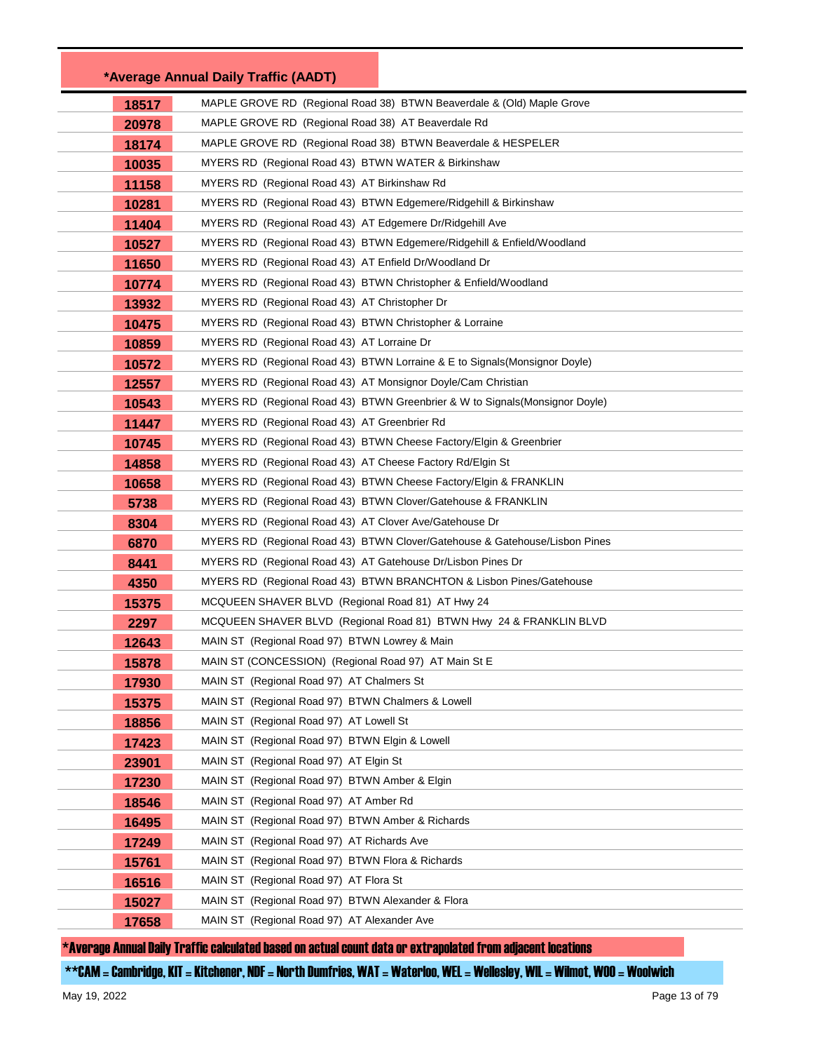| *Average Annual Daily Traffic (AADT) | |
|---|---|
| 18517 | MAPLE GROVE RD (Regional Road 38) BTWN Beaverdale & (Old) Maple Grove |
| 20978 | MAPLE GROVE RD (Regional Road 38) AT Beaverdale Rd |
| 18174 | MAPLE GROVE RD (Regional Road 38) BTWN Beaverdale & HESPELER |
| 10035 | MYERS RD (Regional Road 43) BTWN WATER & Birkinshaw |
| 11158 | MYERS RD (Regional Road 43) AT Birkinshaw Rd |
| 10281 | MYERS RD (Regional Road 43) BTWN Edgemere/Ridgehill & Birkinshaw |
| 11404 | MYERS RD (Regional Road 43) AT Edgemere Dr/Ridgehill Ave |
| 10527 | MYERS RD (Regional Road 43) BTWN Edgemere/Ridgehill & Enfield/Woodland |
| 11650 | MYERS RD (Regional Road 43) AT Enfield Dr/Woodland Dr |
| 10774 | MYERS RD (Regional Road 43) BTWN Christopher & Enfield/Woodland |
| 13932 | MYERS RD (Regional Road 43) AT Christopher Dr |
| 10475 | MYERS RD (Regional Road 43) BTWN Christopher & Lorraine |
| 10859 | MYERS RD (Regional Road 43) AT Lorraine Dr |
| 10572 | MYERS RD (Regional Road 43) BTWN Lorraine & E to Signals(Monsignor Doyle) |
| 12557 | MYERS RD (Regional Road 43) AT Monsignor Doyle/Cam Christian |
| 10543 | MYERS RD (Regional Road 43) BTWN Greenbrier & W to Signals(Monsignor Doyle) |
| 11447 | MYERS RD (Regional Road 43) AT Greenbrier Rd |
| 10745 | MYERS RD (Regional Road 43) BTWN Cheese Factory/Elgin & Greenbrier |
| 14858 | MYERS RD (Regional Road 43) AT Cheese Factory Rd/Elgin St |
| 10658 | MYERS RD (Regional Road 43) BTWN Cheese Factory/Elgin & FRANKLIN |
| 5738 | MYERS RD (Regional Road 43) BTWN Clover/Gatehouse & FRANKLIN |
| 8304 | MYERS RD (Regional Road 43) AT Clover Ave/Gatehouse Dr |
| 6870 | MYERS RD (Regional Road 43) BTWN Clover/Gatehouse & Gatehouse/Lisbon Pines |
| 8441 | MYERS RD (Regional Road 43) AT Gatehouse Dr/Lisbon Pines Dr |
| 4350 | MYERS RD (Regional Road 43) BTWN BRANCHTON & Lisbon Pines/Gatehouse |
| 15375 | MCQUEEN SHAVER BLVD (Regional Road 81) AT Hwy 24 |
| 2297 | MCQUEEN SHAVER BLVD (Regional Road 81) BTWN Hwy 24 & FRANKLIN BLVD |
| 12643 | MAIN ST (Regional Road 97) BTWN Lowrey & Main |
| 15878 | MAIN ST (CONCESSION) (Regional Road 97) AT Main St E |
| 17930 | MAIN ST (Regional Road 97) AT Chalmers St |
| 15375 | MAIN ST (Regional Road 97) BTWN Chalmers & Lowell |
| 18856 | MAIN ST (Regional Road 97) AT Lowell St |
| 17423 | MAIN ST (Regional Road 97) BTWN Elgin & Lowell |
| 23901 | MAIN ST (Regional Road 97) AT Elgin St |
| 17230 | MAIN ST (Regional Road 97) BTWN Amber & Elgin |
| 18546 | MAIN ST (Regional Road 97) AT Amber Rd |
| 16495 | MAIN ST (Regional Road 97) BTWN Amber & Richards |
| 17249 | MAIN ST (Regional Road 97) AT Richards Ave |
| 15761 | MAIN ST (Regional Road 97) BTWN Flora & Richards |
| 16516 | MAIN ST (Regional Road 97) AT Flora St |
| 15027 | MAIN ST (Regional Road 97) BTWN Alexander & Flora |
| 17658 | MAIN ST (Regional Road 97) AT Alexander Ave |

*Average Annual Daily Traffic calculated based on actual count data or extrapolated from adjacent locations

**CAM = Cambridge, KIT = Kitchener, NDF = North Dumfries, WAT = Waterloo, WEL = Wellesley, WIL = Wilmot, WOO = Woolwich

May 19, 2022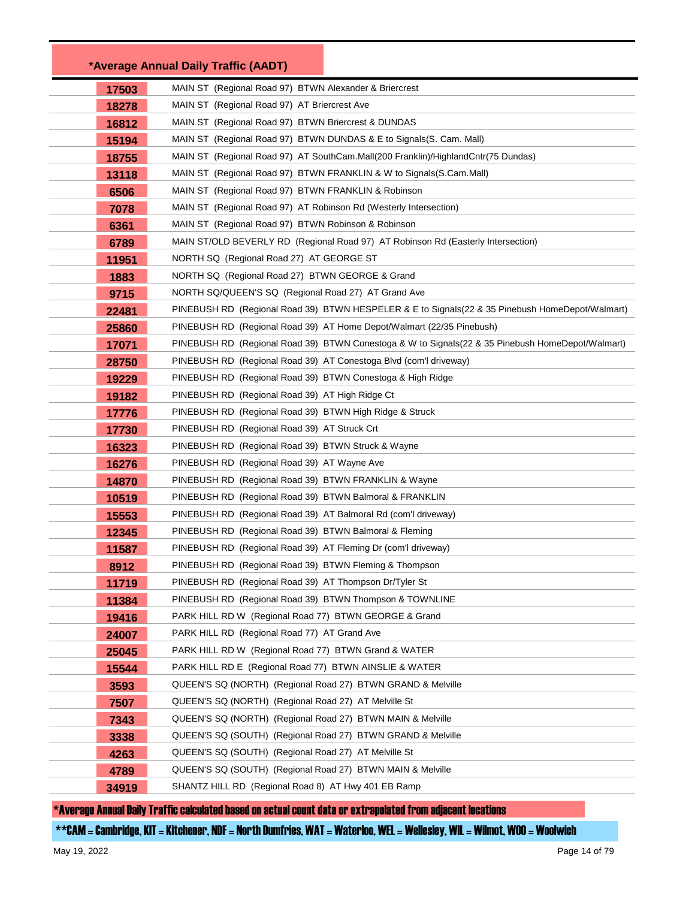| *Average Annual Daily Traffic (AADT) | |
|---|---|
| 17503 | MAIN ST (Regional Road 97) BTWN Alexander & Briercrest |
| 18278 | MAIN ST (Regional Road 97) AT Briercrest Ave |
| 16812 | MAIN ST (Regional Road 97) BTWN Briercrest & DUNDAS |
| 15194 | MAIN ST (Regional Road 97) BTWN DUNDAS & E to Signals(S. Cam. Mall) |
| 18755 | MAIN ST (Regional Road 97) AT SouthCam.Mall(200 Franklin)/HighlandCntr(75 Dundas) |
| 13118 | MAIN ST (Regional Road 97) BTWN FRANKLIN & W to Signals(S.Cam.Mall) |
| 6506 | MAIN ST (Regional Road 97) BTWN FRANKLIN & Robinson |
| 7078 | MAIN ST (Regional Road 97) AT Robinson Rd (Westerly Intersection) |
| 6361 | MAIN ST (Regional Road 97) BTWN Robinson & Robinson |
| 6789 | MAIN ST/OLD BEVERLY RD (Regional Road 97) AT Robinson Rd (Easterly Intersection) |
| 11951 | NORTH SQ (Regional Road 27) AT GEORGE ST |
| 1883 | NORTH SQ (Regional Road 27) BTWN GEORGE & Grand |
| 9715 | NORTH SQ/QUEEN'S SQ (Regional Road 27) AT Grand Ave |
| 22481 | PINEBUSH RD (Regional Road 39) BTWN HESPELER & E to Signals(22 & 35 Pinebush HomeDepot/Walmart) |
| 25860 | PINEBUSH RD (Regional Road 39) AT Home Depot/Walmart (22/35 Pinebush) |
| 17071 | PINEBUSH RD (Regional Road 39) BTWN Conestoga & W to Signals(22 & 35 Pinebush HomeDepot/Walmart) |
| 28750 | PINEBUSH RD (Regional Road 39) AT Conestoga Blvd (com'l driveway) |
| 19229 | PINEBUSH RD (Regional Road 39) BTWN Conestoga & High Ridge |
| 19182 | PINEBUSH RD (Regional Road 39) AT High Ridge Ct |
| 17776 | PINEBUSH RD (Regional Road 39) BTWN High Ridge & Struck |
| 17730 | PINEBUSH RD (Regional Road 39) AT Struck Crt |
| 16323 | PINEBUSH RD (Regional Road 39) BTWN Struck & Wayne |
| 16276 | PINEBUSH RD (Regional Road 39) AT Wayne Ave |
| 14870 | PINEBUSH RD (Regional Road 39) BTWN FRANKLIN & Wayne |
| 10519 | PINEBUSH RD (Regional Road 39) BTWN Balmoral & FRANKLIN |
| 15553 | PINEBUSH RD (Regional Road 39) AT Balmoral Rd (com'l driveway) |
| 12345 | PINEBUSH RD (Regional Road 39) BTWN Balmoral & Fleming |
| 11587 | PINEBUSH RD (Regional Road 39) AT Fleming Dr (com'l driveway) |
| 8912 | PINEBUSH RD (Regional Road 39) BTWN Fleming & Thompson |
| 11719 | PINEBUSH RD (Regional Road 39) AT Thompson Dr/Tyler St |
| 11384 | PINEBUSH RD (Regional Road 39) BTWN Thompson & TOWNLINE |
| 19416 | PARK HILL RD W (Regional Road 77) BTWN GEORGE & Grand |
| 24007 | PARK HILL RD (Regional Road 77) AT Grand Ave |
| 25045 | PARK HILL RD W (Regional Road 77) BTWN Grand & WATER |
| 15544 | PARK HILL RD E (Regional Road 77) BTWN AINSLIE & WATER |
| 3593 | QUEEN'S SQ (NORTH) (Regional Road 27) BTWN GRAND & Melville |
| 7507 | QUEEN'S SQ (NORTH) (Regional Road 27) AT Melville St |
| 7343 | QUEEN'S SQ (NORTH) (Regional Road 27) BTWN MAIN & Melville |
| 3338 | QUEEN'S SQ (SOUTH) (Regional Road 27) BTWN GRAND & Melville |
| 4263 | QUEEN'S SQ (SOUTH) (Regional Road 27) AT Melville St |
| 4789 | QUEEN'S SQ (SOUTH) (Regional Road 27) BTWN MAIN & Melville |
| 34919 | SHANTZ HILL RD (Regional Road 8) AT Hwy 401 EB Ramp |

*Average Annual Daily Traffic calculated based on actual count data or extrapolated from adjacent locations

**CAM = Cambridge, KIT = Kitchener, NDF = North Dumfries, WAT = Waterloo, WEL = Wellesley, WIL = Wilmot, WOO = Woolwich

May 19, 2022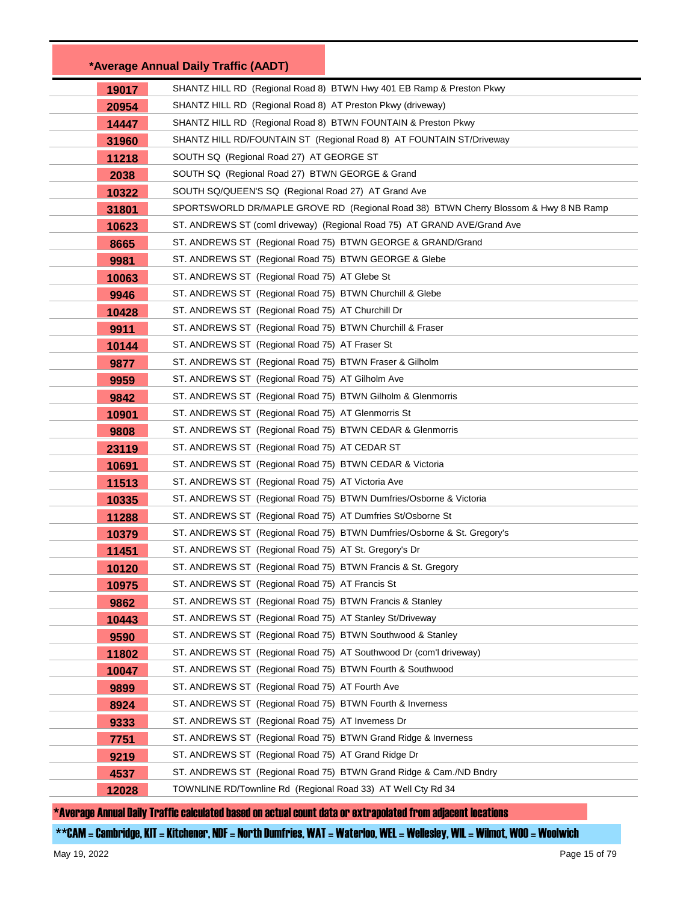| *Average Annual Daily Traffic (AADT) | |
|---|---|
| 19017 | SHANTZ HILL RD (Regional Road 8) BTWN Hwy 401 EB Ramp & Preston Pkwy |
| 20954 | SHANTZ HILL RD (Regional Road 8) AT Preston Pkwy (driveway) |
| 14447 | SHANTZ HILL RD (Regional Road 8) BTWN FOUNTAIN & Preston Pkwy |
| 31960 | SHANTZ HILL RD/FOUNTAIN ST (Regional Road 8) AT FOUNTAIN ST/Driveway |
| 11218 | SOUTH SQ (Regional Road 27) AT GEORGE ST |
| 2038 | SOUTH SQ (Regional Road 27) BTWN GEORGE & Grand |
| 10322 | SOUTH SQ/QUEEN'S SQ (Regional Road 27) AT Grand Ave |
| 31801 | SPORTSWORLD DR/MAPLE GROVE RD (Regional Road 38) BTWN Cherry Blossom & Hwy 8 NB Ramp |
| 10623 | ST. ANDREWS ST (coml driveway) (Regional Road 75) AT GRAND AVE/Grand Ave |
| 8665 | ST. ANDREWS ST (Regional Road 75) BTWN GEORGE & GRAND/Grand |
| 9981 | ST. ANDREWS ST (Regional Road 75) BTWN GEORGE & Glebe |
| 10063 | ST. ANDREWS ST (Regional Road 75) AT Glebe St |
| 9946 | ST. ANDREWS ST (Regional Road 75) BTWN Churchill & Glebe |
| 10428 | ST. ANDREWS ST (Regional Road 75) AT Churchill Dr |
| 9911 | ST. ANDREWS ST (Regional Road 75) BTWN Churchill & Fraser |
| 10144 | ST. ANDREWS ST (Regional Road 75) AT Fraser St |
| 9877 | ST. ANDREWS ST (Regional Road 75) BTWN Fraser & Gilholm |
| 9959 | ST. ANDREWS ST (Regional Road 75) AT Gilholm Ave |
| 9842 | ST. ANDREWS ST (Regional Road 75) BTWN Gilholm & Glenmorris |
| 10901 | ST. ANDREWS ST (Regional Road 75) AT Glenmorris St |
| 9808 | ST. ANDREWS ST (Regional Road 75) BTWN CEDAR & Glenmorris |
| 23119 | ST. ANDREWS ST (Regional Road 75) AT CEDAR ST |
| 10691 | ST. ANDREWS ST (Regional Road 75) BTWN CEDAR & Victoria |
| 11513 | ST. ANDREWS ST (Regional Road 75) AT Victoria Ave |
| 10335 | ST. ANDREWS ST (Regional Road 75) BTWN Dumfries/Osborne & Victoria |
| 11288 | ST. ANDREWS ST (Regional Road 75) AT Dumfries St/Osborne St |
| 10379 | ST. ANDREWS ST (Regional Road 75) BTWN Dumfries/Osborne & St. Gregory's |
| 11451 | ST. ANDREWS ST (Regional Road 75) AT St. Gregory's Dr |
| 10120 | ST. ANDREWS ST (Regional Road 75) BTWN Francis & St. Gregory |
| 10975 | ST. ANDREWS ST (Regional Road 75) AT Francis St |
| 9862 | ST. ANDREWS ST (Regional Road 75) BTWN Francis & Stanley |
| 10443 | ST. ANDREWS ST (Regional Road 75) AT Stanley St/Driveway |
| 9590 | ST. ANDREWS ST (Regional Road 75) BTWN Southwood & Stanley |
| 11802 | ST. ANDREWS ST (Regional Road 75) AT Southwood Dr (com'l driveway) |
| 10047 | ST. ANDREWS ST (Regional Road 75) BTWN Fourth & Southwood |
| 9899 | ST. ANDREWS ST (Regional Road 75) AT Fourth Ave |
| 8924 | ST. ANDREWS ST (Regional Road 75) BTWN Fourth & Inverness |
| 9333 | ST. ANDREWS ST (Regional Road 75) AT Inverness Dr |
| 7751 | ST. ANDREWS ST (Regional Road 75) BTWN Grand Ridge & Inverness |
| 9219 | ST. ANDREWS ST (Regional Road 75) AT Grand Ridge Dr |
| 4537 | ST. ANDREWS ST (Regional Road 75) BTWN Grand Ridge & Cam./ND Bndry |
| 12028 | TOWNLINE RD/Townline Rd (Regional Road 33) AT Well Cty Rd 34 |

*Average Annual Daily Traffic calculated based on actual count data or extrapolated from adjacent locations

**CAM = Cambridge, KIT = Kitchener, NDF = North Dumfries, WAT = Waterloo, WEL = Wellesley, WIL = Wilmot, WOO = Woolwich

May 19, 2022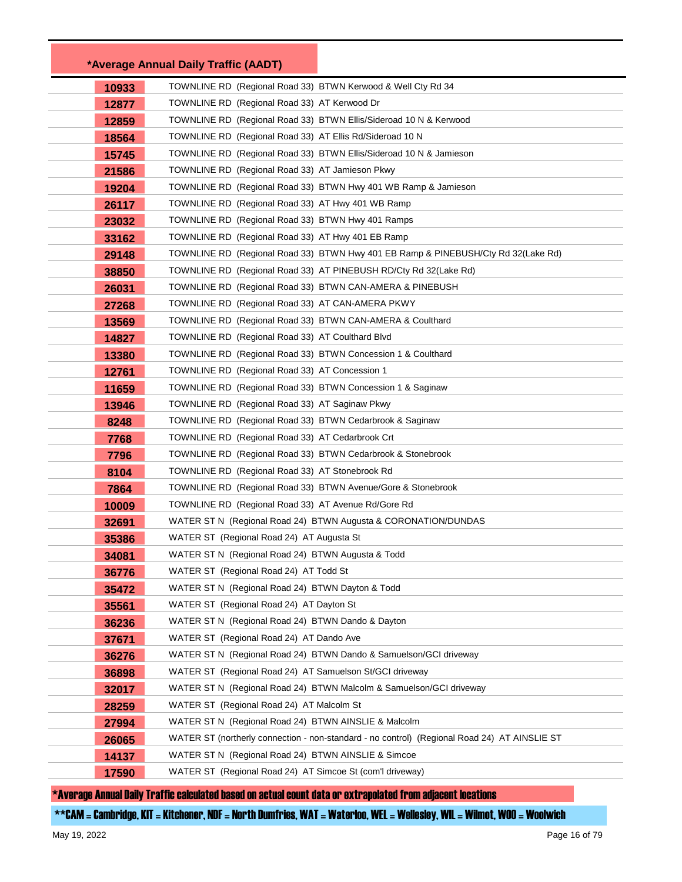| *Average Annual Daily Traffic (AADT) | |
|---|---|
| 10933 | TOWNLINE RD (Regional Road 33) BTWN Kerwood & Well Cty Rd 34 |
| 12877 | TOWNLINE RD (Regional Road 33) AT Kerwood Dr |
| 12859 | TOWNLINE RD (Regional Road 33) BTWN Ellis/Sideroad 10 N & Kerwood |
| 18564 | TOWNLINE RD (Regional Road 33) AT Ellis Rd/Sideroad 10 N |
| 15745 | TOWNLINE RD (Regional Road 33) BTWN Ellis/Sideroad 10 N & Jamieson |
| 21586 | TOWNLINE RD (Regional Road 33) AT Jamieson Pkwy |
| 19204 | TOWNLINE RD (Regional Road 33) BTWN Hwy 401 WB Ramp & Jamieson |
| 26117 | TOWNLINE RD (Regional Road 33) AT Hwy 401 WB Ramp |
| 23032 | TOWNLINE RD (Regional Road 33) BTWN Hwy 401 Ramps |
| 33162 | TOWNLINE RD (Regional Road 33) AT Hwy 401 EB Ramp |
| 29148 | TOWNLINE RD (Regional Road 33) BTWN Hwy 401 EB Ramp & PINEBUSH/Cty Rd 32(Lake Rd) |
| 38850 | TOWNLINE RD (Regional Road 33) AT PINEBUSH RD/Cty Rd 32(Lake Rd) |
| 26031 | TOWNLINE RD (Regional Road 33) BTWN CAN-AMERA & PINEBUSH |
| 27268 | TOWNLINE RD (Regional Road 33) AT CAN-AMERA PKWY |
| 13569 | TOWNLINE RD (Regional Road 33) BTWN CAN-AMERA & Coulthard |
| 14827 | TOWNLINE RD (Regional Road 33) AT Coulthard Blvd |
| 13380 | TOWNLINE RD (Regional Road 33) BTWN Concession 1 & Coulthard |
| 12761 | TOWNLINE RD (Regional Road 33) AT Concession 1 |
| 11659 | TOWNLINE RD (Regional Road 33) BTWN Concession 1 & Saginaw |
| 13946 | TOWNLINE RD (Regional Road 33) AT Saginaw Pkwy |
| 8248 | TOWNLINE RD (Regional Road 33) BTWN Cedarbrook & Saginaw |
| 7768 | TOWNLINE RD (Regional Road 33) AT Cedarbrook Crt |
| 7796 | TOWNLINE RD (Regional Road 33) BTWN Cedarbrook & Stonebrook |
| 8104 | TOWNLINE RD (Regional Road 33) AT Stonebrook Rd |
| 7864 | TOWNLINE RD (Regional Road 33) BTWN Avenue/Gore & Stonebrook |
| 10009 | TOWNLINE RD (Regional Road 33) AT Avenue Rd/Gore Rd |
| 32691 | WATER ST N (Regional Road 24) BTWN Augusta & CORONATION/DUNDAS |
| 35386 | WATER ST (Regional Road 24) AT Augusta St |
| 34081 | WATER ST N (Regional Road 24) BTWN Augusta & Todd |
| 36776 | WATER ST (Regional Road 24) AT Todd St |
| 35472 | WATER ST N (Regional Road 24) BTWN Dayton & Todd |
| 35561 | WATER ST (Regional Road 24) AT Dayton St |
| 36236 | WATER ST N (Regional Road 24) BTWN Dando & Dayton |
| 37671 | WATER ST (Regional Road 24) AT Dando Ave |
| 36276 | WATER ST N (Regional Road 24) BTWN Dando & Samuelson/GCI driveway |
| 36898 | WATER ST (Regional Road 24) AT Samuelson St/GCI driveway |
| 32017 | WATER ST N (Regional Road 24) BTWN Malcolm & Samuelson/GCI driveway |
| 28259 | WATER ST (Regional Road 24) AT Malcolm St |
| 27994 | WATER ST N (Regional Road 24) BTWN AINSLIE & Malcolm |
| 26065 | WATER ST (northerly connection - non-standard - no control) (Regional Road 24) AT AINSLIE ST |
| 14137 | WATER ST N (Regional Road 24) BTWN AINSLIE & Simcoe |
| 17590 | WATER ST (Regional Road 24) AT Simcoe St (com'l driveway) |

*Average Annual Daily Traffic calculated based on actual count data or extrapolated from adjacent locations

**CAM = Cambridge, KIT = Kitchener, NDF = North Dumfries, WAT = Waterloo, WEL = Wellesley, WIL = Wilmot, WOO = Woolwich

May 19, 2022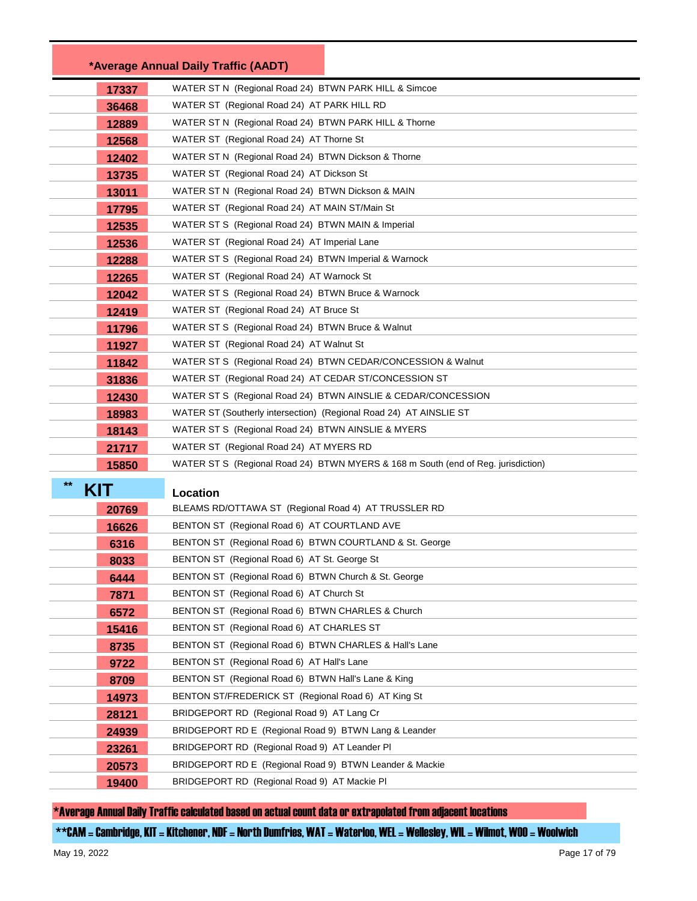| *Average Annual Daily Traffic (AADT) | |
|---|---|
| 17337 | WATER ST N (Regional Road 24) BTWN PARK HILL & Simcoe |
| 36468 | WATER ST (Regional Road 24) AT PARK HILL RD |
| 12889 | WATER ST N (Regional Road 24) BTWN PARK HILL & Thorne |
| 12568 | WATER ST (Regional Road 24) AT Thorne St |
| 12402 | WATER ST N (Regional Road 24) BTWN Dickson & Thorne |
| 13735 | WATER ST (Regional Road 24) AT Dickson St |
| 13011 | WATER ST N (Regional Road 24) BTWN Dickson & MAIN |
| 17795 | WATER ST (Regional Road 24) AT MAIN ST/Main St |
| 12535 | WATER ST S (Regional Road 24) BTWN MAIN & Imperial |
| 12536 | WATER ST (Regional Road 24) AT Imperial Lane |
| 12288 | WATER ST S (Regional Road 24) BTWN Imperial & Warnock |
| 12265 | WATER ST (Regional Road 24) AT Warnock St |
| 12042 | WATER ST S (Regional Road 24) BTWN Bruce & Warnock |
| 12419 | WATER ST (Regional Road 24) AT Bruce St |
| 11796 | WATER ST S (Regional Road 24) BTWN Bruce & Walnut |
| 11927 | WATER ST (Regional Road 24) AT Walnut St |
| 11842 | WATER ST S (Regional Road 24) BTWN CEDAR/CONCESSION & Walnut |
| 31836 | WATER ST (Regional Road 24) AT CEDAR ST/CONCESSION ST |
| 12430 | WATER ST S (Regional Road 24) BTWN AINSLIE & CEDAR/CONCESSION |
| 18983 | WATER ST (Southerly intersection) (Regional Road 24) AT AINSLIE ST |
| 18143 | WATER ST S (Regional Road 24) BTWN AINSLIE & MYERS |
| 21717 | WATER ST (Regional Road 24) AT MYERS RD |
| 15850 | WATER ST S (Regional Road 24) BTWN MYERS & 168 m South (end of Reg. jurisdiction) |

| ** KIT | Location |
|---|---|
| 20769 | BLEAMS RD/OTTAWA ST (Regional Road 4) AT TRUSSLER RD |
| 16626 | BENTON ST (Regional Road 6) AT COURTLAND AVE |
| 6316 | BENTON ST (Regional Road 6) BTWN COURTLAND & St. George |
| 8033 | BENTON ST (Regional Road 6) AT St. George St |
| 6444 | BENTON ST (Regional Road 6) BTWN Church & St. George |
| 7871 | BENTON ST (Regional Road 6) AT Church St |
| 6572 | BENTON ST (Regional Road 6) BTWN CHARLES & Church |
| 15416 | BENTON ST (Regional Road 6) AT CHARLES ST |
| 8735 | BENTON ST (Regional Road 6) BTWN CHARLES & Hall's Lane |
| 9722 | BENTON ST (Regional Road 6) AT Hall's Lane |
| 8709 | BENTON ST (Regional Road 6) BTWN Hall's Lane & King |
| 14973 | BENTON ST/FREDERICK ST (Regional Road 6) AT King St |
| 28121 | BRIDGEPORT RD (Regional Road 9) AT Lang Cr |
| 24939 | BRIDGEPORT RD E (Regional Road 9) BTWN Lang & Leander |
| 23261 | BRIDGEPORT RD (Regional Road 9) AT Leander Pl |
| 20573 | BRIDGEPORT RD E (Regional Road 9) BTWN Leander & Mackie |
| 19400 | BRIDGEPORT RD (Regional Road 9) AT Mackie Pl |

*Average Annual Daily Traffic calculated based on actual count data or extrapolated from adjacent locations

**CAM = Cambridge, KIT = Kitchener, NDF = North Dumfries, WAT = Waterloo, WEL = Wellesley, WIL = Wilmot, WOO = Woolwich

May 19, 2022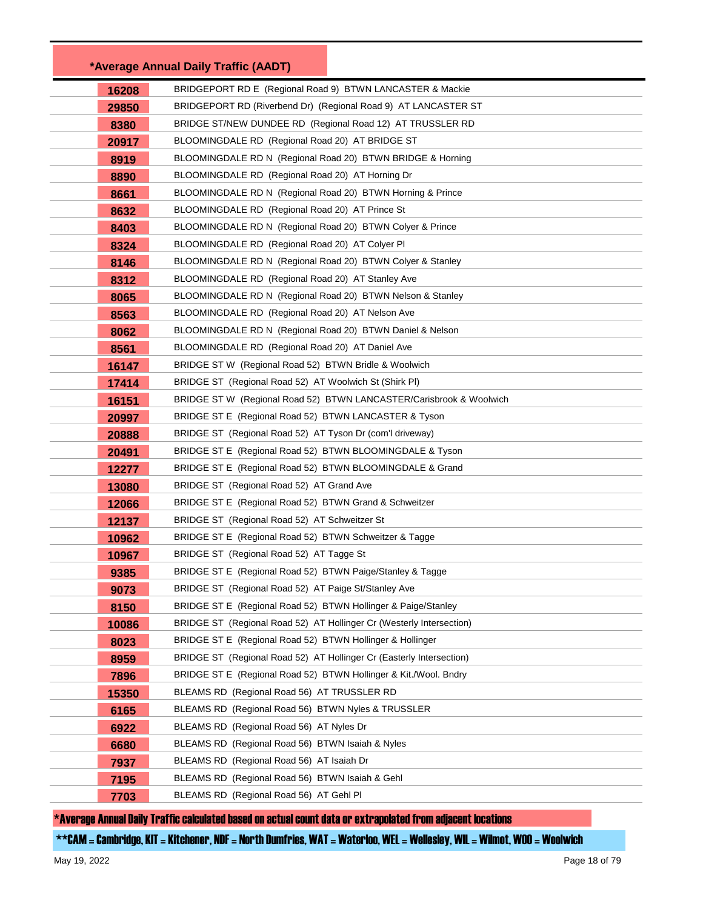| *Average Annual Daily Traffic (AADT) | |
|---|---|
| 16208 | BRIDGEPORT RD E (Regional Road 9) BTWN LANCASTER & Mackie |
| 29850 | BRIDGEPORT RD (Riverbend Dr) (Regional Road 9) AT LANCASTER ST |
| 8380 | BRIDGE ST/NEW DUNDEE RD (Regional Road 12) AT TRUSSLER RD |
| 20917 | BLOOMINGDALE RD (Regional Road 20) AT BRIDGE ST |
| 8919 | BLOOMINGDALE RD N (Regional Road 20) BTWN BRIDGE & Horning |
| 8890 | BLOOMINGDALE RD (Regional Road 20) AT Horning Dr |
| 8661 | BLOOMINGDALE RD N (Regional Road 20) BTWN Horning & Prince |
| 8632 | BLOOMINGDALE RD (Regional Road 20) AT Prince St |
| 8403 | BLOOMINGDALE RD N (Regional Road 20) BTWN Colyer & Prince |
| 8324 | BLOOMINGDALE RD (Regional Road 20) AT Colyer Pl |
| 8146 | BLOOMINGDALE RD N (Regional Road 20) BTWN Colyer & Stanley |
| 8312 | BLOOMINGDALE RD (Regional Road 20) AT Stanley Ave |
| 8065 | BLOOMINGDALE RD N (Regional Road 20) BTWN Nelson & Stanley |
| 8563 | BLOOMINGDALE RD (Regional Road 20) AT Nelson Ave |
| 8062 | BLOOMINGDALE RD N (Regional Road 20) BTWN Daniel & Nelson |
| 8561 | BLOOMINGDALE RD (Regional Road 20) AT Daniel Ave |
| 16147 | BRIDGE ST W (Regional Road 52) BTWN Bridle & Woolwich |
| 17414 | BRIDGE ST (Regional Road 52) AT Woolwich St (Shirk Pl) |
| 16151 | BRIDGE ST W (Regional Road 52) BTWN LANCASTER/Carisbrook & Woolwich |
| 20997 | BRIDGE ST E (Regional Road 52) BTWN LANCASTER & Tyson |
| 20888 | BRIDGE ST (Regional Road 52) AT Tyson Dr (com'l driveway) |
| 20491 | BRIDGE ST E (Regional Road 52) BTWN BLOOMINGDALE & Tyson |
| 12277 | BRIDGE ST E (Regional Road 52) BTWN BLOOMINGDALE & Grand |
| 13080 | BRIDGE ST (Regional Road 52) AT Grand Ave |
| 12066 | BRIDGE ST E (Regional Road 52) BTWN Grand & Schweitzer |
| 12137 | BRIDGE ST (Regional Road 52) AT Schweitzer St |
| 10962 | BRIDGE ST E (Regional Road 52) BTWN Schweitzer & Tagge |
| 10967 | BRIDGE ST (Regional Road 52) AT Tagge St |
| 9385 | BRIDGE ST E (Regional Road 52) BTWN Paige/Stanley & Tagge |
| 9073 | BRIDGE ST (Regional Road 52) AT Paige St/Stanley Ave |
| 8150 | BRIDGE ST E (Regional Road 52) BTWN Hollinger & Paige/Stanley |
| 10086 | BRIDGE ST (Regional Road 52) AT Hollinger Cr (Westerly Intersection) |
| 8023 | BRIDGE ST E (Regional Road 52) BTWN Hollinger & Hollinger |
| 8959 | BRIDGE ST (Regional Road 52) AT Hollinger Cr (Easterly Intersection) |
| 7896 | BRIDGE ST E (Regional Road 52) BTWN Hollinger & Kit./Wool. Bndry |
| 15350 | BLEAMS RD (Regional Road 56) AT TRUSSLER RD |
| 6165 | BLEAMS RD (Regional Road 56) BTWN Nyles & TRUSSLER |
| 6922 | BLEAMS RD (Regional Road 56) AT Nyles Dr |
| 6680 | BLEAMS RD (Regional Road 56) BTWN Isaiah & Nyles |
| 7937 | BLEAMS RD (Regional Road 56) AT Isaiah Dr |
| 7195 | BLEAMS RD (Regional Road 56) BTWN Isaiah & Gehl |
| 7703 | BLEAMS RD (Regional Road 56) AT Gehl Pl |

*Average Annual Daily Traffic calculated based on actual count data or extrapolated from adjacent locations

**CAM = Cambridge, KIT = Kitchener, NDF = North Dumfries, WAT = Waterloo, WEL = Wellesley, WIL = Wilmot, WOO = Woolwich

May 19, 2022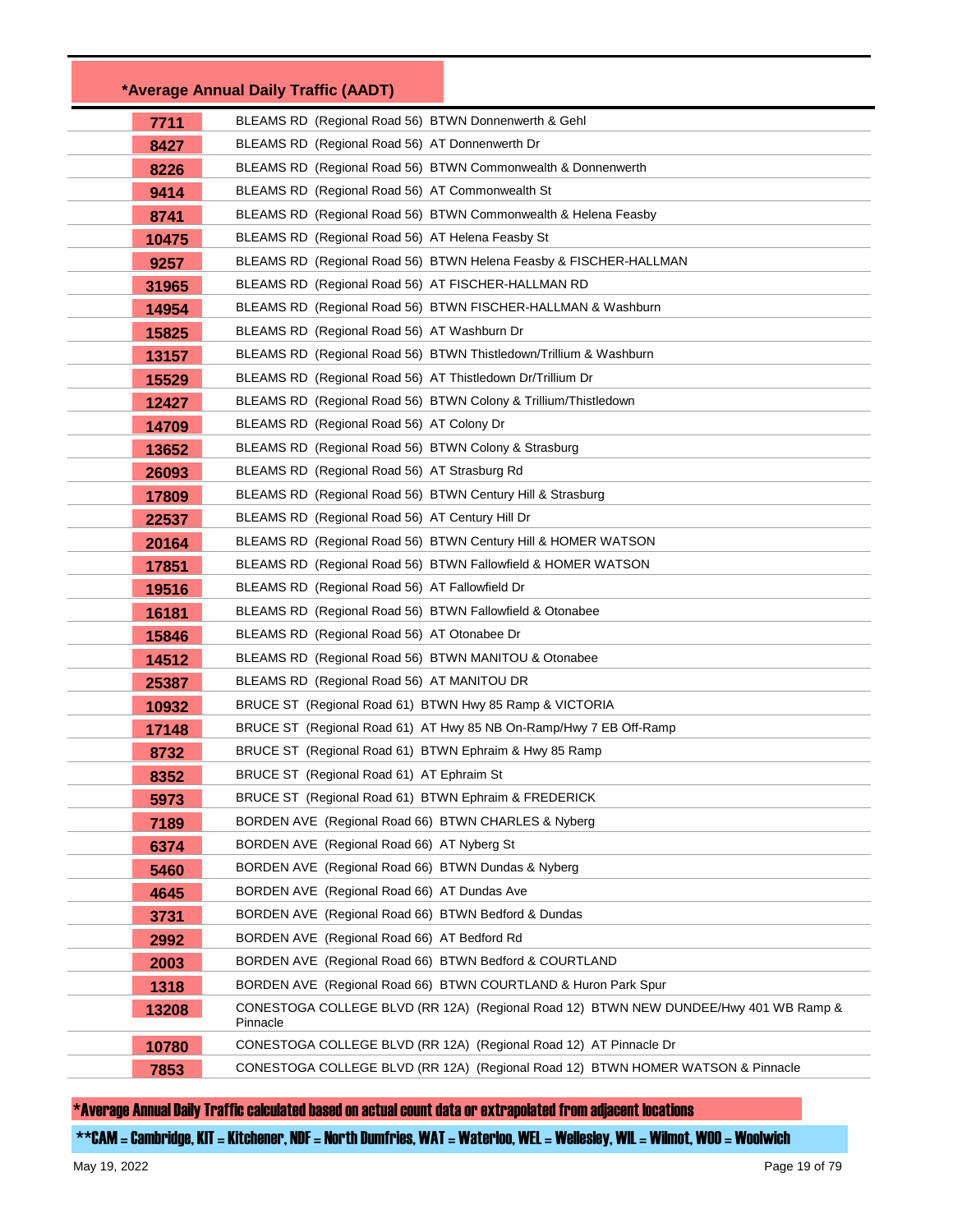| *Average Annual Daily Traffic (AADT) | |
|---|---|
| 7711 | BLEAMS RD (Regional Road 56) BTWN Donnenwerth & Gehl |
| 8427 | BLEAMS RD (Regional Road 56) AT Donnenwerth Dr |
| 8226 | BLEAMS RD (Regional Road 56) BTWN Commonwealth & Donnenwerth |
| 9414 | BLEAMS RD (Regional Road 56) AT Commonwealth St |
| 8741 | BLEAMS RD (Regional Road 56) BTWN Commonwealth & Helena Feasby |
| 10475 | BLEAMS RD (Regional Road 56) AT Helena Feasby St |
| 9257 | BLEAMS RD (Regional Road 56) BTWN Helena Feasby & FISCHER-HALLMAN |
| 31965 | BLEAMS RD (Regional Road 56) AT FISCHER-HALLMAN RD |
| 14954 | BLEAMS RD (Regional Road 56) BTWN FISCHER-HALLMAN & Washburn |
| 15825 | BLEAMS RD (Regional Road 56) AT Washburn Dr |
| 13157 | BLEAMS RD (Regional Road 56) BTWN Thistledown/Trillium & Washburn |
| 15529 | BLEAMS RD (Regional Road 56) AT Thistledown Dr/Trillium Dr |
| 12427 | BLEAMS RD (Regional Road 56) BTWN Colony & Trillium/Thistledown |
| 14709 | BLEAMS RD (Regional Road 56) AT Colony Dr |
| 13652 | BLEAMS RD (Regional Road 56) BTWN Colony & Strasburg |
| 26093 | BLEAMS RD (Regional Road 56) AT Strasburg Rd |
| 17809 | BLEAMS RD (Regional Road 56) BTWN Century Hill & Strasburg |
| 22537 | BLEAMS RD (Regional Road 56) AT Century Hill Dr |
| 20164 | BLEAMS RD (Regional Road 56) BTWN Century Hill & HOMER WATSON |
| 17851 | BLEAMS RD (Regional Road 56) BTWN Fallowfield & HOMER WATSON |
| 19516 | BLEAMS RD (Regional Road 56) AT Fallowfield Dr |
| 16181 | BLEAMS RD (Regional Road 56) BTWN Fallowfield & Otonabee |
| 15846 | BLEAMS RD (Regional Road 56) AT Otonabee Dr |
| 14512 | BLEAMS RD (Regional Road 56) BTWN MANITOU & Otonabee |
| 25387 | BLEAMS RD (Regional Road 56) AT MANITOU DR |
| 10932 | BRUCE ST (Regional Road 61) BTWN Hwy 85 Ramp & VICTORIA |
| 17148 | BRUCE ST (Regional Road 61) AT Hwy 85 NB On-Ramp/Hwy 7 EB Off-Ramp |
| 8732 | BRUCE ST (Regional Road 61) BTWN Ephraim & Hwy 85 Ramp |
| 8352 | BRUCE ST (Regional Road 61) AT Ephraim St |
| 5973 | BRUCE ST (Regional Road 61) BTWN Ephraim & FREDERICK |
| 7189 | BORDEN AVE (Regional Road 66) BTWN CHARLES & Nyberg |
| 6374 | BORDEN AVE (Regional Road 66) AT Nyberg St |
| 5460 | BORDEN AVE (Regional Road 66) BTWN Dundas & Nyberg |
| 4645 | BORDEN AVE (Regional Road 66) AT Dundas Ave |
| 3731 | BORDEN AVE (Regional Road 66) BTWN Bedford & Dundas |
| 2992 | BORDEN AVE (Regional Road 66) AT Bedford Rd |
| 2003 | BORDEN AVE (Regional Road 66) BTWN Bedford & COURTLAND |
| 1318 | BORDEN AVE (Regional Road 66) BTWN COURTLAND & Huron Park Spur |
| 13208 | CONESTOGA COLLEGE BLVD (RR 12A) (Regional Road 12) BTWN NEW DUNDEE/Hwy 401 WB Ramp & Pinnacle |
| 10780 | CONESTOGA COLLEGE BLVD (RR 12A) (Regional Road 12) AT Pinnacle Dr |
| 7853 | CONESTOGA COLLEGE BLVD (RR 12A) (Regional Road 12) BTWN HOMER WATSON & Pinnacle |

*Average Annual Daily Traffic calculated based on actual count data or extrapolated from adjacent locations

**CAM = Cambridge, KIT = Kitchener, NDF = North Dumfries, WAT = Waterloo, WEL = Wellesley, WIL = Wilmot, WOO = Woolwich

May 19, 2022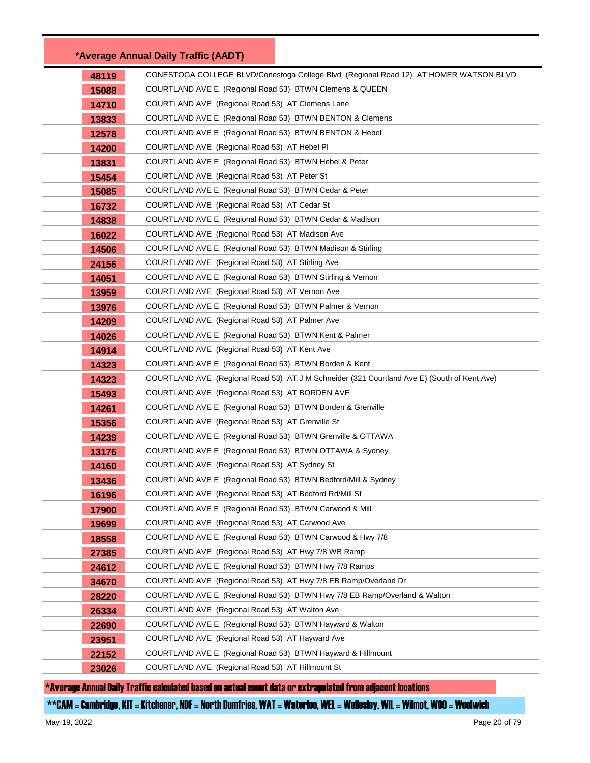| *Average Annual Daily Traffic (AADT) | |
|---|---|
| 48119 | CONESTOGA COLLEGE BLVD/Conestoga College Blvd (Regional Road 12) AT HOMER WATSON BLVD |
| 15088 | COURTLAND AVE E (Regional Road 53) BTWN Clemens & QUEEN |
| 14710 | COURTLAND AVE (Regional Road 53) AT Clemens Lane |
| 13833 | COURTLAND AVE E (Regional Road 53) BTWN BENTON & Clemens |
| 12578 | COURTLAND AVE E (Regional Road 53) BTWN BENTON & Hebel |
| 14200 | COURTLAND AVE (Regional Road 53) AT Hebel Pl |
| 13831 | COURTLAND AVE E (Regional Road 53) BTWN Hebel & Peter |
| 15454 | COURTLAND AVE (Regional Road 53) AT Peter St |
| 15085 | COURTLAND AVE E (Regional Road 53) BTWN Cedar & Peter |
| 16732 | COURTLAND AVE (Regional Road 53) AT Cedar St |
| 14838 | COURTLAND AVE E (Regional Road 53) BTWN Cedar & Madison |
| 16022 | COURTLAND AVE (Regional Road 53) AT Madison Ave |
| 14506 | COURTLAND AVE E (Regional Road 53) BTWN Madison & Stirling |
| 24156 | COURTLAND AVE (Regional Road 53) AT Stirling Ave |
| 14051 | COURTLAND AVE E (Regional Road 53) BTWN Stirling & Vernon |
| 13959 | COURTLAND AVE (Regional Road 53) AT Vernon Ave |
| 13976 | COURTLAND AVE E (Regional Road 53) BTWN Palmer & Vernon |
| 14209 | COURTLAND AVE (Regional Road 53) AT Palmer Ave |
| 14026 | COURTLAND AVE E (Regional Road 53) BTWN Kent & Palmer |
| 14914 | COURTLAND AVE (Regional Road 53) AT Kent Ave |
| 14323 | COURTLAND AVE E (Regional Road 53) BTWN Borden & Kent |
| 14323 | COURTLAND AVE (Regional Road 53) AT J M Schneider (321 Courtland Ave E) (South of Kent Ave) |
| 15493 | COURTLAND AVE (Regional Road 53) AT BORDEN AVE |
| 14261 | COURTLAND AVE E (Regional Road 53) BTWN Borden & Grenville |
| 15356 | COURTLAND AVE (Regional Road 53) AT Grenville St |
| 14239 | COURTLAND AVE E (Regional Road 53) BTWN Grenville & OTTAWA |
| 13176 | COURTLAND AVE E (Regional Road 53) BTWN OTTAWA & Sydney |
| 14160 | COURTLAND AVE (Regional Road 53) AT Sydney St |
| 13436 | COURTLAND AVE E (Regional Road 53) BTWN Bedford/Mill & Sydney |
| 16196 | COURTLAND AVE (Regional Road 53) AT Bedford Rd/Mill St |
| 17900 | COURTLAND AVE E (Regional Road 53) BTWN Carwood & Mill |
| 19699 | COURTLAND AVE (Regional Road 53) AT Carwood Ave |
| 18558 | COURTLAND AVE E (Regional Road 53) BTWN Carwood & Hwy 7/8 |
| 27385 | COURTLAND AVE (Regional Road 53) AT Hwy 7/8 WB Ramp |
| 24612 | COURTLAND AVE E (Regional Road 53) BTWN Hwy 7/8 Ramps |
| 34670 | COURTLAND AVE (Regional Road 53) AT Hwy 7/8 EB Ramp/Overland Dr |
| 28220 | COURTLAND AVE E (Regional Road 53) BTWN Hwy 7/8 EB Ramp/Overland & Walton |
| 26334 | COURTLAND AVE (Regional Road 53) AT Walton Ave |
| 22690 | COURTLAND AVE E (Regional Road 53) BTWN Hayward & Walton |
| 23951 | COURTLAND AVE (Regional Road 53) AT Hayward Ave |
| 22152 | COURTLAND AVE E (Regional Road 53) BTWN Hayward & Hillmount |
| 23026 | COURTLAND AVE (Regional Road 53) AT Hillmount St |

*Average Annual Daily Traffic calculated based on actual count data or extrapolated from adjacent locations

**CAM = Cambridge, KIT = Kitchener, NDF = North Dumfries, WAT = Waterloo, WEL = Wellesley, WIL = Wilmot, WOO = Woolwich

May 19, 2022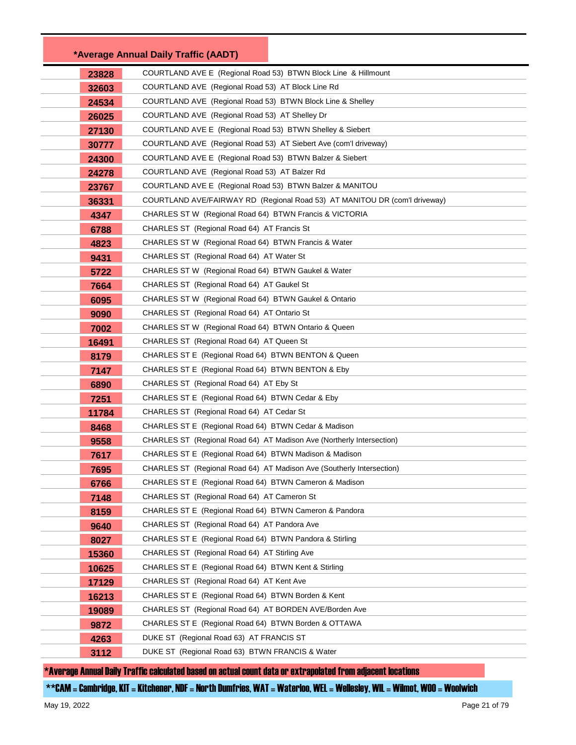| *Average Annual Daily Traffic (AADT) | |
|---|---|
| 23828 | COURTLAND AVE E (Regional Road 53) BTWN Block Line & Hillmount |
| 32603 | COURTLAND AVE (Regional Road 53) AT Block Line Rd |
| 24534 | COURTLAND AVE (Regional Road 53) BTWN Block Line & Shelley |
| 26025 | COURTLAND AVE (Regional Road 53) AT Shelley Dr |
| 27130 | COURTLAND AVE E (Regional Road 53) BTWN Shelley & Siebert |
| 30777 | COURTLAND AVE (Regional Road 53) AT Siebert Ave (com'l driveway) |
| 24300 | COURTLAND AVE E (Regional Road 53) BTWN Balzer & Siebert |
| 24278 | COURTLAND AVE (Regional Road 53) AT Balzer Rd |
| 23767 | COURTLAND AVE E (Regional Road 53) BTWN Balzer & MANITOU |
| 36331 | COURTLAND AVE/FAIRWAY RD (Regional Road 53) AT MANITOU DR (com'l driveway) |
| 4347 | CHARLES ST W (Regional Road 64) BTWN Francis & VICTORIA |
| 6788 | CHARLES ST (Regional Road 64) AT Francis St |
| 4823 | CHARLES ST W (Regional Road 64) BTWN Francis & Water |
| 9431 | CHARLES ST (Regional Road 64) AT Water St |
| 5722 | CHARLES ST W (Regional Road 64) BTWN Gaukel & Water |
| 7664 | CHARLES ST (Regional Road 64) AT Gaukel St |
| 6095 | CHARLES ST W (Regional Road 64) BTWN Gaukel & Ontario |
| 9090 | CHARLES ST (Regional Road 64) AT Ontario St |
| 7002 | CHARLES ST W (Regional Road 64) BTWN Ontario & Queen |
| 16491 | CHARLES ST (Regional Road 64) AT Queen St |
| 8179 | CHARLES ST E (Regional Road 64) BTWN BENTON & Queen |
| 7147 | CHARLES ST E (Regional Road 64) BTWN BENTON & Eby |
| 6890 | CHARLES ST (Regional Road 64) AT Eby St |
| 7251 | CHARLES ST E (Regional Road 64) BTWN Cedar & Eby |
| 11784 | CHARLES ST (Regional Road 64) AT Cedar St |
| 8468 | CHARLES ST E (Regional Road 64) BTWN Cedar & Madison |
| 9558 | CHARLES ST (Regional Road 64) AT Madison Ave (Northerly Intersection) |
| 7617 | CHARLES ST E (Regional Road 64) BTWN Madison & Madison |
| 7695 | CHARLES ST (Regional Road 64) AT Madison Ave (Southerly Intersection) |
| 6766 | CHARLES ST E (Regional Road 64) BTWN Cameron & Madison |
| 7148 | CHARLES ST (Regional Road 64) AT Cameron St |
| 8159 | CHARLES ST E (Regional Road 64) BTWN Cameron & Pandora |
| 9640 | CHARLES ST (Regional Road 64) AT Pandora Ave |
| 8027 | CHARLES ST E (Regional Road 64) BTWN Pandora & Stirling |
| 15360 | CHARLES ST (Regional Road 64) AT Stirling Ave |
| 10625 | CHARLES ST E (Regional Road 64) BTWN Kent & Stirling |
| 17129 | CHARLES ST (Regional Road 64) AT Kent Ave |
| 16213 | CHARLES ST E (Regional Road 64) BTWN Borden & Kent |
| 19089 | CHARLES ST (Regional Road 64) AT BORDEN AVE/Borden Ave |
| 9872 | CHARLES ST E (Regional Road 64) BTWN Borden & OTTAWA |
| 4263 | DUKE ST (Regional Road 63) AT FRANCIS ST |
| 3112 | DUKE ST (Regional Road 63) BTWN FRANCIS & Water |

*Average Annual Daily Traffic calculated based on actual count data or extrapolated from adjacent locations

**CAM = Cambridge, KIT = Kitchener, NDF = North Dumfries, WAT = Waterloo, WEL = Wellesley, WIL = Wilmot, WOO = Woolwich

May 19, 2022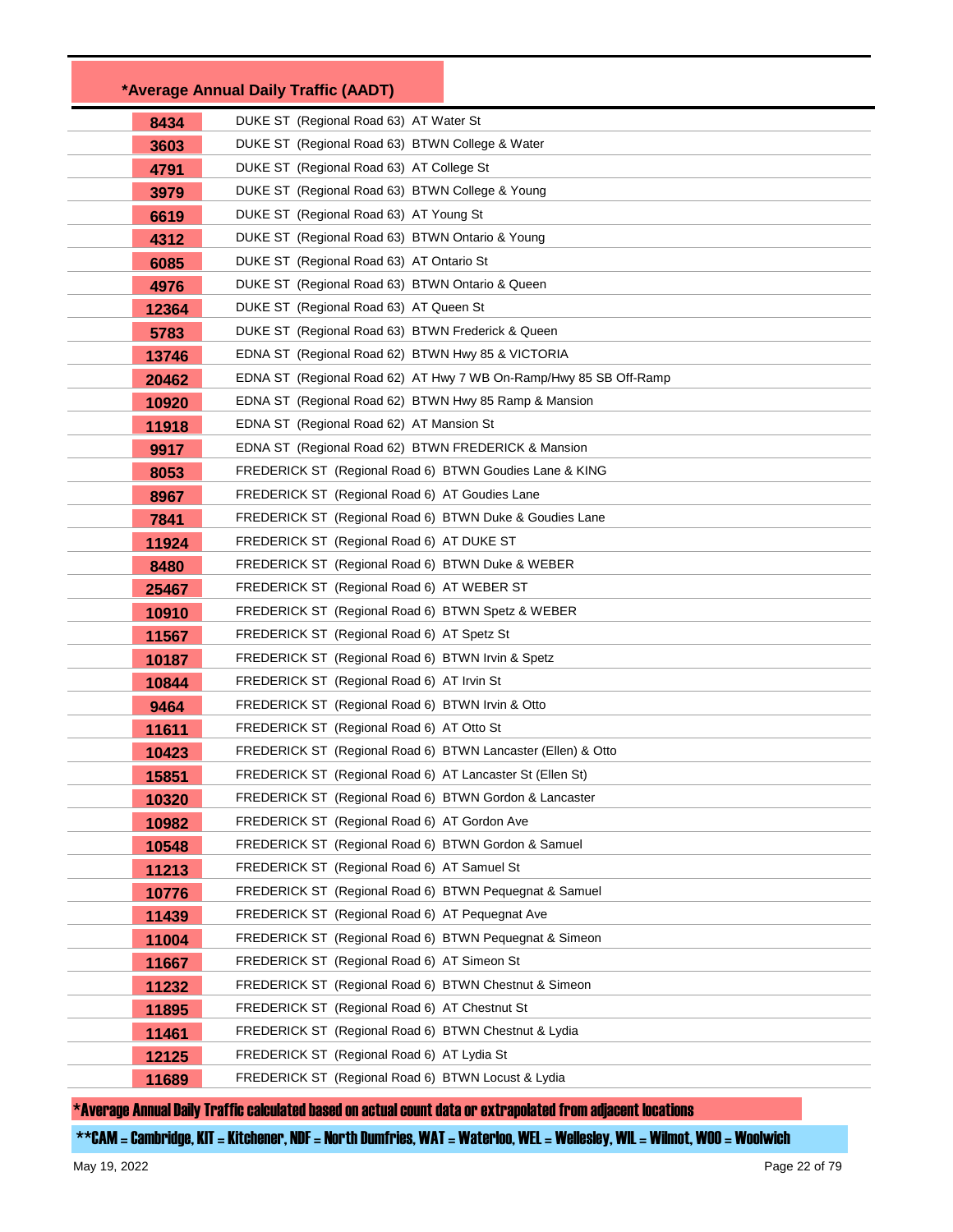| *Average Annual Daily Traffic (AADT) | |
|---|---|
| 8434 | DUKE ST (Regional Road 63) AT Water St |
| 3603 | DUKE ST (Regional Road 63) BTWN College & Water |
| 4791 | DUKE ST (Regional Road 63) AT College St |
| 3979 | DUKE ST (Regional Road 63) BTWN College & Young |
| 6619 | DUKE ST (Regional Road 63) AT Young St |
| 4312 | DUKE ST (Regional Road 63) BTWN Ontario & Young |
| 6085 | DUKE ST (Regional Road 63) AT Ontario St |
| 4976 | DUKE ST (Regional Road 63) BTWN Ontario & Queen |
| 12364 | DUKE ST (Regional Road 63) AT Queen St |
| 5783 | DUKE ST (Regional Road 63) BTWN Frederick & Queen |
| 13746 | EDNA ST (Regional Road 62) BTWN Hwy 85 & VICTORIA |
| 20462 | EDNA ST (Regional Road 62) AT Hwy 7 WB On-Ramp/Hwy 85 SB Off-Ramp |
| 10920 | EDNA ST (Regional Road 62) BTWN Hwy 85 Ramp & Mansion |
| 11918 | EDNA ST (Regional Road 62) AT Mansion St |
| 9917 | EDNA ST (Regional Road 62) BTWN FREDERICK & Mansion |
| 8053 | FREDERICK ST (Regional Road 6) BTWN Goudies Lane & KING |
| 8967 | FREDERICK ST (Regional Road 6) AT Goudies Lane |
| 7841 | FREDERICK ST (Regional Road 6) BTWN Duke & Goudies Lane |
| 11924 | FREDERICK ST (Regional Road 6) AT DUKE ST |
| 8480 | FREDERICK ST (Regional Road 6) BTWN Duke & WEBER |
| 25467 | FREDERICK ST (Regional Road 6) AT WEBER ST |
| 10910 | FREDERICK ST (Regional Road 6) BTWN Spetz & WEBER |
| 11567 | FREDERICK ST (Regional Road 6) AT Spetz St |
| 10187 | FREDERICK ST (Regional Road 6) BTWN Irvin & Spetz |
| 10844 | FREDERICK ST (Regional Road 6) AT Irvin St |
| 9464 | FREDERICK ST (Regional Road 6) BTWN Irvin & Otto |
| 11611 | FREDERICK ST (Regional Road 6) AT Otto St |
| 10423 | FREDERICK ST (Regional Road 6) BTWN Lancaster (Ellen) & Otto |
| 15851 | FREDERICK ST (Regional Road 6) AT Lancaster St (Ellen St) |
| 10320 | FREDERICK ST (Regional Road 6) BTWN Gordon & Lancaster |
| 10982 | FREDERICK ST (Regional Road 6) AT Gordon Ave |
| 10548 | FREDERICK ST (Regional Road 6) BTWN Gordon & Samuel |
| 11213 | FREDERICK ST (Regional Road 6) AT Samuel St |
| 10776 | FREDERICK ST (Regional Road 6) BTWN Pequegnat & Samuel |
| 11439 | FREDERICK ST (Regional Road 6) AT Pequegnat Ave |
| 11004 | FREDERICK ST (Regional Road 6) BTWN Pequegnat & Simeon |
| 11667 | FREDERICK ST (Regional Road 6) AT Simeon St |
| 11232 | FREDERICK ST (Regional Road 6) BTWN Chestnut & Simeon |
| 11895 | FREDERICK ST (Regional Road 6) AT Chestnut St |
| 11461 | FREDERICK ST (Regional Road 6) BTWN Chestnut & Lydia |
| 12125 | FREDERICK ST (Regional Road 6) AT Lydia St |
| 11689 | FREDERICK ST (Regional Road 6) BTWN Locust & Lydia |

*Average Annual Daily Traffic calculated based on actual count data or extrapolated from adjacent locations

**CAM = Cambridge, KIT = Kitchener, NDF = North Dumfries, WAT = Waterloo, WEL = Wellesley, WIL = Wilmot, WOO = Woolwich

May 19, 2022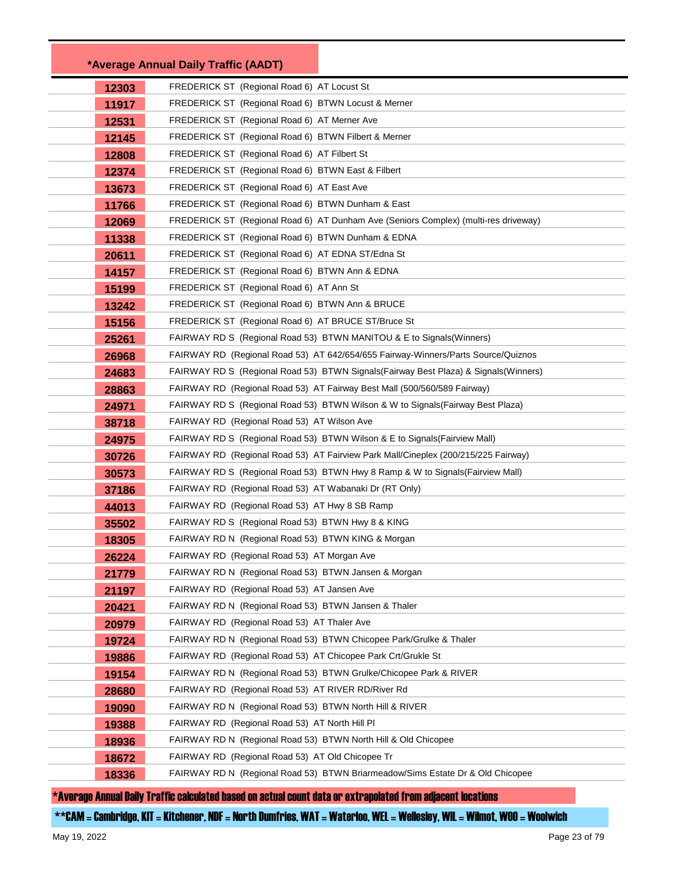| *Average Annual Daily Traffic (AADT) | |
|---|---|
| 12303 | FREDERICK ST (Regional Road 6) AT Locust St |
| 11917 | FREDERICK ST (Regional Road 6) BTWN Locust & Merner |
| 12531 | FREDERICK ST (Regional Road 6) AT Merner Ave |
| 12145 | FREDERICK ST (Regional Road 6) BTWN Filbert & Merner |
| 12808 | FREDERICK ST (Regional Road 6) AT Filbert St |
| 12374 | FREDERICK ST (Regional Road 6) BTWN East & Filbert |
| 13673 | FREDERICK ST (Regional Road 6) AT East Ave |
| 11766 | FREDERICK ST (Regional Road 6) BTWN Dunham & East |
| 12069 | FREDERICK ST (Regional Road 6) AT Dunham Ave (Seniors Complex) (multi-res driveway) |
| 11338 | FREDERICK ST (Regional Road 6) BTWN Dunham & EDNA |
| 20611 | FREDERICK ST (Regional Road 6) AT EDNA ST/Edna St |
| 14157 | FREDERICK ST (Regional Road 6) BTWN Ann & EDNA |
| 15199 | FREDERICK ST (Regional Road 6) AT Ann St |
| 13242 | FREDERICK ST (Regional Road 6) BTWN Ann & BRUCE |
| 15156 | FREDERICK ST (Regional Road 6) AT BRUCE ST/Bruce St |
| 25261 | FAIRWAY RD S (Regional Road 53) BTWN MANITOU & E to Signals(Winners) |
| 26968 | FAIRWAY RD (Regional Road 53) AT 642/654/655 Fairway-Winners/Parts Source/Quiznos |
| 24683 | FAIRWAY RD S (Regional Road 53) BTWN Signals(Fairway Best Plaza) & Signals(Winners) |
| 28863 | FAIRWAY RD (Regional Road 53) AT Fairway Best Mall (500/560/589 Fairway) |
| 24971 | FAIRWAY RD S (Regional Road 53) BTWN Wilson & W to Signals(Fairway Best Plaza) |
| 38718 | FAIRWAY RD (Regional Road 53) AT Wilson Ave |
| 24975 | FAIRWAY RD S (Regional Road 53) BTWN Wilson & E to Signals(Fairview Mall) |
| 30726 | FAIRWAY RD (Regional Road 53) AT Fairview Park Mall/Cineplex (200/215/225 Fairway) |
| 30573 | FAIRWAY RD S (Regional Road 53) BTWN Hwy 8 Ramp & W to Signals(Fairview Mall) |
| 37186 | FAIRWAY RD (Regional Road 53) AT Wabanaki Dr (RT Only) |
| 44013 | FAIRWAY RD (Regional Road 53) AT Hwy 8 SB Ramp |
| 35502 | FAIRWAY RD S (Regional Road 53) BTWN Hwy 8 & KING |
| 18305 | FAIRWAY RD N (Regional Road 53) BTWN KING & Morgan |
| 26224 | FAIRWAY RD (Regional Road 53) AT Morgan Ave |
| 21779 | FAIRWAY RD N (Regional Road 53) BTWN Jansen & Morgan |
| 21197 | FAIRWAY RD (Regional Road 53) AT Jansen Ave |
| 20421 | FAIRWAY RD N (Regional Road 53) BTWN Jansen & Thaler |
| 20979 | FAIRWAY RD (Regional Road 53) AT Thaler Ave |
| 19724 | FAIRWAY RD N (Regional Road 53) BTWN Chicopee Park/Grulke & Thaler |
| 19886 | FAIRWAY RD (Regional Road 53) AT Chicopee Park Crt/Grukle St |
| 19154 | FAIRWAY RD N (Regional Road 53) BTWN Grulke/Chicopee Park & RIVER |
| 28680 | FAIRWAY RD (Regional Road 53) AT RIVER RD/River Rd |
| 19090 | FAIRWAY RD N (Regional Road 53) BTWN North Hill & RIVER |
| 19388 | FAIRWAY RD (Regional Road 53) AT North Hill Pl |
| 18936 | FAIRWAY RD N (Regional Road 53) BTWN North Hill & Old Chicopee |
| 18672 | FAIRWAY RD (Regional Road 53) AT Old Chicopee Tr |
| 18336 | FAIRWAY RD N (Regional Road 53) BTWN Briarmeadow/Sims Estate Dr & Old Chicopee |

*Average Annual Daily Traffic calculated based on actual count data or extrapolated from adjacent locations

**CAM = Cambridge, KIT = Kitchener, NDF = North Dumfries, WAT = Waterloo, WEL = Wellesley, WIL = Wilmot, WOO = Woolwich

May 19, 2022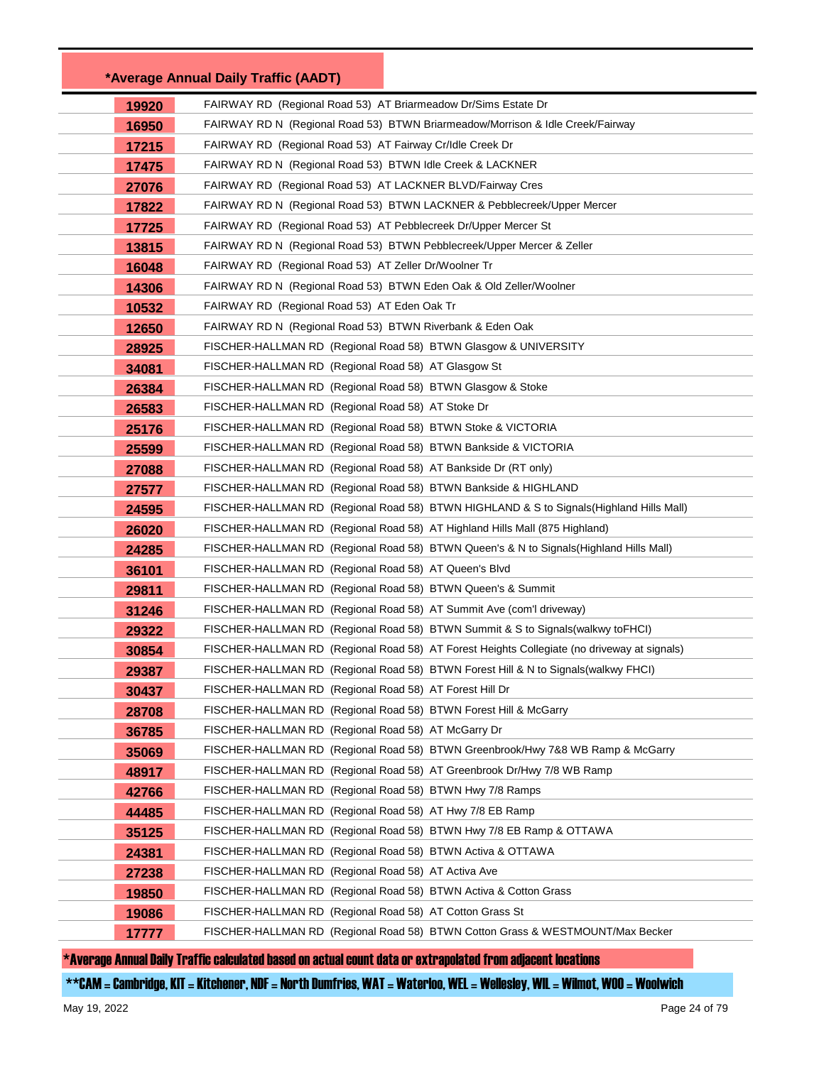| *Average Annual Daily Traffic (AADT) | |
|---|---|
| 19920 | FAIRWAY RD (Regional Road 53) AT Briarmeadow Dr/Sims Estate Dr |
| 16950 | FAIRWAY RD N (Regional Road 53) BTWN Briarmeadow/Morrison & Idle Creek/Fairway |
| 17215 | FAIRWAY RD (Regional Road 53) AT Fairway Cr/Idle Creek Dr |
| 17475 | FAIRWAY RD N (Regional Road 53) BTWN Idle Creek & LACKNER |
| 27076 | FAIRWAY RD (Regional Road 53) AT LACKNER BLVD/Fairway Cres |
| 17822 | FAIRWAY RD N (Regional Road 53) BTWN LACKNER & Pebblecreek/Upper Mercer |
| 17725 | FAIRWAY RD (Regional Road 53) AT Pebblecreek Dr/Upper Mercer St |
| 13815 | FAIRWAY RD N (Regional Road 53) BTWN Pebblecreek/Upper Mercer & Zeller |
| 16048 | FAIRWAY RD (Regional Road 53) AT Zeller Dr/Woolner Tr |
| 14306 | FAIRWAY RD N (Regional Road 53) BTWN Eden Oak & Old Zeller/Woolner |
| 10532 | FAIRWAY RD (Regional Road 53) AT Eden Oak Tr |
| 12650 | FAIRWAY RD N (Regional Road 53) BTWN Riverbank & Eden Oak |
| 28925 | FISCHER-HALLMAN RD (Regional Road 58) BTWN Glasgow & UNIVERSITY |
| 34081 | FISCHER-HALLMAN RD (Regional Road 58) AT Glasgow St |
| 26384 | FISCHER-HALLMAN RD (Regional Road 58) BTWN Glasgow & Stoke |
| 26583 | FISCHER-HALLMAN RD (Regional Road 58) AT Stoke Dr |
| 25176 | FISCHER-HALLMAN RD (Regional Road 58) BTWN Stoke & VICTORIA |
| 25599 | FISCHER-HALLMAN RD (Regional Road 58) BTWN Bankside & VICTORIA |
| 27088 | FISCHER-HALLMAN RD (Regional Road 58) AT Bankside Dr (RT only) |
| 27577 | FISCHER-HALLMAN RD (Regional Road 58) BTWN Bankside & HIGHLAND |
| 24595 | FISCHER-HALLMAN RD (Regional Road 58) BTWN HIGHLAND & S to Signals(Highland Hills Mall) |
| 26020 | FISCHER-HALLMAN RD (Regional Road 58) AT Highland Hills Mall (875 Highland) |
| 24285 | FISCHER-HALLMAN RD (Regional Road 58) BTWN Queen's & N to Signals(Highland Hills Mall) |
| 36101 | FISCHER-HALLMAN RD (Regional Road 58) AT Queen's Blvd |
| 29811 | FISCHER-HALLMAN RD (Regional Road 58) BTWN Queen's & Summit |
| 31246 | FISCHER-HALLMAN RD (Regional Road 58) AT Summit Ave (com'l driveway) |
| 29322 | FISCHER-HALLMAN RD (Regional Road 58) BTWN Summit & S to Signals(walkwy toFHCI) |
| 30854 | FISCHER-HALLMAN RD (Regional Road 58) AT Forest Heights Collegiate (no driveway at signals) |
| 29387 | FISCHER-HALLMAN RD (Regional Road 58) BTWN Forest Hill & N to Signals(walkwy FHCI) |
| 30437 | FISCHER-HALLMAN RD (Regional Road 58) AT Forest Hill Dr |
| 28708 | FISCHER-HALLMAN RD (Regional Road 58) BTWN Forest Hill & McGarry |
| 36785 | FISCHER-HALLMAN RD (Regional Road 58) AT McGarry Dr |
| 35069 | FISCHER-HALLMAN RD (Regional Road 58) BTWN Greenbrook/Hwy 7&8 WB Ramp & McGarry |
| 48917 | FISCHER-HALLMAN RD (Regional Road 58) AT Greenbrook Dr/Hwy 7/8 WB Ramp |
| 42766 | FISCHER-HALLMAN RD (Regional Road 58) BTWN Hwy 7/8 Ramps |
| 44485 | FISCHER-HALLMAN RD (Regional Road 58) AT Hwy 7/8 EB Ramp |
| 35125 | FISCHER-HALLMAN RD (Regional Road 58) BTWN Hwy 7/8 EB Ramp & OTTAWA |
| 24381 | FISCHER-HALLMAN RD (Regional Road 58) BTWN Activa & OTTAWA |
| 27238 | FISCHER-HALLMAN RD (Regional Road 58) AT Activa Ave |
| 19850 | FISCHER-HALLMAN RD (Regional Road 58) BTWN Activa & Cotton Grass |
| 19086 | FISCHER-HALLMAN RD (Regional Road 58) AT Cotton Grass St |
| 17777 | FISCHER-HALLMAN RD (Regional Road 58) BTWN Cotton Grass & WESTMOUNT/Max Becker |

*Average Annual Daily Traffic calculated based on actual count data or extrapolated from adjacent locations

**CAM = Cambridge, KIT = Kitchener, NDF = North Dumfries, WAT = Waterloo, WEL = Wellesley, WIL = Wilmot, WOO = Woolwich

May 19, 2022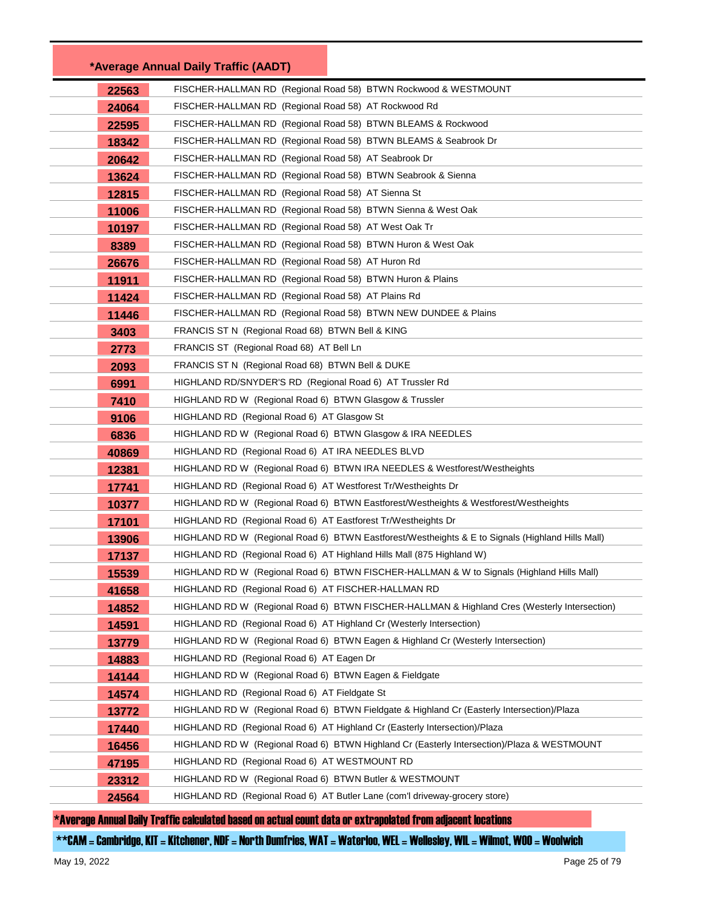| *Average Annual Daily Traffic (AADT) | |
|---|---|
| 22563 | FISCHER-HALLMAN RD (Regional Road 58) BTWN Rockwood & WESTMOUNT |
| 24064 | FISCHER-HALLMAN RD (Regional Road 58) AT Rockwood Rd |
| 22595 | FISCHER-HALLMAN RD (Regional Road 58) BTWN BLEAMS & Rockwood |
| 18342 | FISCHER-HALLMAN RD (Regional Road 58) BTWN BLEAMS & Seabrook Dr |
| 20642 | FISCHER-HALLMAN RD (Regional Road 58) AT Seabrook Dr |
| 13624 | FISCHER-HALLMAN RD (Regional Road 58) BTWN Seabrook & Sienna |
| 12815 | FISCHER-HALLMAN RD (Regional Road 58) AT Sienna St |
| 11006 | FISCHER-HALLMAN RD (Regional Road 58) BTWN Sienna & West Oak |
| 10197 | FISCHER-HALLMAN RD (Regional Road 58) AT West Oak Tr |
| 8389 | FISCHER-HALLMAN RD (Regional Road 58) BTWN Huron & West Oak |
| 26676 | FISCHER-HALLMAN RD (Regional Road 58) AT Huron Rd |
| 11911 | FISCHER-HALLMAN RD (Regional Road 58) BTWN Huron & Plains |
| 11424 | FISCHER-HALLMAN RD (Regional Road 58) AT Plains Rd |
| 11446 | FISCHER-HALLMAN RD (Regional Road 58) BTWN NEW DUNDEE & Plains |
| 3403 | FRANCIS ST N (Regional Road 68) BTWN Bell & KING |
| 2773 | FRANCIS ST (Regional Road 68) AT Bell Ln |
| 2093 | FRANCIS ST N (Regional Road 68) BTWN Bell & DUKE |
| 6991 | HIGHLAND RD/SNYDER'S RD (Regional Road 6) AT Trussler Rd |
| 7410 | HIGHLAND RD W (Regional Road 6) BTWN Glasgow & Trussler |
| 9106 | HIGHLAND RD (Regional Road 6) AT Glasgow St |
| 6836 | HIGHLAND RD W (Regional Road 6) BTWN Glasgow & IRA NEEDLES |
| 40869 | HIGHLAND RD (Regional Road 6) AT IRA NEEDLES BLVD |
| 12381 | HIGHLAND RD W (Regional Road 6) BTWN IRA NEEDLES & Westforest/Westheights |
| 17741 | HIGHLAND RD (Regional Road 6) AT Westforest Tr/Westheights Dr |
| 10377 | HIGHLAND RD W (Regional Road 6) BTWN Eastforest/Westheights & Westforest/Westheights |
| 17101 | HIGHLAND RD (Regional Road 6) AT Eastforest Tr/Westheights Dr |
| 13906 | HIGHLAND RD W (Regional Road 6) BTWN Eastforest/Westheights & E to Signals (Highland Hills Mall) |
| 17137 | HIGHLAND RD (Regional Road 6) AT Highland Hills Mall (875 Highland W) |
| 15539 | HIGHLAND RD W (Regional Road 6) BTWN FISCHER-HALLMAN & W to Signals (Highland Hills Mall) |
| 41658 | HIGHLAND RD (Regional Road 6) AT FISCHER-HALLMAN RD |
| 14852 | HIGHLAND RD W (Regional Road 6) BTWN FISCHER-HALLMAN & Highland Cres (Westerly Intersection) |
| 14591 | HIGHLAND RD (Regional Road 6) AT Highland Cr (Westerly Intersection) |
| 13779 | HIGHLAND RD W (Regional Road 6) BTWN Eagen & Highland Cr (Westerly Intersection) |
| 14883 | HIGHLAND RD (Regional Road 6) AT Eagen Dr |
| 14144 | HIGHLAND RD W (Regional Road 6) BTWN Eagen & Fieldgate |
| 14574 | HIGHLAND RD (Regional Road 6) AT Fieldgate St |
| 13772 | HIGHLAND RD W (Regional Road 6) BTWN Fieldgate & Highland Cr (Easterly Intersection)/Plaza |
| 17440 | HIGHLAND RD (Regional Road 6) AT Highland Cr (Easterly Intersection)/Plaza |
| 16456 | HIGHLAND RD W (Regional Road 6) BTWN Highland Cr (Easterly Intersection)/Plaza & WESTMOUNT |
| 47195 | HIGHLAND RD (Regional Road 6) AT WESTMOUNT RD |
| 23312 | HIGHLAND RD W (Regional Road 6) BTWN Butler & WESTMOUNT |
| 24564 | HIGHLAND RD (Regional Road 6) AT Butler Lane (com'l driveway-grocery store) |

*Average Annual Daily Traffic calculated based on actual count data or extrapolated from adjacent locations

**CAM = Cambridge, KIT = Kitchener, NDF = North Dumfries, WAT = Waterloo, WEL = Wellesley, WIL = Wilmot, WOO = Woolwich

May 19, 2022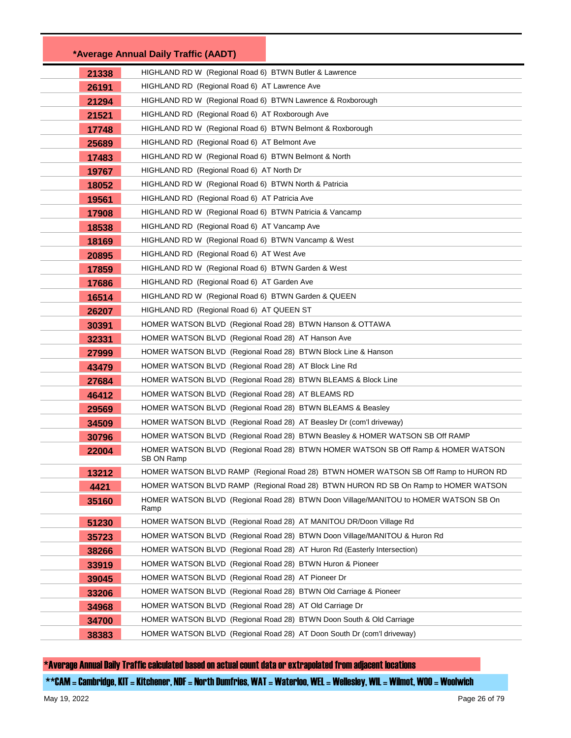| *Average Annual Daily Traffic (AADT) | |
|---|---|
| 21338 | HIGHLAND RD W (Regional Road 6) BTWN Butler & Lawrence |
| 26191 | HIGHLAND RD (Regional Road 6) AT Lawrence Ave |
| 21294 | HIGHLAND RD W (Regional Road 6) BTWN Lawrence & Roxborough |
| 21521 | HIGHLAND RD (Regional Road 6) AT Roxborough Ave |
| 17748 | HIGHLAND RD W (Regional Road 6) BTWN Belmont & Roxborough |
| 25689 | HIGHLAND RD (Regional Road 6) AT Belmont Ave |
| 17483 | HIGHLAND RD W (Regional Road 6) BTWN Belmont & North |
| 19767 | HIGHLAND RD (Regional Road 6) AT North Dr |
| 18052 | HIGHLAND RD W (Regional Road 6) BTWN North & Patricia |
| 19561 | HIGHLAND RD (Regional Road 6) AT Patricia Ave |
| 17908 | HIGHLAND RD W (Regional Road 6) BTWN Patricia & Vancamp |
| 18538 | HIGHLAND RD (Regional Road 6) AT Vancamp Ave |
| 18169 | HIGHLAND RD W (Regional Road 6) BTWN Vancamp & West |
| 20895 | HIGHLAND RD (Regional Road 6) AT West Ave |
| 17859 | HIGHLAND RD W (Regional Road 6) BTWN Garden & West |
| 17686 | HIGHLAND RD (Regional Road 6) AT Garden Ave |
| 16514 | HIGHLAND RD W (Regional Road 6) BTWN Garden & QUEEN |
| 26207 | HIGHLAND RD (Regional Road 6) AT QUEEN ST |
| 30391 | HOMER WATSON BLVD (Regional Road 28) BTWN Hanson & OTTAWA |
| 32331 | HOMER WATSON BLVD (Regional Road 28) AT Hanson Ave |
| 27999 | HOMER WATSON BLVD (Regional Road 28) BTWN Block Line & Hanson |
| 43479 | HOMER WATSON BLVD (Regional Road 28) AT Block Line Rd |
| 27684 | HOMER WATSON BLVD (Regional Road 28) BTWN BLEAMS & Block Line |
| 46412 | HOMER WATSON BLVD (Regional Road 28) AT BLEAMS RD |
| 29569 | HOMER WATSON BLVD (Regional Road 28) BTWN BLEAMS & Beasley |
| 34509 | HOMER WATSON BLVD (Regional Road 28) AT Beasley Dr (com'l driveway) |
| 30796 | HOMER WATSON BLVD (Regional Road 28) BTWN Beasley & HOMER WATSON SB Off RAMP |
| 22004 | HOMER WATSON BLVD (Regional Road 28) BTWN HOMER WATSON SB Off Ramp & HOMER WATSON SB ON Ramp |
| 13212 | HOMER WATSON BLVD RAMP (Regional Road 28) BTWN HOMER WATSON SB Off Ramp to HURON RD |
| 4421 | HOMER WATSON BLVD RAMP (Regional Road 28) BTWN HURON RD SB On Ramp to HOMER WATSON |
| 35160 | HOMER WATSON BLVD (Regional Road 28) BTWN Doon Village/MANITOU to HOMER WATSON SB On Ramp |
| 51230 | HOMER WATSON BLVD (Regional Road 28) AT MANITOU DR/Doon Village Rd |
| 35723 | HOMER WATSON BLVD (Regional Road 28) BTWN Doon Village/MANITOU & Huron Rd |
| 38266 | HOMER WATSON BLVD (Regional Road 28) AT Huron Rd (Easterly Intersection) |
| 33919 | HOMER WATSON BLVD (Regional Road 28) BTWN Huron & Pioneer |
| 39045 | HOMER WATSON BLVD (Regional Road 28) AT Pioneer Dr |
| 33206 | HOMER WATSON BLVD (Regional Road 28) BTWN Old Carriage & Pioneer |
| 34968 | HOMER WATSON BLVD (Regional Road 28) AT Old Carriage Dr |
| 34700 | HOMER WATSON BLVD (Regional Road 28) BTWN Doon South & Old Carriage |
| 38383 | HOMER WATSON BLVD (Regional Road 28) AT Doon South Dr (com'l driveway) |

*Average Annual Daily Traffic calculated based on actual count data or extrapolated from adjacent locations

**CAM = Cambridge, KIT = Kitchener, NDF = North Dumfries, WAT = Waterloo, WEL = Wellesley, WIL = Wilmot, WOO = Woolwich

May 19, 2022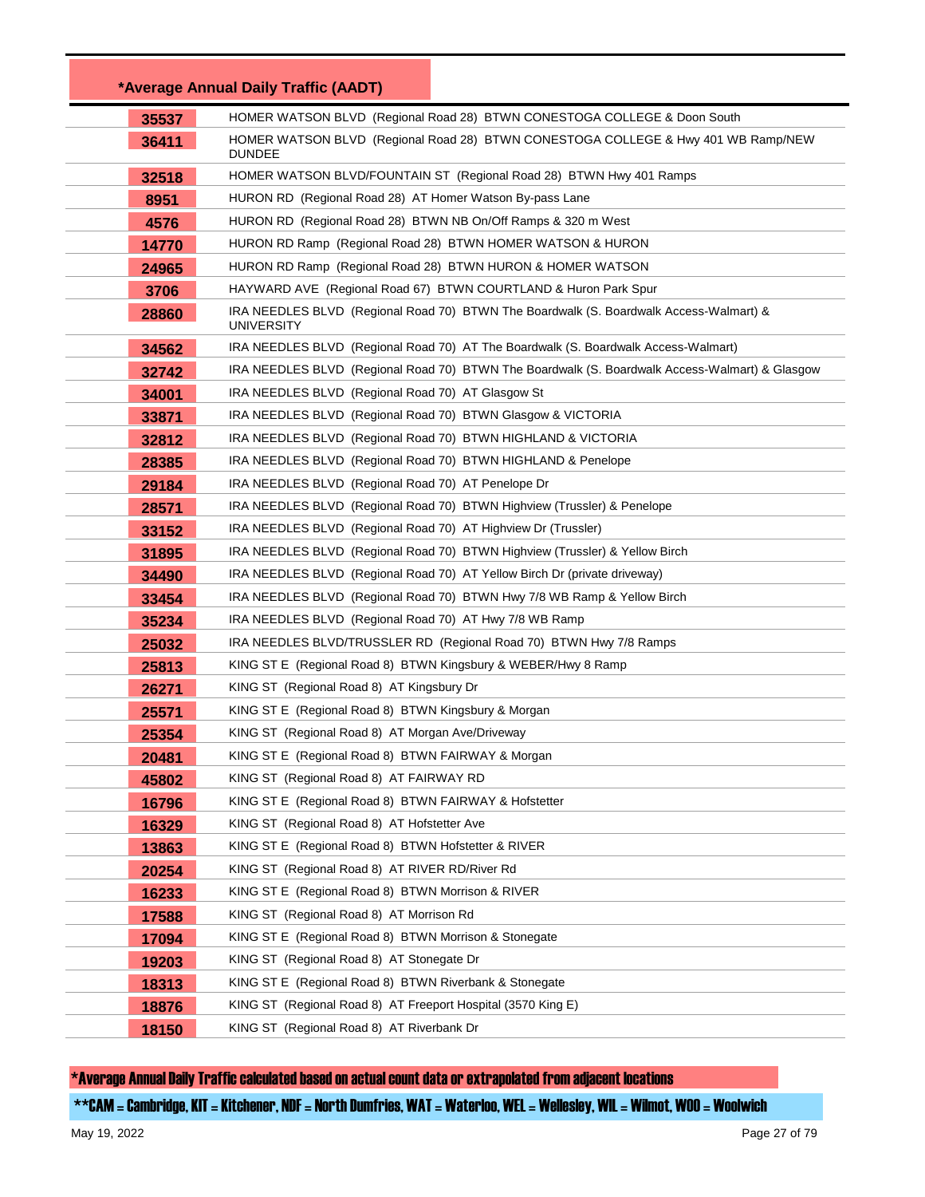| *Average Annual Daily Traffic (AADT) | |
|---|---|
| 35537 | HOMER WATSON BLVD (Regional Road 28) BTWN CONESTOGA COLLEGE & Doon South |
| 36411 | HOMER WATSON BLVD (Regional Road 28) BTWN CONESTOGA COLLEGE & Hwy 401 WB Ramp/NEW DUNDEE |
| 32518 | HOMER WATSON BLVD/FOUNTAIN ST (Regional Road 28) BTWN Hwy 401 Ramps |
| 8951 | HURON RD (Regional Road 28) AT Homer Watson By-pass Lane |
| 4576 | HURON RD (Regional Road 28) BTWN NB On/Off Ramps & 320 m West |
| 14770 | HURON RD Ramp (Regional Road 28) BTWN HOMER WATSON & HURON |
| 24965 | HURON RD Ramp (Regional Road 28) BTWN HURON & HOMER WATSON |
| 3706 | HAYWARD AVE (Regional Road 67) BTWN COURTLAND & Huron Park Spur |
| 28860 | IRA NEEDLES BLVD (Regional Road 70) BTWN The Boardwalk (S. Boardwalk Access-Walmart) & UNIVERSITY |
| 34562 | IRA NEEDLES BLVD (Regional Road 70) AT The Boardwalk (S. Boardwalk Access-Walmart) |
| 32742 | IRA NEEDLES BLVD (Regional Road 70) BTWN The Boardwalk (S. Boardwalk Access-Walmart) & Glasgow |
| 34001 | IRA NEEDLES BLVD (Regional Road 70) AT Glasgow St |
| 33871 | IRA NEEDLES BLVD (Regional Road 70) BTWN Glasgow & VICTORIA |
| 32812 | IRA NEEDLES BLVD (Regional Road 70) BTWN HIGHLAND & VICTORIA |
| 28385 | IRA NEEDLES BLVD (Regional Road 70) BTWN HIGHLAND & Penelope |
| 29184 | IRA NEEDLES BLVD (Regional Road 70) AT Penelope Dr |
| 28571 | IRA NEEDLES BLVD (Regional Road 70) BTWN Highview (Trussler) & Penelope |
| 33152 | IRA NEEDLES BLVD (Regional Road 70) AT Highview Dr (Trussler) |
| 31895 | IRA NEEDLES BLVD (Regional Road 70) BTWN Highview (Trussler) & Yellow Birch |
| 34490 | IRA NEEDLES BLVD (Regional Road 70) AT Yellow Birch Dr (private driveway) |
| 33454 | IRA NEEDLES BLVD (Regional Road 70) BTWN Hwy 7/8 WB Ramp & Yellow Birch |
| 35234 | IRA NEEDLES BLVD (Regional Road 70) AT Hwy 7/8 WB Ramp |
| 25032 | IRA NEEDLES BLVD/TRUSSLER RD (Regional Road 70) BTWN Hwy 7/8 Ramps |
| 25813 | KING ST E (Regional Road 8) BTWN Kingsbury & WEBER/Hwy 8 Ramp |
| 26271 | KING ST (Regional Road 8) AT Kingsbury Dr |
| 25571 | KING ST E (Regional Road 8) BTWN Kingsbury & Morgan |
| 25354 | KING ST (Regional Road 8) AT Morgan Ave/Driveway |
| 20481 | KING ST E (Regional Road 8) BTWN FAIRWAY & Morgan |
| 45802 | KING ST (Regional Road 8) AT FAIRWAY RD |
| 16796 | KING ST E (Regional Road 8) BTWN FAIRWAY & Hofstetter |
| 16329 | KING ST (Regional Road 8) AT Hofstetter Ave |
| 13863 | KING ST E (Regional Road 8) BTWN Hofstetter & RIVER |
| 20254 | KING ST (Regional Road 8) AT RIVER RD/River Rd |
| 16233 | KING ST E (Regional Road 8) BTWN Morrison & RIVER |
| 17588 | KING ST (Regional Road 8) AT Morrison Rd |
| 17094 | KING ST E (Regional Road 8) BTWN Morrison & Stonegate |
| 19203 | KING ST (Regional Road 8) AT Stonegate Dr |
| 18313 | KING ST E (Regional Road 8) BTWN Riverbank & Stonegate |
| 18876 | KING ST (Regional Road 8) AT Freeport Hospital (3570 King E) |
| 18150 | KING ST (Regional Road 8) AT Riverbank Dr |

*Average Annual Daily Traffic calculated based on actual count data or extrapolated from adjacent locations

**CAM = Cambridge, KIT = Kitchener, NDF = North Dumfries, WAT = Waterloo, WEL = Wellesley, WIL = Wilmot, WOO = Woolwich

May 19, 2022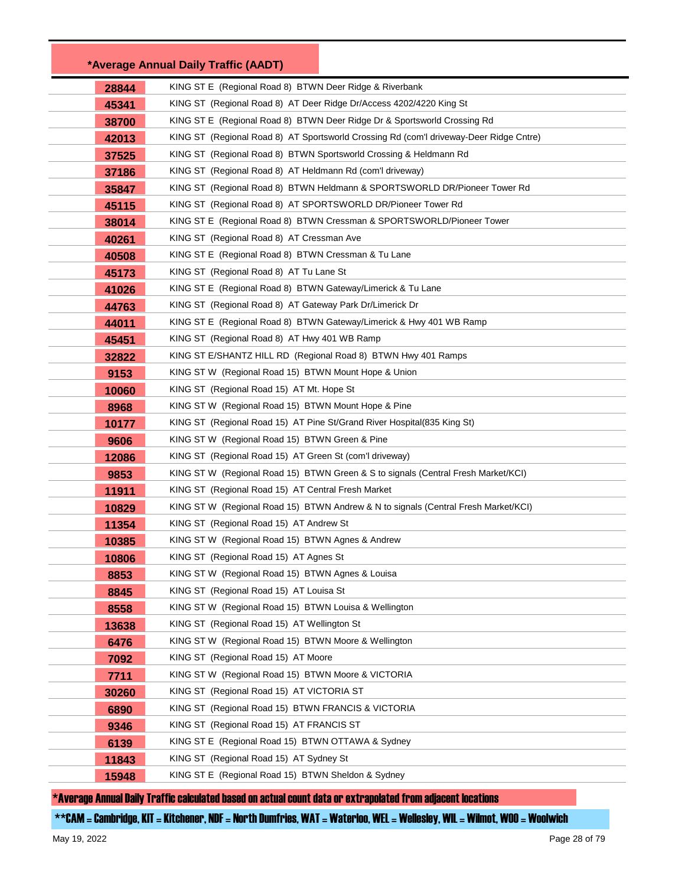| *Average Annual Daily Traffic (AADT) | |
|---|---|
| 28844 | KING ST E (Regional Road 8) BTWN Deer Ridge & Riverbank |
| 45341 | KING ST (Regional Road 8) AT Deer Ridge Dr/Access 4202/4220 King St |
| 38700 | KING ST E (Regional Road 8) BTWN Deer Ridge Dr & Sportsworld Crossing Rd |
| 42013 | KING ST (Regional Road 8) AT Sportsworld Crossing Rd (com'l driveway-Deer Ridge Cntre) |
| 37525 | KING ST (Regional Road 8) BTWN Sportsworld Crossing & Heldmann Rd |
| 37186 | KING ST (Regional Road 8) AT Heldmann Rd (com'l driveway) |
| 35847 | KING ST (Regional Road 8) BTWN Heldmann & SPORTSWORLD DR/Pioneer Tower Rd |
| 45115 | KING ST (Regional Road 8) AT SPORTSWORLD DR/Pioneer Tower Rd |
| 38014 | KING ST E (Regional Road 8) BTWN Cressman & SPORTSWORLD/Pioneer Tower |
| 40261 | KING ST (Regional Road 8) AT Cressman Ave |
| 40508 | KING ST E (Regional Road 8) BTWN Cressman & Tu Lane |
| 45173 | KING ST (Regional Road 8) AT Tu Lane St |
| 41026 | KING ST E (Regional Road 8) BTWN Gateway/Limerick & Tu Lane |
| 44763 | KING ST (Regional Road 8) AT Gateway Park Dr/Limerick Dr |
| 44011 | KING ST E (Regional Road 8) BTWN Gateway/Limerick & Hwy 401 WB Ramp |
| 45451 | KING ST (Regional Road 8) AT Hwy 401 WB Ramp |
| 32822 | KING ST E/SHANTZ HILL RD (Regional Road 8) BTWN Hwy 401 Ramps |
| 9153 | KING ST W (Regional Road 15) BTWN Mount Hope & Union |
| 10060 | KING ST (Regional Road 15) AT Mt. Hope St |
| 8968 | KING ST W (Regional Road 15) BTWN Mount Hope & Pine |
| 10177 | KING ST (Regional Road 15) AT Pine St/Grand River Hospital(835 King St) |
| 9606 | KING ST W (Regional Road 15) BTWN Green & Pine |
| 12086 | KING ST (Regional Road 15) AT Green St (com'l driveway) |
| 9853 | KING ST W (Regional Road 15) BTWN Green & S to signals (Central Fresh Market/KCI) |
| 11911 | KING ST (Regional Road 15) AT Central Fresh Market |
| 10829 | KING ST W (Regional Road 15) BTWN Andrew & N to signals (Central Fresh Market/KCI) |
| 11354 | KING ST (Regional Road 15) AT Andrew St |
| 10385 | KING ST W (Regional Road 15) BTWN Agnes & Andrew |
| 10806 | KING ST (Regional Road 15) AT Agnes St |
| 8853 | KING ST W (Regional Road 15) BTWN Agnes & Louisa |
| 8845 | KING ST (Regional Road 15) AT Louisa St |
| 8558 | KING ST W (Regional Road 15) BTWN Louisa & Wellington |
| 13638 | KING ST (Regional Road 15) AT Wellington St |
| 6476 | KING ST W (Regional Road 15) BTWN Moore & Wellington |
| 7092 | KING ST (Regional Road 15) AT Moore |
| 7711 | KING ST W (Regional Road 15) BTWN Moore & VICTORIA |
| 30260 | KING ST (Regional Road 15) AT VICTORIA ST |
| 6890 | KING ST (Regional Road 15) BTWN FRANCIS & VICTORIA |
| 9346 | KING ST (Regional Road 15) AT FRANCIS ST |
| 6139 | KING ST E (Regional Road 15) BTWN OTTAWA & Sydney |
| 11843 | KING ST (Regional Road 15) AT Sydney St |
| 15948 | KING ST E (Regional Road 15) BTWN Sheldon & Sydney |

*Average Annual Daily Traffic calculated based on actual count data or extrapolated from adjacent locations

**CAM = Cambridge, KIT = Kitchener, NDF = North Dumfries, WAT = Waterloo, WEL = Wellesley, WIL = Wilmot, WOO = Woolwich

May 19, 2022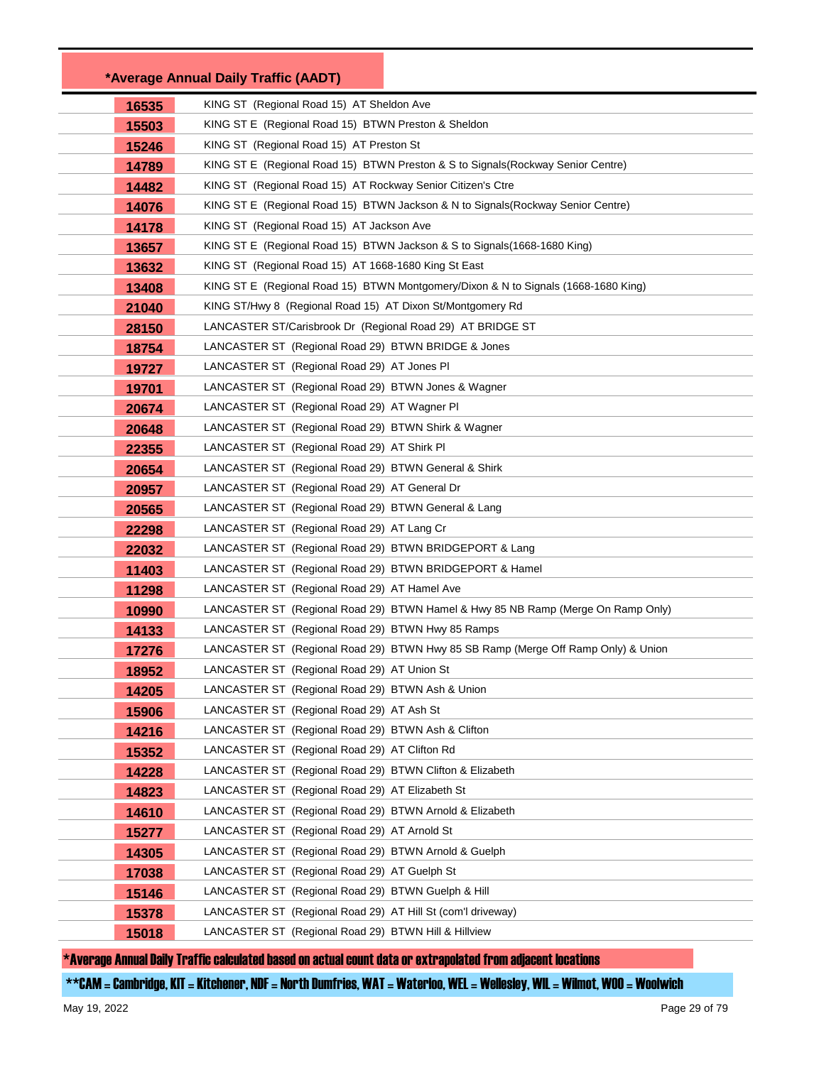| *Average Annual Daily Traffic (AADT) | |
|---|---|
| 16535 | KING ST (Regional Road 15) AT Sheldon Ave |
| 15503 | KING ST E (Regional Road 15) BTWN Preston & Sheldon |
| 15246 | KING ST (Regional Road 15) AT Preston St |
| 14789 | KING ST E (Regional Road 15) BTWN Preston & S to Signals(Rockway Senior Centre) |
| 14482 | KING ST (Regional Road 15) AT Rockway Senior Citizen's Ctre |
| 14076 | KING ST E (Regional Road 15) BTWN Jackson & N to Signals(Rockway Senior Centre) |
| 14178 | KING ST (Regional Road 15) AT Jackson Ave |
| 13657 | KING ST E (Regional Road 15) BTWN Jackson & S to Signals(1668-1680 King) |
| 13632 | KING ST (Regional Road 15) AT 1668-1680 King St East |
| 13408 | KING ST E (Regional Road 15) BTWN Montgomery/Dixon & N to Signals (1668-1680 King) |
| 21040 | KING ST/Hwy 8 (Regional Road 15) AT Dixon St/Montgomery Rd |
| 28150 | LANCASTER ST/Carisbrook Dr (Regional Road 29) AT BRIDGE ST |
| 18754 | LANCASTER ST (Regional Road 29) BTWN BRIDGE & Jones |
| 19727 | LANCASTER ST (Regional Road 29) AT Jones Pl |
| 19701 | LANCASTER ST (Regional Road 29) BTWN Jones & Wagner |
| 20674 | LANCASTER ST (Regional Road 29) AT Wagner Pl |
| 20648 | LANCASTER ST (Regional Road 29) BTWN Shirk & Wagner |
| 22355 | LANCASTER ST (Regional Road 29) AT Shirk Pl |
| 20654 | LANCASTER ST (Regional Road 29) BTWN General & Shirk |
| 20957 | LANCASTER ST (Regional Road 29) AT General Dr |
| 20565 | LANCASTER ST (Regional Road 29) BTWN General & Lang |
| 22298 | LANCASTER ST (Regional Road 29) AT Lang Cr |
| 22032 | LANCASTER ST (Regional Road 29) BTWN BRIDGEPORT & Lang |
| 11403 | LANCASTER ST (Regional Road 29) BTWN BRIDGEPORT & Hamel |
| 11298 | LANCASTER ST (Regional Road 29) AT Hamel Ave |
| 10990 | LANCASTER ST (Regional Road 29) BTWN Hamel & Hwy 85 NB Ramp (Merge On Ramp Only) |
| 14133 | LANCASTER ST (Regional Road 29) BTWN Hwy 85 Ramps |
| 17276 | LANCASTER ST (Regional Road 29) BTWN Hwy 85 SB Ramp (Merge Off Ramp Only) & Union |
| 18952 | LANCASTER ST (Regional Road 29) AT Union St |
| 14205 | LANCASTER ST (Regional Road 29) BTWN Ash & Union |
| 15906 | LANCASTER ST (Regional Road 29) AT Ash St |
| 14216 | LANCASTER ST (Regional Road 29) BTWN Ash & Clifton |
| 15352 | LANCASTER ST (Regional Road 29) AT Clifton Rd |
| 14228 | LANCASTER ST (Regional Road 29) BTWN Clifton & Elizabeth |
| 14823 | LANCASTER ST (Regional Road 29) AT Elizabeth St |
| 14610 | LANCASTER ST (Regional Road 29) BTWN Arnold & Elizabeth |
| 15277 | LANCASTER ST (Regional Road 29) AT Arnold St |
| 14305 | LANCASTER ST (Regional Road 29) BTWN Arnold & Guelph |
| 17038 | LANCASTER ST (Regional Road 29) AT Guelph St |
| 15146 | LANCASTER ST (Regional Road 29) BTWN Guelph & Hill |
| 15378 | LANCASTER ST (Regional Road 29) AT Hill St (com'l driveway) |
| 15018 | LANCASTER ST (Regional Road 29) BTWN Hill & Hillview |

*Average Annual Daily Traffic calculated based on actual count data or extrapolated from adjacent locations

**CAM = Cambridge, KIT = Kitchener, NDF = North Dumfries, WAT = Waterloo, WEL = Wellesley, WIL = Wilmot, WOO = Woolwich

May 19, 2022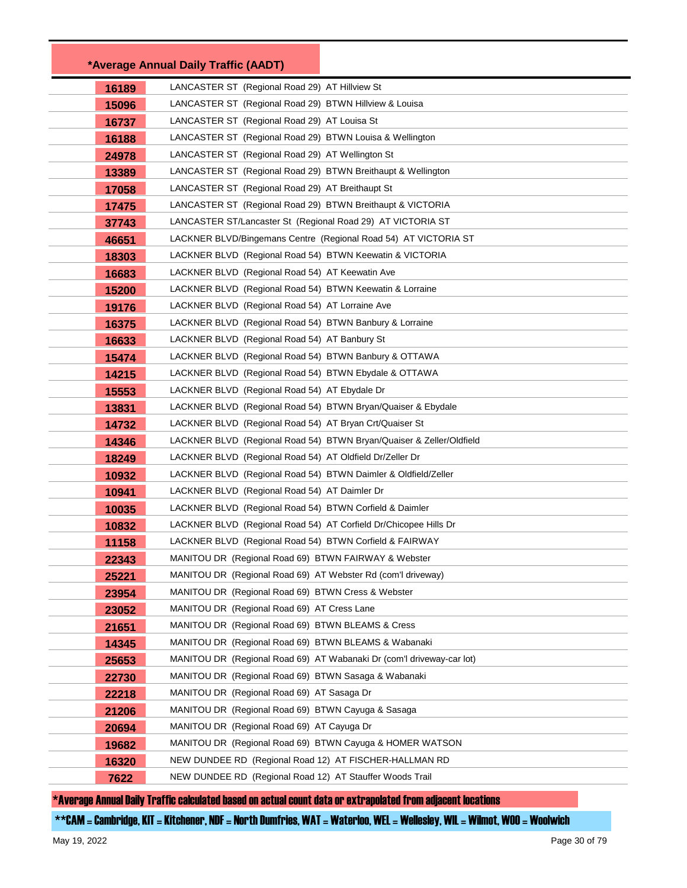| *Average Annual Daily Traffic (AADT) | |
|---|---|
| 16189 | LANCASTER ST (Regional Road 29) AT Hillview St |
| 15096 | LANCASTER ST (Regional Road 29) BTWN Hillview & Louisa |
| 16737 | LANCASTER ST (Regional Road 29) AT Louisa St |
| 16188 | LANCASTER ST (Regional Road 29) BTWN Louisa & Wellington |
| 24978 | LANCASTER ST (Regional Road 29) AT Wellington St |
| 13389 | LANCASTER ST (Regional Road 29) BTWN Breithaupt & Wellington |
| 17058 | LANCASTER ST (Regional Road 29) AT Breithaupt St |
| 17475 | LANCASTER ST (Regional Road 29) BTWN Breithaupt & VICTORIA |
| 37743 | LANCASTER ST/Lancaster St (Regional Road 29) AT VICTORIA ST |
| 46651 | LACKNER BLVD/Bingemans Centre (Regional Road 54) AT VICTORIA ST |
| 18303 | LACKNER BLVD (Regional Road 54) BTWN Keewatin & VICTORIA |
| 16683 | LACKNER BLVD (Regional Road 54) AT Keewatin Ave |
| 15200 | LACKNER BLVD (Regional Road 54) BTWN Keewatin & Lorraine |
| 19176 | LACKNER BLVD (Regional Road 54) AT Lorraine Ave |
| 16375 | LACKNER BLVD (Regional Road 54) BTWN Banbury & Lorraine |
| 16633 | LACKNER BLVD (Regional Road 54) AT Banbury St |
| 15474 | LACKNER BLVD (Regional Road 54) BTWN Banbury & OTTAWA |
| 14215 | LACKNER BLVD (Regional Road 54) BTWN Ebydale & OTTAWA |
| 15553 | LACKNER BLVD (Regional Road 54) AT Ebydale Dr |
| 13831 | LACKNER BLVD (Regional Road 54) BTWN Bryan/Quaiser & Ebydale |
| 14732 | LACKNER BLVD (Regional Road 54) AT Bryan Crt/Quaiser St |
| 14346 | LACKNER BLVD (Regional Road 54) BTWN Bryan/Quaiser & Zeller/Oldfield |
| 18249 | LACKNER BLVD (Regional Road 54) AT Oldfield Dr/Zeller Dr |
| 10932 | LACKNER BLVD (Regional Road 54) BTWN Daimler & Oldfield/Zeller |
| 10941 | LACKNER BLVD (Regional Road 54) AT Daimler Dr |
| 10035 | LACKNER BLVD (Regional Road 54) BTWN Corfield & Daimler |
| 10832 | LACKNER BLVD (Regional Road 54) AT Corfield Dr/Chicopee Hills Dr |
| 11158 | LACKNER BLVD (Regional Road 54) BTWN Corfield & FAIRWAY |
| 22343 | MANITOU DR (Regional Road 69) BTWN FAIRWAY & Webster |
| 25221 | MANITOU DR (Regional Road 69) AT Webster Rd (com'l driveway) |
| 23954 | MANITOU DR (Regional Road 69) BTWN Cress & Webster |
| 23052 | MANITOU DR (Regional Road 69) AT Cress Lane |
| 21651 | MANITOU DR (Regional Road 69) BTWN BLEAMS & Cress |
| 14345 | MANITOU DR (Regional Road 69) BTWN BLEAMS & Wabanaki |
| 25653 | MANITOU DR (Regional Road 69) AT Wabanaki Dr (com'l driveway-car lot) |
| 22730 | MANITOU DR (Regional Road 69) BTWN Sasaga & Wabanaki |
| 22218 | MANITOU DR (Regional Road 69) AT Sasaga Dr |
| 21206 | MANITOU DR (Regional Road 69) BTWN Cayuga & Sasaga |
| 20694 | MANITOU DR (Regional Road 69) AT Cayuga Dr |
| 19682 | MANITOU DR (Regional Road 69) BTWN Cayuga & HOMER WATSON |
| 16320 | NEW DUNDEE RD (Regional Road 12) AT FISCHER-HALLMAN RD |
| 7622 | NEW DUNDEE RD (Regional Road 12) AT Stauffer Woods Trail |

*Average Annual Daily Traffic calculated based on actual count data or extrapolated from adjacent locations

**CAM = Cambridge, KIT = Kitchener, NDF = North Dumfries, WAT = Waterloo, WEL = Wellesley, WIL = Wilmot, WOO = Woolwich

May 19, 2022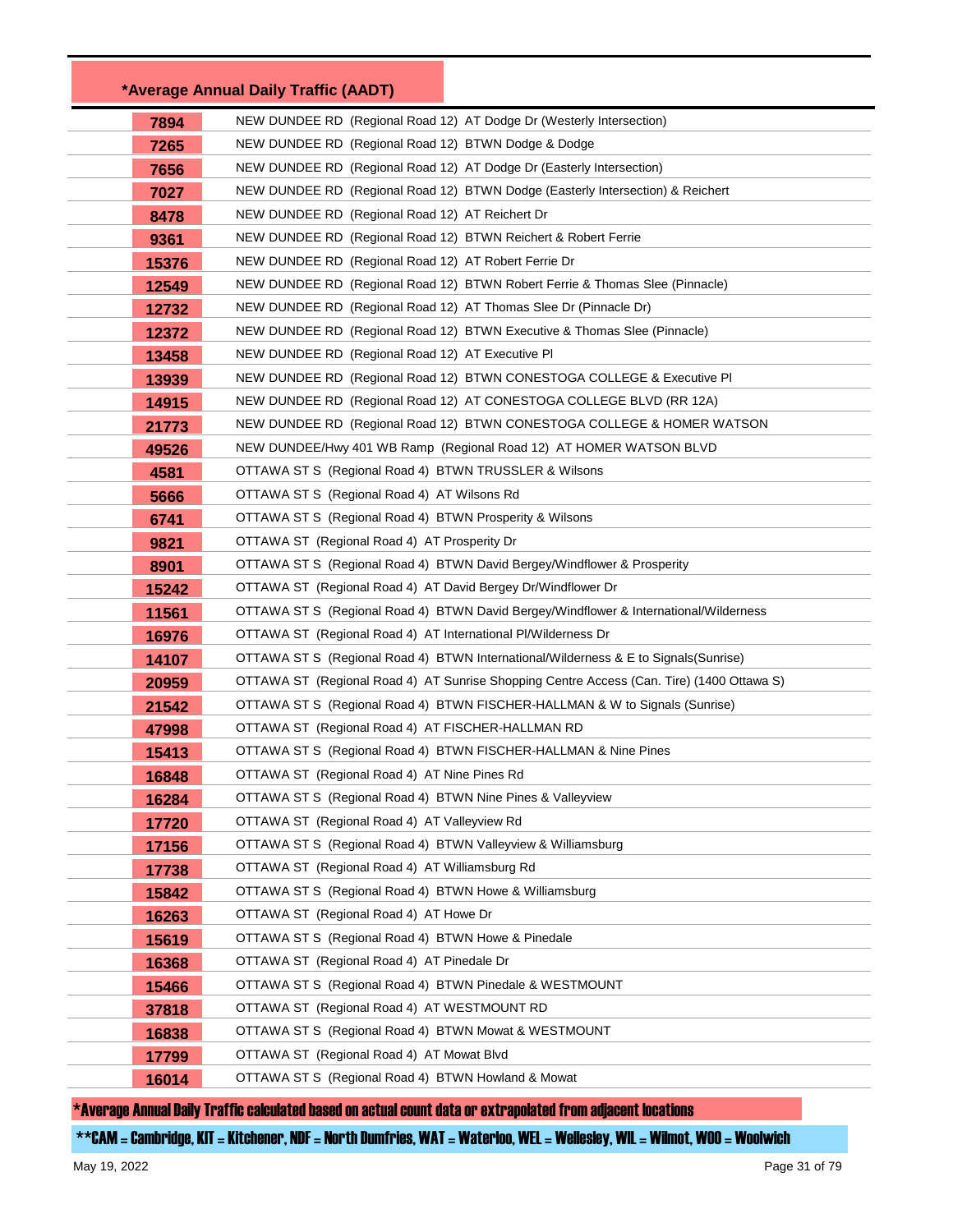| *Average Annual Daily Traffic (AADT) | |
|---|---|
| 7894 | NEW DUNDEE RD (Regional Road 12) AT Dodge Dr (Westerly Intersection) |
| 7265 | NEW DUNDEE RD (Regional Road 12) BTWN Dodge & Dodge |
| 7656 | NEW DUNDEE RD (Regional Road 12) AT Dodge Dr (Easterly Intersection) |
| 7027 | NEW DUNDEE RD (Regional Road 12) BTWN Dodge (Easterly Intersection) & Reichert |
| 8478 | NEW DUNDEE RD (Regional Road 12) AT Reichert Dr |
| 9361 | NEW DUNDEE RD (Regional Road 12) BTWN Reichert & Robert Ferrie |
| 15376 | NEW DUNDEE RD (Regional Road 12) AT Robert Ferrie Dr |
| 12549 | NEW DUNDEE RD (Regional Road 12) BTWN Robert Ferrie & Thomas Slee (Pinnacle) |
| 12732 | NEW DUNDEE RD (Regional Road 12) AT Thomas Slee Dr (Pinnacle Dr) |
| 12372 | NEW DUNDEE RD (Regional Road 12) BTWN Executive & Thomas Slee (Pinnacle) |
| 13458 | NEW DUNDEE RD (Regional Road 12) AT Executive Pl |
| 13939 | NEW DUNDEE RD (Regional Road 12) BTWN CONESTOGA COLLEGE & Executive Pl |
| 14915 | NEW DUNDEE RD (Regional Road 12) AT CONESTOGA COLLEGE BLVD (RR 12A) |
| 21773 | NEW DUNDEE RD (Regional Road 12) BTWN CONESTOGA COLLEGE & HOMER WATSON |
| 49526 | NEW DUNDEE/Hwy 401 WB Ramp (Regional Road 12) AT HOMER WATSON BLVD |
| 4581 | OTTAWA ST S (Regional Road 4) BTWN TRUSSLER & Wilsons |
| 5666 | OTTAWA ST S (Regional Road 4) AT Wilsons Rd |
| 6741 | OTTAWA ST S (Regional Road 4) BTWN Prosperity & Wilsons |
| 9821 | OTTAWA ST (Regional Road 4) AT Prosperity Dr |
| 8901 | OTTAWA ST S (Regional Road 4) BTWN David Bergey/Windflower & Prosperity |
| 15242 | OTTAWA ST (Regional Road 4) AT David Bergey Dr/Windflower Dr |
| 11561 | OTTAWA ST S (Regional Road 4) BTWN David Bergey/Windflower & International/Wilderness |
| 16976 | OTTAWA ST (Regional Road 4) AT International Pl/Wilderness Dr |
| 14107 | OTTAWA ST S (Regional Road 4) BTWN International/Wilderness & E to Signals(Sunrise) |
| 20959 | OTTAWA ST (Regional Road 4) AT Sunrise Shopping Centre Access (Can. Tire) (1400 Ottawa S) |
| 21542 | OTTAWA ST S (Regional Road 4) BTWN FISCHER-HALLMAN & W to Signals (Sunrise) |
| 47998 | OTTAWA ST (Regional Road 4) AT FISCHER-HALLMAN RD |
| 15413 | OTTAWA ST S (Regional Road 4) BTWN FISCHER-HALLMAN & Nine Pines |
| 16848 | OTTAWA ST (Regional Road 4) AT Nine Pines Rd |
| 16284 | OTTAWA ST S (Regional Road 4) BTWN Nine Pines & Valleyview |
| 17720 | OTTAWA ST (Regional Road 4) AT Valleyview Rd |
| 17156 | OTTAWA ST S (Regional Road 4) BTWN Valleyview & Williamsburg |
| 17738 | OTTAWA ST (Regional Road 4) AT Williamsburg Rd |
| 15842 | OTTAWA ST S (Regional Road 4) BTWN Howe & Williamsburg |
| 16263 | OTTAWA ST (Regional Road 4) AT Howe Dr |
| 15619 | OTTAWA ST S (Regional Road 4) BTWN Howe & Pinedale |
| 16368 | OTTAWA ST (Regional Road 4) AT Pinedale Dr |
| 15466 | OTTAWA ST S (Regional Road 4) BTWN Pinedale & WESTMOUNT |
| 37818 | OTTAWA ST (Regional Road 4) AT WESTMOUNT RD |
| 16838 | OTTAWA ST S (Regional Road 4) BTWN Mowat & WESTMOUNT |
| 17799 | OTTAWA ST (Regional Road 4) AT Mowat Blvd |
| 16014 | OTTAWA ST S (Regional Road 4) BTWN Howland & Mowat |

*Average Annual Daily Traffic calculated based on actual count data or extrapolated from adjacent locations

**CAM = Cambridge, KIT = Kitchener, NDF = North Dumfries, WAT = Waterloo, WEL = Wellesley, WIL = Wilmot, WOO = Woolwich

May 19, 2022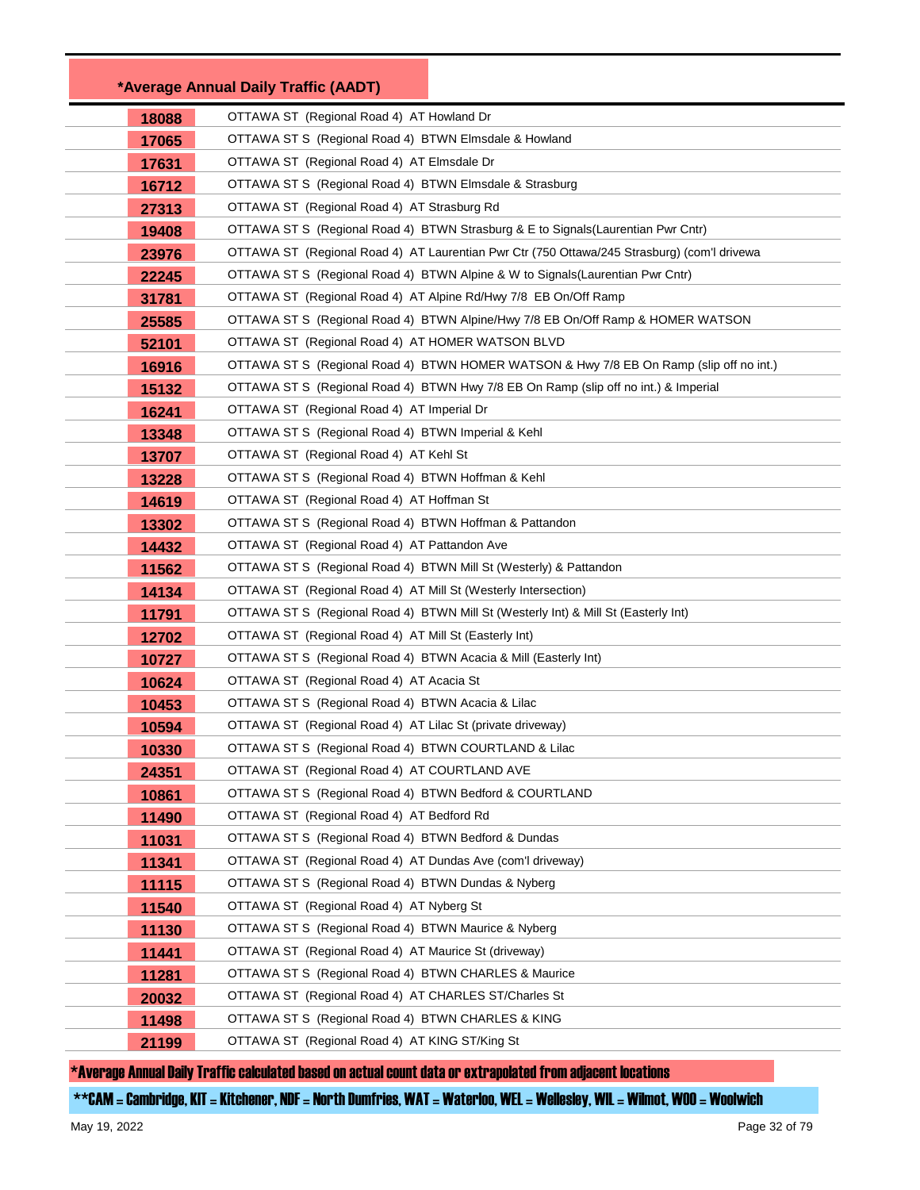| *Average Annual Daily Traffic (AADT) | |
|---|---|
| 18088 | OTTAWA ST (Regional Road 4) AT Howland Dr |
| 17065 | OTTAWA ST S (Regional Road 4) BTWN Elmsdale & Howland |
| 17631 | OTTAWA ST (Regional Road 4) AT Elmsdale Dr |
| 16712 | OTTAWA ST S (Regional Road 4) BTWN Elmsdale & Strasburg |
| 27313 | OTTAWA ST (Regional Road 4) AT Strasburg Rd |
| 19408 | OTTAWA ST S (Regional Road 4) BTWN Strasburg & E to Signals(Laurentian Pwr Cntr) |
| 23976 | OTTAWA ST (Regional Road 4) AT Laurentian Pwr Ctr (750 Ottawa/245 Strasburg) (com'l drivewa |
| 22245 | OTTAWA ST S (Regional Road 4) BTWN Alpine & W to Signals(Laurentian Pwr Cntr) |
| 31781 | OTTAWA ST (Regional Road 4) AT Alpine Rd/Hwy 7/8 EB On/Off Ramp |
| 25585 | OTTAWA ST S (Regional Road 4) BTWN Alpine/Hwy 7/8 EB On/Off Ramp & HOMER WATSON |
| 52101 | OTTAWA ST (Regional Road 4) AT HOMER WATSON BLVD |
| 16916 | OTTAWA ST S (Regional Road 4) BTWN HOMER WATSON & Hwy 7/8 EB On Ramp (slip off no int.) |
| 15132 | OTTAWA ST S (Regional Road 4) BTWN Hwy 7/8 EB On Ramp (slip off no int.) & Imperial |
| 16241 | OTTAWA ST (Regional Road 4) AT Imperial Dr |
| 13348 | OTTAWA ST S (Regional Road 4) BTWN Imperial & Kehl |
| 13707 | OTTAWA ST (Regional Road 4) AT Kehl St |
| 13228 | OTTAWA ST S (Regional Road 4) BTWN Hoffman & Kehl |
| 14619 | OTTAWA ST (Regional Road 4) AT Hoffman St |
| 13302 | OTTAWA ST S (Regional Road 4) BTWN Hoffman & Pattandon |
| 14432 | OTTAWA ST (Regional Road 4) AT Pattandon Ave |
| 11562 | OTTAWA ST S (Regional Road 4) BTWN Mill St (Westerly) & Pattandon |
| 14134 | OTTAWA ST (Regional Road 4) AT Mill St (Westerly Intersection) |
| 11791 | OTTAWA ST S (Regional Road 4) BTWN Mill St (Westerly Int) & Mill St (Easterly Int) |
| 12702 | OTTAWA ST (Regional Road 4) AT Mill St (Easterly Int) |
| 10727 | OTTAWA ST S (Regional Road 4) BTWN Acacia & Mill (Easterly Int) |
| 10624 | OTTAWA ST (Regional Road 4) AT Acacia St |
| 10453 | OTTAWA ST S (Regional Road 4) BTWN Acacia & Lilac |
| 10594 | OTTAWA ST (Regional Road 4) AT Lilac St (private driveway) |
| 10330 | OTTAWA ST S (Regional Road 4) BTWN COURTLAND & Lilac |
| 24351 | OTTAWA ST (Regional Road 4) AT COURTLAND AVE |
| 10861 | OTTAWA ST S (Regional Road 4) BTWN Bedford & COURTLAND |
| 11490 | OTTAWA ST (Regional Road 4) AT Bedford Rd |
| 11031 | OTTAWA ST S (Regional Road 4) BTWN Bedford & Dundas |
| 11341 | OTTAWA ST (Regional Road 4) AT Dundas Ave (com'l driveway) |
| 11115 | OTTAWA ST S (Regional Road 4) BTWN Dundas & Nyberg |
| 11540 | OTTAWA ST (Regional Road 4) AT Nyberg St |
| 11130 | OTTAWA ST S (Regional Road 4) BTWN Maurice & Nyberg |
| 11441 | OTTAWA ST (Regional Road 4) AT Maurice St (driveway) |
| 11281 | OTTAWA ST S (Regional Road 4) BTWN CHARLES & Maurice |
| 20032 | OTTAWA ST (Regional Road 4) AT CHARLES ST/Charles St |
| 11498 | OTTAWA ST S (Regional Road 4) BTWN CHARLES & KING |
| 21199 | OTTAWA ST (Regional Road 4) AT KING ST/King St |

*Average Annual Daily Traffic calculated based on actual count data or extrapolated from adjacent locations

**CAM = Cambridge, KIT = Kitchener, NDF = North Dumfries, WAT = Waterloo, WEL = Wellesley, WIL = Wilmot, WOO = Woolwich

May 19, 2022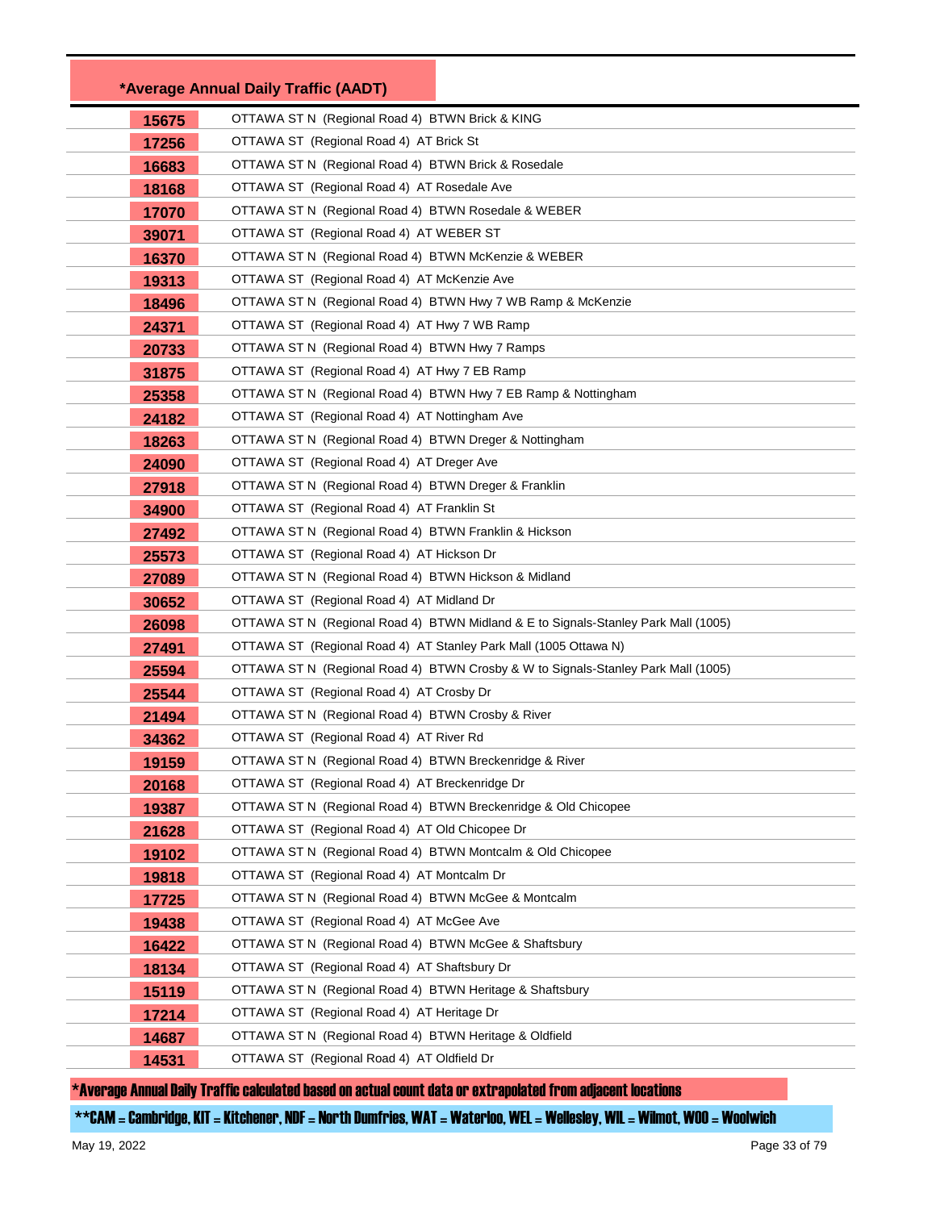| *Average Annual Daily Traffic (AADT) | |
|---|---|
| 15675 | OTTAWA ST N (Regional Road 4) BTWN Brick & KING |
| 17256 | OTTAWA ST (Regional Road 4) AT Brick St |
| 16683 | OTTAWA ST N (Regional Road 4) BTWN Brick & Rosedale |
| 18168 | OTTAWA ST (Regional Road 4) AT Rosedale Ave |
| 17070 | OTTAWA ST N (Regional Road 4) BTWN Rosedale & WEBER |
| 39071 | OTTAWA ST (Regional Road 4) AT WEBER ST |
| 16370 | OTTAWA ST N (Regional Road 4) BTWN McKenzie & WEBER |
| 19313 | OTTAWA ST (Regional Road 4) AT McKenzie Ave |
| 18496 | OTTAWA ST N (Regional Road 4) BTWN Hwy 7 WB Ramp & McKenzie |
| 24371 | OTTAWA ST (Regional Road 4) AT Hwy 7 WB Ramp |
| 20733 | OTTAWA ST N (Regional Road 4) BTWN Hwy 7 Ramps |
| 31875 | OTTAWA ST (Regional Road 4) AT Hwy 7 EB Ramp |
| 25358 | OTTAWA ST N (Regional Road 4) BTWN Hwy 7 EB Ramp & Nottingham |
| 24182 | OTTAWA ST (Regional Road 4) AT Nottingham Ave |
| 18263 | OTTAWA ST N (Regional Road 4) BTWN Dreger & Nottingham |
| 24090 | OTTAWA ST (Regional Road 4) AT Dreger Ave |
| 27918 | OTTAWA ST N (Regional Road 4) BTWN Dreger & Franklin |
| 34900 | OTTAWA ST (Regional Road 4) AT Franklin St |
| 27492 | OTTAWA ST N (Regional Road 4) BTWN Franklin & Hickson |
| 25573 | OTTAWA ST (Regional Road 4) AT Hickson Dr |
| 27089 | OTTAWA ST N (Regional Road 4) BTWN Hickson & Midland |
| 30652 | OTTAWA ST (Regional Road 4) AT Midland Dr |
| 26098 | OTTAWA ST N (Regional Road 4) BTWN Midland & E to Signals-Stanley Park Mall (1005) |
| 27491 | OTTAWA ST (Regional Road 4) AT Stanley Park Mall (1005 Ottawa N) |
| 25594 | OTTAWA ST N (Regional Road 4) BTWN Crosby & W to Signals-Stanley Park Mall (1005) |
| 25544 | OTTAWA ST (Regional Road 4) AT Crosby Dr |
| 21494 | OTTAWA ST N (Regional Road 4) BTWN Crosby & River |
| 34362 | OTTAWA ST (Regional Road 4) AT River Rd |
| 19159 | OTTAWA ST N (Regional Road 4) BTWN Breckenridge & River |
| 20168 | OTTAWA ST (Regional Road 4) AT Breckenridge Dr |
| 19387 | OTTAWA ST N (Regional Road 4) BTWN Breckenridge & Old Chicopee |
| 21628 | OTTAWA ST (Regional Road 4) AT Old Chicopee Dr |
| 19102 | OTTAWA ST N (Regional Road 4) BTWN Montcalm & Old Chicopee |
| 19818 | OTTAWA ST (Regional Road 4) AT Montcalm Dr |
| 17725 | OTTAWA ST N (Regional Road 4) BTWN McGee & Montcalm |
| 19438 | OTTAWA ST (Regional Road 4) AT McGee Ave |
| 16422 | OTTAWA ST N (Regional Road 4) BTWN McGee & Shaftsbury |
| 18134 | OTTAWA ST (Regional Road 4) AT Shaftsbury Dr |
| 15119 | OTTAWA ST N (Regional Road 4) BTWN Heritage & Shaftsbury |
| 17214 | OTTAWA ST (Regional Road 4) AT Heritage Dr |
| 14687 | OTTAWA ST N (Regional Road 4) BTWN Heritage & Oldfield |
| 14531 | OTTAWA ST (Regional Road 4) AT Oldfield Dr |

*Average Annual Daily Traffic calculated based on actual count data or extrapolated from adjacent locations

**CAM = Cambridge, KIT = Kitchener, NDF = North Dumfries, WAT = Waterloo, WEL = Wellesley, WIL = Wilmot, WOO = Woolwich

May 19, 2022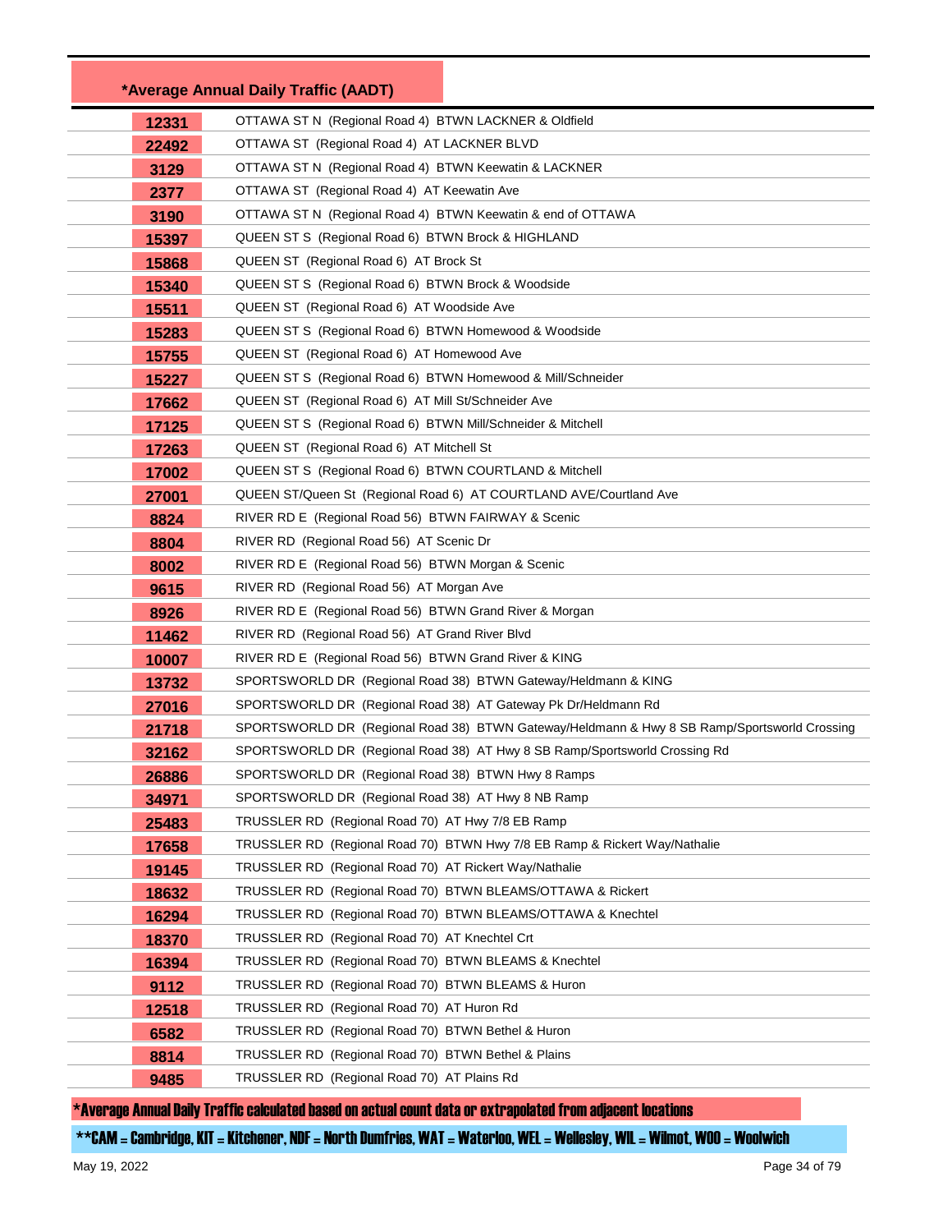| *Average Annual Daily Traffic (AADT) | |
|---|---|
| 12331 | OTTAWA ST N (Regional Road 4) BTWN LACKNER & Oldfield |
| 22492 | OTTAWA ST (Regional Road 4) AT LACKNER BLVD |
| 3129 | OTTAWA ST N (Regional Road 4) BTWN Keewatin & LACKNER |
| 2377 | OTTAWA ST (Regional Road 4) AT Keewatin Ave |
| 3190 | OTTAWA ST N (Regional Road 4) BTWN Keewatin & end of OTTAWA |
| 15397 | QUEEN ST S (Regional Road 6) BTWN Brock & HIGHLAND |
| 15868 | QUEEN ST (Regional Road 6) AT Brock St |
| 15340 | QUEEN ST S (Regional Road 6) BTWN Brock & Woodside |
| 15511 | QUEEN ST (Regional Road 6) AT Woodside Ave |
| 15283 | QUEEN ST S (Regional Road 6) BTWN Homewood & Woodside |
| 15755 | QUEEN ST (Regional Road 6) AT Homewood Ave |
| 15227 | QUEEN ST S (Regional Road 6) BTWN Homewood & Mill/Schneider |
| 17662 | QUEEN ST (Regional Road 6) AT Mill St/Schneider Ave |
| 17125 | QUEEN ST S (Regional Road 6) BTWN Mill/Schneider & Mitchell |
| 17263 | QUEEN ST (Regional Road 6) AT Mitchell St |
| 17002 | QUEEN ST S (Regional Road 6) BTWN COURTLAND & Mitchell |
| 27001 | QUEEN ST/Queen St (Regional Road 6) AT COURTLAND AVE/Courtland Ave |
| 8824 | RIVER RD E (Regional Road 56) BTWN FAIRWAY & Scenic |
| 8804 | RIVER RD (Regional Road 56) AT Scenic Dr |
| 8002 | RIVER RD E (Regional Road 56) BTWN Morgan & Scenic |
| 9615 | RIVER RD (Regional Road 56) AT Morgan Ave |
| 8926 | RIVER RD E (Regional Road 56) BTWN Grand River & Morgan |
| 11462 | RIVER RD (Regional Road 56) AT Grand River Blvd |
| 10007 | RIVER RD E (Regional Road 56) BTWN Grand River & KING |
| 13732 | SPORTSWORLD DR (Regional Road 38) BTWN Gateway/Heldmann & KING |
| 27016 | SPORTSWORLD DR (Regional Road 38) AT Gateway Pk Dr/Heldmann Rd |
| 21718 | SPORTSWORLD DR (Regional Road 38) BTWN Gateway/Heldmann & Hwy 8 SB Ramp/Sportsworld Crossing |
| 32162 | SPORTSWORLD DR (Regional Road 38) AT Hwy 8 SB Ramp/Sportsworld Crossing Rd |
| 26886 | SPORTSWORLD DR (Regional Road 38) BTWN Hwy 8 Ramps |
| 34971 | SPORTSWORLD DR (Regional Road 38) AT Hwy 8 NB Ramp |
| 25483 | TRUSSLER RD (Regional Road 70) AT Hwy 7/8 EB Ramp |
| 17658 | TRUSSLER RD (Regional Road 70) BTWN Hwy 7/8 EB Ramp & Rickert Way/Nathalie |
| 19145 | TRUSSLER RD (Regional Road 70) AT Rickert Way/Nathalie |
| 18632 | TRUSSLER RD (Regional Road 70) BTWN BLEAMS/OTTAWA & Rickert |
| 16294 | TRUSSLER RD (Regional Road 70) BTWN BLEAMS/OTTAWA & Knechtel |
| 18370 | TRUSSLER RD (Regional Road 70) AT Knechtel Crt |
| 16394 | TRUSSLER RD (Regional Road 70) BTWN BLEAMS & Knechtel |
| 9112 | TRUSSLER RD (Regional Road 70) BTWN BLEAMS & Huron |
| 12518 | TRUSSLER RD (Regional Road 70) AT Huron Rd |
| 6582 | TRUSSLER RD (Regional Road 70) BTWN Bethel & Huron |
| 8814 | TRUSSLER RD (Regional Road 70) BTWN Bethel & Plains |
| 9485 | TRUSSLER RD (Regional Road 70) AT Plains Rd |

*Average Annual Daily Traffic calculated based on actual count data or extrapolated from adjacent locations

**CAM = Cambridge, KIT = Kitchener, NDF = North Dumfries, WAT = Waterloo, WEL = Wellesley, WIL = Wilmot, WOO = Woolwich

May 19, 2022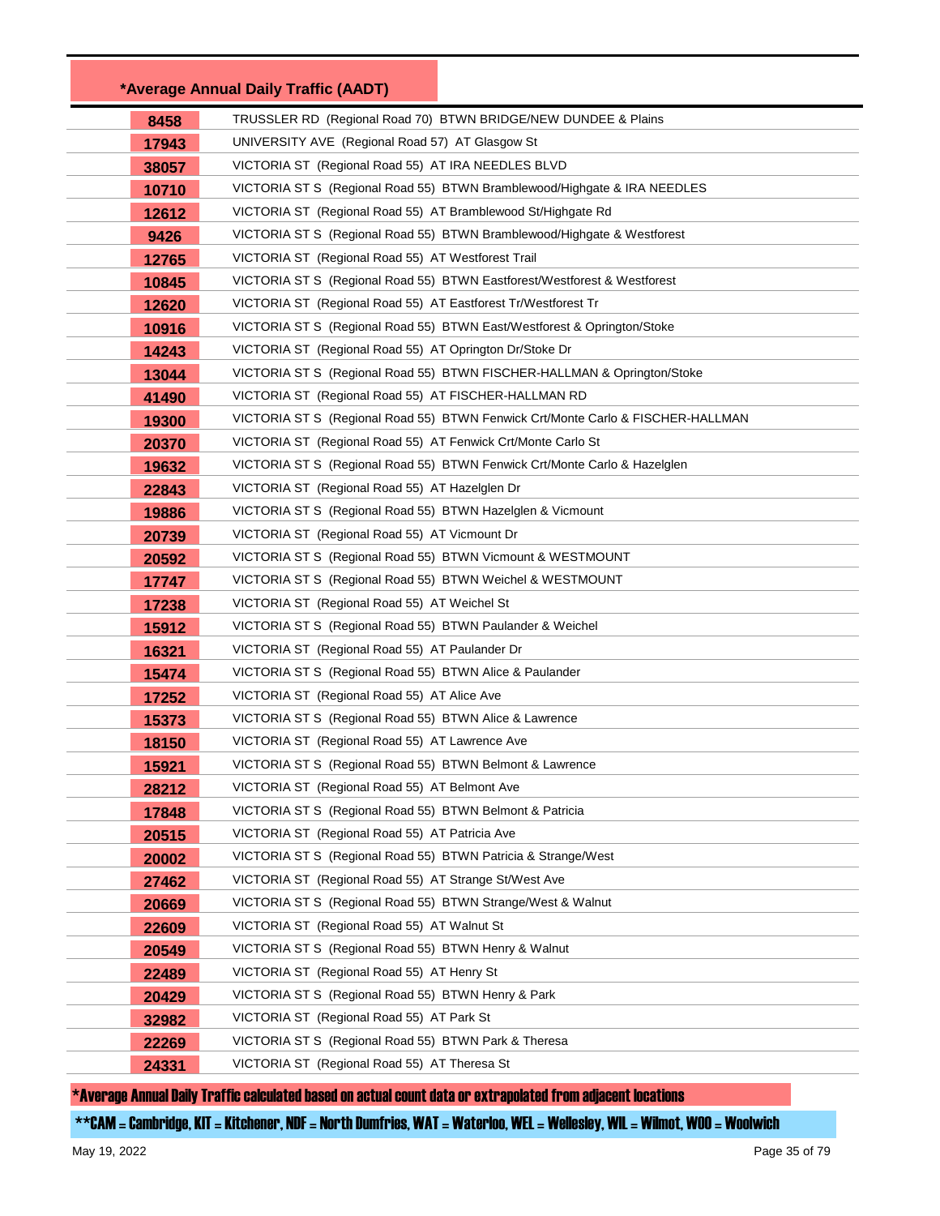## *Average Annual Daily Traffic (AADT)

| AADT | Location |
|---|---|
| 8458 | TRUSSLER RD (Regional Road 70) BTWN BRIDGE/NEW DUNDEE & Plains |
| 17943 | UNIVERSITY AVE (Regional Road 57) AT Glasgow St |
| 38057 | VICTORIA ST (Regional Road 55) AT IRA NEEDLES BLVD |
| 10710 | VICTORIA ST S (Regional Road 55) BTWN Bramblewood/Highgate & IRA NEEDLES |
| 12612 | VICTORIA ST (Regional Road 55) AT Bramblewood St/Highgate Rd |
| 9426 | VICTORIA ST S (Regional Road 55) BTWN Bramblewood/Highgate & Westforest |
| 12765 | VICTORIA ST (Regional Road 55) AT Westforest Trail |
| 10845 | VICTORIA ST S (Regional Road 55) BTWN Eastforest/Westforest & Westforest |
| 12620 | VICTORIA ST (Regional Road 55) AT Eastforest Tr/Westforest Tr |
| 10916 | VICTORIA ST S (Regional Road 55) BTWN East/Westforest & Oprington/Stoke |
| 14243 | VICTORIA ST (Regional Road 55) AT Oprington Dr/Stoke Dr |
| 13044 | VICTORIA ST S (Regional Road 55) BTWN FISCHER-HALLMAN & Oprington/Stoke |
| 41490 | VICTORIA ST (Regional Road 55) AT FISCHER-HALLMAN RD |
| 19300 | VICTORIA ST S (Regional Road 55) BTWN Fenwick Crt/Monte Carlo & FISCHER-HALLMAN |
| 20370 | VICTORIA ST (Regional Road 55) AT Fenwick Crt/Monte Carlo St |
| 19632 | VICTORIA ST S (Regional Road 55) BTWN Fenwick Crt/Monte Carlo & Hazelglen |
| 22843 | VICTORIA ST (Regional Road 55) AT Hazelglen Dr |
| 19886 | VICTORIA ST S (Regional Road 55) BTWN Hazelglen & Vicmount |
| 20739 | VICTORIA ST (Regional Road 55) AT Vicmount Dr |
| 20592 | VICTORIA ST S (Regional Road 55) BTWN Vicmount & WESTMOUNT |
| 17747 | VICTORIA ST S (Regional Road 55) BTWN Weichel & WESTMOUNT |
| 17238 | VICTORIA ST (Regional Road 55) AT Weichel St |
| 15912 | VICTORIA ST S (Regional Road 55) BTWN Paulander & Weichel |
| 16321 | VICTORIA ST (Regional Road 55) AT Paulander Dr |
| 15474 | VICTORIA ST S (Regional Road 55) BTWN Alice & Paulander |
| 17252 | VICTORIA ST (Regional Road 55) AT Alice Ave |
| 15373 | VICTORIA ST S (Regional Road 55) BTWN Alice & Lawrence |
| 18150 | VICTORIA ST (Regional Road 55) AT Lawrence Ave |
| 15921 | VICTORIA ST S (Regional Road 55) BTWN Belmont & Lawrence |
| 28212 | VICTORIA ST (Regional Road 55) AT Belmont Ave |
| 17848 | VICTORIA ST S (Regional Road 55) BTWN Belmont & Patricia |
| 20515 | VICTORIA ST (Regional Road 55) AT Patricia Ave |
| 20002 | VICTORIA ST S (Regional Road 55) BTWN Patricia & Strange/West |
| 27462 | VICTORIA ST (Regional Road 55) AT Strange St/West Ave |
| 20669 | VICTORIA ST S (Regional Road 55) BTWN Strange/West & Walnut |
| 22609 | VICTORIA ST (Regional Road 55) AT Walnut St |
| 20549 | VICTORIA ST S (Regional Road 55) BTWN Henry & Walnut |
| 22489 | VICTORIA ST (Regional Road 55) AT Henry St |
| 20429 | VICTORIA ST S (Regional Road 55) BTWN Henry & Park |
| 32982 | VICTORIA ST (Regional Road 55) AT Park St |
| 22269 | VICTORIA ST S (Regional Road 55) BTWN Park & Theresa |
| 24331 | VICTORIA ST (Regional Road 55) AT Theresa St |

*Average Annual Daily Traffic calculated based on actual count data or extrapolated from adjacent locations

**CAM = Cambridge, KIT = Kitchener, NDF = North Dumfries, WAT = Waterloo, WEL = Wellesley, WIL = Wilmot, WOO = Woolwich

May 19, 2022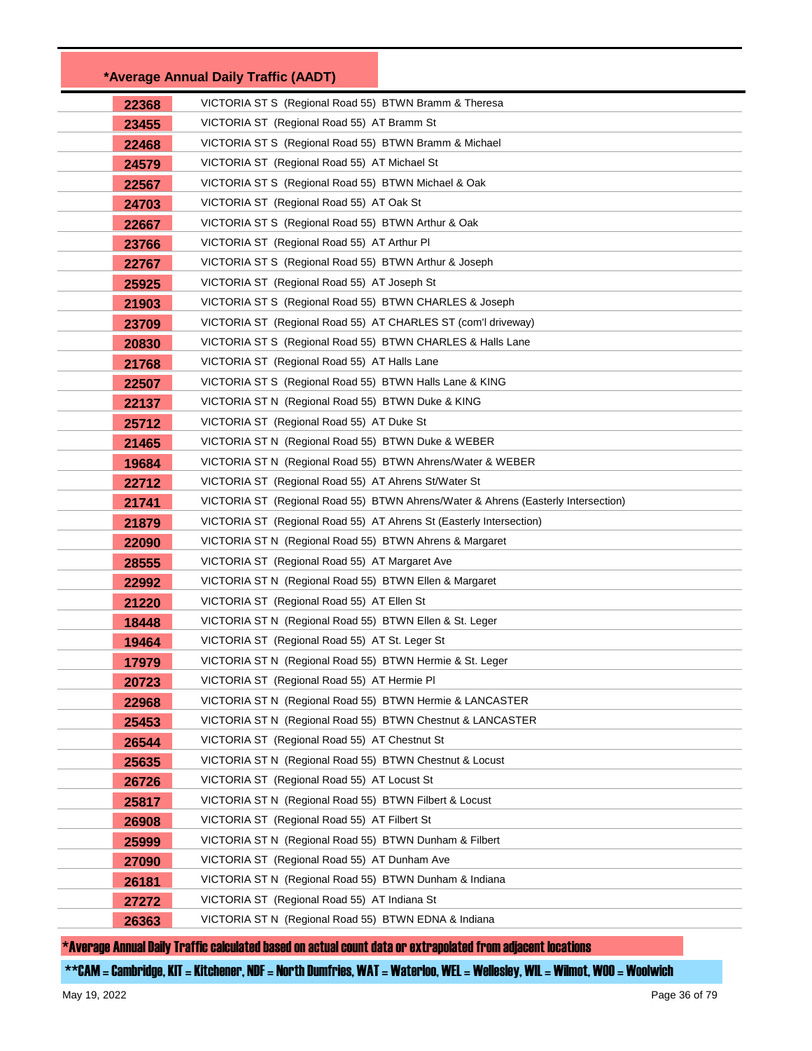| *Average Annual Daily Traffic (AADT) | |
|---|---|
| 22368 | VICTORIA ST S (Regional Road 55) BTWN Bramm & Theresa |
| 23455 | VICTORIA ST (Regional Road 55) AT Bramm St |
| 22468 | VICTORIA ST S (Regional Road 55) BTWN Bramm & Michael |
| 24579 | VICTORIA ST (Regional Road 55) AT Michael St |
| 22567 | VICTORIA ST S (Regional Road 55) BTWN Michael & Oak |
| 24703 | VICTORIA ST (Regional Road 55) AT Oak St |
| 22667 | VICTORIA ST S (Regional Road 55) BTWN Arthur & Oak |
| 23766 | VICTORIA ST (Regional Road 55) AT Arthur Pl |
| 22767 | VICTORIA ST S (Regional Road 55) BTWN Arthur & Joseph |
| 25925 | VICTORIA ST (Regional Road 55) AT Joseph St |
| 21903 | VICTORIA ST S (Regional Road 55) BTWN CHARLES & Joseph |
| 23709 | VICTORIA ST (Regional Road 55) AT CHARLES ST (com'l driveway) |
| 20830 | VICTORIA ST S (Regional Road 55) BTWN CHARLES & Halls Lane |
| 21768 | VICTORIA ST (Regional Road 55) AT Halls Lane |
| 22507 | VICTORIA ST S (Regional Road 55) BTWN Halls Lane & KING |
| 22137 | VICTORIA ST N (Regional Road 55) BTWN Duke & KING |
| 25712 | VICTORIA ST (Regional Road 55) AT Duke St |
| 21465 | VICTORIA ST N (Regional Road 55) BTWN Duke & WEBER |
| 19684 | VICTORIA ST N (Regional Road 55) BTWN Ahrens/Water & WEBER |
| 22712 | VICTORIA ST (Regional Road 55) AT Ahrens St/Water St |
| 21741 | VICTORIA ST (Regional Road 55) BTWN Ahrens/Water & Ahrens (Easterly Intersection) |
| 21879 | VICTORIA ST (Regional Road 55) AT Ahrens St (Easterly Intersection) |
| 22090 | VICTORIA ST N (Regional Road 55) BTWN Ahrens & Margaret |
| 28555 | VICTORIA ST (Regional Road 55) AT Margaret Ave |
| 22992 | VICTORIA ST N (Regional Road 55) BTWN Ellen & Margaret |
| 21220 | VICTORIA ST (Regional Road 55) AT Ellen St |
| 18448 | VICTORIA ST N (Regional Road 55) BTWN Ellen & St. Leger |
| 19464 | VICTORIA ST (Regional Road 55) AT St. Leger St |
| 17979 | VICTORIA ST N (Regional Road 55) BTWN Hermie & St. Leger |
| 20723 | VICTORIA ST (Regional Road 55) AT Hermie Pl |
| 22968 | VICTORIA ST N (Regional Road 55) BTWN Hermie & LANCASTER |
| 25453 | VICTORIA ST N (Regional Road 55) BTWN Chestnut & LANCASTER |
| 26544 | VICTORIA ST (Regional Road 55) AT Chestnut St |
| 25635 | VICTORIA ST N (Regional Road 55) BTWN Chestnut & Locust |
| 26726 | VICTORIA ST (Regional Road 55) AT Locust St |
| 25817 | VICTORIA ST N (Regional Road 55) BTWN Filbert & Locust |
| 26908 | VICTORIA ST (Regional Road 55) AT Filbert St |
| 25999 | VICTORIA ST N (Regional Road 55) BTWN Dunham & Filbert |
| 27090 | VICTORIA ST (Regional Road 55) AT Dunham Ave |
| 26181 | VICTORIA ST N (Regional Road 55) BTWN Dunham & Indiana |
| 27272 | VICTORIA ST (Regional Road 55) AT Indiana St |
| 26363 | VICTORIA ST N (Regional Road 55) BTWN EDNA & Indiana |

*Average Annual Daily Traffic calculated based on actual count data or extrapolated from adjacent locations

**CAM = Cambridge, KIT = Kitchener, NDF = North Dumfries, WAT = Waterloo, WEL = Wellesley, WIL = Wilmot, WOO = Woolwich

May 19, 2022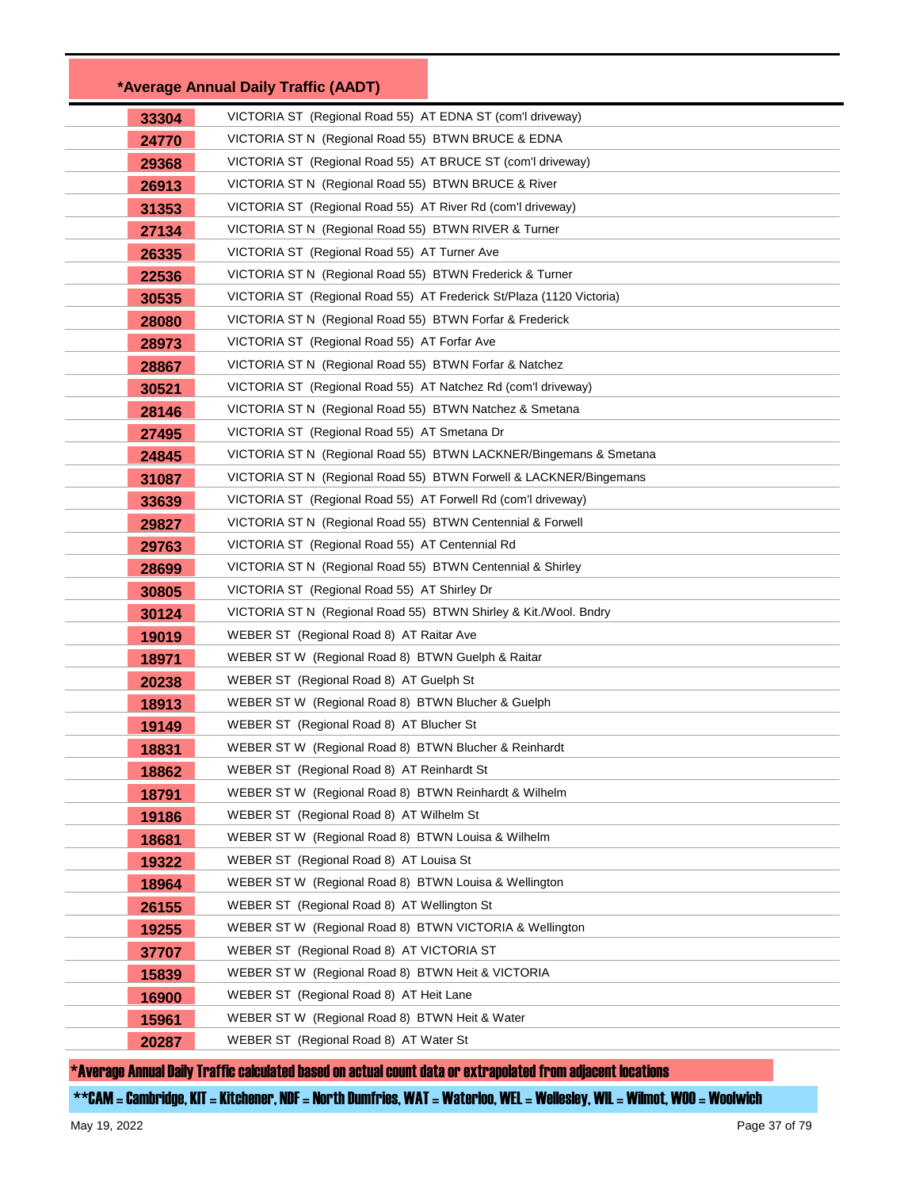| *Average Annual Daily Traffic (AADT) | |
|---|---|
| 33304 | VICTORIA ST (Regional Road 55) AT EDNA ST (com'l driveway) |
| 24770 | VICTORIA ST N (Regional Road 55) BTWN BRUCE & EDNA |
| 29368 | VICTORIA ST (Regional Road 55) AT BRUCE ST (com'l driveway) |
| 26913 | VICTORIA ST N (Regional Road 55) BTWN BRUCE & River |
| 31353 | VICTORIA ST (Regional Road 55) AT River Rd (com'l driveway) |
| 27134 | VICTORIA ST N (Regional Road 55) BTWN RIVER & Turner |
| 26335 | VICTORIA ST (Regional Road 55) AT Turner Ave |
| 22536 | VICTORIA ST N (Regional Road 55) BTWN Frederick & Turner |
| 30535 | VICTORIA ST (Regional Road 55) AT Frederick St/Plaza (1120 Victoria) |
| 28080 | VICTORIA ST N (Regional Road 55) BTWN Forfar & Frederick |
| 28973 | VICTORIA ST (Regional Road 55) AT Forfar Ave |
| 28867 | VICTORIA ST N (Regional Road 55) BTWN Forfar & Natchez |
| 30521 | VICTORIA ST (Regional Road 55) AT Natchez Rd (com'l driveway) |
| 28146 | VICTORIA ST N (Regional Road 55) BTWN Natchez & Smetana |
| 27495 | VICTORIA ST (Regional Road 55) AT Smetana Dr |
| 24845 | VICTORIA ST N (Regional Road 55) BTWN LACKNER/Bingemans & Smetana |
| 31087 | VICTORIA ST N (Regional Road 55) BTWN Forwell & LACKNER/Bingemans |
| 33639 | VICTORIA ST (Regional Road 55) AT Forwell Rd (com'l driveway) |
| 29827 | VICTORIA ST N (Regional Road 55) BTWN Centennial & Forwell |
| 29763 | VICTORIA ST (Regional Road 55) AT Centennial Rd |
| 28699 | VICTORIA ST N (Regional Road 55) BTWN Centennial & Shirley |
| 30805 | VICTORIA ST (Regional Road 55) AT Shirley Dr |
| 30124 | VICTORIA ST N (Regional Road 55) BTWN Shirley & Kit./Wool. Bndry |
| 19019 | WEBER ST (Regional Road 8) AT Raitar Ave |
| 18971 | WEBER ST W (Regional Road 8) BTWN Guelph & Raitar |
| 20238 | WEBER ST (Regional Road 8) AT Guelph St |
| 18913 | WEBER ST W (Regional Road 8) BTWN Blucher & Guelph |
| 19149 | WEBER ST (Regional Road 8) AT Blucher St |
| 18831 | WEBER ST W (Regional Road 8) BTWN Blucher & Reinhardt |
| 18862 | WEBER ST (Regional Road 8) AT Reinhardt St |
| 18791 | WEBER ST W (Regional Road 8) BTWN Reinhardt & Wilhelm |
| 19186 | WEBER ST (Regional Road 8) AT Wilhelm St |
| 18681 | WEBER ST W (Regional Road 8) BTWN Louisa & Wilhelm |
| 19322 | WEBER ST (Regional Road 8) AT Louisa St |
| 18964 | WEBER ST W (Regional Road 8) BTWN Louisa & Wellington |
| 26155 | WEBER ST (Regional Road 8) AT Wellington St |
| 19255 | WEBER ST W (Regional Road 8) BTWN VICTORIA & Wellington |
| 37707 | WEBER ST (Regional Road 8) AT VICTORIA ST |
| 15839 | WEBER ST W (Regional Road 8) BTWN Heit & VICTORIA |
| 16900 | WEBER ST (Regional Road 8) AT Heit Lane |
| 15961 | WEBER ST W (Regional Road 8) BTWN Heit & Water |
| 20287 | WEBER ST (Regional Road 8) AT Water St |

*Average Annual Daily Traffic calculated based on actual count data or extrapolated from adjacent locations

**CAM = Cambridge, KIT = Kitchener, NDF = North Dumfries, WAT = Waterloo, WEL = Wellesley, WIL = Wilmot, WOO = Woolwich

May 19, 2022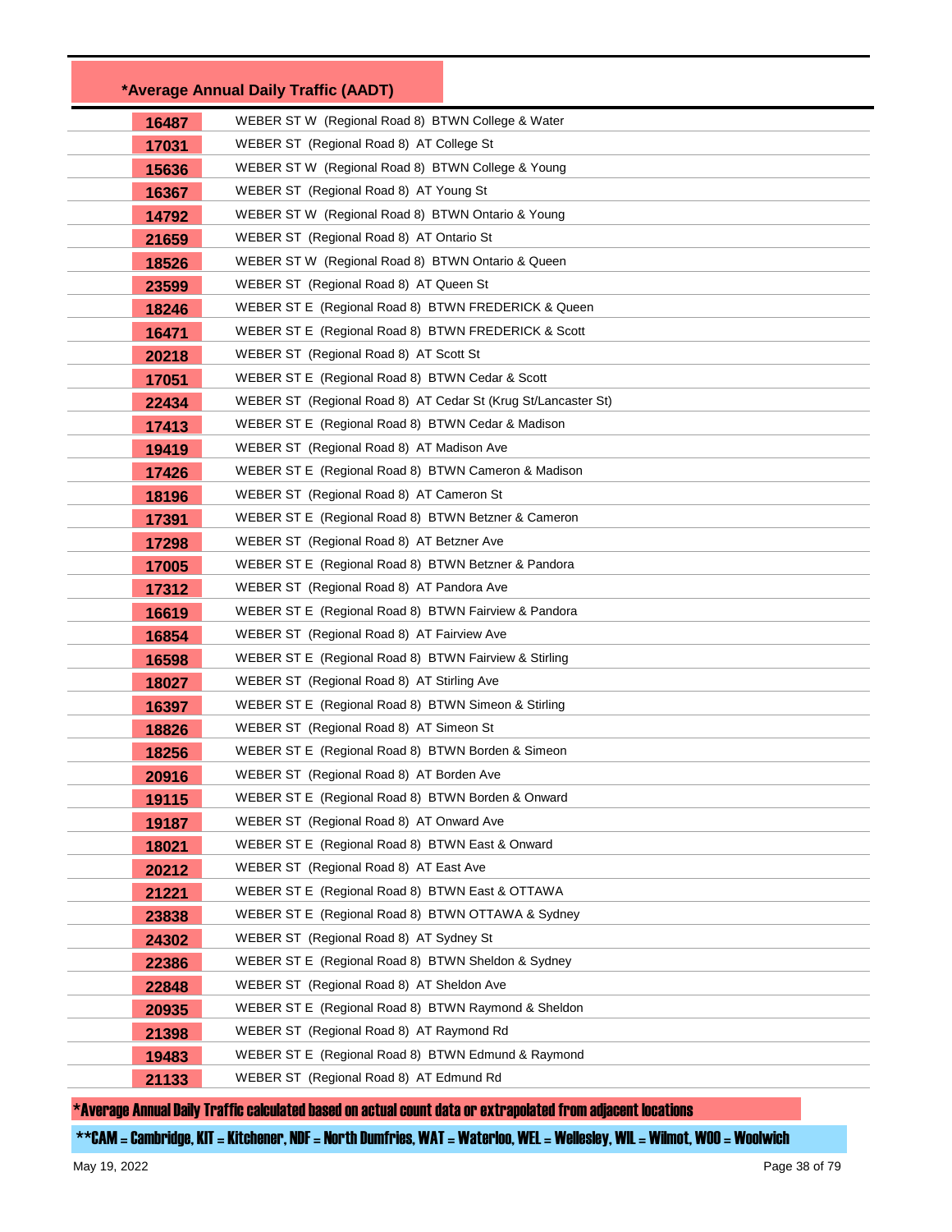| *Average Annual Daily Traffic (AADT) | |
|---|---|
| 16487 | WEBER ST W (Regional Road 8) BTWN College & Water |
| 17031 | WEBER ST (Regional Road 8) AT College St |
| 15636 | WEBER ST W (Regional Road 8) BTWN College & Young |
| 16367 | WEBER ST (Regional Road 8) AT Young St |
| 14792 | WEBER ST W (Regional Road 8) BTWN Ontario & Young |
| 21659 | WEBER ST (Regional Road 8) AT Ontario St |
| 18526 | WEBER ST W (Regional Road 8) BTWN Ontario & Queen |
| 23599 | WEBER ST (Regional Road 8) AT Queen St |
| 18246 | WEBER ST E (Regional Road 8) BTWN FREDERICK & Queen |
| 16471 | WEBER ST E (Regional Road 8) BTWN FREDERICK & Scott |
| 20218 | WEBER ST (Regional Road 8) AT Scott St |
| 17051 | WEBER ST E (Regional Road 8) BTWN Cedar & Scott |
| 22434 | WEBER ST (Regional Road 8) AT Cedar St (Krug St/Lancaster St) |
| 17413 | WEBER ST E (Regional Road 8) BTWN Cedar & Madison |
| 19419 | WEBER ST (Regional Road 8) AT Madison Ave |
| 17426 | WEBER ST E (Regional Road 8) BTWN Cameron & Madison |
| 18196 | WEBER ST (Regional Road 8) AT Cameron St |
| 17391 | WEBER ST E (Regional Road 8) BTWN Betzner & Cameron |
| 17298 | WEBER ST (Regional Road 8) AT Betzner Ave |
| 17005 | WEBER ST E (Regional Road 8) BTWN Betzner & Pandora |
| 17312 | WEBER ST (Regional Road 8) AT Pandora Ave |
| 16619 | WEBER ST E (Regional Road 8) BTWN Fairview & Pandora |
| 16854 | WEBER ST (Regional Road 8) AT Fairview Ave |
| 16598 | WEBER ST E (Regional Road 8) BTWN Fairview & Stirling |
| 18027 | WEBER ST (Regional Road 8) AT Stirling Ave |
| 16397 | WEBER ST E (Regional Road 8) BTWN Simeon & Stirling |
| 18826 | WEBER ST (Regional Road 8) AT Simeon St |
| 18256 | WEBER ST E (Regional Road 8) BTWN Borden & Simeon |
| 20916 | WEBER ST (Regional Road 8) AT Borden Ave |
| 19115 | WEBER ST E (Regional Road 8) BTWN Borden & Onward |
| 19187 | WEBER ST (Regional Road 8) AT Onward Ave |
| 18021 | WEBER ST E (Regional Road 8) BTWN East & Onward |
| 20212 | WEBER ST (Regional Road 8) AT East Ave |
| 21221 | WEBER ST E (Regional Road 8) BTWN East & OTTAWA |
| 23838 | WEBER ST E (Regional Road 8) BTWN OTTAWA & Sydney |
| 24302 | WEBER ST (Regional Road 8) AT Sydney St |
| 22386 | WEBER ST E (Regional Road 8) BTWN Sheldon & Sydney |
| 22848 | WEBER ST (Regional Road 8) AT Sheldon Ave |
| 20935 | WEBER ST E (Regional Road 8) BTWN Raymond & Sheldon |
| 21398 | WEBER ST (Regional Road 8) AT Raymond Rd |
| 19483 | WEBER ST E (Regional Road 8) BTWN Edmund & Raymond |
| 21133 | WEBER ST (Regional Road 8) AT Edmund Rd |

*Average Annual Daily Traffic calculated based on actual count data or extrapolated from adjacent locations

**CAM = Cambridge, KIT = Kitchener, NDF = North Dumfries, WAT = Waterloo, WEL = Wellesley, WIL = Wilmot, WOO = Woolwich

May 19, 2022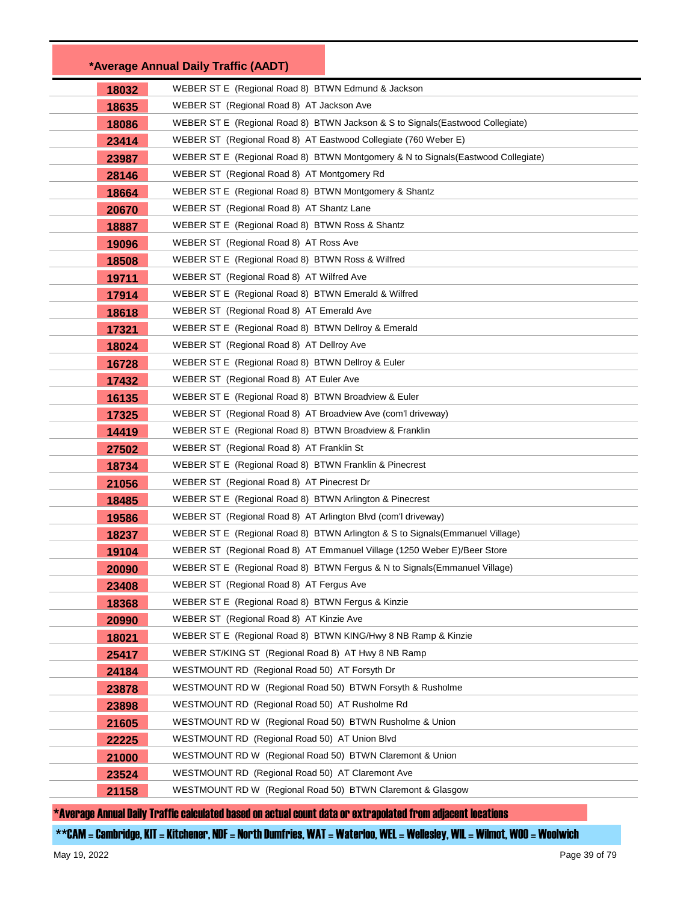| *Average Annual Daily Traffic (AADT) | |
|---|---|
| 18032 | WEBER ST E (Regional Road 8) BTWN Edmund & Jackson |
| 18635 | WEBER ST (Regional Road 8) AT Jackson Ave |
| 18086 | WEBER ST E (Regional Road 8) BTWN Jackson & S to Signals(Eastwood Collegiate) |
| 23414 | WEBER ST (Regional Road 8) AT Eastwood Collegiate (760 Weber E) |
| 23987 | WEBER ST E (Regional Road 8) BTWN Montgomery & N to Signals(Eastwood Collegiate) |
| 28146 | WEBER ST (Regional Road 8) AT Montgomery Rd |
| 18664 | WEBER ST E (Regional Road 8) BTWN Montgomery & Shantz |
| 20670 | WEBER ST (Regional Road 8) AT Shantz Lane |
| 18887 | WEBER ST E (Regional Road 8) BTWN Ross & Shantz |
| 19096 | WEBER ST (Regional Road 8) AT Ross Ave |
| 18508 | WEBER ST E (Regional Road 8) BTWN Ross & Wilfred |
| 19711 | WEBER ST (Regional Road 8) AT Wilfred Ave |
| 17914 | WEBER ST E (Regional Road 8) BTWN Emerald & Wilfred |
| 18618 | WEBER ST (Regional Road 8) AT Emerald Ave |
| 17321 | WEBER ST E (Regional Road 8) BTWN Dellroy & Emerald |
| 18024 | WEBER ST (Regional Road 8) AT Dellroy Ave |
| 16728 | WEBER ST E (Regional Road 8) BTWN Dellroy & Euler |
| 17432 | WEBER ST (Regional Road 8) AT Euler Ave |
| 16135 | WEBER ST E (Regional Road 8) BTWN Broadview & Euler |
| 17325 | WEBER ST (Regional Road 8) AT Broadview Ave (com'l driveway) |
| 14419 | WEBER ST E (Regional Road 8) BTWN Broadview & Franklin |
| 27502 | WEBER ST (Regional Road 8) AT Franklin St |
| 18734 | WEBER ST E (Regional Road 8) BTWN Franklin & Pinecrest |
| 21056 | WEBER ST (Regional Road 8) AT Pinecrest Dr |
| 18485 | WEBER ST E (Regional Road 8) BTWN Arlington & Pinecrest |
| 19586 | WEBER ST (Regional Road 8) AT Arlington Blvd (com'l driveway) |
| 18237 | WEBER ST E (Regional Road 8) BTWN Arlington & S to Signals(Emmanuel Village) |
| 19104 | WEBER ST (Regional Road 8) AT Emmanuel Village (1250 Weber E)/Beer Store |
| 20090 | WEBER ST E (Regional Road 8) BTWN Fergus & N to Signals(Emmanuel Village) |
| 23408 | WEBER ST (Regional Road 8) AT Fergus Ave |
| 18368 | WEBER ST E (Regional Road 8) BTWN Fergus & Kinzie |
| 20990 | WEBER ST (Regional Road 8) AT Kinzie Ave |
| 18021 | WEBER ST E (Regional Road 8) BTWN KING/Hwy 8 NB Ramp & Kinzie |
| 25417 | WEBER ST/KING ST (Regional Road 8) AT Hwy 8 NB Ramp |
| 24184 | WESTMOUNT RD (Regional Road 50) AT Forsyth Dr |
| 23878 | WESTMOUNT RD W (Regional Road 50) BTWN Forsyth & Rusholme |
| 23898 | WESTMOUNT RD (Regional Road 50) AT Rusholme Rd |
| 21605 | WESTMOUNT RD W (Regional Road 50) BTWN Rusholme & Union |
| 22225 | WESTMOUNT RD (Regional Road 50) AT Union Blvd |
| 21000 | WESTMOUNT RD W (Regional Road 50) BTWN Claremont & Union |
| 23524 | WESTMOUNT RD (Regional Road 50) AT Claremont Ave |
| 21158 | WESTMOUNT RD W (Regional Road 50) BTWN Claremont & Glasgow |

*Average Annual Daily Traffic calculated based on actual count data or extrapolated from adjacent locations

**CAM = Cambridge, KIT = Kitchener, NDF = North Dumfries, WAT = Waterloo, WEL = Wellesley, WIL = Wilmot, WOO = Woolwich

May 19, 2022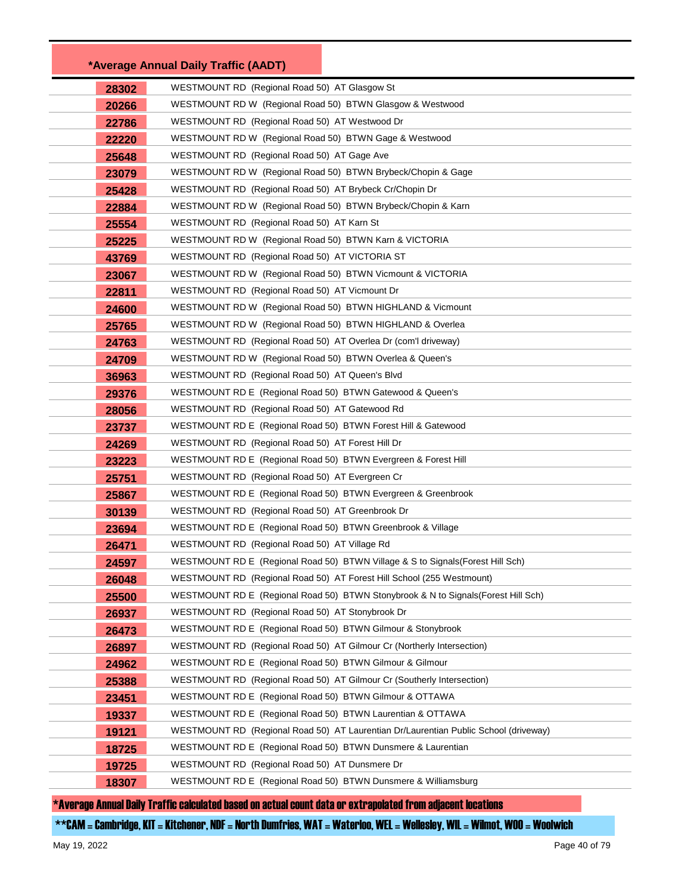## *Average Annual Daily Traffic (AADT)

| AADT | Location |
|---|---|
| 28302 | WESTMOUNT RD (Regional Road 50) AT Glasgow St |
| 20266 | WESTMOUNT RD W (Regional Road 50) BTWN Glasgow & Westwood |
| 22786 | WESTMOUNT RD (Regional Road 50) AT Westwood Dr |
| 22220 | WESTMOUNT RD W (Regional Road 50) BTWN Gage & Westwood |
| 25648 | WESTMOUNT RD (Regional Road 50) AT Gage Ave |
| 23079 | WESTMOUNT RD W (Regional Road 50) BTWN Brybeck/Chopin & Gage |
| 25428 | WESTMOUNT RD (Regional Road 50) AT Brybeck Cr/Chopin Dr |
| 22884 | WESTMOUNT RD W (Regional Road 50) BTWN Brybeck/Chopin & Karn |
| 25554 | WESTMOUNT RD (Regional Road 50) AT Karn St |
| 25225 | WESTMOUNT RD W (Regional Road 50) BTWN Karn & VICTORIA |
| 43769 | WESTMOUNT RD (Regional Road 50) AT VICTORIA ST |
| 23067 | WESTMOUNT RD W (Regional Road 50) BTWN Vicmount & VICTORIA |
| 22811 | WESTMOUNT RD (Regional Road 50) AT Vicmount Dr |
| 24600 | WESTMOUNT RD W (Regional Road 50) BTWN HIGHLAND & Vicmount |
| 25765 | WESTMOUNT RD W (Regional Road 50) BTWN HIGHLAND & Overlea |
| 24763 | WESTMOUNT RD (Regional Road 50) AT Overlea Dr (com'l driveway) |
| 24709 | WESTMOUNT RD W (Regional Road 50) BTWN Overlea & Queen's |
| 36963 | WESTMOUNT RD (Regional Road 50) AT Queen's Blvd |
| 29376 | WESTMOUNT RD E (Regional Road 50) BTWN Gatewood & Queen's |
| 28056 | WESTMOUNT RD (Regional Road 50) AT Gatewood Rd |
| 23737 | WESTMOUNT RD E (Regional Road 50) BTWN Forest Hill & Gatewood |
| 24269 | WESTMOUNT RD (Regional Road 50) AT Forest Hill Dr |
| 23223 | WESTMOUNT RD E (Regional Road 50) BTWN Evergreen & Forest Hill |
| 25751 | WESTMOUNT RD (Regional Road 50) AT Evergreen Cr |
| 25867 | WESTMOUNT RD E (Regional Road 50) BTWN Evergreen & Greenbrook |
| 30139 | WESTMOUNT RD (Regional Road 50) AT Greenbrook Dr |
| 23694 | WESTMOUNT RD E (Regional Road 50) BTWN Greenbrook & Village |
| 26471 | WESTMOUNT RD (Regional Road 50) AT Village Rd |
| 24597 | WESTMOUNT RD E (Regional Road 50) BTWN Village & S to Signals(Forest Hill Sch) |
| 26048 | WESTMOUNT RD (Regional Road 50) AT Forest Hill School (255 Westmount) |
| 25500 | WESTMOUNT RD E (Regional Road 50) BTWN Stonybrook & N to Signals(Forest Hill Sch) |
| 26937 | WESTMOUNT RD (Regional Road 50) AT Stonybrook Dr |
| 26473 | WESTMOUNT RD E (Regional Road 50) BTWN Gilmour & Stonybrook |
| 26897 | WESTMOUNT RD (Regional Road 50) AT Gilmour Cr (Northerly Intersection) |
| 24962 | WESTMOUNT RD E (Regional Road 50) BTWN Gilmour & Gilmour |
| 25388 | WESTMOUNT RD (Regional Road 50) AT Gilmour Cr (Southerly Intersection) |
| 23451 | WESTMOUNT RD E (Regional Road 50) BTWN Gilmour & OTTAWA |
| 19337 | WESTMOUNT RD E (Regional Road 50) BTWN Laurentian & OTTAWA |
| 19121 | WESTMOUNT RD (Regional Road 50) AT Laurentian Dr/Laurentian Public School (driveway) |
| 18725 | WESTMOUNT RD E (Regional Road 50) BTWN Dunsmere & Laurentian |
| 19725 | WESTMOUNT RD (Regional Road 50) AT Dunsmere Dr |
| 18307 | WESTMOUNT RD E (Regional Road 50) BTWN Dunsmere & Williamsburg |

*Average Annual Daily Traffic calculated based on actual count data or extrapolated from adjacent locations

**CAM = Cambridge, KIT = Kitchener, NDF = North Dumfries, WAT = Waterloo, WEL = Wellesley, WIL = Wilmot, WOO = Woolwich

May 19, 2022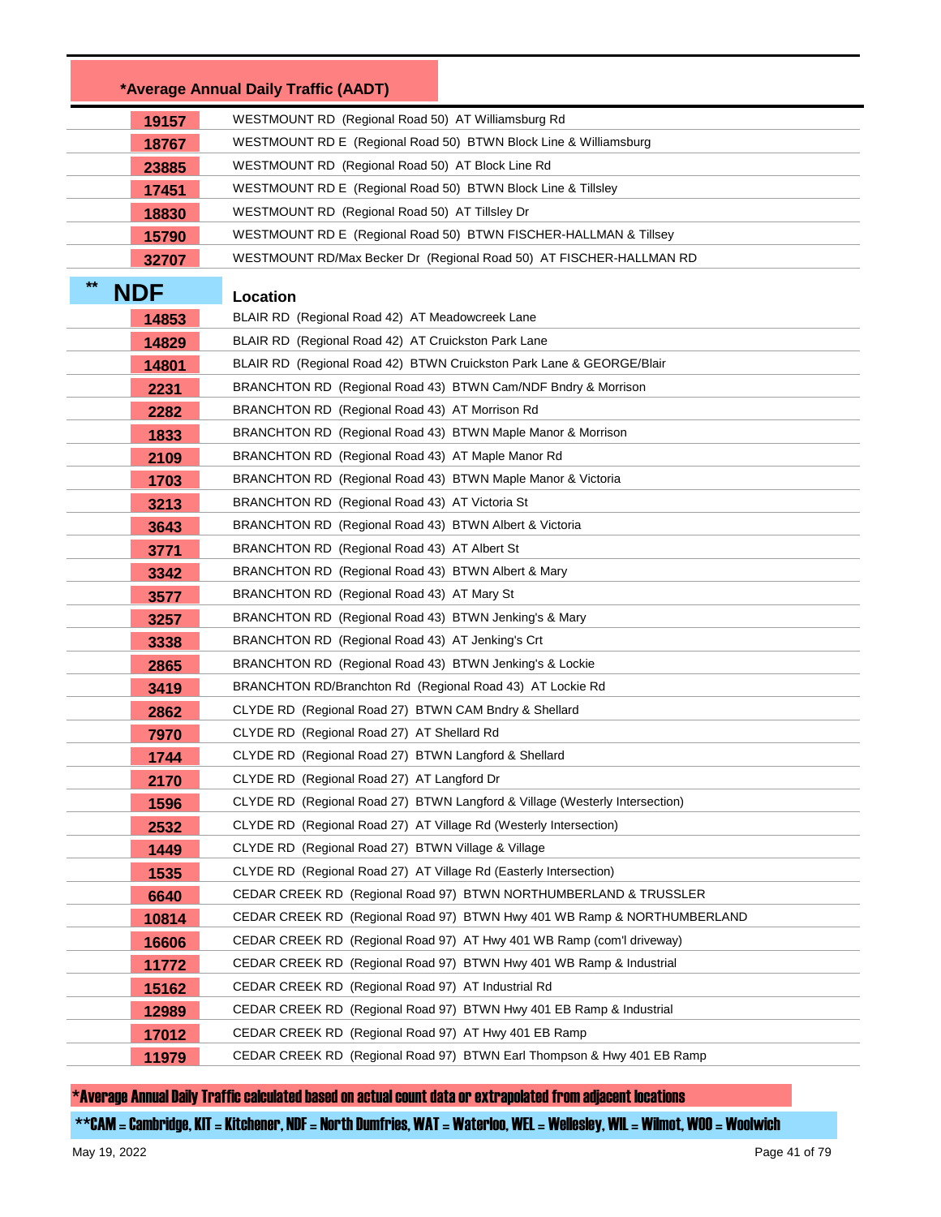| *Average Annual Daily Traffic (AADT) | |
|---|---|
| 19157 | WESTMOUNT RD (Regional Road 50) AT Williamsburg Rd |
| 18767 | WESTMOUNT RD E (Regional Road 50) BTWN Block Line & Williamsburg |
| 23885 | WESTMOUNT RD (Regional Road 50) AT Block Line Rd |
| 17451 | WESTMOUNT RD E (Regional Road 50) BTWN Block Line & Tillsley |
| 18830 | WESTMOUNT RD (Regional Road 50) AT Tillsley Dr |
| 15790 | WESTMOUNT RD E (Regional Road 50) BTWN FISCHER-HALLMAN & Tillsey |
| 32707 | WESTMOUNT RD/Max Becker Dr (Regional Road 50) AT FISCHER-HALLMAN RD |

| ** NDF | Location |
|---|---|
| 14853 | BLAIR RD (Regional Road 42) AT Meadowcreek Lane |
| 14829 | BLAIR RD (Regional Road 42) AT Cruickston Park Lane |
| 14801 | BLAIR RD (Regional Road 42) BTWN Cruickston Park Lane & GEORGE/Blair |
| 2231 | BRANCHTON RD (Regional Road 43) BTWN Cam/NDF Bndry & Morrison |
| 2282 | BRANCHTON RD (Regional Road 43) AT Morrison Rd |
| 1833 | BRANCHTON RD (Regional Road 43) BTWN Maple Manor & Morrison |
| 2109 | BRANCHTON RD (Regional Road 43) AT Maple Manor Rd |
| 1703 | BRANCHTON RD (Regional Road 43) BTWN Maple Manor & Victoria |
| 3213 | BRANCHTON RD (Regional Road 43) AT Victoria St |
| 3643 | BRANCHTON RD (Regional Road 43) BTWN Albert & Victoria |
| 3771 | BRANCHTON RD (Regional Road 43) AT Albert St |
| 3342 | BRANCHTON RD (Regional Road 43) BTWN Albert & Mary |
| 3577 | BRANCHTON RD (Regional Road 43) AT Mary St |
| 3257 | BRANCHTON RD (Regional Road 43) BTWN Jenking's & Mary |
| 3338 | BRANCHTON RD (Regional Road 43) AT Jenking's Crt |
| 2865 | BRANCHTON RD (Regional Road 43) BTWN Jenking's & Lockie |
| 3419 | BRANCHTON RD/Branchton Rd (Regional Road 43) AT Lockie Rd |
| 2862 | CLYDE RD (Regional Road 27) BTWN CAM Bndry & Shellard |
| 7970 | CLYDE RD (Regional Road 27) AT Shellard Rd |
| 1744 | CLYDE RD (Regional Road 27) BTWN Langford & Shellard |
| 2170 | CLYDE RD (Regional Road 27) AT Langford Dr |
| 1596 | CLYDE RD (Regional Road 27) BTWN Langford & Village (Westerly Intersection) |
| 2532 | CLYDE RD (Regional Road 27) AT Village Rd (Westerly Intersection) |
| 1449 | CLYDE RD (Regional Road 27) BTWN Village & Village |
| 1535 | CLYDE RD (Regional Road 27) AT Village Rd (Easterly Intersection) |
| 6640 | CEDAR CREEK RD (Regional Road 97) BTWN NORTHUMBERLAND & TRUSSLER |
| 10814 | CEDAR CREEK RD (Regional Road 97) BTWN Hwy 401 WB Ramp & NORTHUMBERLAND |
| 16606 | CEDAR CREEK RD (Regional Road 97) AT Hwy 401 WB Ramp (com'l driveway) |
| 11772 | CEDAR CREEK RD (Regional Road 97) BTWN Hwy 401 WB Ramp & Industrial |
| 15162 | CEDAR CREEK RD (Regional Road 97) AT Industrial Rd |
| 12989 | CEDAR CREEK RD (Regional Road 97) BTWN Hwy 401 EB Ramp & Industrial |
| 17012 | CEDAR CREEK RD (Regional Road 97) AT Hwy 401 EB Ramp |
| 11979 | CEDAR CREEK RD (Regional Road 97) BTWN Earl Thompson & Hwy 401 EB Ramp |

*Average Annual Daily Traffic calculated based on actual count data or extrapolated from adjacent locations

**CAM = Cambridge, KIT = Kitchener, NDF = North Dumfries, WAT = Waterloo, WEL = Wellesley, WIL = Wilmot, WOO = Woolwich

May 19, 2022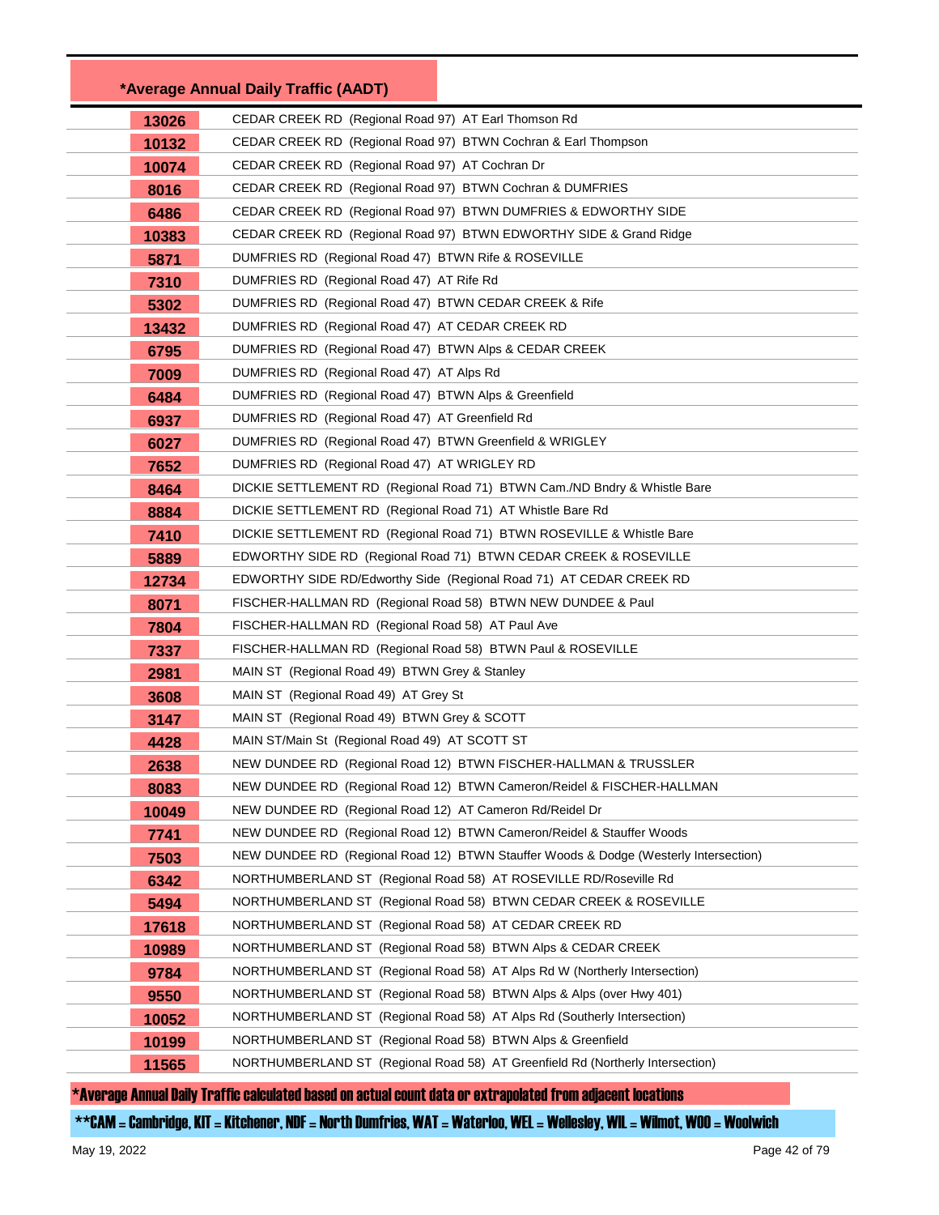| *Average Annual Daily Traffic (AADT) | |
|---|---|
| 13026 | CEDAR CREEK RD (Regional Road 97) AT Earl Thomson Rd |
| 10132 | CEDAR CREEK RD (Regional Road 97) BTWN Cochran & Earl Thompson |
| 10074 | CEDAR CREEK RD (Regional Road 97) AT Cochran Dr |
| 8016 | CEDAR CREEK RD (Regional Road 97) BTWN Cochran & DUMFRIES |
| 6486 | CEDAR CREEK RD (Regional Road 97) BTWN DUMFRIES & EDWORTHY SIDE |
| 10383 | CEDAR CREEK RD (Regional Road 97) BTWN EDWORTHY SIDE & Grand Ridge |
| 5871 | DUMFRIES RD (Regional Road 47) BTWN Rife & ROSEVILLE |
| 7310 | DUMFRIES RD (Regional Road 47) AT Rife Rd |
| 5302 | DUMFRIES RD (Regional Road 47) BTWN CEDAR CREEK & Rife |
| 13432 | DUMFRIES RD (Regional Road 47) AT CEDAR CREEK RD |
| 6795 | DUMFRIES RD (Regional Road 47) BTWN Alps & CEDAR CREEK |
| 7009 | DUMFRIES RD (Regional Road 47) AT Alps Rd |
| 6484 | DUMFRIES RD (Regional Road 47) BTWN Alps & Greenfield |
| 6937 | DUMFRIES RD (Regional Road 47) AT Greenfield Rd |
| 6027 | DUMFRIES RD (Regional Road 47) BTWN Greenfield & WRIGLEY |
| 7652 | DUMFRIES RD (Regional Road 47) AT WRIGLEY RD |
| 8464 | DICKIE SETTLEMENT RD (Regional Road 71) BTWN Cam./ND Bndry & Whistle Bare |
| 8884 | DICKIE SETTLEMENT RD (Regional Road 71) AT Whistle Bare Rd |
| 7410 | DICKIE SETTLEMENT RD (Regional Road 71) BTWN ROSEVILLE & Whistle Bare |
| 5889 | EDWORTHY SIDE RD (Regional Road 71) BTWN CEDAR CREEK & ROSEVILLE |
| 12734 | EDWORTHY SIDE RD/Edworthy Side (Regional Road 71) AT CEDAR CREEK RD |
| 8071 | FISCHER-HALLMAN RD (Regional Road 58) BTWN NEW DUNDEE & Paul |
| 7804 | FISCHER-HALLMAN RD (Regional Road 58) AT Paul Ave |
| 7337 | FISCHER-HALLMAN RD (Regional Road 58) BTWN Paul & ROSEVILLE |
| 2981 | MAIN ST (Regional Road 49) BTWN Grey & Stanley |
| 3608 | MAIN ST (Regional Road 49) AT Grey St |
| 3147 | MAIN ST (Regional Road 49) BTWN Grey & SCOTT |
| 4428 | MAIN ST/Main St (Regional Road 49) AT SCOTT ST |
| 2638 | NEW DUNDEE RD (Regional Road 12) BTWN FISCHER-HALLMAN & TRUSSLER |
| 8083 | NEW DUNDEE RD (Regional Road 12) BTWN Cameron/Reidel & FISCHER-HALLMAN |
| 10049 | NEW DUNDEE RD (Regional Road 12) AT Cameron Rd/Reidel Dr |
| 7741 | NEW DUNDEE RD (Regional Road 12) BTWN Cameron/Reidel & Stauffer Woods |
| 7503 | NEW DUNDEE RD (Regional Road 12) BTWN Stauffer Woods & Dodge (Westerly Intersection) |
| 6342 | NORTHUMBERLAND ST (Regional Road 58) AT ROSEVILLE RD/Roseville Rd |
| 5494 | NORTHUMBERLAND ST (Regional Road 58) BTWN CEDAR CREEK & ROSEVILLE |
| 17618 | NORTHUMBERLAND ST (Regional Road 58) AT CEDAR CREEK RD |
| 10989 | NORTHUMBERLAND ST (Regional Road 58) BTWN Alps & CEDAR CREEK |
| 9784 | NORTHUMBERLAND ST (Regional Road 58) AT Alps Rd W (Northerly Intersection) |
| 9550 | NORTHUMBERLAND ST (Regional Road 58) BTWN Alps & Alps (over Hwy 401) |
| 10052 | NORTHUMBERLAND ST (Regional Road 58) AT Alps Rd (Southerly Intersection) |
| 10199 | NORTHUMBERLAND ST (Regional Road 58) BTWN Alps & Greenfield |
| 11565 | NORTHUMBERLAND ST (Regional Road 58) AT Greenfield Rd (Northerly Intersection) |

*Average Annual Daily Traffic calculated based on actual count data or extrapolated from adjacent locations

**CAM = Cambridge, KIT = Kitchener, NDF = North Dumfries, WAT = Waterloo, WEL = Wellesley, WIL = Wilmot, WOO = Woolwich

May 19, 2022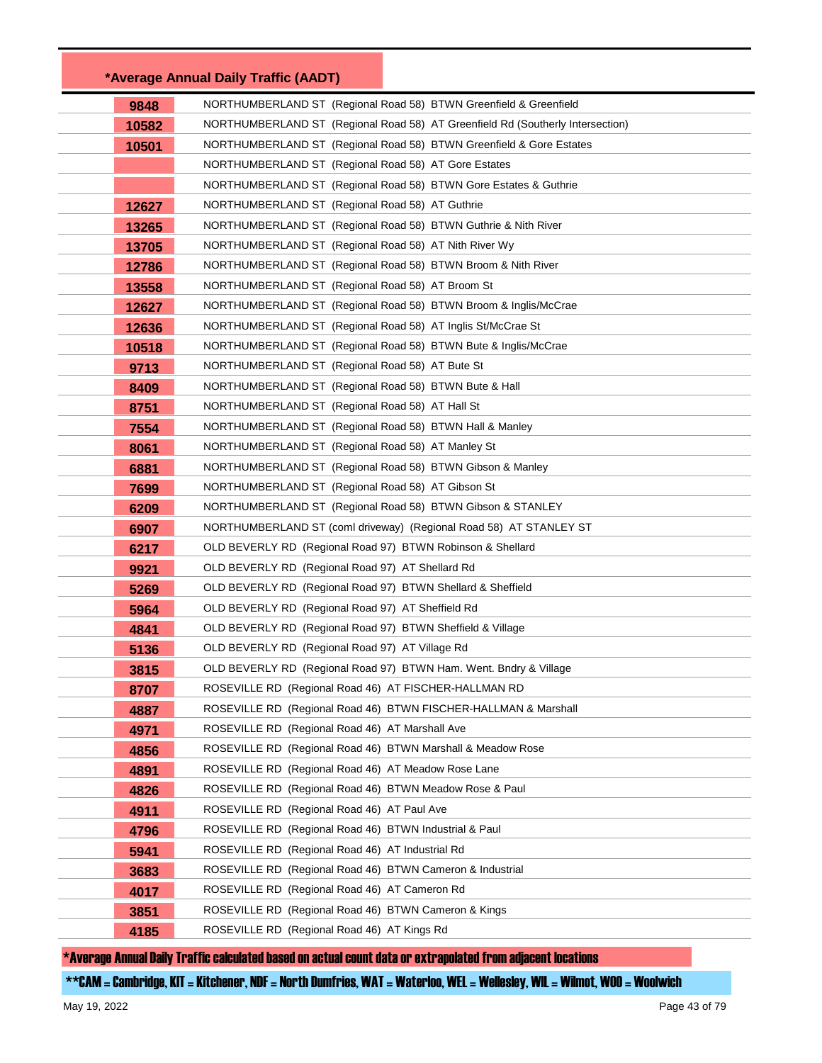| *Average Annual Daily Traffic (AADT) | |
|---|---|
| 9848 | NORTHUMBERLAND ST (Regional Road 58) BTWN Greenfield & Greenfield |
| 10582 | NORTHUMBERLAND ST (Regional Road 58) AT Greenfield Rd (Southerly Intersection) |
| 10501 | NORTHUMBERLAND ST (Regional Road 58) BTWN Greenfield & Gore Estates |
| | NORTHUMBERLAND ST (Regional Road 58) AT Gore Estates |
| | NORTHUMBERLAND ST (Regional Road 58) BTWN Gore Estates & Guthrie |
| 12627 | NORTHUMBERLAND ST (Regional Road 58) AT Guthrie |
| 13265 | NORTHUMBERLAND ST (Regional Road 58) BTWN Guthrie & Nith River |
| 13705 | NORTHUMBERLAND ST (Regional Road 58) AT Nith River Wy |
| 12786 | NORTHUMBERLAND ST (Regional Road 58) BTWN Broom & Nith River |
| 13558 | NORTHUMBERLAND ST (Regional Road 58) AT Broom St |
| 12627 | NORTHUMBERLAND ST (Regional Road 58) BTWN Broom & Inglis/McCrae |
| 12636 | NORTHUMBERLAND ST (Regional Road 58) AT Inglis St/McCrae St |
| 10518 | NORTHUMBERLAND ST (Regional Road 58) BTWN Bute & Inglis/McCrae |
| 9713 | NORTHUMBERLAND ST (Regional Road 58) AT Bute St |
| 8409 | NORTHUMBERLAND ST (Regional Road 58) BTWN Bute & Hall |
| 8751 | NORTHUMBERLAND ST (Regional Road 58) AT Hall St |
| 7554 | NORTHUMBERLAND ST (Regional Road 58) BTWN Hall & Manley |
| 8061 | NORTHUMBERLAND ST (Regional Road 58) AT Manley St |
| 6881 | NORTHUMBERLAND ST (Regional Road 58) BTWN Gibson & Manley |
| 7699 | NORTHUMBERLAND ST (Regional Road 58) AT Gibson St |
| 6209 | NORTHUMBERLAND ST (Regional Road 58) BTWN Gibson & STANLEY |
| 6907 | NORTHUMBERLAND ST (coml driveway) (Regional Road 58) AT STANLEY ST |
| 6217 | OLD BEVERLY RD (Regional Road 97) BTWN Robinson & Shellard |
| 9921 | OLD BEVERLY RD (Regional Road 97) AT Shellard Rd |
| 5269 | OLD BEVERLY RD (Regional Road 97) BTWN Shellard & Sheffield |
| 5964 | OLD BEVERLY RD (Regional Road 97) AT Sheffield Rd |
| 4841 | OLD BEVERLY RD (Regional Road 97) BTWN Sheffield & Village |
| 5136 | OLD BEVERLY RD (Regional Road 97) AT Village Rd |
| 3815 | OLD BEVERLY RD (Regional Road 97) BTWN Ham. Went. Bndry & Village |
| 8707 | ROSEVILLE RD (Regional Road 46) AT FISCHER-HALLMAN RD |
| 4887 | ROSEVILLE RD (Regional Road 46) BTWN FISCHER-HALLMAN & Marshall |
| 4971 | ROSEVILLE RD (Regional Road 46) AT Marshall Ave |
| 4856 | ROSEVILLE RD (Regional Road 46) BTWN Marshall & Meadow Rose |
| 4891 | ROSEVILLE RD (Regional Road 46) AT Meadow Rose Lane |
| 4826 | ROSEVILLE RD (Regional Road 46) BTWN Meadow Rose & Paul |
| 4911 | ROSEVILLE RD (Regional Road 46) AT Paul Ave |
| 4796 | ROSEVILLE RD (Regional Road 46) BTWN Industrial & Paul |
| 5941 | ROSEVILLE RD (Regional Road 46) AT Industrial Rd |
| 3683 | ROSEVILLE RD (Regional Road 46) BTWN Cameron & Industrial |
| 4017 | ROSEVILLE RD (Regional Road 46) AT Cameron Rd |
| 3851 | ROSEVILLE RD (Regional Road 46) BTWN Cameron & Kings |
| 4185 | ROSEVILLE RD (Regional Road 46) AT Kings Rd |

*Average Annual Daily Traffic calculated based on actual count data or extrapolated from adjacent locations

**CAM = Cambridge, KIT = Kitchener, NDF = North Dumfries, WAT = Waterloo, WEL = Wellesley, WIL = Wilmot, WOO = Woolwich

May 19, 2022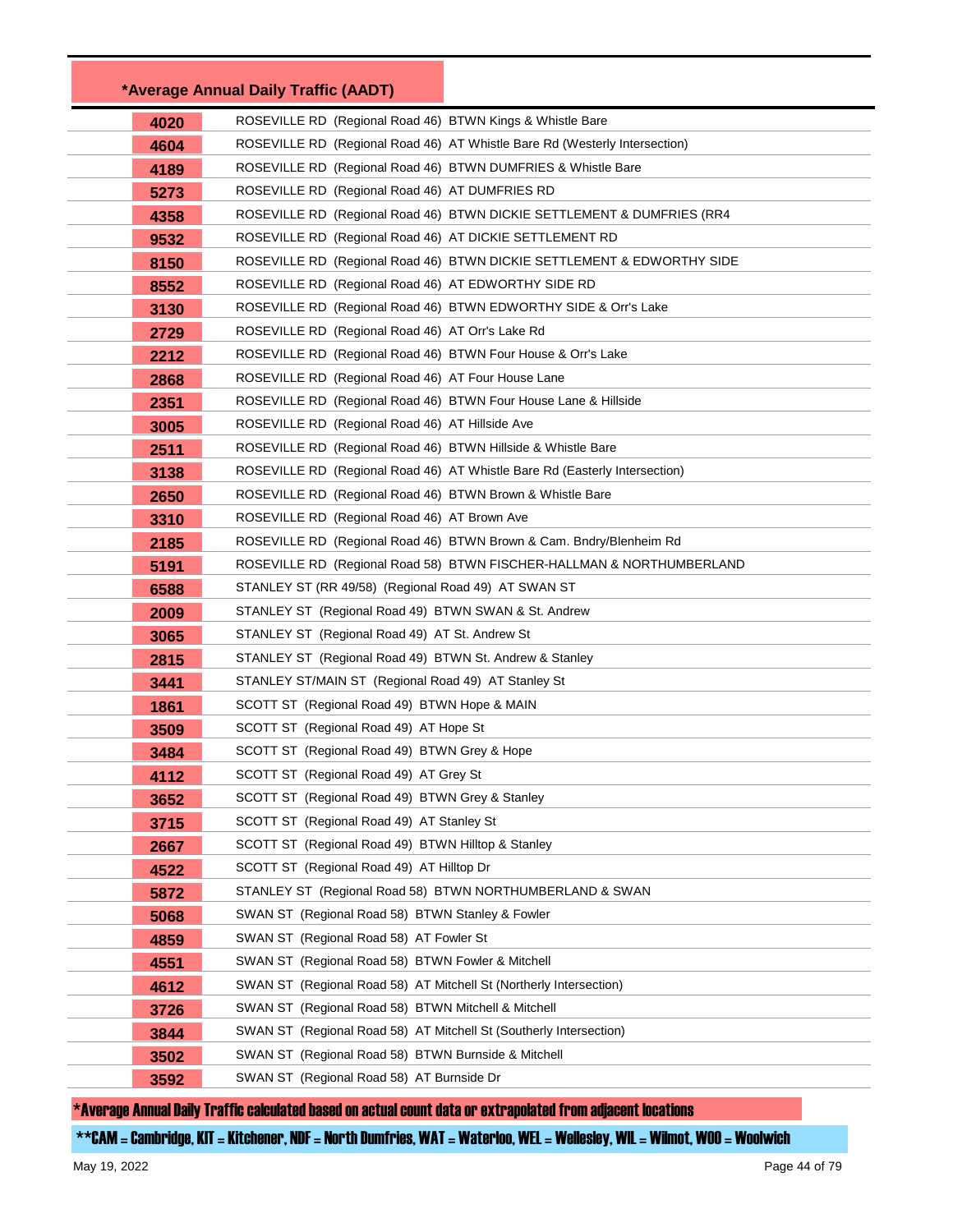| *Average Annual Daily Traffic (AADT) | |
|---|---|
| 4020 | ROSEVILLE RD (Regional Road 46) BTWN Kings & Whistle Bare |
| 4604 | ROSEVILLE RD (Regional Road 46) AT Whistle Bare Rd (Westerly Intersection) |
| 4189 | ROSEVILLE RD (Regional Road 46) BTWN DUMFRIES & Whistle Bare |
| 5273 | ROSEVILLE RD (Regional Road 46) AT DUMFRIES RD |
| 4358 | ROSEVILLE RD (Regional Road 46) BTWN DICKIE SETTLEMENT & DUMFRIES (RR4 |
| 9532 | ROSEVILLE RD (Regional Road 46) AT DICKIE SETTLEMENT RD |
| 8150 | ROSEVILLE RD (Regional Road 46) BTWN DICKIE SETTLEMENT & EDWORTHY SIDE |
| 8552 | ROSEVILLE RD (Regional Road 46) AT EDWORTHY SIDE RD |
| 3130 | ROSEVILLE RD (Regional Road 46) BTWN EDWORTHY SIDE & Orr's Lake |
| 2729 | ROSEVILLE RD (Regional Road 46) AT Orr's Lake Rd |
| 2212 | ROSEVILLE RD (Regional Road 46) BTWN Four House & Orr's Lake |
| 2868 | ROSEVILLE RD (Regional Road 46) AT Four House Lane |
| 2351 | ROSEVILLE RD (Regional Road 46) BTWN Four House Lane & Hillside |
| 3005 | ROSEVILLE RD (Regional Road 46) AT Hillside Ave |
| 2511 | ROSEVILLE RD (Regional Road 46) BTWN Hillside & Whistle Bare |
| 3138 | ROSEVILLE RD (Regional Road 46) AT Whistle Bare Rd (Easterly Intersection) |
| 2650 | ROSEVILLE RD (Regional Road 46) BTWN Brown & Whistle Bare |
| 3310 | ROSEVILLE RD (Regional Road 46) AT Brown Ave |
| 2185 | ROSEVILLE RD (Regional Road 46) BTWN Brown & Cam. Bndry/Blenheim Rd |
| 5191 | ROSEVILLE RD (Regional Road 58) BTWN FISCHER-HALLMAN & NORTHUMBERLAND |
| 6588 | STANLEY ST (RR 49/58) (Regional Road 49) AT SWAN ST |
| 2009 | STANLEY ST (Regional Road 49) BTWN SWAN & St. Andrew |
| 3065 | STANLEY ST (Regional Road 49) AT St. Andrew St |
| 2815 | STANLEY ST (Regional Road 49) BTWN St. Andrew & Stanley |
| 3441 | STANLEY ST/MAIN ST (Regional Road 49) AT Stanley St |
| 1861 | SCOTT ST (Regional Road 49) BTWN Hope & MAIN |
| 3509 | SCOTT ST (Regional Road 49) AT Hope St |
| 3484 | SCOTT ST (Regional Road 49) BTWN Grey & Hope |
| 4112 | SCOTT ST (Regional Road 49) AT Grey St |
| 3652 | SCOTT ST (Regional Road 49) BTWN Grey & Stanley |
| 3715 | SCOTT ST (Regional Road 49) AT Stanley St |
| 2667 | SCOTT ST (Regional Road 49) BTWN Hilltop & Stanley |
| 4522 | SCOTT ST (Regional Road 49) AT Hilltop Dr |
| 5872 | STANLEY ST (Regional Road 58) BTWN NORTHUMBERLAND & SWAN |
| 5068 | SWAN ST (Regional Road 58) BTWN Stanley & Fowler |
| 4859 | SWAN ST (Regional Road 58) AT Fowler St |
| 4551 | SWAN ST (Regional Road 58) BTWN Fowler & Mitchell |
| 4612 | SWAN ST (Regional Road 58) AT Mitchell St (Northerly Intersection) |
| 3726 | SWAN ST (Regional Road 58) BTWN Mitchell & Mitchell |
| 3844 | SWAN ST (Regional Road 58) AT Mitchell St (Southerly Intersection) |
| 3502 | SWAN ST (Regional Road 58) BTWN Burnside & Mitchell |
| 3592 | SWAN ST (Regional Road 58) AT Burnside Dr |

*Average Annual Daily Traffic calculated based on actual count data or extrapolated from adjacent locations

**CAM = Cambridge, KIT = Kitchener, NDF = North Dumfries, WAT = Waterloo, WEL = Wellesley, WIL = Wilmot, WOO = Woolwich

May 19, 2022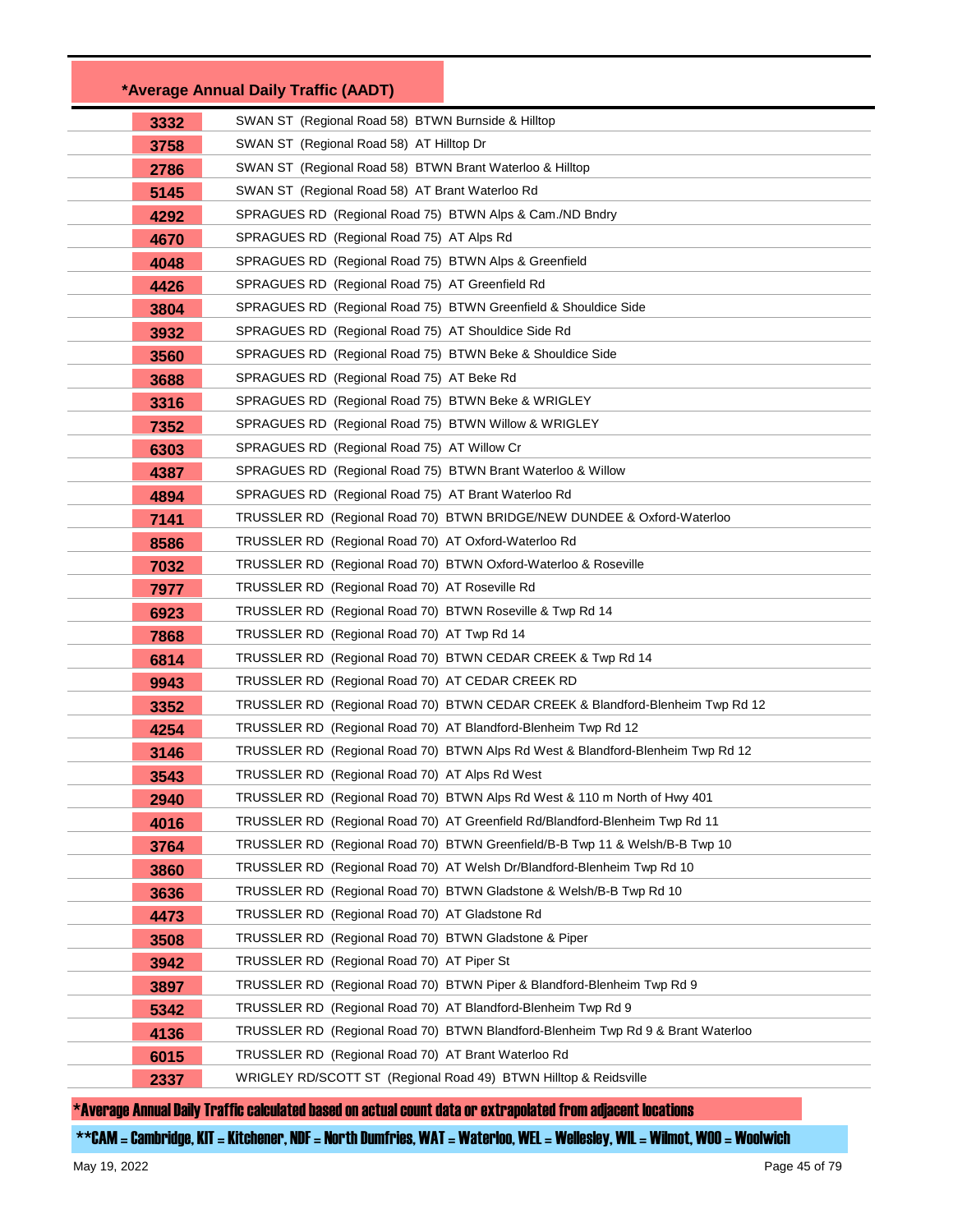| *Average Annual Daily Traffic (AADT) | |
|---|---|
| 3332 | SWAN ST (Regional Road 58) BTWN Burnside & Hilltop |
| 3758 | SWAN ST (Regional Road 58) AT Hilltop Dr |
| 2786 | SWAN ST (Regional Road 58) BTWN Brant Waterloo & Hilltop |
| 5145 | SWAN ST (Regional Road 58) AT Brant Waterloo Rd |
| 4292 | SPRAGUES RD (Regional Road 75) BTWN Alps & Cam./ND Bndry |
| 4670 | SPRAGUES RD (Regional Road 75) AT Alps Rd |
| 4048 | SPRAGUES RD (Regional Road 75) BTWN Alps & Greenfield |
| 4426 | SPRAGUES RD (Regional Road 75) AT Greenfield Rd |
| 3804 | SPRAGUES RD (Regional Road 75) BTWN Greenfield & Shouldice Side |
| 3932 | SPRAGUES RD (Regional Road 75) AT Shouldice Side Rd |
| 3560 | SPRAGUES RD (Regional Road 75) BTWN Beke & Shouldice Side |
| 3688 | SPRAGUES RD (Regional Road 75) AT Beke Rd |
| 3316 | SPRAGUES RD (Regional Road 75) BTWN Beke & WRIGLEY |
| 7352 | SPRAGUES RD (Regional Road 75) BTWN Willow & WRIGLEY |
| 6303 | SPRAGUES RD (Regional Road 75) AT Willow Cr |
| 4387 | SPRAGUES RD (Regional Road 75) BTWN Brant Waterloo & Willow |
| 4894 | SPRAGUES RD (Regional Road 75) AT Brant Waterloo Rd |
| 7141 | TRUSSLER RD (Regional Road 70) BTWN BRIDGE/NEW DUNDEE & Oxford-Waterloo |
| 8586 | TRUSSLER RD (Regional Road 70) AT Oxford-Waterloo Rd |
| 7032 | TRUSSLER RD (Regional Road 70) BTWN Oxford-Waterloo & Roseville |
| 7977 | TRUSSLER RD (Regional Road 70) AT Roseville Rd |
| 6923 | TRUSSLER RD (Regional Road 70) BTWN Roseville & Twp Rd 14 |
| 7868 | TRUSSLER RD (Regional Road 70) AT Twp Rd 14 |
| 6814 | TRUSSLER RD (Regional Road 70) BTWN CEDAR CREEK & Twp Rd 14 |
| 9943 | TRUSSLER RD (Regional Road 70) AT CEDAR CREEK RD |
| 3352 | TRUSSLER RD (Regional Road 70) BTWN CEDAR CREEK & Blandford-Blenheim Twp Rd 12 |
| 4254 | TRUSSLER RD (Regional Road 70) AT Blandford-Blenheim Twp Rd 12 |
| 3146 | TRUSSLER RD (Regional Road 70) BTWN Alps Rd West & Blandford-Blenheim Twp Rd 12 |
| 3543 | TRUSSLER RD (Regional Road 70) AT Alps Rd West |
| 2940 | TRUSSLER RD (Regional Road 70) BTWN Alps Rd West & 110 m North of Hwy 401 |
| 4016 | TRUSSLER RD (Regional Road 70) AT Greenfield Rd/Blandford-Blenheim Twp Rd 11 |
| 3764 | TRUSSLER RD (Regional Road 70) BTWN Greenfield/B-B Twp 11 & Welsh/B-B Twp 10 |
| 3860 | TRUSSLER RD (Regional Road 70) AT Welsh Dr/Blandford-Blenheim Twp Rd 10 |
| 3636 | TRUSSLER RD (Regional Road 70) BTWN Gladstone & Welsh/B-B Twp Rd 10 |
| 4473 | TRUSSLER RD (Regional Road 70) AT Gladstone Rd |
| 3508 | TRUSSLER RD (Regional Road 70) BTWN Gladstone & Piper |
| 3942 | TRUSSLER RD (Regional Road 70) AT Piper St |
| 3897 | TRUSSLER RD (Regional Road 70) BTWN Piper & Blandford-Blenheim Twp Rd 9 |
| 5342 | TRUSSLER RD (Regional Road 70) AT Blandford-Blenheim Twp Rd 9 |
| 4136 | TRUSSLER RD (Regional Road 70) BTWN Blandford-Blenheim Twp Rd 9 & Brant Waterloo |
| 6015 | TRUSSLER RD (Regional Road 70) AT Brant Waterloo Rd |
| 2337 | WRIGLEY RD/SCOTT ST (Regional Road 49) BTWN Hilltop & Reidsville |

*Average Annual Daily Traffic calculated based on actual count data or extrapolated from adjacent locations

**CAM = Cambridge, KIT = Kitchener, NDF = North Dumfries, WAT = Waterloo, WEL = Wellesley, WIL = Wilmot, WOO = Woolwich

May 19, 2022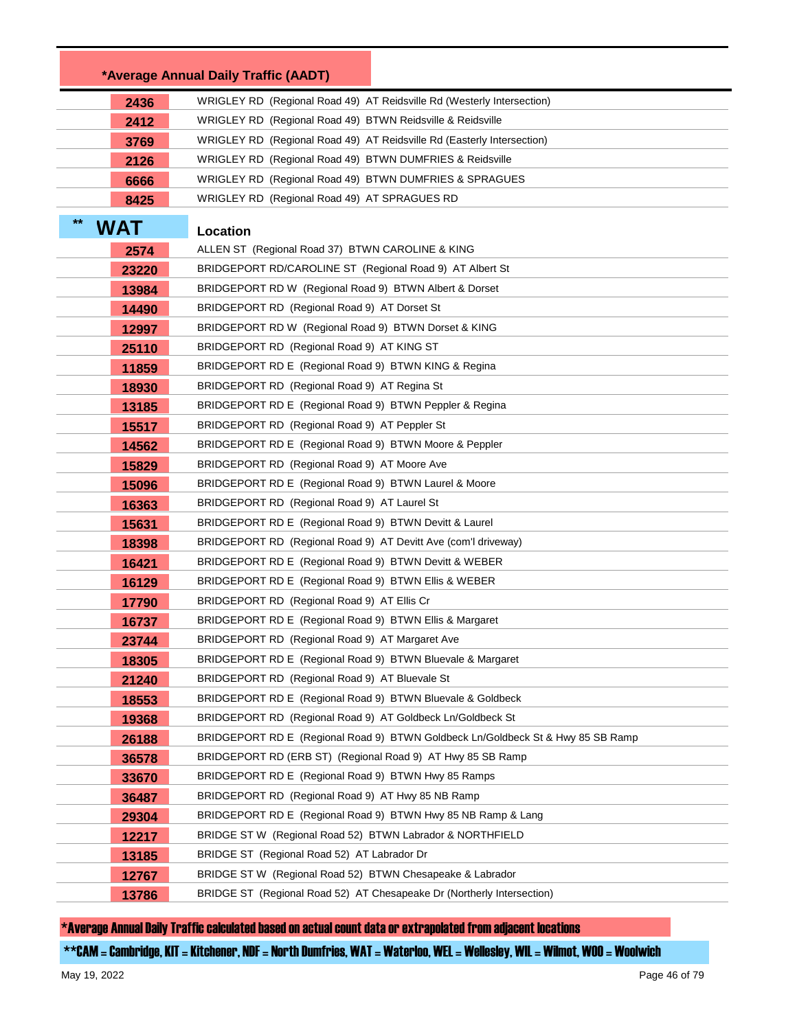| *Average Annual Daily Traffic (AADT) | |
|---|---|
| 2436 | WRIGLEY RD (Regional Road 49) AT Reidsville Rd (Westerly Intersection) |
| 2412 | WRIGLEY RD (Regional Road 49) BTWN Reidsville & Reidsville |
| 3769 | WRIGLEY RD (Regional Road 49) AT Reidsville Rd (Easterly Intersection) |
| 2126 | WRIGLEY RD (Regional Road 49) BTWN DUMFRIES & Reidsville |
| 6666 | WRIGLEY RD (Regional Road 49) BTWN DUMFRIES & SPRAGUES |
| 8425 | WRIGLEY RD (Regional Road 49) AT SPRAGUES RD |

| ** WAT | Location |
|---|---|
| 2574 | ALLEN ST (Regional Road 37) BTWN CAROLINE & KING |
| 23220 | BRIDGEPORT RD/CAROLINE ST (Regional Road 9) AT Albert St |
| 13984 | BRIDGEPORT RD W (Regional Road 9) BTWN Albert & Dorset |
| 14490 | BRIDGEPORT RD (Regional Road 9) AT Dorset St |
| 12997 | BRIDGEPORT RD W (Regional Road 9) BTWN Dorset & KING |
| 25110 | BRIDGEPORT RD (Regional Road 9) AT KING ST |
| 11859 | BRIDGEPORT RD E (Regional Road 9) BTWN KING & Regina |
| 18930 | BRIDGEPORT RD (Regional Road 9) AT Regina St |
| 13185 | BRIDGEPORT RD E (Regional Road 9) BTWN Peppler & Regina |
| 15517 | BRIDGEPORT RD (Regional Road 9) AT Peppler St |
| 14562 | BRIDGEPORT RD E (Regional Road 9) BTWN Moore & Peppler |
| 15829 | BRIDGEPORT RD (Regional Road 9) AT Moore Ave |
| 15096 | BRIDGEPORT RD E (Regional Road 9) BTWN Laurel & Moore |
| 16363 | BRIDGEPORT RD (Regional Road 9) AT Laurel St |
| 15631 | BRIDGEPORT RD E (Regional Road 9) BTWN Devitt & Laurel |
| 18398 | BRIDGEPORT RD (Regional Road 9) AT Devitt Ave (com'l driveway) |
| 16421 | BRIDGEPORT RD E (Regional Road 9) BTWN Devitt & WEBER |
| 16129 | BRIDGEPORT RD E (Regional Road 9) BTWN Ellis & WEBER |
| 17790 | BRIDGEPORT RD (Regional Road 9) AT Ellis Cr |
| 16737 | BRIDGEPORT RD E (Regional Road 9) BTWN Ellis & Margaret |
| 23744 | BRIDGEPORT RD (Regional Road 9) AT Margaret Ave |
| 18305 | BRIDGEPORT RD E (Regional Road 9) BTWN Bluevale & Margaret |
| 21240 | BRIDGEPORT RD (Regional Road 9) AT Bluevale St |
| 18553 | BRIDGEPORT RD E (Regional Road 9) BTWN Bluevale & Goldbeck |
| 19368 | BRIDGEPORT RD (Regional Road 9) AT Goldbeck Ln/Goldbeck St |
| 26188 | BRIDGEPORT RD E (Regional Road 9) BTWN Goldbeck Ln/Goldbeck St & Hwy 85 SB Ramp |
| 36578 | BRIDGEPORT RD (ERB ST) (Regional Road 9) AT Hwy 85 SB Ramp |
| 33670 | BRIDGEPORT RD E (Regional Road 9) BTWN Hwy 85 Ramps |
| 36487 | BRIDGEPORT RD (Regional Road 9) AT Hwy 85 NB Ramp |
| 29304 | BRIDGEPORT RD E (Regional Road 9) BTWN Hwy 85 NB Ramp & Lang |
| 12217 | BRIDGE ST W (Regional Road 52) BTWN Labrador & NORTHFIELD |
| 13185 | BRIDGE ST (Regional Road 52) AT Labrador Dr |
| 12767 | BRIDGE ST W (Regional Road 52) BTWN Chesapeake & Labrador |
| 13786 | BRIDGE ST (Regional Road 52) AT Chesapeake Dr (Northerly Intersection) |

*Average Annual Daily Traffic calculated based on actual count data or extrapolated from adjacent locations

**CAM = Cambridge, KIT = Kitchener, NDF = North Dumfries, WAT = Waterloo, WEL = Wellesley, WIL = Wilmot, WOO = Woolwich

May 19, 2022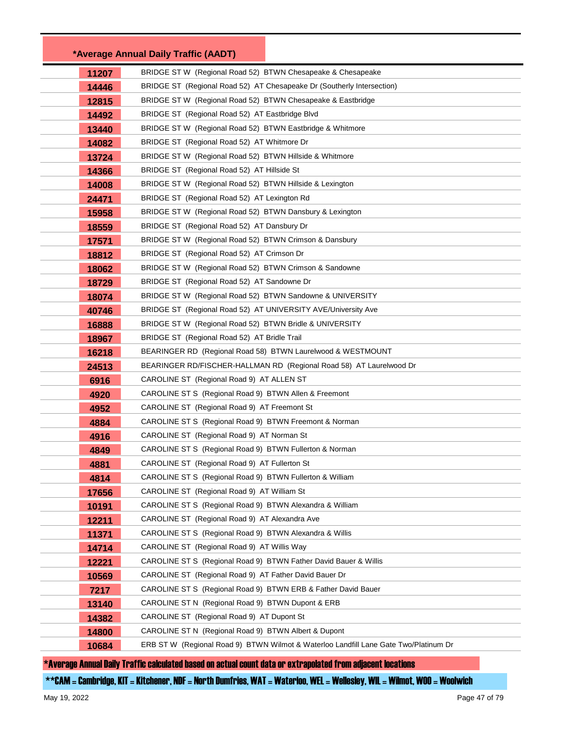| *Average Annual Daily Traffic (AADT) | |
|---|---|
| 11207 | BRIDGE ST W (Regional Road 52) BTWN Chesapeake & Chesapeake |
| 14446 | BRIDGE ST (Regional Road 52) AT Chesapeake Dr (Southerly Intersection) |
| 12815 | BRIDGE ST W (Regional Road 52) BTWN Chesapeake & Eastbridge |
| 14492 | BRIDGE ST (Regional Road 52) AT Eastbridge Blvd |
| 13440 | BRIDGE ST W (Regional Road 52) BTWN Eastbridge & Whitmore |
| 14082 | BRIDGE ST (Regional Road 52) AT Whitmore Dr |
| 13724 | BRIDGE ST W (Regional Road 52) BTWN Hillside & Whitmore |
| 14366 | BRIDGE ST (Regional Road 52) AT Hillside St |
| 14008 | BRIDGE ST W (Regional Road 52) BTWN Hillside & Lexington |
| 24471 | BRIDGE ST (Regional Road 52) AT Lexington Rd |
| 15958 | BRIDGE ST W (Regional Road 52) BTWN Dansbury & Lexington |
| 18559 | BRIDGE ST (Regional Road 52) AT Dansbury Dr |
| 17571 | BRIDGE ST W (Regional Road 52) BTWN Crimson & Dansbury |
| 18812 | BRIDGE ST (Regional Road 52) AT Crimson Dr |
| 18062 | BRIDGE ST W (Regional Road 52) BTWN Crimson & Sandowne |
| 18729 | BRIDGE ST (Regional Road 52) AT Sandowne Dr |
| 18074 | BRIDGE ST W (Regional Road 52) BTWN Sandowne & UNIVERSITY |
| 40746 | BRIDGE ST (Regional Road 52) AT UNIVERSITY AVE/University Ave |
| 16888 | BRIDGE ST W (Regional Road 52) BTWN Bridle & UNIVERSITY |
| 18967 | BRIDGE ST (Regional Road 52) AT Bridle Trail |
| 16218 | BEARINGER RD (Regional Road 58) BTWN Laurelwood & WESTMOUNT |
| 24513 | BEARINGER RD/FISCHER-HALLMAN RD (Regional Road 58) AT Laurelwood Dr |
| 6916 | CAROLINE ST (Regional Road 9) AT ALLEN ST |
| 4920 | CAROLINE ST S (Regional Road 9) BTWN Allen & Freemont |
| 4952 | CAROLINE ST (Regional Road 9) AT Freemont St |
| 4884 | CAROLINE ST S (Regional Road 9) BTWN Freemont & Norman |
| 4916 | CAROLINE ST (Regional Road 9) AT Norman St |
| 4849 | CAROLINE ST S (Regional Road 9) BTWN Fullerton & Norman |
| 4881 | CAROLINE ST (Regional Road 9) AT Fullerton St |
| 4814 | CAROLINE ST S (Regional Road 9) BTWN Fullerton & William |
| 17656 | CAROLINE ST (Regional Road 9) AT William St |
| 10191 | CAROLINE ST S (Regional Road 9) BTWN Alexandra & William |
| 12211 | CAROLINE ST (Regional Road 9) AT Alexandra Ave |
| 11371 | CAROLINE ST S (Regional Road 9) BTWN Alexandra & Willis |
| 14714 | CAROLINE ST (Regional Road 9) AT Willis Way |
| 12221 | CAROLINE ST S (Regional Road 9) BTWN Father David Bauer & Willis |
| 10569 | CAROLINE ST (Regional Road 9) AT Father David Bauer Dr |
| 7217 | CAROLINE ST S (Regional Road 9) BTWN ERB & Father David Bauer |
| 13140 | CAROLINE ST N (Regional Road 9) BTWN Dupont & ERB |
| 14382 | CAROLINE ST (Regional Road 9) AT Dupont St |
| 14800 | CAROLINE ST N (Regional Road 9) BTWN Albert & Dupont |
| 10684 | ERB ST W (Regional Road 9) BTWN Wilmot & Waterloo Landfill Lane Gate Two/Platinum Dr |

*Average Annual Daily Traffic calculated based on actual count data or extrapolated from adjacent locations

**CAM = Cambridge, KIT = Kitchener, NDF = North Dumfries, WAT = Waterloo, WEL = Wellesley, WIL = Wilmot, WOO = Woolwich

May 19, 2022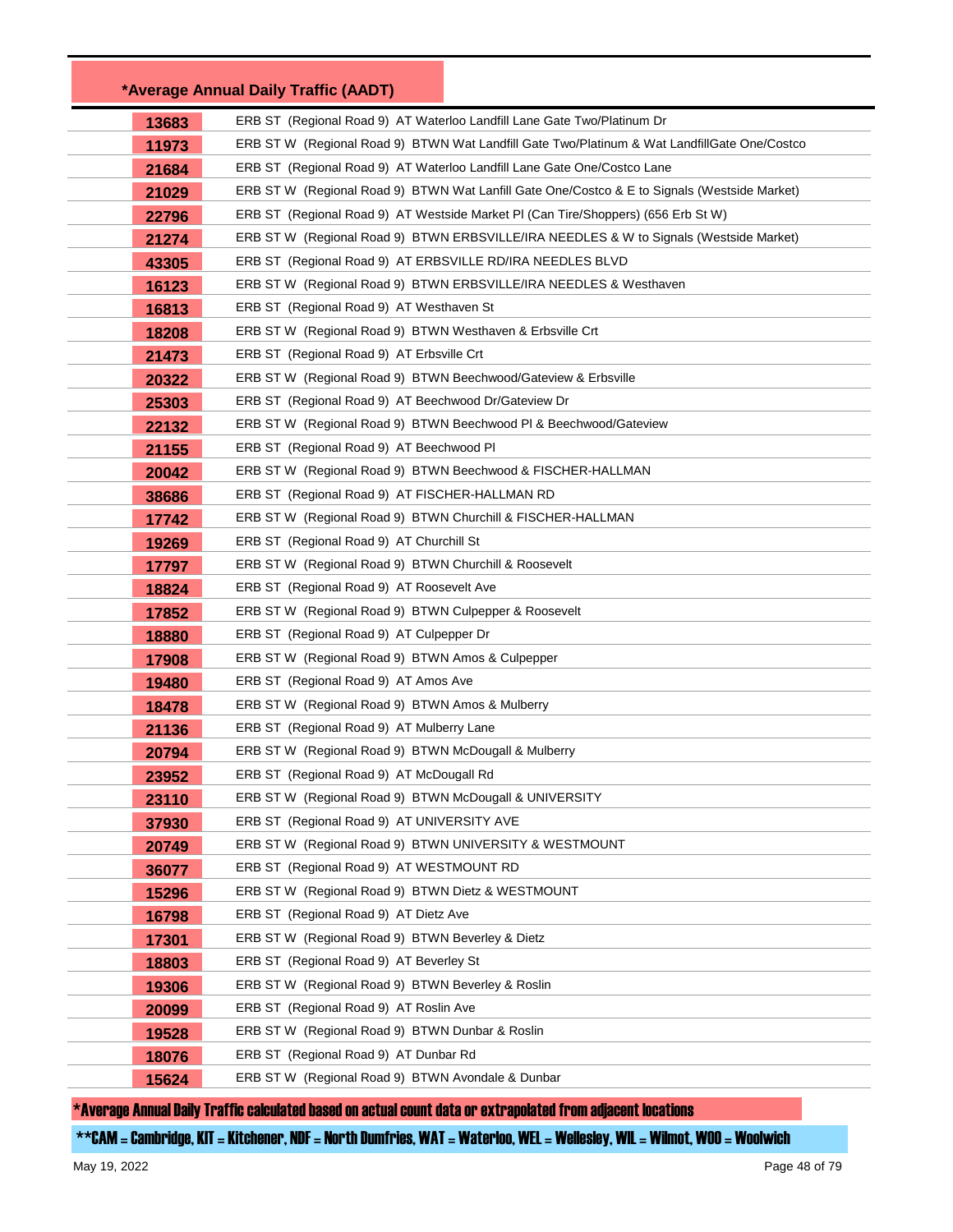## *Average Annual Daily Traffic (AADT)

| AADT | Location |
|---|---|
| 13683 | ERB ST (Regional Road 9) AT Waterloo Landfill Lane Gate Two/Platinum Dr |
| 11973 | ERB ST W (Regional Road 9) BTWN Wat Landfill Gate Two/Platinum & Wat LandfillGate One/Costco |
| 21684 | ERB ST (Regional Road 9) AT Waterloo Landfill Lane Gate One/Costco Lane |
| 21029 | ERB ST W (Regional Road 9) BTWN Wat Lanfill Gate One/Costco & E to Signals (Westside Market) |
| 22796 | ERB ST (Regional Road 9) AT Westside Market Pl (Can Tire/Shoppers) (656 Erb St W) |
| 21274 | ERB ST W (Regional Road 9) BTWN ERBSVILLE/IRA NEEDLES & W to Signals (Westside Market) |
| 43305 | ERB ST (Regional Road 9) AT ERBSVILLE RD/IRA NEEDLES BLVD |
| 16123 | ERB ST W (Regional Road 9) BTWN ERBSVILLE/IRA NEEDLES & Westhaven |
| 16813 | ERB ST (Regional Road 9) AT Westhaven St |
| 18208 | ERB ST W (Regional Road 9) BTWN Westhaven & Erbsville Crt |
| 21473 | ERB ST (Regional Road 9) AT Erbsville Crt |
| 20322 | ERB ST W (Regional Road 9) BTWN Beechwood/Gateview & Erbsville |
| 25303 | ERB ST (Regional Road 9) AT Beechwood Dr/Gateview Dr |
| 22132 | ERB ST W (Regional Road 9) BTWN Beechwood Pl & Beechwood/Gateview |
| 21155 | ERB ST (Regional Road 9) AT Beechwood Pl |
| 20042 | ERB ST W (Regional Road 9) BTWN Beechwood & FISCHER-HALLMAN |
| 38686 | ERB ST (Regional Road 9) AT FISCHER-HALLMAN RD |
| 17742 | ERB ST W (Regional Road 9) BTWN Churchill & FISCHER-HALLMAN |
| 19269 | ERB ST (Regional Road 9) AT Churchill St |
| 17797 | ERB ST W (Regional Road 9) BTWN Churchill & Roosevelt |
| 18824 | ERB ST (Regional Road 9) AT Roosevelt Ave |
| 17852 | ERB ST W (Regional Road 9) BTWN Culpepper & Roosevelt |
| 18880 | ERB ST (Regional Road 9) AT Culpepper Dr |
| 17908 | ERB ST W (Regional Road 9) BTWN Amos & Culpepper |
| 19480 | ERB ST (Regional Road 9) AT Amos Ave |
| 18478 | ERB ST W (Regional Road 9) BTWN Amos & Mulberry |
| 21136 | ERB ST (Regional Road 9) AT Mulberry Lane |
| 20794 | ERB ST W (Regional Road 9) BTWN McDougall & Mulberry |
| 23952 | ERB ST (Regional Road 9) AT McDougall Rd |
| 23110 | ERB ST W (Regional Road 9) BTWN McDougall & UNIVERSITY |
| 37930 | ERB ST (Regional Road 9) AT UNIVERSITY AVE |
| 20749 | ERB ST W (Regional Road 9) BTWN UNIVERSITY & WESTMOUNT |
| 36077 | ERB ST (Regional Road 9) AT WESTMOUNT RD |
| 15296 | ERB ST W (Regional Road 9) BTWN Dietz & WESTMOUNT |
| 16798 | ERB ST (Regional Road 9) AT Dietz Ave |
| 17301 | ERB ST W (Regional Road 9) BTWN Beverley & Dietz |
| 18803 | ERB ST (Regional Road 9) AT Beverley St |
| 19306 | ERB ST W (Regional Road 9) BTWN Beverley & Roslin |
| 20099 | ERB ST (Regional Road 9) AT Roslin Ave |
| 19528 | ERB ST W (Regional Road 9) BTWN Dunbar & Roslin |
| 18076 | ERB ST (Regional Road 9) AT Dunbar Rd |
| 15624 | ERB ST W (Regional Road 9) BTWN Avondale & Dunbar |

*Average Annual Daily Traffic calculated based on actual count data or extrapolated from adjacent locations

**CAM = Cambridge, KIT = Kitchener, NDF = North Dumfries, WAT = Waterloo, WEL = Wellesley, WIL = Wilmot, WOO = Woolwich

May 19, 2022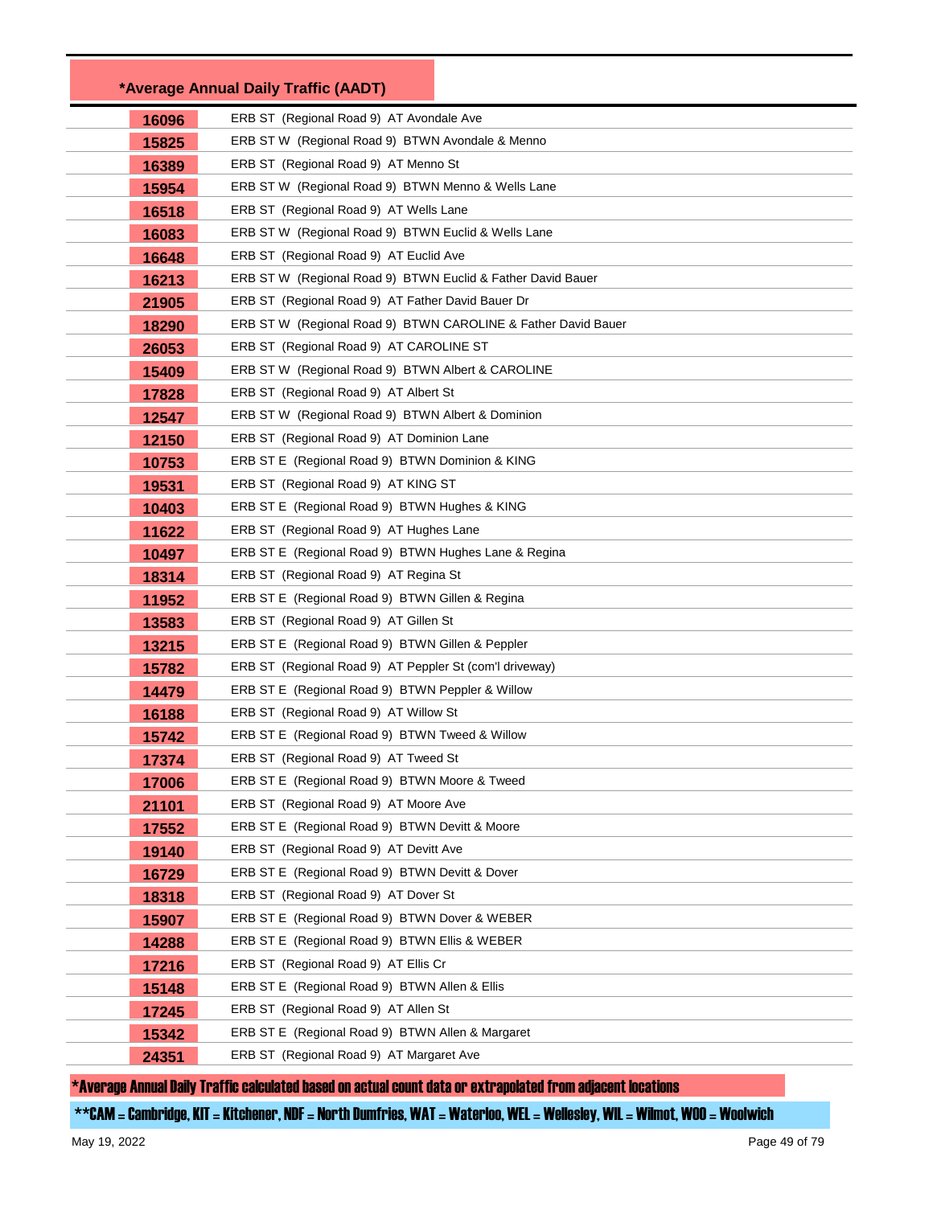| *Average Annual Daily Traffic (AADT) | |
|---|---|
| 16096 | ERB ST (Regional Road 9) AT Avondale Ave |
| 15825 | ERB ST W (Regional Road 9) BTWN Avondale & Menno |
| 16389 | ERB ST (Regional Road 9) AT Menno St |
| 15954 | ERB ST W (Regional Road 9) BTWN Menno & Wells Lane |
| 16518 | ERB ST (Regional Road 9) AT Wells Lane |
| 16083 | ERB ST W (Regional Road 9) BTWN Euclid & Wells Lane |
| 16648 | ERB ST (Regional Road 9) AT Euclid Ave |
| 16213 | ERB ST W (Regional Road 9) BTWN Euclid & Father David Bauer |
| 21905 | ERB ST (Regional Road 9) AT Father David Bauer Dr |
| 18290 | ERB ST W (Regional Road 9) BTWN CAROLINE & Father David Bauer |
| 26053 | ERB ST (Regional Road 9) AT CAROLINE ST |
| 15409 | ERB ST W (Regional Road 9) BTWN Albert & CAROLINE |
| 17828 | ERB ST (Regional Road 9) AT Albert St |
| 12547 | ERB ST W (Regional Road 9) BTWN Albert & Dominion |
| 12150 | ERB ST (Regional Road 9) AT Dominion Lane |
| 10753 | ERB ST E (Regional Road 9) BTWN Dominion & KING |
| 19531 | ERB ST (Regional Road 9) AT KING ST |
| 10403 | ERB ST E (Regional Road 9) BTWN Hughes & KING |
| 11622 | ERB ST (Regional Road 9) AT Hughes Lane |
| 10497 | ERB ST E (Regional Road 9) BTWN Hughes Lane & Regina |
| 18314 | ERB ST (Regional Road 9) AT Regina St |
| 11952 | ERB ST E (Regional Road 9) BTWN Gillen & Regina |
| 13583 | ERB ST (Regional Road 9) AT Gillen St |
| 13215 | ERB ST E (Regional Road 9) BTWN Gillen & Peppler |
| 15782 | ERB ST (Regional Road 9) AT Peppler St (com'l driveway) |
| 14479 | ERB ST E (Regional Road 9) BTWN Peppler & Willow |
| 16188 | ERB ST (Regional Road 9) AT Willow St |
| 15742 | ERB ST E (Regional Road 9) BTWN Tweed & Willow |
| 17374 | ERB ST (Regional Road 9) AT Tweed St |
| 17006 | ERB ST E (Regional Road 9) BTWN Moore & Tweed |
| 21101 | ERB ST (Regional Road 9) AT Moore Ave |
| 17552 | ERB ST E (Regional Road 9) BTWN Devitt & Moore |
| 19140 | ERB ST (Regional Road 9) AT Devitt Ave |
| 16729 | ERB ST E (Regional Road 9) BTWN Devitt & Dover |
| 18318 | ERB ST (Regional Road 9) AT Dover St |
| 15907 | ERB ST E (Regional Road 9) BTWN Dover & WEBER |
| 14288 | ERB ST E (Regional Road 9) BTWN Ellis & WEBER |
| 17216 | ERB ST (Regional Road 9) AT Ellis Cr |
| 15148 | ERB ST E (Regional Road 9) BTWN Allen & Ellis |
| 17245 | ERB ST (Regional Road 9) AT Allen St |
| 15342 | ERB ST E (Regional Road 9) BTWN Allen & Margaret |
| 24351 | ERB ST (Regional Road 9) AT Margaret Ave |

*Average Annual Daily Traffic calculated based on actual count data or extrapolated from adjacent locations

**CAM = Cambridge, KIT = Kitchener, NDF = North Dumfries, WAT = Waterloo, WEL = Wellesley, WIL = Wilmot, WOO = Woolwich

May 19, 2022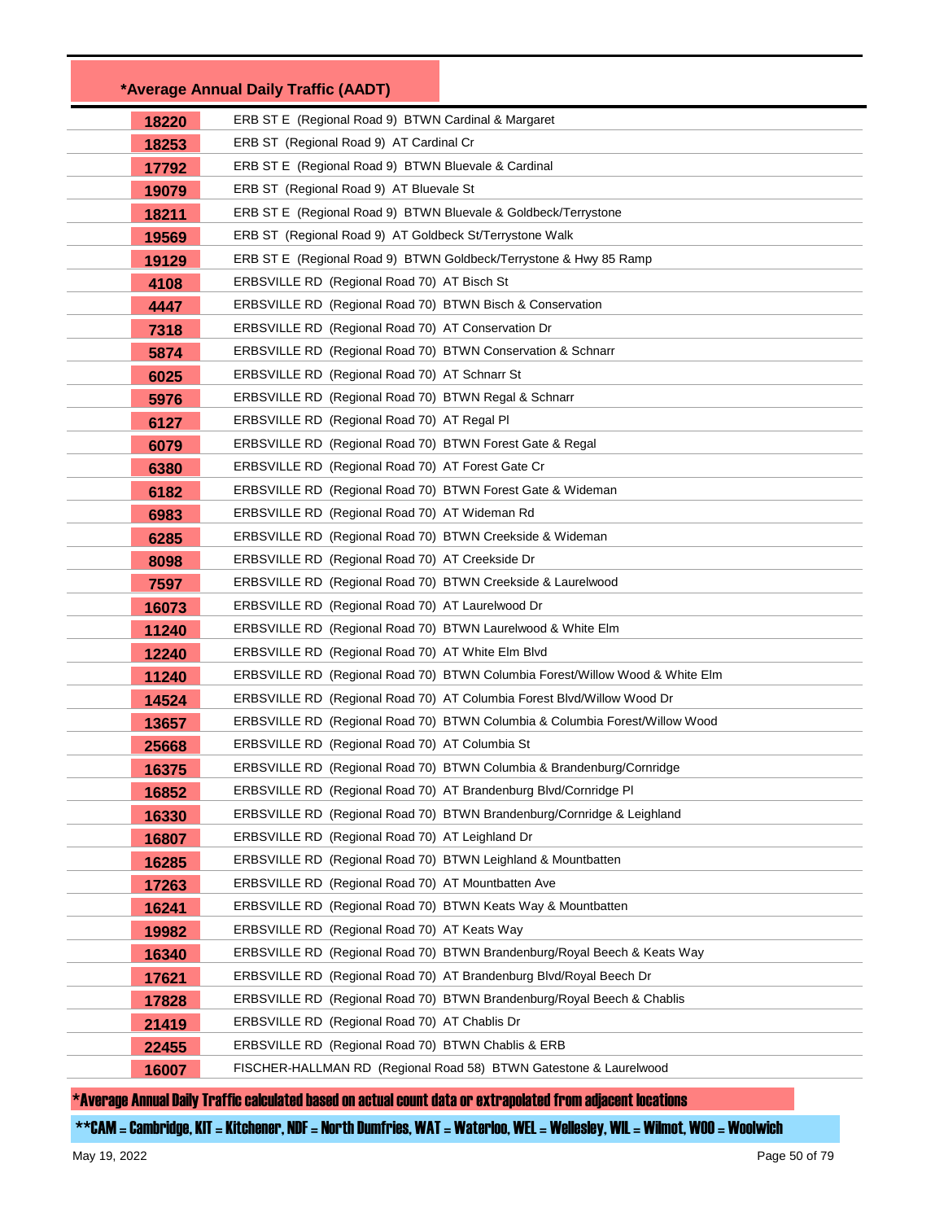| *Average Annual Daily Traffic (AADT) | |
|---|---|
| 18220 | ERB ST E (Regional Road 9) BTWN Cardinal & Margaret |
| 18253 | ERB ST (Regional Road 9) AT Cardinal Cr |
| 17792 | ERB ST E (Regional Road 9) BTWN Bluevale & Cardinal |
| 19079 | ERB ST (Regional Road 9) AT Bluevale St |
| 18211 | ERB ST E (Regional Road 9) BTWN Bluevale & Goldbeck/Terrystone |
| 19569 | ERB ST (Regional Road 9) AT Goldbeck St/Terrystone Walk |
| 19129 | ERB ST E (Regional Road 9) BTWN Goldbeck/Terrystone & Hwy 85 Ramp |
| 4108 | ERBSVILLE RD (Regional Road 70) AT Bisch St |
| 4447 | ERBSVILLE RD (Regional Road 70) BTWN Bisch & Conservation |
| 7318 | ERBSVILLE RD (Regional Road 70) AT Conservation Dr |
| 5874 | ERBSVILLE RD (Regional Road 70) BTWN Conservation & Schnarr |
| 6025 | ERBSVILLE RD (Regional Road 70) AT Schnarr St |
| 5976 | ERBSVILLE RD (Regional Road 70) BTWN Regal & Schnarr |
| 6127 | ERBSVILLE RD (Regional Road 70) AT Regal Pl |
| 6079 | ERBSVILLE RD (Regional Road 70) BTWN Forest Gate & Regal |
| 6380 | ERBSVILLE RD (Regional Road 70) AT Forest Gate Cr |
| 6182 | ERBSVILLE RD (Regional Road 70) BTWN Forest Gate & Wideman |
| 6983 | ERBSVILLE RD (Regional Road 70) AT Wideman Rd |
| 6285 | ERBSVILLE RD (Regional Road 70) BTWN Creekside & Wideman |
| 8098 | ERBSVILLE RD (Regional Road 70) AT Creekside Dr |
| 7597 | ERBSVILLE RD (Regional Road 70) BTWN Creekside & Laurelwood |
| 16073 | ERBSVILLE RD (Regional Road 70) AT Laurelwood Dr |
| 11240 | ERBSVILLE RD (Regional Road 70) BTWN Laurelwood & White Elm |
| 12240 | ERBSVILLE RD (Regional Road 70) AT White Elm Blvd |
| 11240 | ERBSVILLE RD (Regional Road 70) BTWN Columbia Forest/Willow Wood & White Elm |
| 14524 | ERBSVILLE RD (Regional Road 70) AT Columbia Forest Blvd/Willow Wood Dr |
| 13657 | ERBSVILLE RD (Regional Road 70) BTWN Columbia & Columbia Forest/Willow Wood |
| 25668 | ERBSVILLE RD (Regional Road 70) AT Columbia St |
| 16375 | ERBSVILLE RD (Regional Road 70) BTWN Columbia & Brandenburg/Cornridge |
| 16852 | ERBSVILLE RD (Regional Road 70) AT Brandenburg Blvd/Cornridge Pl |
| 16330 | ERBSVILLE RD (Regional Road 70) BTWN Brandenburg/Cornridge & Leighland |
| 16807 | ERBSVILLE RD (Regional Road 70) AT Leighland Dr |
| 16285 | ERBSVILLE RD (Regional Road 70) BTWN Leighland & Mountbatten |
| 17263 | ERBSVILLE RD (Regional Road 70) AT Mountbatten Ave |
| 16241 | ERBSVILLE RD (Regional Road 70) BTWN Keats Way & Mountbatten |
| 19982 | ERBSVILLE RD (Regional Road 70) AT Keats Way |
| 16340 | ERBSVILLE RD (Regional Road 70) BTWN Brandenburg/Royal Beech & Keats Way |
| 17621 | ERBSVILLE RD (Regional Road 70) AT Brandenburg Blvd/Royal Beech Dr |
| 17828 | ERBSVILLE RD (Regional Road 70) BTWN Brandenburg/Royal Beech & Chablis |
| 21419 | ERBSVILLE RD (Regional Road 70) AT Chablis Dr |
| 22455 | ERBSVILLE RD (Regional Road 70) BTWN Chablis & ERB |
| 16007 | FISCHER-HALLMAN RD (Regional Road 58) BTWN Gatestone & Laurelwood |

*Average Annual Daily Traffic calculated based on actual count data or extrapolated from adjacent locations

**CAM = Cambridge, KIT = Kitchener, NDF = North Dumfries, WAT = Waterloo, WEL = Wellesley, WIL = Wilmot, WOO = Woolwich

May 19, 2022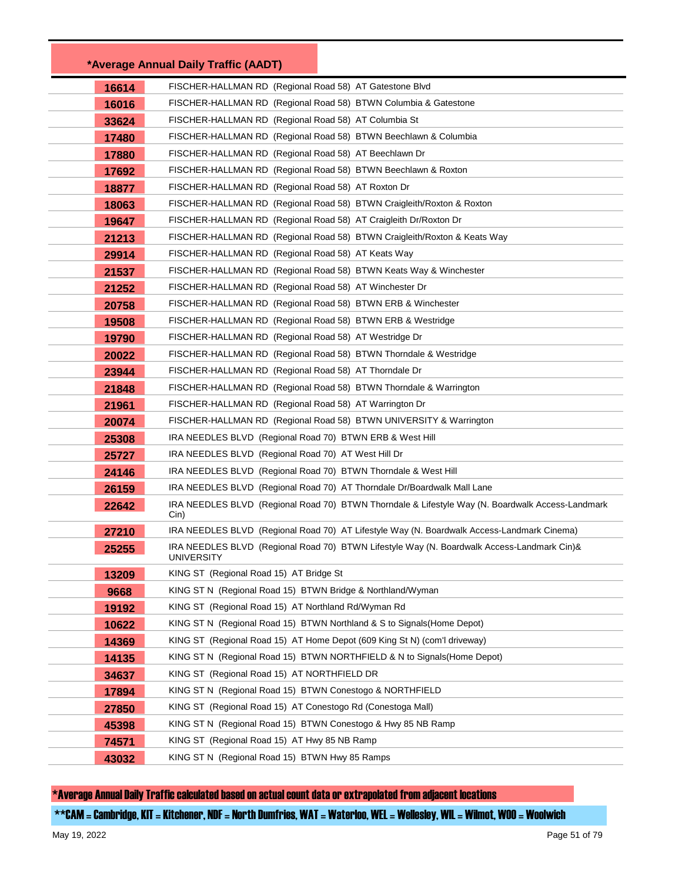| *Average Annual Daily Traffic (AADT) | |
|---|---|
| 16614 | FISCHER-HALLMAN RD (Regional Road 58) AT Gatestone Blvd |
| 16016 | FISCHER-HALLMAN RD (Regional Road 58) BTWN Columbia & Gatestone |
| 33624 | FISCHER-HALLMAN RD (Regional Road 58) AT Columbia St |
| 17480 | FISCHER-HALLMAN RD (Regional Road 58) BTWN Beechlawn & Columbia |
| 17880 | FISCHER-HALLMAN RD (Regional Road 58) AT Beechlawn Dr |
| 17692 | FISCHER-HALLMAN RD (Regional Road 58) BTWN Beechlawn & Roxton |
| 18877 | FISCHER-HALLMAN RD (Regional Road 58) AT Roxton Dr |
| 18063 | FISCHER-HALLMAN RD (Regional Road 58) BTWN Craigleith/Roxton & Roxton |
| 19647 | FISCHER-HALLMAN RD (Regional Road 58) AT Craigleith Dr/Roxton Dr |
| 21213 | FISCHER-HALLMAN RD (Regional Road 58) BTWN Craigleith/Roxton & Keats Way |
| 29914 | FISCHER-HALLMAN RD (Regional Road 58) AT Keats Way |
| 21537 | FISCHER-HALLMAN RD (Regional Road 58) BTWN Keats Way & Winchester |
| 21252 | FISCHER-HALLMAN RD (Regional Road 58) AT Winchester Dr |
| 20758 | FISCHER-HALLMAN RD (Regional Road 58) BTWN ERB & Winchester |
| 19508 | FISCHER-HALLMAN RD (Regional Road 58) BTWN ERB & Westridge |
| 19790 | FISCHER-HALLMAN RD (Regional Road 58) AT Westridge Dr |
| 20022 | FISCHER-HALLMAN RD (Regional Road 58) BTWN Thorndale & Westridge |
| 23944 | FISCHER-HALLMAN RD (Regional Road 58) AT Thorndale Dr |
| 21848 | FISCHER-HALLMAN RD (Regional Road 58) BTWN Thorndale & Warrington |
| 21961 | FISCHER-HALLMAN RD (Regional Road 58) AT Warrington Dr |
| 20074 | FISCHER-HALLMAN RD (Regional Road 58) BTWN UNIVERSITY & Warrington |
| 25308 | IRA NEEDLES BLVD (Regional Road 70) BTWN ERB & West Hill |
| 25727 | IRA NEEDLES BLVD (Regional Road 70) AT West Hill Dr |
| 24146 | IRA NEEDLES BLVD (Regional Road 70) BTWN Thorndale & West Hill |
| 26159 | IRA NEEDLES BLVD (Regional Road 70) AT Thorndale Dr/Boardwalk Mall Lane |
| 22642 | IRA NEEDLES BLVD (Regional Road 70) BTWN Thorndale & Lifestyle Way (N. Boardwalk Access-Landmark Cin) |
| 27210 | IRA NEEDLES BLVD (Regional Road 70) AT Lifestyle Way (N. Boardwalk Access-Landmark Cinema) |
| 25255 | IRA NEEDLES BLVD (Regional Road 70) BTWN Lifestyle Way (N. Boardwalk Access-Landmark Cin)& UNIVERSITY |
| 13209 | KING ST (Regional Road 15) AT Bridge St |
| 9668 | KING ST N (Regional Road 15) BTWN Bridge & Northland/Wyman |
| 19192 | KING ST (Regional Road 15) AT Northland Rd/Wyman Rd |
| 10622 | KING ST N (Regional Road 15) BTWN Northland & S to Signals(Home Depot) |
| 14369 | KING ST (Regional Road 15) AT Home Depot (609 King St N) (com'l driveway) |
| 14135 | KING ST N (Regional Road 15) BTWN NORTHFIELD & N to Signals(Home Depot) |
| 34637 | KING ST (Regional Road 15) AT NORTHFIELD DR |
| 17894 | KING ST N (Regional Road 15) BTWN Conestogo & NORTHFIELD |
| 27850 | KING ST (Regional Road 15) AT Conestogo Rd (Conestoga Mall) |
| 45398 | KING ST N (Regional Road 15) BTWN Conestogo & Hwy 85 NB Ramp |
| 74571 | KING ST (Regional Road 15) AT Hwy 85 NB Ramp |
| 43032 | KING ST N (Regional Road 15) BTWN Hwy 85 Ramps |

*Average Annual Daily Traffic calculated based on actual count data or extrapolated from adjacent locations

**CAM = Cambridge, KIT = Kitchener, NDF = North Dumfries, WAT = Waterloo, WEL = Wellesley, WIL = Wilmot, WOO = Woolwich

May 19, 2022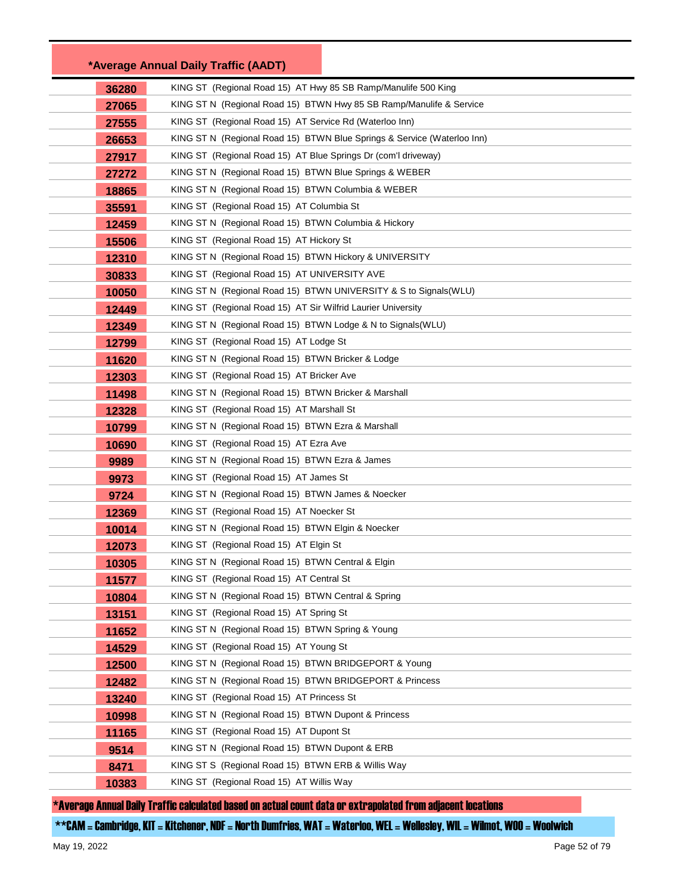| *Average Annual Daily Traffic (AADT) | |
|---|---|
| 36280 | KING ST (Regional Road 15) AT Hwy 85 SB Ramp/Manulife 500 King |
| 27065 | KING ST N (Regional Road 15) BTWN Hwy 85 SB Ramp/Manulife & Service |
| 27555 | KING ST (Regional Road 15) AT Service Rd (Waterloo Inn) |
| 26653 | KING ST N (Regional Road 15) BTWN Blue Springs & Service (Waterloo Inn) |
| 27917 | KING ST (Regional Road 15) AT Blue Springs Dr (com'l driveway) |
| 27272 | KING ST N (Regional Road 15) BTWN Blue Springs & WEBER |
| 18865 | KING ST N (Regional Road 15) BTWN Columbia & WEBER |
| 35591 | KING ST (Regional Road 15) AT Columbia St |
| 12459 | KING ST N (Regional Road 15) BTWN Columbia & Hickory |
| 15506 | KING ST (Regional Road 15) AT Hickory St |
| 12310 | KING ST N (Regional Road 15) BTWN Hickory & UNIVERSITY |
| 30833 | KING ST (Regional Road 15) AT UNIVERSITY AVE |
| 10050 | KING ST N (Regional Road 15) BTWN UNIVERSITY & S to Signals(WLU) |
| 12449 | KING ST (Regional Road 15) AT Sir Wilfrid Laurier University |
| 12349 | KING ST N (Regional Road 15) BTWN Lodge & N to Signals(WLU) |
| 12799 | KING ST (Regional Road 15) AT Lodge St |
| 11620 | KING ST N (Regional Road 15) BTWN Bricker & Lodge |
| 12303 | KING ST (Regional Road 15) AT Bricker Ave |
| 11498 | KING ST N (Regional Road 15) BTWN Bricker & Marshall |
| 12328 | KING ST (Regional Road 15) AT Marshall St |
| 10799 | KING ST N (Regional Road 15) BTWN Ezra & Marshall |
| 10690 | KING ST (Regional Road 15) AT Ezra Ave |
| 9989 | KING ST N (Regional Road 15) BTWN Ezra & James |
| 9973 | KING ST (Regional Road 15) AT James St |
| 9724 | KING ST N (Regional Road 15) BTWN James & Noecker |
| 12369 | KING ST (Regional Road 15) AT Noecker St |
| 10014 | KING ST N (Regional Road 15) BTWN Elgin & Noecker |
| 12073 | KING ST (Regional Road 15) AT Elgin St |
| 10305 | KING ST N (Regional Road 15) BTWN Central & Elgin |
| 11577 | KING ST (Regional Road 15) AT Central St |
| 10804 | KING ST N (Regional Road 15) BTWN Central & Spring |
| 13151 | KING ST (Regional Road 15) AT Spring St |
| 11652 | KING ST N (Regional Road 15) BTWN Spring & Young |
| 14529 | KING ST (Regional Road 15) AT Young St |
| 12500 | KING ST N (Regional Road 15) BTWN BRIDGEPORT & Young |
| 12482 | KING ST N (Regional Road 15) BTWN BRIDGEPORT & Princess |
| 13240 | KING ST (Regional Road 15) AT Princess St |
| 10998 | KING ST N (Regional Road 15) BTWN Dupont & Princess |
| 11165 | KING ST (Regional Road 15) AT Dupont St |
| 9514 | KING ST N (Regional Road 15) BTWN Dupont & ERB |
| 8471 | KING ST S (Regional Road 15) BTWN ERB & Willis Way |
| 10383 | KING ST (Regional Road 15) AT Willis Way |

*Average Annual Daily Traffic calculated based on actual count data or extrapolated from adjacent locations

**CAM = Cambridge, KIT = Kitchener, NDF = North Dumfries, WAT = Waterloo, WEL = Wellesley, WIL = Wilmot, WOO = Woolwich

May 19, 2022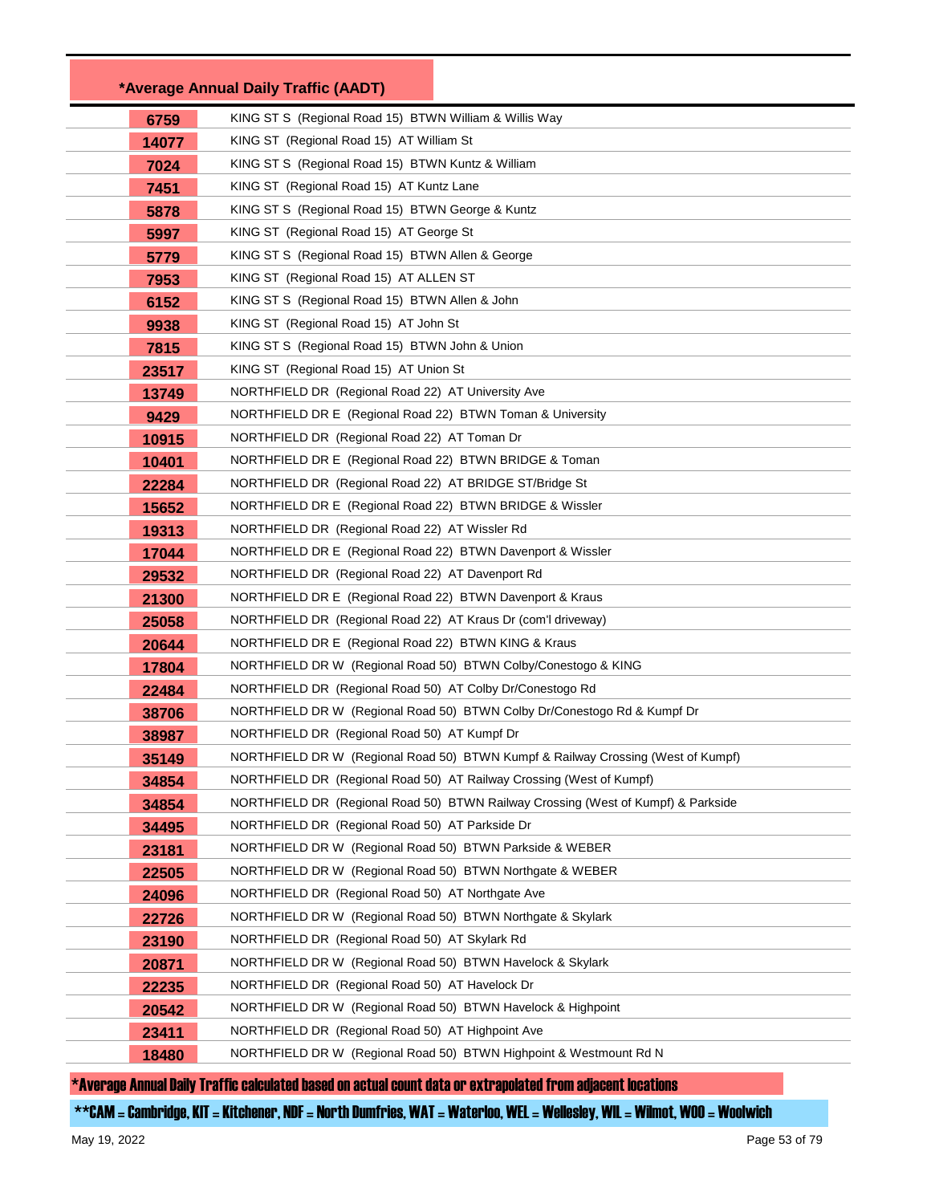| *Average Annual Daily Traffic (AADT) | |
|---|---|
| 6759 | KING ST S (Regional Road 15) BTWN William & Willis Way |
| 14077 | KING ST (Regional Road 15) AT William St |
| 7024 | KING ST S (Regional Road 15) BTWN Kuntz & William |
| 7451 | KING ST (Regional Road 15) AT Kuntz Lane |
| 5878 | KING ST S (Regional Road 15) BTWN George & Kuntz |
| 5997 | KING ST (Regional Road 15) AT George St |
| 5779 | KING ST S (Regional Road 15) BTWN Allen & George |
| 7953 | KING ST (Regional Road 15) AT ALLEN ST |
| 6152 | KING ST S (Regional Road 15) BTWN Allen & John |
| 9938 | KING ST (Regional Road 15) AT John St |
| 7815 | KING ST S (Regional Road 15) BTWN John & Union |
| 23517 | KING ST (Regional Road 15) AT Union St |
| 13749 | NORTHFIELD DR (Regional Road 22) AT University Ave |
| 9429 | NORTHFIELD DR E (Regional Road 22) BTWN Toman & University |
| 10915 | NORTHFIELD DR (Regional Road 22) AT Toman Dr |
| 10401 | NORTHFIELD DR E (Regional Road 22) BTWN BRIDGE & Toman |
| 22284 | NORTHFIELD DR (Regional Road 22) AT BRIDGE ST/Bridge St |
| 15652 | NORTHFIELD DR E (Regional Road 22) BTWN BRIDGE & Wissler |
| 19313 | NORTHFIELD DR (Regional Road 22) AT Wissler Rd |
| 17044 | NORTHFIELD DR E (Regional Road 22) BTWN Davenport & Wissler |
| 29532 | NORTHFIELD DR (Regional Road 22) AT Davenport Rd |
| 21300 | NORTHFIELD DR E (Regional Road 22) BTWN Davenport & Kraus |
| 25058 | NORTHFIELD DR (Regional Road 22) AT Kraus Dr (com'l driveway) |
| 20644 | NORTHFIELD DR E (Regional Road 22) BTWN KING & Kraus |
| 17804 | NORTHFIELD DR W (Regional Road 50) BTWN Colby/Conestogo & KING |
| 22484 | NORTHFIELD DR (Regional Road 50) AT Colby Dr/Conestogo Rd |
| 38706 | NORTHFIELD DR W (Regional Road 50) BTWN Colby Dr/Conestogo Rd & Kumpf Dr |
| 38987 | NORTHFIELD DR (Regional Road 50) AT Kumpf Dr |
| 35149 | NORTHFIELD DR W (Regional Road 50) BTWN Kumpf & Railway Crossing (West of Kumpf) |
| 34854 | NORTHFIELD DR (Regional Road 50) AT Railway Crossing (West of Kumpf) |
| 34854 | NORTHFIELD DR (Regional Road 50) BTWN Railway Crossing (West of Kumpf) & Parkside |
| 34495 | NORTHFIELD DR (Regional Road 50) AT Parkside Dr |
| 23181 | NORTHFIELD DR W (Regional Road 50) BTWN Parkside & WEBER |
| 22505 | NORTHFIELD DR W (Regional Road 50) BTWN Northgate & WEBER |
| 24096 | NORTHFIELD DR (Regional Road 50) AT Northgate Ave |
| 22726 | NORTHFIELD DR W (Regional Road 50) BTWN Northgate & Skylark |
| 23190 | NORTHFIELD DR (Regional Road 50) AT Skylark Rd |
| 20871 | NORTHFIELD DR W (Regional Road 50) BTWN Havelock & Skylark |
| 22235 | NORTHFIELD DR (Regional Road 50) AT Havelock Dr |
| 20542 | NORTHFIELD DR W (Regional Road 50) BTWN Havelock & Highpoint |
| 23411 | NORTHFIELD DR (Regional Road 50) AT Highpoint Ave |
| 18480 | NORTHFIELD DR W (Regional Road 50) BTWN Highpoint & Westmount Rd N |

*Average Annual Daily Traffic calculated based on actual count data or extrapolated from adjacent locations

**CAM = Cambridge, KIT = Kitchener, NDF = North Dumfries, WAT = Waterloo, WEL = Wellesley, WIL = Wilmot, WOO = Woolwich

May 19, 2022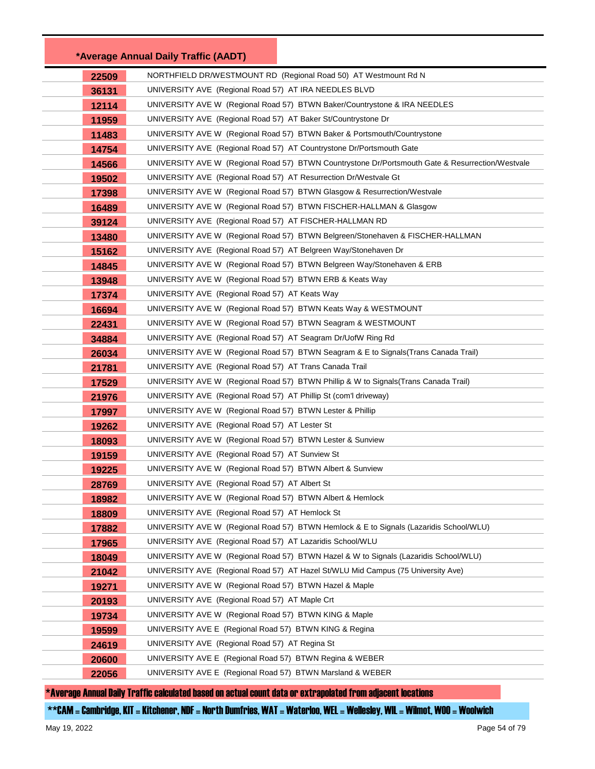| *Average Annual Daily Traffic (AADT) | |
|---|---|
| 22509 | NORTHFIELD DR/WESTMOUNT RD (Regional Road 50) AT Westmount Rd N |
| 36131 | UNIVERSITY AVE (Regional Road 57) AT IRA NEEDLES BLVD |
| 12114 | UNIVERSITY AVE W (Regional Road 57) BTWN Baker/Countrystone & IRA NEEDLES |
| 11959 | UNIVERSITY AVE (Regional Road 57) AT Baker St/Countrystone Dr |
| 11483 | UNIVERSITY AVE W (Regional Road 57) BTWN Baker & Portsmouth/Countrystone |
| 14754 | UNIVERSITY AVE (Regional Road 57) AT Countrystone Dr/Portsmouth Gate |
| 14566 | UNIVERSITY AVE W (Regional Road 57) BTWN Countrystone Dr/Portsmouth Gate & Resurrection/Westvale |
| 19502 | UNIVERSITY AVE (Regional Road 57) AT Resurrection Dr/Westvale Gt |
| 17398 | UNIVERSITY AVE W (Regional Road 57) BTWN Glasgow & Resurrection/Westvale |
| 16489 | UNIVERSITY AVE W (Regional Road 57) BTWN FISCHER-HALLMAN & Glasgow |
| 39124 | UNIVERSITY AVE (Regional Road 57) AT FISCHER-HALLMAN RD |
| 13480 | UNIVERSITY AVE W (Regional Road 57) BTWN Belgreen/Stonehaven & FISCHER-HALLMAN |
| 15162 | UNIVERSITY AVE (Regional Road 57) AT Belgreen Way/Stonehaven Dr |
| 14845 | UNIVERSITY AVE W (Regional Road 57) BTWN Belgreen Way/Stonehaven & ERB |
| 13948 | UNIVERSITY AVE W (Regional Road 57) BTWN ERB & Keats Way |
| 17374 | UNIVERSITY AVE (Regional Road 57) AT Keats Way |
| 16694 | UNIVERSITY AVE W (Regional Road 57) BTWN Keats Way & WESTMOUNT |
| 22431 | UNIVERSITY AVE W (Regional Road 57) BTWN Seagram & WESTMOUNT |
| 34884 | UNIVERSITY AVE (Regional Road 57) AT Seagram Dr/UofW Ring Rd |
| 26034 | UNIVERSITY AVE W (Regional Road 57) BTWN Seagram & E to Signals(Trans Canada Trail) |
| 21781 | UNIVERSITY AVE (Regional Road 57) AT Trans Canada Trail |
| 17529 | UNIVERSITY AVE W (Regional Road 57) BTWN Phillip & W to Signals(Trans Canada Trail) |
| 21976 | UNIVERSITY AVE (Regional Road 57) AT Phillip St (com'l driveway) |
| 17997 | UNIVERSITY AVE W (Regional Road 57) BTWN Lester & Phillip |
| 19262 | UNIVERSITY AVE (Regional Road 57) AT Lester St |
| 18093 | UNIVERSITY AVE W (Regional Road 57) BTWN Lester & Sunview |
| 19159 | UNIVERSITY AVE (Regional Road 57) AT Sunview St |
| 19225 | UNIVERSITY AVE W (Regional Road 57) BTWN Albert & Sunview |
| 28769 | UNIVERSITY AVE (Regional Road 57) AT Albert St |
| 18982 | UNIVERSITY AVE W (Regional Road 57) BTWN Albert & Hemlock |
| 18809 | UNIVERSITY AVE (Regional Road 57) AT Hemlock St |
| 17882 | UNIVERSITY AVE W (Regional Road 57) BTWN Hemlock & E to Signals (Lazaridis School/WLU) |
| 17965 | UNIVERSITY AVE (Regional Road 57) AT Lazaridis School/WLU |
| 18049 | UNIVERSITY AVE W (Regional Road 57) BTWN Hazel & W to Signals (Lazaridis School/WLU) |
| 21042 | UNIVERSITY AVE (Regional Road 57) AT Hazel St/WLU Mid Campus (75 University Ave) |
| 19271 | UNIVERSITY AVE W (Regional Road 57) BTWN Hazel & Maple |
| 20193 | UNIVERSITY AVE (Regional Road 57) AT Maple Crt |
| 19734 | UNIVERSITY AVE W (Regional Road 57) BTWN KING & Maple |
| 19599 | UNIVERSITY AVE E (Regional Road 57) BTWN KING & Regina |
| 24619 | UNIVERSITY AVE (Regional Road 57) AT Regina St |
| 20600 | UNIVERSITY AVE E (Regional Road 57) BTWN Regina & WEBER |
| 22056 | UNIVERSITY AVE E (Regional Road 57) BTWN Marsland & WEBER |

*Average Annual Daily Traffic calculated based on actual count data or extrapolated from adjacent locations

**CAM = Cambridge, KIT = Kitchener, NDF = North Dumfries, WAT = Waterloo, WEL = Wellesley, WIL = Wilmot, WOO = Woolwich

May 19, 2022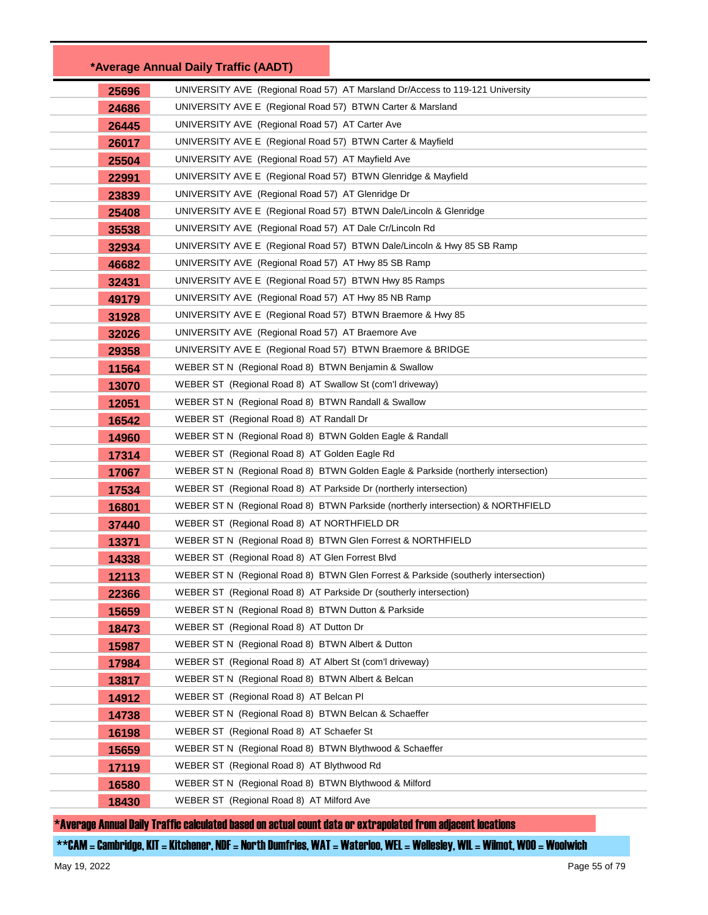| *Average Annual Daily Traffic (AADT) | |
|---|---|
| 25696 | UNIVERSITY AVE (Regional Road 57) AT Marsland Dr/Access to 119-121 University |
| 24686 | UNIVERSITY AVE E (Regional Road 57) BTWN Carter & Marsland |
| 26445 | UNIVERSITY AVE (Regional Road 57) AT Carter Ave |
| 26017 | UNIVERSITY AVE E (Regional Road 57) BTWN Carter & Mayfield |
| 25504 | UNIVERSITY AVE (Regional Road 57) AT Mayfield Ave |
| 22991 | UNIVERSITY AVE E (Regional Road 57) BTWN Glenridge & Mayfield |
| 23839 | UNIVERSITY AVE (Regional Road 57) AT Glenridge Dr |
| 25408 | UNIVERSITY AVE E (Regional Road 57) BTWN Dale/Lincoln & Glenridge |
| 35538 | UNIVERSITY AVE (Regional Road 57) AT Dale Cr/Lincoln Rd |
| 32934 | UNIVERSITY AVE E (Regional Road 57) BTWN Dale/Lincoln & Hwy 85 SB Ramp |
| 46682 | UNIVERSITY AVE (Regional Road 57) AT Hwy 85 SB Ramp |
| 32431 | UNIVERSITY AVE E (Regional Road 57) BTWN Hwy 85 Ramps |
| 49179 | UNIVERSITY AVE (Regional Road 57) AT Hwy 85 NB Ramp |
| 31928 | UNIVERSITY AVE E (Regional Road 57) BTWN Braemore & Hwy 85 |
| 32026 | UNIVERSITY AVE (Regional Road 57) AT Braemore Ave |
| 29358 | UNIVERSITY AVE E (Regional Road 57) BTWN Braemore & BRIDGE |
| 11564 | WEBER ST N (Regional Road 8) BTWN Benjamin & Swallow |
| 13070 | WEBER ST (Regional Road 8) AT Swallow St (com'l driveway) |
| 12051 | WEBER ST N (Regional Road 8) BTWN Randall & Swallow |
| 16542 | WEBER ST (Regional Road 8) AT Randall Dr |
| 14960 | WEBER ST N (Regional Road 8) BTWN Golden Eagle & Randall |
| 17314 | WEBER ST (Regional Road 8) AT Golden Eagle Rd |
| 17067 | WEBER ST N (Regional Road 8) BTWN Golden Eagle & Parkside (northerly intersection) |
| 17534 | WEBER ST (Regional Road 8) AT Parkside Dr (northerly intersection) |
| 16801 | WEBER ST N (Regional Road 8) BTWN Parkside (northerly intersection) & NORTHFIELD |
| 37440 | WEBER ST (Regional Road 8) AT NORTHFIELD DR |
| 13371 | WEBER ST N (Regional Road 8) BTWN Glen Forrest & NORTHFIELD |
| 14338 | WEBER ST (Regional Road 8) AT Glen Forrest Blvd |
| 12113 | WEBER ST N (Regional Road 8) BTWN Glen Forrest & Parkside (southerly intersection) |
| 22366 | WEBER ST (Regional Road 8) AT Parkside Dr (southerly intersection) |
| 15659 | WEBER ST N (Regional Road 8) BTWN Dutton & Parkside |
| 18473 | WEBER ST (Regional Road 8) AT Dutton Dr |
| 15987 | WEBER ST N (Regional Road 8) BTWN Albert & Dutton |
| 17984 | WEBER ST (Regional Road 8) AT Albert St (com'l driveway) |
| 13817 | WEBER ST N (Regional Road 8) BTWN Albert & Belcan |
| 14912 | WEBER ST (Regional Road 8) AT Belcan Pl |
| 14738 | WEBER ST N (Regional Road 8) BTWN Belcan & Schaeffer |
| 16198 | WEBER ST (Regional Road 8) AT Schaefer St |
| 15659 | WEBER ST N (Regional Road 8) BTWN Blythwood & Schaeffer |
| 17119 | WEBER ST (Regional Road 8) AT Blythwood Rd |
| 16580 | WEBER ST N (Regional Road 8) BTWN Blythwood & Milford |
| 18430 | WEBER ST (Regional Road 8) AT Milford Ave |

*Average Annual Daily Traffic calculated based on actual count data or extrapolated from adjacent locations

**CAM = Cambridge, KIT = Kitchener, NDF = North Dumfries, WAT = Waterloo, WEL = Wellesley, WIL = Wilmot, WOO = Woolwich

May 19, 2022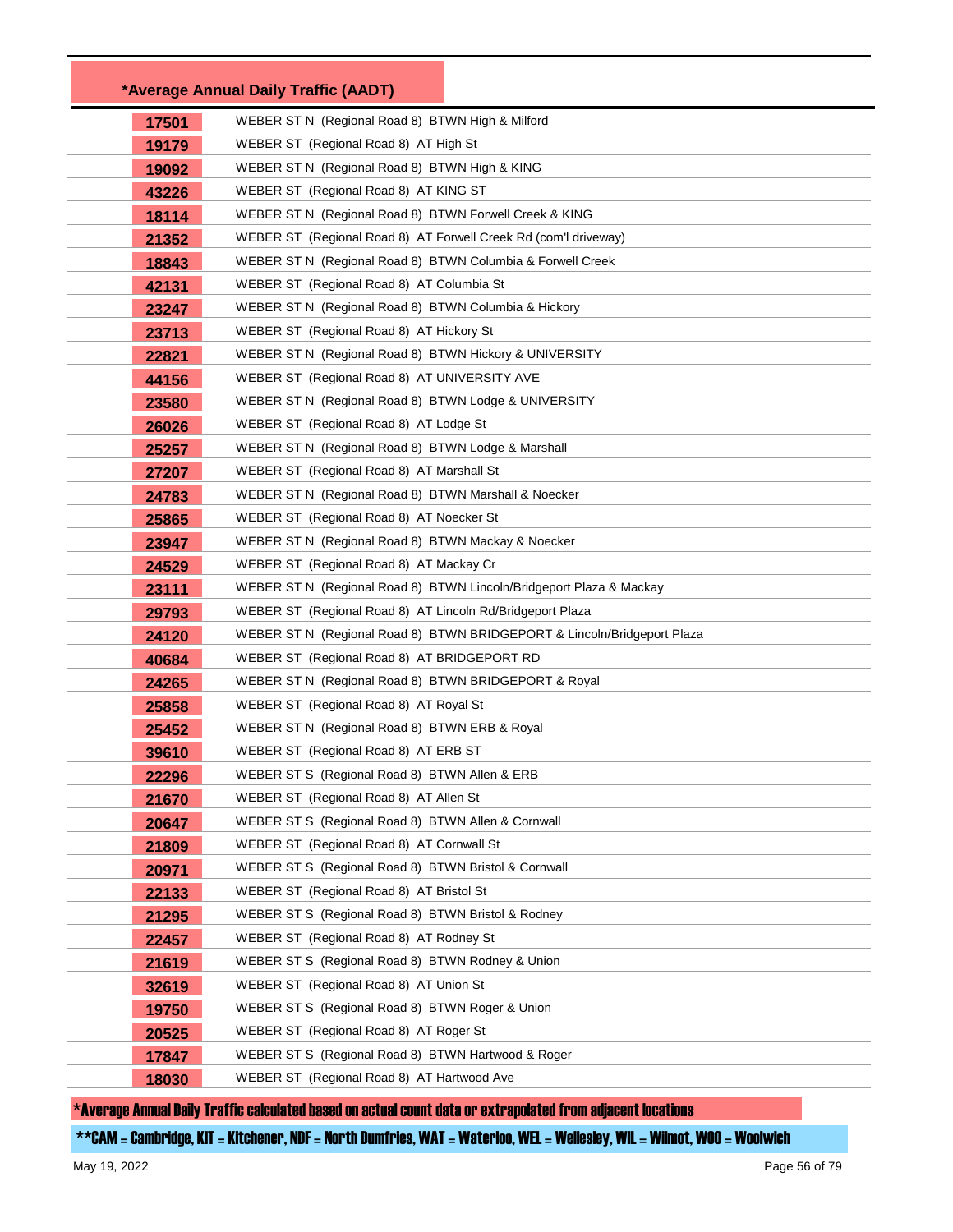**\*Average Annual Daily Traffic (AADT)**

| AADT | Location |
|---|---|
| 17501 | WEBER ST N (Regional Road 8) BTWN High & Milford |
| 19179 | WEBER ST (Regional Road 8) AT High St |
| 19092 | WEBER ST N (Regional Road 8) BTWN High & KING |
| 43226 | WEBER ST (Regional Road 8) AT KING ST |
| 18114 | WEBER ST N (Regional Road 8) BTWN Forwell Creek & KING |
| 21352 | WEBER ST (Regional Road 8) AT Forwell Creek Rd (com'l driveway) |
| 18843 | WEBER ST N (Regional Road 8) BTWN Columbia & Forwell Creek |
| 42131 | WEBER ST (Regional Road 8) AT Columbia St |
| 23247 | WEBER ST N (Regional Road 8) BTWN Columbia & Hickory |
| 23713 | WEBER ST (Regional Road 8) AT Hickory St |
| 22821 | WEBER ST N (Regional Road 8) BTWN Hickory & UNIVERSITY |
| 44156 | WEBER ST (Regional Road 8) AT UNIVERSITY AVE |
| 23580 | WEBER ST N (Regional Road 8) BTWN Lodge & UNIVERSITY |
| 26026 | WEBER ST (Regional Road 8) AT Lodge St |
| 25257 | WEBER ST N (Regional Road 8) BTWN Lodge & Marshall |
| 27207 | WEBER ST (Regional Road 8) AT Marshall St |
| 24783 | WEBER ST N (Regional Road 8) BTWN Marshall & Noecker |
| 25865 | WEBER ST (Regional Road 8) AT Noecker St |
| 23947 | WEBER ST N (Regional Road 8) BTWN Mackay & Noecker |
| 24529 | WEBER ST (Regional Road 8) AT Mackay Cr |
| 23111 | WEBER ST N (Regional Road 8) BTWN Lincoln/Bridgeport Plaza & Mackay |
| 29793 | WEBER ST (Regional Road 8) AT Lincoln Rd/Bridgeport Plaza |
| 24120 | WEBER ST N (Regional Road 8) BTWN BRIDGEPORT & Lincoln/Bridgeport Plaza |
| 40684 | WEBER ST (Regional Road 8) AT BRIDGEPORT RD |
| 24265 | WEBER ST N (Regional Road 8) BTWN BRIDGEPORT & Royal |
| 25858 | WEBER ST (Regional Road 8) AT Royal St |
| 25452 | WEBER ST N (Regional Road 8) BTWN ERB & Royal |
| 39610 | WEBER ST (Regional Road 8) AT ERB ST |
| 22296 | WEBER ST S (Regional Road 8) BTWN Allen & ERB |
| 21670 | WEBER ST (Regional Road 8) AT Allen St |
| 20647 | WEBER ST S (Regional Road 8) BTWN Allen & Cornwall |
| 21809 | WEBER ST (Regional Road 8) AT Cornwall St |
| 20971 | WEBER ST S (Regional Road 8) BTWN Bristol & Cornwall |
| 22133 | WEBER ST (Regional Road 8) AT Bristol St |
| 21295 | WEBER ST S (Regional Road 8) BTWN Bristol & Rodney |
| 22457 | WEBER ST (Regional Road 8) AT Rodney St |
| 21619 | WEBER ST S (Regional Road 8) BTWN Rodney & Union |
| 32619 | WEBER ST (Regional Road 8) AT Union St |
| 19750 | WEBER ST S (Regional Road 8) BTWN Roger & Union |
| 20525 | WEBER ST (Regional Road 8) AT Roger St |
| 17847 | WEBER ST S (Regional Road 8) BTWN Hartwood & Roger |
| 18030 | WEBER ST (Regional Road 8) AT Hartwood Ave |

*Average Annual Daily Traffic calculated based on actual count data or extrapolated from adjacent locations

**CAM = Cambridge, KIT = Kitchener, NDF = North Dumfries, WAT = Waterloo, WEL = Wellesley, WIL = Wilmot, WOO = Woolwich

May 19, 2022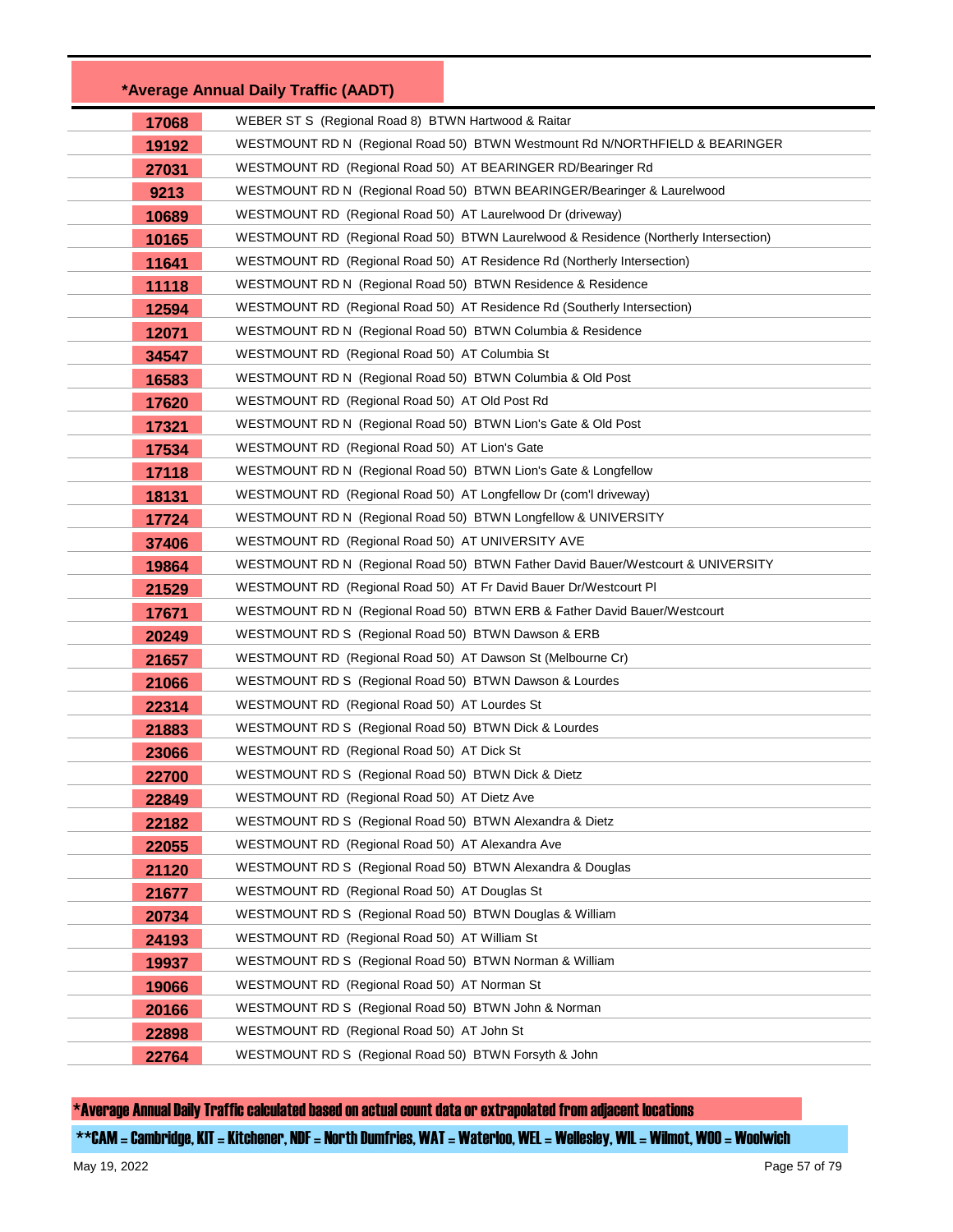| *Average Annual Daily Traffic (AADT) | |
|---|---|
| 17068 | WEBER ST S (Regional Road 8) BTWN Hartwood & Raitar |
| 19192 | WESTMOUNT RD N (Regional Road 50) BTWN Westmount Rd N/NORTHFIELD & BEARINGER |
| 27031 | WESTMOUNT RD (Regional Road 50) AT BEARINGER RD/Bearinger Rd |
| 9213 | WESTMOUNT RD N (Regional Road 50) BTWN BEARINGER/Bearinger & Laurelwood |
| 10689 | WESTMOUNT RD (Regional Road 50) AT Laurelwood Dr (driveway) |
| 10165 | WESTMOUNT RD (Regional Road 50) BTWN Laurelwood & Residence (Northerly Intersection) |
| 11641 | WESTMOUNT RD (Regional Road 50) AT Residence Rd (Northerly Intersection) |
| 11118 | WESTMOUNT RD N (Regional Road 50) BTWN Residence & Residence |
| 12594 | WESTMOUNT RD (Regional Road 50) AT Residence Rd (Southerly Intersection) |
| 12071 | WESTMOUNT RD N (Regional Road 50) BTWN Columbia & Residence |
| 34547 | WESTMOUNT RD (Regional Road 50) AT Columbia St |
| 16583 | WESTMOUNT RD N (Regional Road 50) BTWN Columbia & Old Post |
| 17620 | WESTMOUNT RD (Regional Road 50) AT Old Post Rd |
| 17321 | WESTMOUNT RD N (Regional Road 50) BTWN Lion's Gate & Old Post |
| 17534 | WESTMOUNT RD (Regional Road 50) AT Lion's Gate |
| 17118 | WESTMOUNT RD N (Regional Road 50) BTWN Lion's Gate & Longfellow |
| 18131 | WESTMOUNT RD (Regional Road 50) AT Longfellow Dr (com'l driveway) |
| 17724 | WESTMOUNT RD N (Regional Road 50) BTWN Longfellow & UNIVERSITY |
| 37406 | WESTMOUNT RD (Regional Road 50) AT UNIVERSITY AVE |
| 19864 | WESTMOUNT RD N (Regional Road 50) BTWN Father David Bauer/Westcourt & UNIVERSITY |
| 21529 | WESTMOUNT RD (Regional Road 50) AT Fr David Bauer Dr/Westcourt Pl |
| 17671 | WESTMOUNT RD N (Regional Road 50) BTWN ERB & Father David Bauer/Westcourt |
| 20249 | WESTMOUNT RD S (Regional Road 50) BTWN Dawson & ERB |
| 21657 | WESTMOUNT RD (Regional Road 50) AT Dawson St (Melbourne Cr) |
| 21066 | WESTMOUNT RD S (Regional Road 50) BTWN Dawson & Lourdes |
| 22314 | WESTMOUNT RD (Regional Road 50) AT Lourdes St |
| 21883 | WESTMOUNT RD S (Regional Road 50) BTWN Dick & Lourdes |
| 23066 | WESTMOUNT RD (Regional Road 50) AT Dick St |
| 22700 | WESTMOUNT RD S (Regional Road 50) BTWN Dick & Dietz |
| 22849 | WESTMOUNT RD (Regional Road 50) AT Dietz Ave |
| 22182 | WESTMOUNT RD S (Regional Road 50) BTWN Alexandra & Dietz |
| 22055 | WESTMOUNT RD (Regional Road 50) AT Alexandra Ave |
| 21120 | WESTMOUNT RD S (Regional Road 50) BTWN Alexandra & Douglas |
| 21677 | WESTMOUNT RD (Regional Road 50) AT Douglas St |
| 20734 | WESTMOUNT RD S (Regional Road 50) BTWN Douglas & William |
| 24193 | WESTMOUNT RD (Regional Road 50) AT William St |
| 19937 | WESTMOUNT RD S (Regional Road 50) BTWN Norman & William |
| 19066 | WESTMOUNT RD (Regional Road 50) AT Norman St |
| 20166 | WESTMOUNT RD S (Regional Road 50) BTWN John & Norman |
| 22898 | WESTMOUNT RD (Regional Road 50) AT John St |
| 22764 | WESTMOUNT RD S (Regional Road 50) BTWN Forsyth & John |

*Average Annual Daily Traffic calculated based on actual count data or extrapolated from adjacent locations

**CAM = Cambridge, KIT = Kitchener, NDF = North Dumfries, WAT = Waterloo, WEL = Wellesley, WIL = Wilmot, WOO = Woolwich

May 19, 2022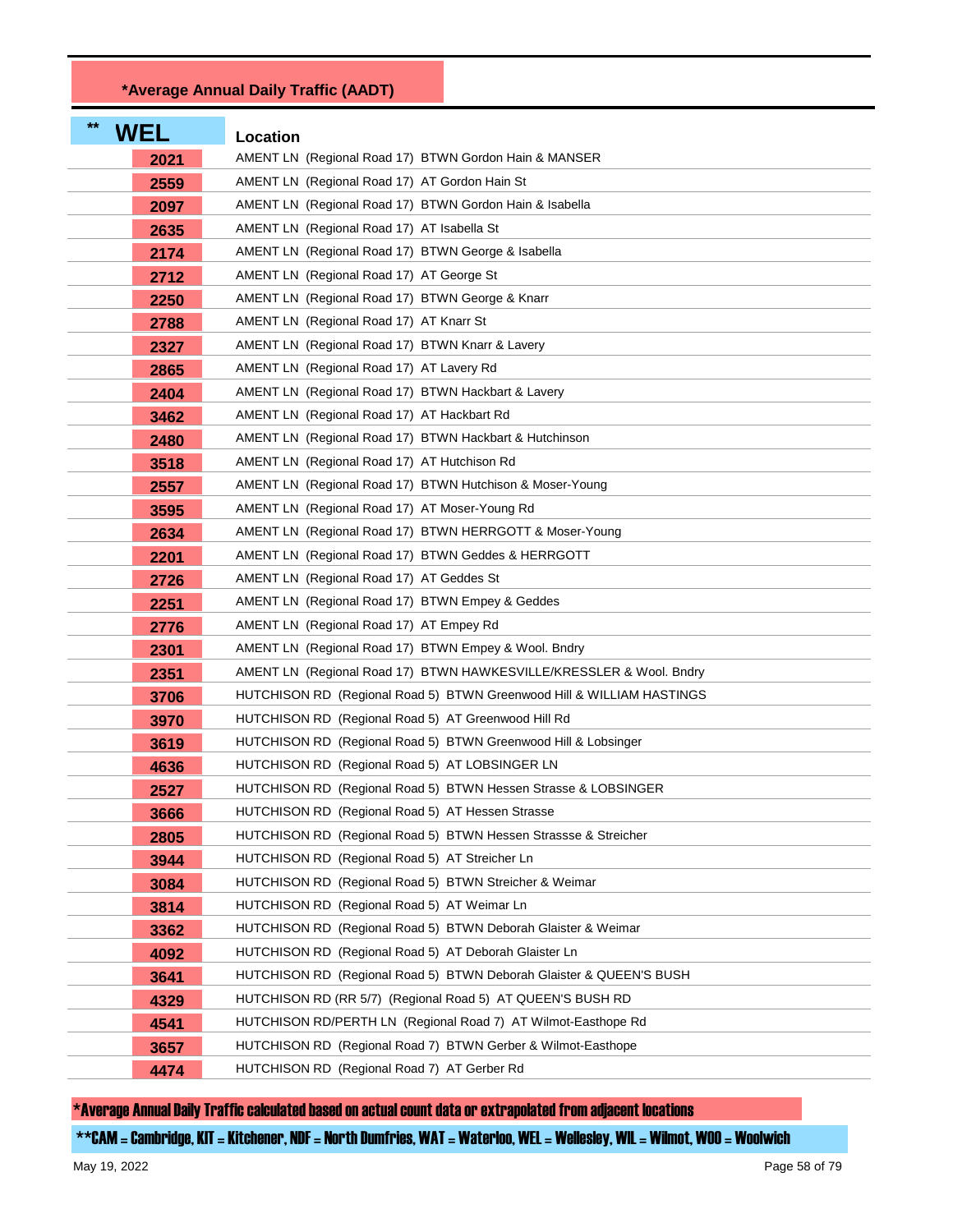## *Average Annual Daily Traffic (AADT)

| ** WEL | Location |
|---|---|
| 2021 | AMENT LN (Regional Road 17) BTWN Gordon Hain & MANSER |
| 2559 | AMENT LN (Regional Road 17) AT Gordon Hain St |
| 2097 | AMENT LN (Regional Road 17) BTWN Gordon Hain & Isabella |
| 2635 | AMENT LN (Regional Road 17) AT Isabella St |
| 2174 | AMENT LN (Regional Road 17) BTWN George & Isabella |
| 2712 | AMENT LN (Regional Road 17) AT George St |
| 2250 | AMENT LN (Regional Road 17) BTWN George & Knarr |
| 2788 | AMENT LN (Regional Road 17) AT Knarr St |
| 2327 | AMENT LN (Regional Road 17) BTWN Knarr & Lavery |
| 2865 | AMENT LN (Regional Road 17) AT Lavery Rd |
| 2404 | AMENT LN (Regional Road 17) BTWN Hackbart & Lavery |
| 3462 | AMENT LN (Regional Road 17) AT Hackbart Rd |
| 2480 | AMENT LN (Regional Road 17) BTWN Hackbart & Hutchinson |
| 3518 | AMENT LN (Regional Road 17) AT Hutchison Rd |
| 2557 | AMENT LN (Regional Road 17) BTWN Hutchison & Moser-Young |
| 3595 | AMENT LN (Regional Road 17) AT Moser-Young Rd |
| 2634 | AMENT LN (Regional Road 17) BTWN HERRGOTT & Moser-Young |
| 2201 | AMENT LN (Regional Road 17) BTWN Geddes & HERRGOTT |
| 2726 | AMENT LN (Regional Road 17) AT Geddes St |
| 2251 | AMENT LN (Regional Road 17) BTWN Empey & Geddes |
| 2776 | AMENT LN (Regional Road 17) AT Empey Rd |
| 2301 | AMENT LN (Regional Road 17) BTWN Empey & Wool. Bndry |
| 2351 | AMENT LN (Regional Road 17) BTWN HAWKESVILLE/KRESSLER & Wool. Bndry |
| 3706 | HUTCHISON RD (Regional Road 5) BTWN Greenwood Hill & WILLIAM HASTINGS |
| 3970 | HUTCHISON RD (Regional Road 5) AT Greenwood Hill Rd |
| 3619 | HUTCHISON RD (Regional Road 5) BTWN Greenwood Hill & Lobsinger |
| 4636 | HUTCHISON RD (Regional Road 5) AT LOBSINGER LN |
| 2527 | HUTCHISON RD (Regional Road 5) BTWN Hessen Strasse & LOBSINGER |
| 3666 | HUTCHISON RD (Regional Road 5) AT Hessen Strasse |
| 2805 | HUTCHISON RD (Regional Road 5) BTWN Hessen Strassse & Streicher |
| 3944 | HUTCHISON RD (Regional Road 5) AT Streicher Ln |
| 3084 | HUTCHISON RD (Regional Road 5) BTWN Streicher & Weimar |
| 3814 | HUTCHISON RD (Regional Road 5) AT Weimar Ln |
| 3362 | HUTCHISON RD (Regional Road 5) BTWN Deborah Glaister & Weimar |
| 4092 | HUTCHISON RD (Regional Road 5) AT Deborah Glaister Ln |
| 3641 | HUTCHISON RD (Regional Road 5) BTWN Deborah Glaister & QUEEN'S BUSH |
| 4329 | HUTCHISON RD (RR 5/7) (Regional Road 5) AT QUEEN'S BUSH RD |
| 4541 | HUTCHISON RD/PERTH LN (Regional Road 7) AT Wilmot-Easthope Rd |
| 3657 | HUTCHISON RD (Regional Road 7) BTWN Gerber & Wilmot-Easthope |
| 4474 | HUTCHISON RD (Regional Road 7) AT Gerber Rd |

*Average Annual Daily Traffic calculated based on actual count data or extrapolated from adjacent locations

**CAM = Cambridge, KIT = Kitchener, NDF = North Dumfries, WAT = Waterloo, WEL = Wellesley, WIL = Wilmot, WOO = Woolwich

May 19, 2022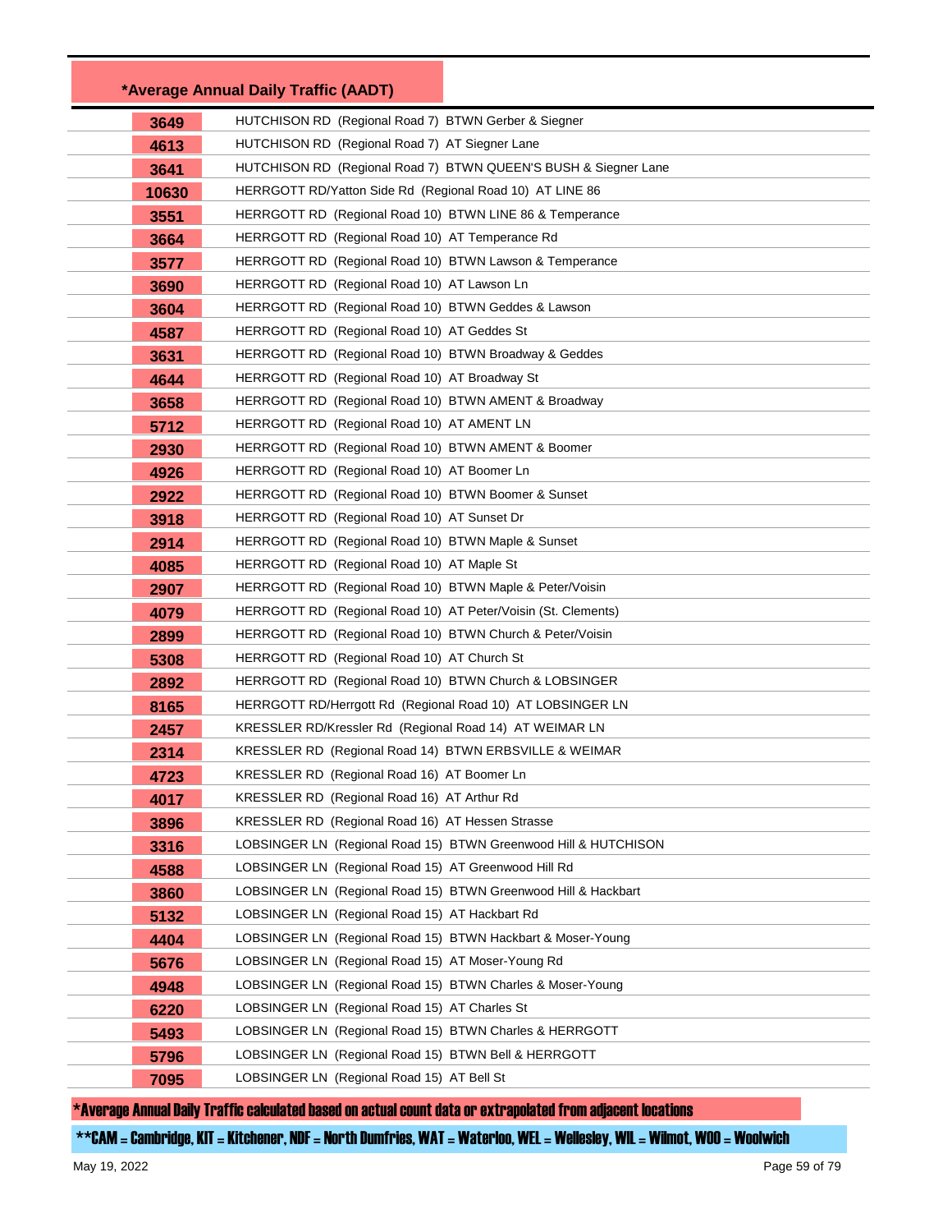| *Average Annual Daily Traffic (AADT) | |
|---|---|
| 3649 | HUTCHISON RD (Regional Road 7) BTWN Gerber & Siegner |
| 4613 | HUTCHISON RD (Regional Road 7) AT Siegner Lane |
| 3641 | HUTCHISON RD (Regional Road 7) BTWN QUEEN'S BUSH & Siegner Lane |
| 10630 | HERRGOTT RD/Yatton Side Rd (Regional Road 10) AT LINE 86 |
| 3551 | HERRGOTT RD (Regional Road 10) BTWN LINE 86 & Temperance |
| 3664 | HERRGOTT RD (Regional Road 10) AT Temperance Rd |
| 3577 | HERRGOTT RD (Regional Road 10) BTWN Lawson & Temperance |
| 3690 | HERRGOTT RD (Regional Road 10) AT Lawson Ln |
| 3604 | HERRGOTT RD (Regional Road 10) BTWN Geddes & Lawson |
| 4587 | HERRGOTT RD (Regional Road 10) AT Geddes St |
| 3631 | HERRGOTT RD (Regional Road 10) BTWN Broadway & Geddes |
| 4644 | HERRGOTT RD (Regional Road 10) AT Broadway St |
| 3658 | HERRGOTT RD (Regional Road 10) BTWN AMENT & Broadway |
| 5712 | HERRGOTT RD (Regional Road 10) AT AMENT LN |
| 2930 | HERRGOTT RD (Regional Road 10) BTWN AMENT & Boomer |
| 4926 | HERRGOTT RD (Regional Road 10) AT Boomer Ln |
| 2922 | HERRGOTT RD (Regional Road 10) BTWN Boomer & Sunset |
| 3918 | HERRGOTT RD (Regional Road 10) AT Sunset Dr |
| 2914 | HERRGOTT RD (Regional Road 10) BTWN Maple & Sunset |
| 4085 | HERRGOTT RD (Regional Road 10) AT Maple St |
| 2907 | HERRGOTT RD (Regional Road 10) BTWN Maple & Peter/Voisin |
| 4079 | HERRGOTT RD (Regional Road 10) AT Peter/Voisin (St. Clements) |
| 2899 | HERRGOTT RD (Regional Road 10) BTWN Church & Peter/Voisin |
| 5308 | HERRGOTT RD (Regional Road 10) AT Church St |
| 2892 | HERRGOTT RD (Regional Road 10) BTWN Church & LOBSINGER |
| 8165 | HERRGOTT RD/Herrgott Rd (Regional Road 10) AT LOBSINGER LN |
| 2457 | KRESSLER RD/Kressler Rd (Regional Road 14) AT WEIMAR LN |
| 2314 | KRESSLER RD (Regional Road 14) BTWN ERBSVILLE & WEIMAR |
| 4723 | KRESSLER RD (Regional Road 16) AT Boomer Ln |
| 4017 | KRESSLER RD (Regional Road 16) AT Arthur Rd |
| 3896 | KRESSLER RD (Regional Road 16) AT Hessen Strasse |
| 3316 | LOBSINGER LN (Regional Road 15) BTWN Greenwood Hill & HUTCHISON |
| 4588 | LOBSINGER LN (Regional Road 15) AT Greenwood Hill Rd |
| 3860 | LOBSINGER LN (Regional Road 15) BTWN Greenwood Hill & Hackbart |
| 5132 | LOBSINGER LN (Regional Road 15) AT Hackbart Rd |
| 4404 | LOBSINGER LN (Regional Road 15) BTWN Hackbart & Moser-Young |
| 5676 | LOBSINGER LN (Regional Road 15) AT Moser-Young Rd |
| 4948 | LOBSINGER LN (Regional Road 15) BTWN Charles & Moser-Young |
| 6220 | LOBSINGER LN (Regional Road 15) AT Charles St |
| 5493 | LOBSINGER LN (Regional Road 15) BTWN Charles & HERRGOTT |
| 5796 | LOBSINGER LN (Regional Road 15) BTWN Bell & HERRGOTT |
| 7095 | LOBSINGER LN (Regional Road 15) AT Bell St |

*Average Annual Daily Traffic calculated based on actual count data or extrapolated from adjacent locations

**CAM = Cambridge, KIT = Kitchener, NDF = North Dumfries, WAT = Waterloo, WEL = Wellesley, WIL = Wilmot, WOO = Woolwich

May 19, 2022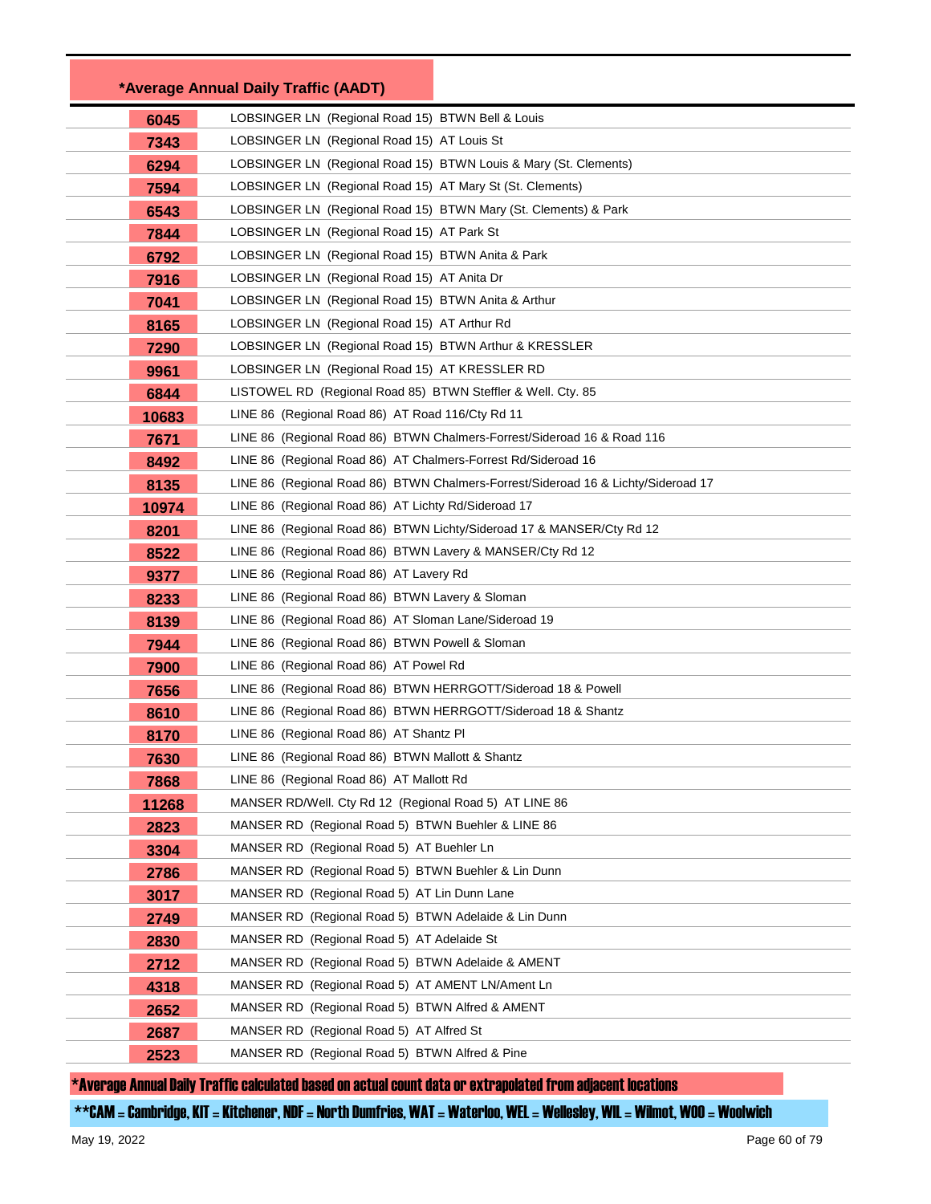| *Average Annual Daily Traffic (AADT) | |
| --- | --- |
| 6045 | LOBSINGER LN (Regional Road 15) BTWN Bell & Louis |
| 7343 | LOBSINGER LN (Regional Road 15) AT Louis St |
| 6294 | LOBSINGER LN (Regional Road 15) BTWN Louis & Mary (St. Clements) |
| 7594 | LOBSINGER LN (Regional Road 15) AT Mary St (St. Clements) |
| 6543 | LOBSINGER LN (Regional Road 15) BTWN Mary (St. Clements) & Park |
| 7844 | LOBSINGER LN (Regional Road 15) AT Park St |
| 6792 | LOBSINGER LN (Regional Road 15) BTWN Anita & Park |
| 7916 | LOBSINGER LN (Regional Road 15) AT Anita Dr |
| 7041 | LOBSINGER LN (Regional Road 15) BTWN Anita & Arthur |
| 8165 | LOBSINGER LN (Regional Road 15) AT Arthur Rd |
| 7290 | LOBSINGER LN (Regional Road 15) BTWN Arthur & KRESSLER |
| 9961 | LOBSINGER LN (Regional Road 15) AT KRESSLER RD |
| 6844 | LISTOWEL RD (Regional Road 85) BTWN Steffler & Well. Cty. 85 |
| 10683 | LINE 86 (Regional Road 86) AT Road 116/Cty Rd 11 |
| 7671 | LINE 86 (Regional Road 86) BTWN Chalmers-Forrest/Sideroad 16 & Road 116 |
| 8492 | LINE 86 (Regional Road 86) AT Chalmers-Forrest Rd/Sideroad 16 |
| 8135 | LINE 86 (Regional Road 86) BTWN Chalmers-Forrest/Sideroad 16 & Lichty/Sideroad 17 |
| 10974 | LINE 86 (Regional Road 86) AT Lichty Rd/Sideroad 17 |
| 8201 | LINE 86 (Regional Road 86) BTWN Lichty/Sideroad 17 & MANSER/Cty Rd 12 |
| 8522 | LINE 86 (Regional Road 86) BTWN Lavery & MANSER/Cty Rd 12 |
| 9377 | LINE 86 (Regional Road 86) AT Lavery Rd |
| 8233 | LINE 86 (Regional Road 86) BTWN Lavery & Sloman |
| 8139 | LINE 86 (Regional Road 86) AT Sloman Lane/Sideroad 19 |
| 7944 | LINE 86 (Regional Road 86) BTWN Powell & Sloman |
| 7900 | LINE 86 (Regional Road 86) AT Powel Rd |
| 7656 | LINE 86 (Regional Road 86) BTWN HERRGOTT/Sideroad 18 & Powell |
| 8610 | LINE 86 (Regional Road 86) BTWN HERRGOTT/Sideroad 18 & Shantz |
| 8170 | LINE 86 (Regional Road 86) AT Shantz Pl |
| 7630 | LINE 86 (Regional Road 86) BTWN Mallott & Shantz |
| 7868 | LINE 86 (Regional Road 86) AT Mallott Rd |
| 11268 | MANSER RD/Well. Cty Rd 12 (Regional Road 5) AT LINE 86 |
| 2823 | MANSER RD (Regional Road 5) BTWN Buehler & LINE 86 |
| 3304 | MANSER RD (Regional Road 5) AT Buehler Ln |
| 2786 | MANSER RD (Regional Road 5) BTWN Buehler & Lin Dunn |
| 3017 | MANSER RD (Regional Road 5) AT Lin Dunn Lane |
| 2749 | MANSER RD (Regional Road 5) BTWN Adelaide & Lin Dunn |
| 2830 | MANSER RD (Regional Road 5) AT Adelaide St |
| 2712 | MANSER RD (Regional Road 5) BTWN Adelaide & AMENT |
| 4318 | MANSER RD (Regional Road 5) AT AMENT LN/Ament Ln |
| 2652 | MANSER RD (Regional Road 5) BTWN Alfred & AMENT |
| 2687 | MANSER RD (Regional Road 5) AT Alfred St |
| 2523 | MANSER RD (Regional Road 5) BTWN Alfred & Pine |

*Average Annual Daily Traffic calculated based on actual count data or extrapolated from adjacent locations

**CAM = Cambridge, KIT = Kitchener, NDF = North Dumfries, WAT = Waterloo, WEL = Wellesley, WIL = Wilmot, WOO = Woolwich

May 19, 2022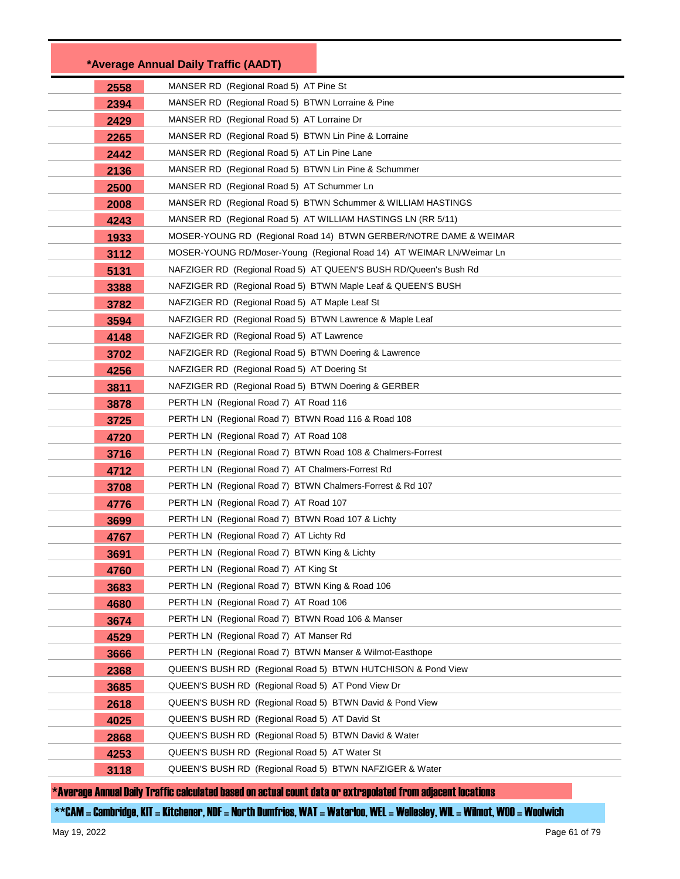| *Average Annual Daily Traffic (AADT) | |
|---|---|
| 2558 | MANSER RD (Regional Road 5) AT Pine St |
| 2394 | MANSER RD (Regional Road 5) BTWN Lorraine & Pine |
| 2429 | MANSER RD (Regional Road 5) AT Lorraine Dr |
| 2265 | MANSER RD (Regional Road 5) BTWN Lin Pine & Lorraine |
| 2442 | MANSER RD (Regional Road 5) AT Lin Pine Lane |
| 2136 | MANSER RD (Regional Road 5) BTWN Lin Pine & Schummer |
| 2500 | MANSER RD (Regional Road 5) AT Schummer Ln |
| 2008 | MANSER RD (Regional Road 5) BTWN Schummer & WILLIAM HASTINGS |
| 4243 | MANSER RD (Regional Road 5) AT WILLIAM HASTINGS LN (RR 5/11) |
| 1933 | MOSER-YOUNG RD (Regional Road 14) BTWN GERBER/NOTRE DAME & WEIMAR |
| 3112 | MOSER-YOUNG RD/Moser-Young (Regional Road 14) AT WEIMAR LN/Weimar Ln |
| 5131 | NAFZIGER RD (Regional Road 5) AT QUEEN'S BUSH RD/Queen's Bush Rd |
| 3388 | NAFZIGER RD (Regional Road 5) BTWN Maple Leaf & QUEEN'S BUSH |
| 3782 | NAFZIGER RD (Regional Road 5) AT Maple Leaf St |
| 3594 | NAFZIGER RD (Regional Road 5) BTWN Lawrence & Maple Leaf |
| 4148 | NAFZIGER RD (Regional Road 5) AT Lawrence |
| 3702 | NAFZIGER RD (Regional Road 5) BTWN Doering & Lawrence |
| 4256 | NAFZIGER RD (Regional Road 5) AT Doering St |
| 3811 | NAFZIGER RD (Regional Road 5) BTWN Doering & GERBER |
| 3878 | PERTH LN (Regional Road 7) AT Road 116 |
| 3725 | PERTH LN (Regional Road 7) BTWN Road 116 & Road 108 |
| 4720 | PERTH LN (Regional Road 7) AT Road 108 |
| 3716 | PERTH LN (Regional Road 7) BTWN Road 108 & Chalmers-Forrest |
| 4712 | PERTH LN (Regional Road 7) AT Chalmers-Forrest Rd |
| 3708 | PERTH LN (Regional Road 7) BTWN Chalmers-Forrest & Rd 107 |
| 4776 | PERTH LN (Regional Road 7) AT Road 107 |
| 3699 | PERTH LN (Regional Road 7) BTWN Road 107 & Lichty |
| 4767 | PERTH LN (Regional Road 7) AT Lichty Rd |
| 3691 | PERTH LN (Regional Road 7) BTWN King & Lichty |
| 4760 | PERTH LN (Regional Road 7) AT King St |
| 3683 | PERTH LN (Regional Road 7) BTWN King & Road 106 |
| 4680 | PERTH LN (Regional Road 7) AT Road 106 |
| 3674 | PERTH LN (Regional Road 7) BTWN Road 106 & Manser |
| 4529 | PERTH LN (Regional Road 7) AT Manser Rd |
| 3666 | PERTH LN (Regional Road 7) BTWN Manser & Wilmot-Easthope |
| 2368 | QUEEN'S BUSH RD (Regional Road 5) BTWN HUTCHISON & Pond View |
| 3685 | QUEEN'S BUSH RD (Regional Road 5) AT Pond View Dr |
| 2618 | QUEEN'S BUSH RD (Regional Road 5) BTWN David & Pond View |
| 4025 | QUEEN'S BUSH RD (Regional Road 5) AT David St |
| 2868 | QUEEN'S BUSH RD (Regional Road 5) BTWN David & Water |
| 4253 | QUEEN'S BUSH RD (Regional Road 5) AT Water St |
| 3118 | QUEEN'S BUSH RD (Regional Road 5) BTWN NAFZIGER & Water |

*Average Annual Daily Traffic calculated based on actual count data or extrapolated from adjacent locations

**CAM = Cambridge, KIT = Kitchener, NDF = North Dumfries, WAT = Waterloo, WEL = Wellesley, WIL = Wilmot, WOO = Woolwich

May 19, 2022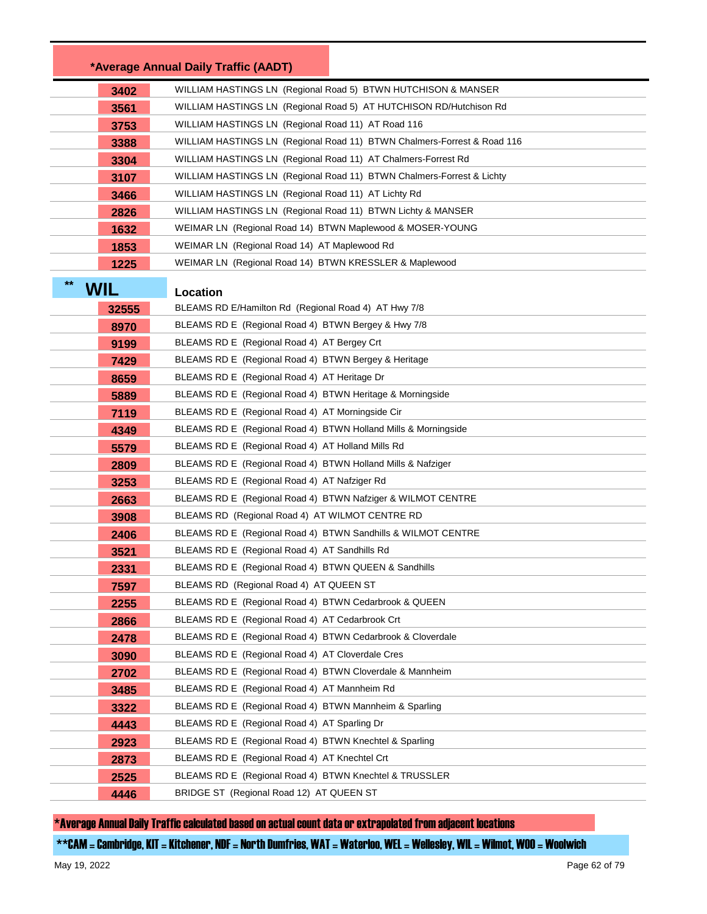| *Average Annual Daily Traffic (AADT) | |
|---|---|
| 3402 | WILLIAM HASTINGS LN (Regional Road 5) BTWN HUTCHISON & MANSER |
| 3561 | WILLIAM HASTINGS LN (Regional Road 5) AT HUTCHISON RD/Hutchison Rd |
| 3753 | WILLIAM HASTINGS LN (Regional Road 11) AT Road 116 |
| 3388 | WILLIAM HASTINGS LN (Regional Road 11) BTWN Chalmers-Forrest & Road 116 |
| 3304 | WILLIAM HASTINGS LN (Regional Road 11) AT Chalmers-Forrest Rd |
| 3107 | WILLIAM HASTINGS LN (Regional Road 11) BTWN Chalmers-Forrest & Lichty |
| 3466 | WILLIAM HASTINGS LN (Regional Road 11) AT Lichty Rd |
| 2826 | WILLIAM HASTINGS LN (Regional Road 11) BTWN Lichty & MANSER |
| 1632 | WEIMAR LN (Regional Road 14) BTWN Maplewood & MOSER-YOUNG |
| 1853 | WEIMAR LN (Regional Road 14) AT Maplewood Rd |
| 1225 | WEIMAR LN (Regional Road 14) BTWN KRESSLER & Maplewood |

| ** WIL | Location |
|---|---|
| 32555 | BLEAMS RD E/Hamilton Rd (Regional Road 4) AT Hwy 7/8 |
| 8970 | BLEAMS RD E (Regional Road 4) BTWN Bergey & Hwy 7/8 |
| 9199 | BLEAMS RD E (Regional Road 4) AT Bergey Crt |
| 7429 | BLEAMS RD E (Regional Road 4) BTWN Bergey & Heritage |
| 8659 | BLEAMS RD E (Regional Road 4) AT Heritage Dr |
| 5889 | BLEAMS RD E (Regional Road 4) BTWN Heritage & Morningside |
| 7119 | BLEAMS RD E (Regional Road 4) AT Morningside Cir |
| 4349 | BLEAMS RD E (Regional Road 4) BTWN Holland Mills & Morningside |
| 5579 | BLEAMS RD E (Regional Road 4) AT Holland Mills Rd |
| 2809 | BLEAMS RD E (Regional Road 4) BTWN Holland Mills & Nafziger |
| 3253 | BLEAMS RD E (Regional Road 4) AT Nafziger Rd |
| 2663 | BLEAMS RD E (Regional Road 4) BTWN Nafziger & WILMOT CENTRE |
| 3908 | BLEAMS RD (Regional Road 4) AT WILMOT CENTRE RD |
| 2406 | BLEAMS RD E (Regional Road 4) BTWN Sandhills & WILMOT CENTRE |
| 3521 | BLEAMS RD E (Regional Road 4) AT Sandhills Rd |
| 2331 | BLEAMS RD E (Regional Road 4) BTWN QUEEN & Sandhills |
| 7597 | BLEAMS RD (Regional Road 4) AT QUEEN ST |
| 2255 | BLEAMS RD E (Regional Road 4) BTWN Cedarbrook & QUEEN |
| 2866 | BLEAMS RD E (Regional Road 4) AT Cedarbrook Crt |
| 2478 | BLEAMS RD E (Regional Road 4) BTWN Cedarbrook & Cloverdale |
| 3090 | BLEAMS RD E (Regional Road 4) AT Cloverdale Cres |
| 2702 | BLEAMS RD E (Regional Road 4) BTWN Cloverdale & Mannheim |
| 3485 | BLEAMS RD E (Regional Road 4) AT Mannheim Rd |
| 3322 | BLEAMS RD E (Regional Road 4) BTWN Mannheim & Sparling |
| 4443 | BLEAMS RD E (Regional Road 4) AT Sparling Dr |
| 2923 | BLEAMS RD E (Regional Road 4) BTWN Knechtel & Sparling |
| 2873 | BLEAMS RD E (Regional Road 4) AT Knechtel Crt |
| 2525 | BLEAMS RD E (Regional Road 4) BTWN Knechtel & TRUSSLER |
| 4446 | BRIDGE ST (Regional Road 12) AT QUEEN ST |

*Average Annual Daily Traffic calculated based on actual count data or extrapolated from adjacent locations

**CAM = Cambridge, KIT = Kitchener, NDF = North Dumfries, WAT = Waterloo, WEL = Wellesley, WIL = Wilmot, WOO = Woolwich

May 19, 2022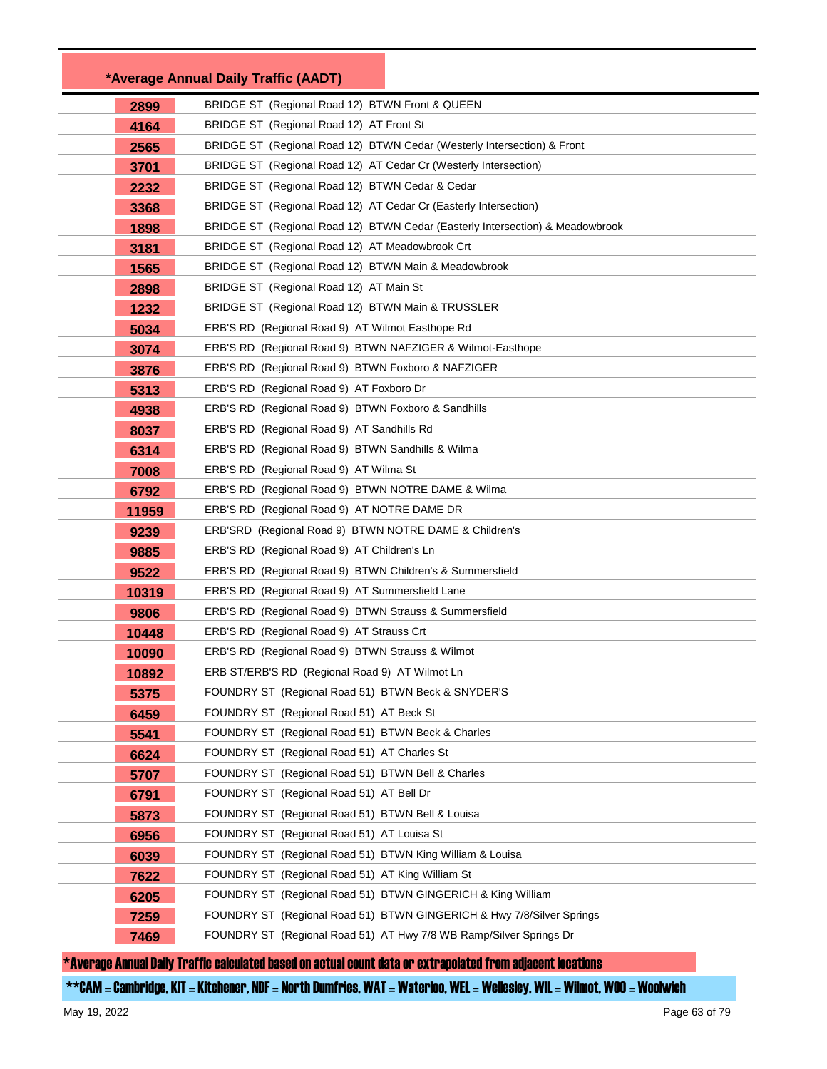| *Average Annual Daily Traffic (AADT) | |
|---|---|
| 2899 | BRIDGE ST (Regional Road 12) BTWN Front & QUEEN |
| 4164 | BRIDGE ST (Regional Road 12) AT Front St |
| 2565 | BRIDGE ST (Regional Road 12) BTWN Cedar (Westerly Intersection) & Front |
| 3701 | BRIDGE ST (Regional Road 12) AT Cedar Cr (Westerly Intersection) |
| 2232 | BRIDGE ST (Regional Road 12) BTWN Cedar & Cedar |
| 3368 | BRIDGE ST (Regional Road 12) AT Cedar Cr (Easterly Intersection) |
| 1898 | BRIDGE ST (Regional Road 12) BTWN Cedar (Easterly Intersection) & Meadowbrook |
| 3181 | BRIDGE ST (Regional Road 12) AT Meadowbrook Crt |
| 1565 | BRIDGE ST (Regional Road 12) BTWN Main & Meadowbrook |
| 2898 | BRIDGE ST (Regional Road 12) AT Main St |
| 1232 | BRIDGE ST (Regional Road 12) BTWN Main & TRUSSLER |
| 5034 | ERB'S RD (Regional Road 9) AT Wilmot Easthope Rd |
| 3074 | ERB'S RD (Regional Road 9) BTWN NAFZIGER & Wilmot-Easthope |
| 3876 | ERB'S RD (Regional Road 9) BTWN Foxboro & NAFZIGER |
| 5313 | ERB'S RD (Regional Road 9) AT Foxboro Dr |
| 4938 | ERB'S RD (Regional Road 9) BTWN Foxboro & Sandhills |
| 8037 | ERB'S RD (Regional Road 9) AT Sandhills Rd |
| 6314 | ERB'S RD (Regional Road 9) BTWN Sandhills & Wilma |
| 7008 | ERB'S RD (Regional Road 9) AT Wilma St |
| 6792 | ERB'S RD (Regional Road 9) BTWN NOTRE DAME & Wilma |
| 11959 | ERB'S RD (Regional Road 9) AT NOTRE DAME DR |
| 9239 | ERB'SRD (Regional Road 9) BTWN NOTRE DAME & Children's |
| 9885 | ERB'S RD (Regional Road 9) AT Children's Ln |
| 9522 | ERB'S RD (Regional Road 9) BTWN Children's & Summersfield |
| 10319 | ERB'S RD (Regional Road 9) AT Summersfield Lane |
| 9806 | ERB'S RD (Regional Road 9) BTWN Strauss & Summersfield |
| 10448 | ERB'S RD (Regional Road 9) AT Strauss Crt |
| 10090 | ERB'S RD (Regional Road 9) BTWN Strauss & Wilmot |
| 10892 | ERB ST/ERB'S RD (Regional Road 9) AT Wilmot Ln |
| 5375 | FOUNDRY ST (Regional Road 51) BTWN Beck & SNYDER'S |
| 6459 | FOUNDRY ST (Regional Road 51) AT Beck St |
| 5541 | FOUNDRY ST (Regional Road 51) BTWN Beck & Charles |
| 6624 | FOUNDRY ST (Regional Road 51) AT Charles St |
| 5707 | FOUNDRY ST (Regional Road 51) BTWN Bell & Charles |
| 6791 | FOUNDRY ST (Regional Road 51) AT Bell Dr |
| 5873 | FOUNDRY ST (Regional Road 51) BTWN Bell & Louisa |
| 6956 | FOUNDRY ST (Regional Road 51) AT Louisa St |
| 6039 | FOUNDRY ST (Regional Road 51) BTWN King William & Louisa |
| 7622 | FOUNDRY ST (Regional Road 51) AT King William St |
| 6205 | FOUNDRY ST (Regional Road 51) BTWN GINGERICH & King William |
| 7259 | FOUNDRY ST (Regional Road 51) BTWN GINGERICH & Hwy 7/8/Silver Springs |
| 7469 | FOUNDRY ST (Regional Road 51) AT Hwy 7/8 WB Ramp/Silver Springs Dr |

*Average Annual Daily Traffic calculated based on actual count data or extrapolated from adjacent locations

**CAM = Cambridge, KIT = Kitchener, NDF = North Dumfries, WAT = Waterloo, WEL = Wellesley, WIL = Wilmot, WOO = Woolwich

May 19, 2022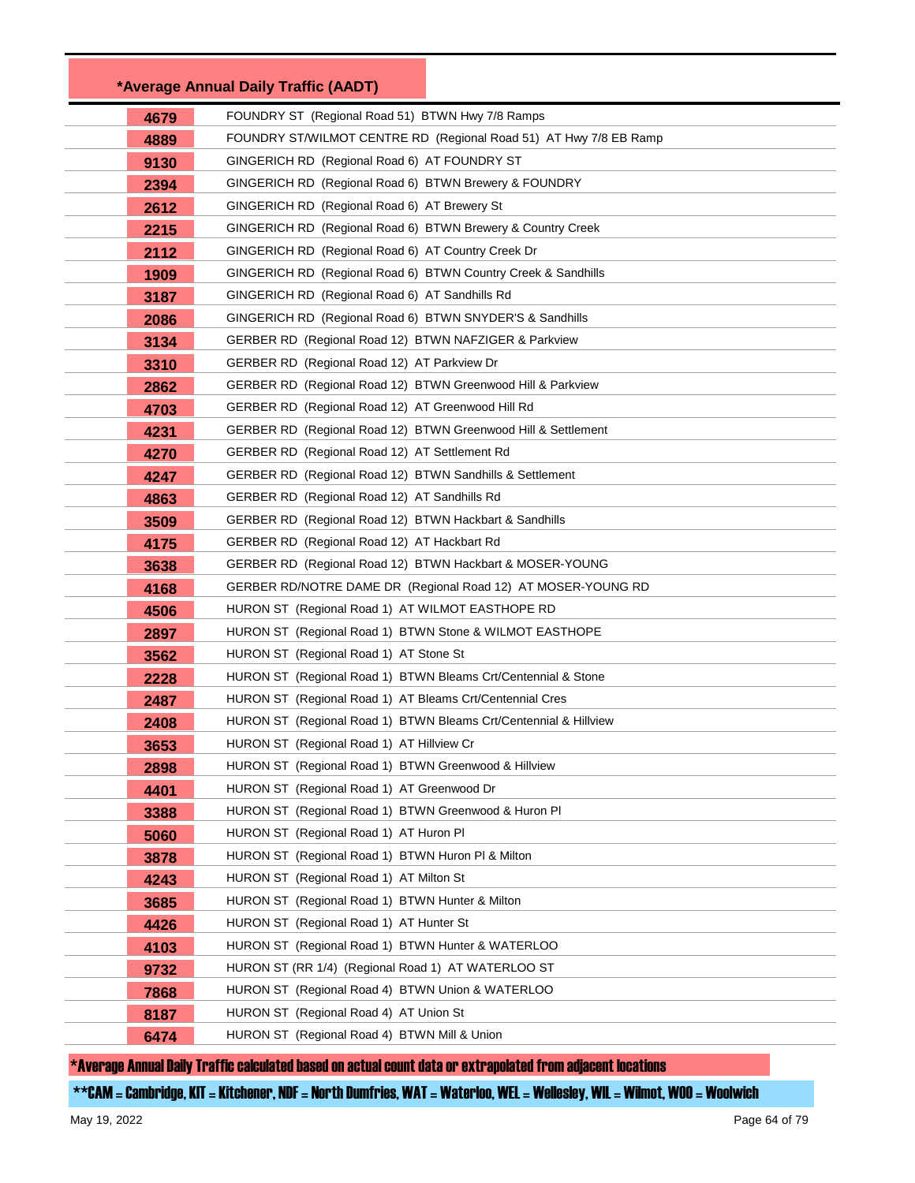| *Average Annual Daily Traffic (AADT) | |
|---|---|
| 4679 | FOUNDRY ST (Regional Road 51) BTWN Hwy 7/8 Ramps |
| 4889 | FOUNDRY ST/WILMOT CENTRE RD (Regional Road 51) AT Hwy 7/8 EB Ramp |
| 9130 | GINGERICH RD (Regional Road 6) AT FOUNDRY ST |
| 2394 | GINGERICH RD (Regional Road 6) BTWN Brewery & FOUNDRY |
| 2612 | GINGERICH RD (Regional Road 6) AT Brewery St |
| 2215 | GINGERICH RD (Regional Road 6) BTWN Brewery & Country Creek |
| 2112 | GINGERICH RD (Regional Road 6) AT Country Creek Dr |
| 1909 | GINGERICH RD (Regional Road 6) BTWN Country Creek & Sandhills |
| 3187 | GINGERICH RD (Regional Road 6) AT Sandhills Rd |
| 2086 | GINGERICH RD (Regional Road 6) BTWN SNYDER'S & Sandhills |
| 3134 | GERBER RD (Regional Road 12) BTWN NAFZIGER & Parkview |
| 3310 | GERBER RD (Regional Road 12) AT Parkview Dr |
| 2862 | GERBER RD (Regional Road 12) BTWN Greenwood Hill & Parkview |
| 4703 | GERBER RD (Regional Road 12) AT Greenwood Hill Rd |
| 4231 | GERBER RD (Regional Road 12) BTWN Greenwood Hill & Settlement |
| 4270 | GERBER RD (Regional Road 12) AT Settlement Rd |
| 4247 | GERBER RD (Regional Road 12) BTWN Sandhills & Settlement |
| 4863 | GERBER RD (Regional Road 12) AT Sandhills Rd |
| 3509 | GERBER RD (Regional Road 12) BTWN Hackbart & Sandhills |
| 4175 | GERBER RD (Regional Road 12) AT Hackbart Rd |
| 3638 | GERBER RD (Regional Road 12) BTWN Hackbart & MOSER-YOUNG |
| 4168 | GERBER RD/NOTRE DAME DR (Regional Road 12) AT MOSER-YOUNG RD |
| 4506 | HURON ST (Regional Road 1) AT WILMOT EASTHOPE RD |
| 2897 | HURON ST (Regional Road 1) BTWN Stone & WILMOT EASTHOPE |
| 3562 | HURON ST (Regional Road 1) AT Stone St |
| 2228 | HURON ST (Regional Road 1) BTWN Bleams Crt/Centennial & Stone |
| 2487 | HURON ST (Regional Road 1) AT Bleams Crt/Centennial Cres |
| 2408 | HURON ST (Regional Road 1) BTWN Bleams Crt/Centennial & Hillview |
| 3653 | HURON ST (Regional Road 1) AT Hillview Cr |
| 2898 | HURON ST (Regional Road 1) BTWN Greenwood & Hillview |
| 4401 | HURON ST (Regional Road 1) AT Greenwood Dr |
| 3388 | HURON ST (Regional Road 1) BTWN Greenwood & Huron Pl |
| 5060 | HURON ST (Regional Road 1) AT Huron Pl |
| 3878 | HURON ST (Regional Road 1) BTWN Huron Pl & Milton |
| 4243 | HURON ST (Regional Road 1) AT Milton St |
| 3685 | HURON ST (Regional Road 1) BTWN Hunter & Milton |
| 4426 | HURON ST (Regional Road 1) AT Hunter St |
| 4103 | HURON ST (Regional Road 1) BTWN Hunter & WATERLOO |
| 9732 | HURON ST (RR 1/4) (Regional Road 1) AT WATERLOO ST |
| 7868 | HURON ST (Regional Road 4) BTWN Union & WATERLOO |
| 8187 | HURON ST (Regional Road 4) AT Union St |
| 6474 | HURON ST (Regional Road 4) BTWN Mill & Union |

*Average Annual Daily Traffic calculated based on actual count data or extrapolated from adjacent locations

**CAM = Cambridge, KIT = Kitchener, NDF = North Dumfries, WAT = Waterloo, WEL = Wellesley, WIL = Wilmot, WOO = Woolwich

May 19, 2022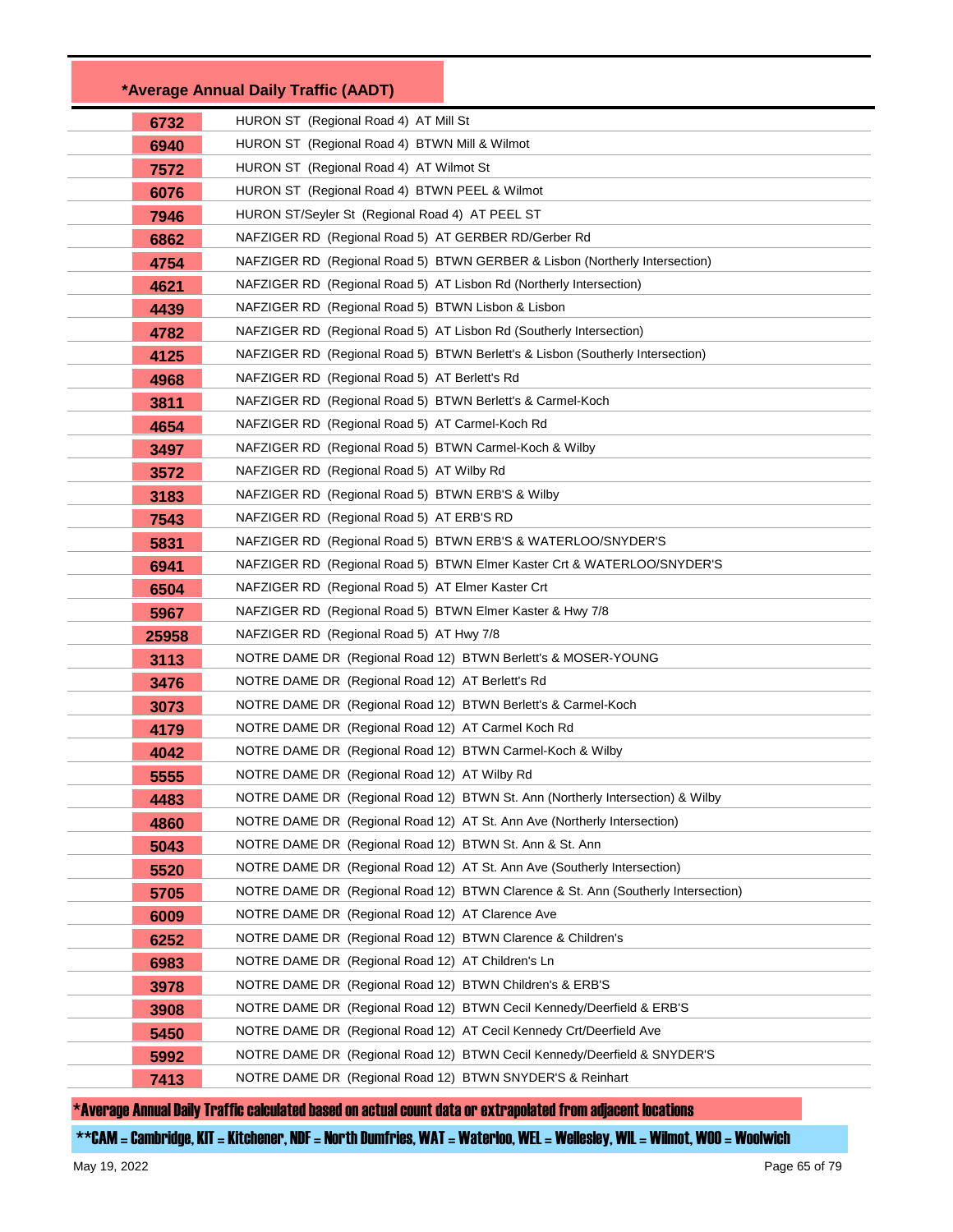| *Average Annual Daily Traffic (AADT) | |
|---|---|
| 6732 | HURON ST (Regional Road 4) AT Mill St |
| 6940 | HURON ST (Regional Road 4) BTWN Mill & Wilmot |
| 7572 | HURON ST (Regional Road 4) AT Wilmot St |
| 6076 | HURON ST (Regional Road 4) BTWN PEEL & Wilmot |
| 7946 | HURON ST/Seyler St (Regional Road 4) AT PEEL ST |
| 6862 | NAFZIGER RD (Regional Road 5) AT GERBER RD/Gerber Rd |
| 4754 | NAFZIGER RD (Regional Road 5) BTWN GERBER & Lisbon (Northerly Intersection) |
| 4621 | NAFZIGER RD (Regional Road 5) AT Lisbon Rd (Northerly Intersection) |
| 4439 | NAFZIGER RD (Regional Road 5) BTWN Lisbon & Lisbon |
| 4782 | NAFZIGER RD (Regional Road 5) AT Lisbon Rd (Southerly Intersection) |
| 4125 | NAFZIGER RD (Regional Road 5) BTWN Berlett's & Lisbon (Southerly Intersection) |
| 4968 | NAFZIGER RD (Regional Road 5) AT Berlett's Rd |
| 3811 | NAFZIGER RD (Regional Road 5) BTWN Berlett's & Carmel-Koch |
| 4654 | NAFZIGER RD (Regional Road 5) AT Carmel-Koch Rd |
| 3497 | NAFZIGER RD (Regional Road 5) BTWN Carmel-Koch & Wilby |
| 3572 | NAFZIGER RD (Regional Road 5) AT Wilby Rd |
| 3183 | NAFZIGER RD (Regional Road 5) BTWN ERB'S & Wilby |
| 7543 | NAFZIGER RD (Regional Road 5) AT ERB'S RD |
| 5831 | NAFZIGER RD (Regional Road 5) BTWN ERB'S & WATERLOO/SNYDER'S |
| 6941 | NAFZIGER RD (Regional Road 5) BTWN Elmer Kaster Crt & WATERLOO/SNYDER'S |
| 6504 | NAFZIGER RD (Regional Road 5) AT Elmer Kaster Crt |
| 5967 | NAFZIGER RD (Regional Road 5) BTWN Elmer Kaster & Hwy 7/8 |
| 25958 | NAFZIGER RD (Regional Road 5) AT Hwy 7/8 |
| 3113 | NOTRE DAME DR (Regional Road 12) BTWN Berlett's & MOSER-YOUNG |
| 3476 | NOTRE DAME DR (Regional Road 12) AT Berlett's Rd |
| 3073 | NOTRE DAME DR (Regional Road 12) BTWN Berlett's & Carmel-Koch |
| 4179 | NOTRE DAME DR (Regional Road 12) AT Carmel Koch Rd |
| 4042 | NOTRE DAME DR (Regional Road 12) BTWN Carmel-Koch & Wilby |
| 5555 | NOTRE DAME DR (Regional Road 12) AT Wilby Rd |
| 4483 | NOTRE DAME DR (Regional Road 12) BTWN St. Ann (Northerly Intersection) & Wilby |
| 4860 | NOTRE DAME DR (Regional Road 12) AT St. Ann Ave (Northerly Intersection) |
| 5043 | NOTRE DAME DR (Regional Road 12) BTWN St. Ann & St. Ann |
| 5520 | NOTRE DAME DR (Regional Road 12) AT St. Ann Ave (Southerly Intersection) |
| 5705 | NOTRE DAME DR (Regional Road 12) BTWN Clarence & St. Ann (Southerly Intersection) |
| 6009 | NOTRE DAME DR (Regional Road 12) AT Clarence Ave |
| 6252 | NOTRE DAME DR (Regional Road 12) BTWN Clarence & Children's |
| 6983 | NOTRE DAME DR (Regional Road 12) AT Children's Ln |
| 3978 | NOTRE DAME DR (Regional Road 12) BTWN Children's & ERB'S |
| 3908 | NOTRE DAME DR (Regional Road 12) BTWN Cecil Kennedy/Deerfield & ERB'S |
| 5450 | NOTRE DAME DR (Regional Road 12) AT Cecil Kennedy Crt/Deerfield Ave |
| 5992 | NOTRE DAME DR (Regional Road 12) BTWN Cecil Kennedy/Deerfield & SNYDER'S |
| 7413 | NOTRE DAME DR (Regional Road 12) BTWN SNYDER'S & Reinhart |

*Average Annual Daily Traffic calculated based on actual count data or extrapolated from adjacent locations

**CAM = Cambridge, KIT = Kitchener, NDF = North Dumfries, WAT = Waterloo, WEL = Wellesley, WIL = Wilmot, WOO = Woolwich

May 19, 2022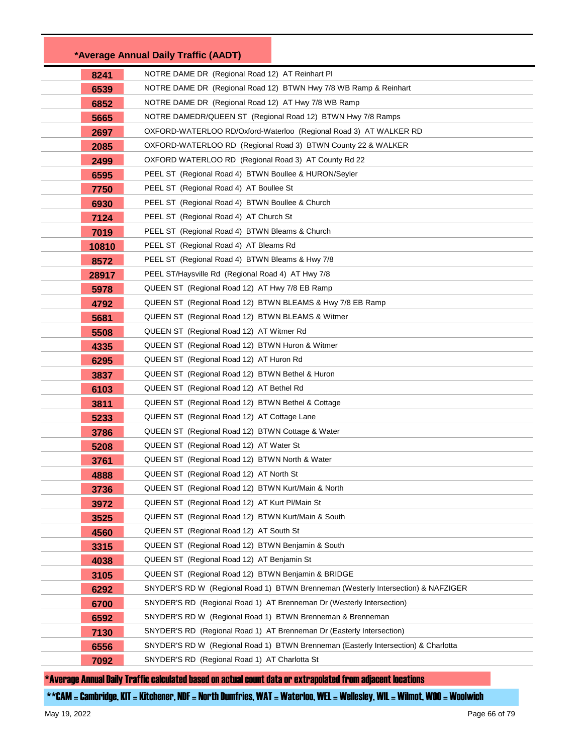| *Average Annual Daily Traffic (AADT) | |
|---|---|
| 8241 | NOTRE DAME DR (Regional Road 12) AT Reinhart Pl |
| 6539 | NOTRE DAME DR (Regional Road 12) BTWN Hwy 7/8 WB Ramp & Reinhart |
| 6852 | NOTRE DAME DR (Regional Road 12) AT Hwy 7/8 WB Ramp |
| 5665 | NOTRE DAMEDR/QUEEN ST (Regional Road 12) BTWN Hwy 7/8 Ramps |
| 2697 | OXFORD-WATERLOO RD/Oxford-Waterloo (Regional Road 3) AT WALKER RD |
| 2085 | OXFORD-WATERLOO RD (Regional Road 3) BTWN County 22 & WALKER |
| 2499 | OXFORD WATERLOO RD (Regional Road 3) AT County Rd 22 |
| 6595 | PEEL ST (Regional Road 4) BTWN Boullee & HURON/Seyler |
| 7750 | PEEL ST (Regional Road 4) AT Boullee St |
| 6930 | PEEL ST (Regional Road 4) BTWN Boullee & Church |
| 7124 | PEEL ST (Regional Road 4) AT Church St |
| 7019 | PEEL ST (Regional Road 4) BTWN Bleams & Church |
| 10810 | PEEL ST (Regional Road 4) AT Bleams Rd |
| 8572 | PEEL ST (Regional Road 4) BTWN Bleams & Hwy 7/8 |
| 28917 | PEEL ST/Haysville Rd (Regional Road 4) AT Hwy 7/8 |
| 5978 | QUEEN ST (Regional Road 12) AT Hwy 7/8 EB Ramp |
| 4792 | QUEEN ST (Regional Road 12) BTWN BLEAMS & Hwy 7/8 EB Ramp |
| 5681 | QUEEN ST (Regional Road 12) BTWN BLEAMS & Witmer |
| 5508 | QUEEN ST (Regional Road 12) AT Witmer Rd |
| 4335 | QUEEN ST (Regional Road 12) BTWN Huron & Witmer |
| 6295 | QUEEN ST (Regional Road 12) AT Huron Rd |
| 3837 | QUEEN ST (Regional Road 12) BTWN Bethel & Huron |
| 6103 | QUEEN ST (Regional Road 12) AT Bethel Rd |
| 3811 | QUEEN ST (Regional Road 12) BTWN Bethel & Cottage |
| 5233 | QUEEN ST (Regional Road 12) AT Cottage Lane |
| 3786 | QUEEN ST (Regional Road 12) BTWN Cottage & Water |
| 5208 | QUEEN ST (Regional Road 12) AT Water St |
| 3761 | QUEEN ST (Regional Road 12) BTWN North & Water |
| 4888 | QUEEN ST (Regional Road 12) AT North St |
| 3736 | QUEEN ST (Regional Road 12) BTWN Kurt/Main & North |
| 3972 | QUEEN ST (Regional Road 12) AT Kurt Pl/Main St |
| 3525 | QUEEN ST (Regional Road 12) BTWN Kurt/Main & South |
| 4560 | QUEEN ST (Regional Road 12) AT South St |
| 3315 | QUEEN ST (Regional Road 12) BTWN Benjamin & South |
| 4038 | QUEEN ST (Regional Road 12) AT Benjamin St |
| 3105 | QUEEN ST (Regional Road 12) BTWN Benjamin & BRIDGE |
| 6292 | SNYDER'S RD W (Regional Road 1) BTWN Brenneman (Westerly Intersection) & NAFZIGER |
| 6700 | SNYDER'S RD (Regional Road 1) AT Brenneman Dr (Westerly Intersection) |
| 6592 | SNYDER'S RD W (Regional Road 1) BTWN Brenneman & Brenneman |
| 7130 | SNYDER'S RD (Regional Road 1) AT Brenneman Dr (Easterly Intersection) |
| 6556 | SNYDER'S RD W (Regional Road 1) BTWN Brenneman (Easterly Intersection) & Charlotta |
| 7092 | SNYDER'S RD (Regional Road 1) AT Charlotta St |

*Average Annual Daily Traffic calculated based on actual count data or extrapolated from adjacent locations

**CAM = Cambridge, KIT = Kitchener, NDF = North Dumfries, WAT = Waterloo, WEL = Wellesley, WIL = Wilmot, WOO = Woolwich

May 19, 2022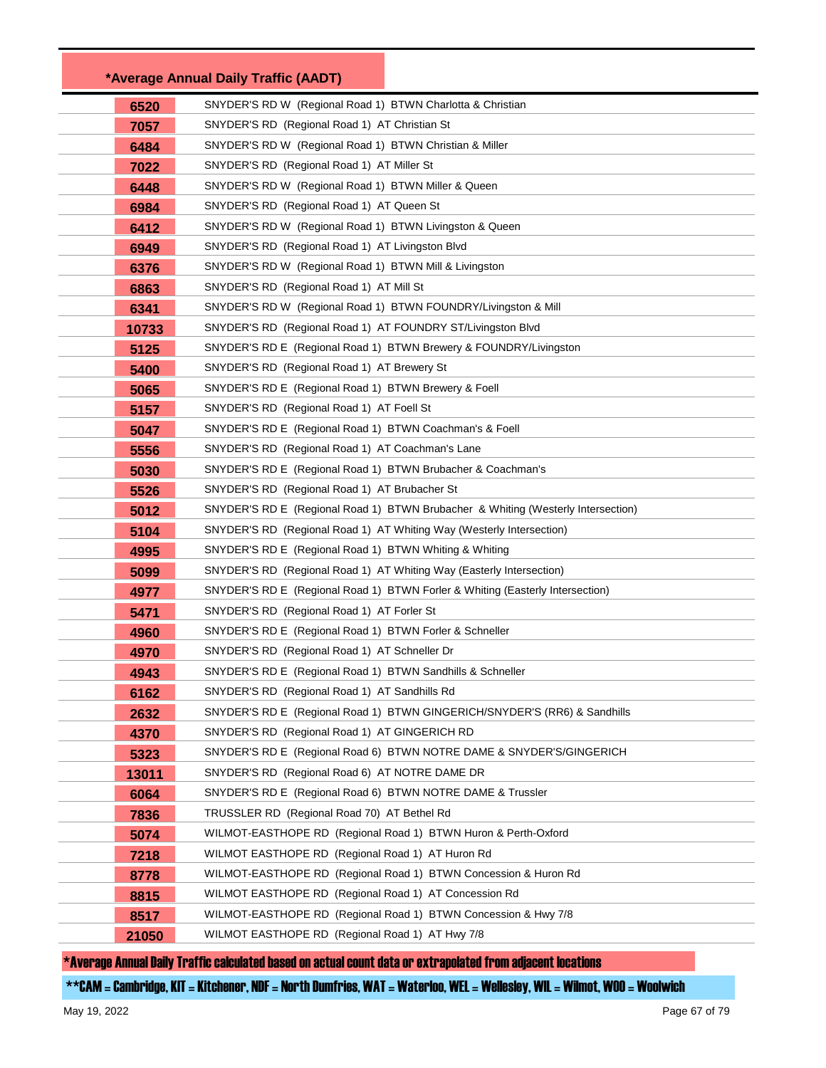| *Average Annual Daily Traffic (AADT) | |
|---|---|
| 6520 | SNYDER'S RD W (Regional Road 1) BTWN Charlotta & Christian |
| 7057 | SNYDER'S RD (Regional Road 1) AT Christian St |
| 6484 | SNYDER'S RD W (Regional Road 1) BTWN Christian & Miller |
| 7022 | SNYDER'S RD (Regional Road 1) AT Miller St |
| 6448 | SNYDER'S RD W (Regional Road 1) BTWN Miller & Queen |
| 6984 | SNYDER'S RD (Regional Road 1) AT Queen St |
| 6412 | SNYDER'S RD W (Regional Road 1) BTWN Livingston & Queen |
| 6949 | SNYDER'S RD (Regional Road 1) AT Livingston Blvd |
| 6376 | SNYDER'S RD W (Regional Road 1) BTWN Mill & Livingston |
| 6863 | SNYDER'S RD (Regional Road 1) AT Mill St |
| 6341 | SNYDER'S RD W (Regional Road 1) BTWN FOUNDRY/Livingston & Mill |
| 10733 | SNYDER'S RD (Regional Road 1) AT FOUNDRY ST/Livingston Blvd |
| 5125 | SNYDER'S RD E (Regional Road 1) BTWN Brewery & FOUNDRY/Livingston |
| 5400 | SNYDER'S RD (Regional Road 1) AT Brewery St |
| 5065 | SNYDER'S RD E (Regional Road 1) BTWN Brewery & Foell |
| 5157 | SNYDER'S RD (Regional Road 1) AT Foell St |
| 5047 | SNYDER'S RD E (Regional Road 1) BTWN Coachman's & Foell |
| 5556 | SNYDER'S RD (Regional Road 1) AT Coachman's Lane |
| 5030 | SNYDER'S RD E (Regional Road 1) BTWN Brubacher & Coachman's |
| 5526 | SNYDER'S RD (Regional Road 1) AT Brubacher St |
| 5012 | SNYDER'S RD E (Regional Road 1) BTWN Brubacher & Whiting (Westerly Intersection) |
| 5104 | SNYDER'S RD (Regional Road 1) AT Whiting Way (Westerly Intersection) |
| 4995 | SNYDER'S RD E (Regional Road 1) BTWN Whiting & Whiting |
| 5099 | SNYDER'S RD (Regional Road 1) AT Whiting Way (Easterly Intersection) |
| 4977 | SNYDER'S RD E (Regional Road 1) BTWN Forler & Whiting (Easterly Intersection) |
| 5471 | SNYDER'S RD (Regional Road 1) AT Forler St |
| 4960 | SNYDER'S RD E (Regional Road 1) BTWN Forler & Schneller |
| 4970 | SNYDER'S RD (Regional Road 1) AT Schneller Dr |
| 4943 | SNYDER'S RD E (Regional Road 1) BTWN Sandhills & Schneller |
| 6162 | SNYDER'S RD (Regional Road 1) AT Sandhills Rd |
| 2632 | SNYDER'S RD E (Regional Road 1) BTWN GINGERICH/SNYDER'S (RR6) & Sandhills |
| 4370 | SNYDER'S RD (Regional Road 1) AT GINGERICH RD |
| 5323 | SNYDER'S RD E (Regional Road 6) BTWN NOTRE DAME & SNYDER'S/GINGERICH |
| 13011 | SNYDER'S RD (Regional Road 6) AT NOTRE DAME DR |
| 6064 | SNYDER'S RD E (Regional Road 6) BTWN NOTRE DAME & Trussler |
| 7836 | TRUSSLER RD (Regional Road 70) AT Bethel Rd |
| 5074 | WILMOT-EASTHOPE RD (Regional Road 1) BTWN Huron & Perth-Oxford |
| 7218 | WILMOT EASTHOPE RD (Regional Road 1) AT Huron Rd |
| 8778 | WILMOT-EASTHOPE RD (Regional Road 1) BTWN Concession & Huron Rd |
| 8815 | WILMOT EASTHOPE RD (Regional Road 1) AT Concession Rd |
| 8517 | WILMOT-EASTHOPE RD (Regional Road 1) BTWN Concession & Hwy 7/8 |
| 21050 | WILMOT EASTHOPE RD (Regional Road 1) AT Hwy 7/8 |

*Average Annual Daily Traffic calculated based on actual count data or extrapolated from adjacent locations

**CAM = Cambridge, KIT = Kitchener, NDF = North Dumfries, WAT = Waterloo, WEL = Wellesley, WIL = Wilmot, WOO = Woolwich

May 19, 2022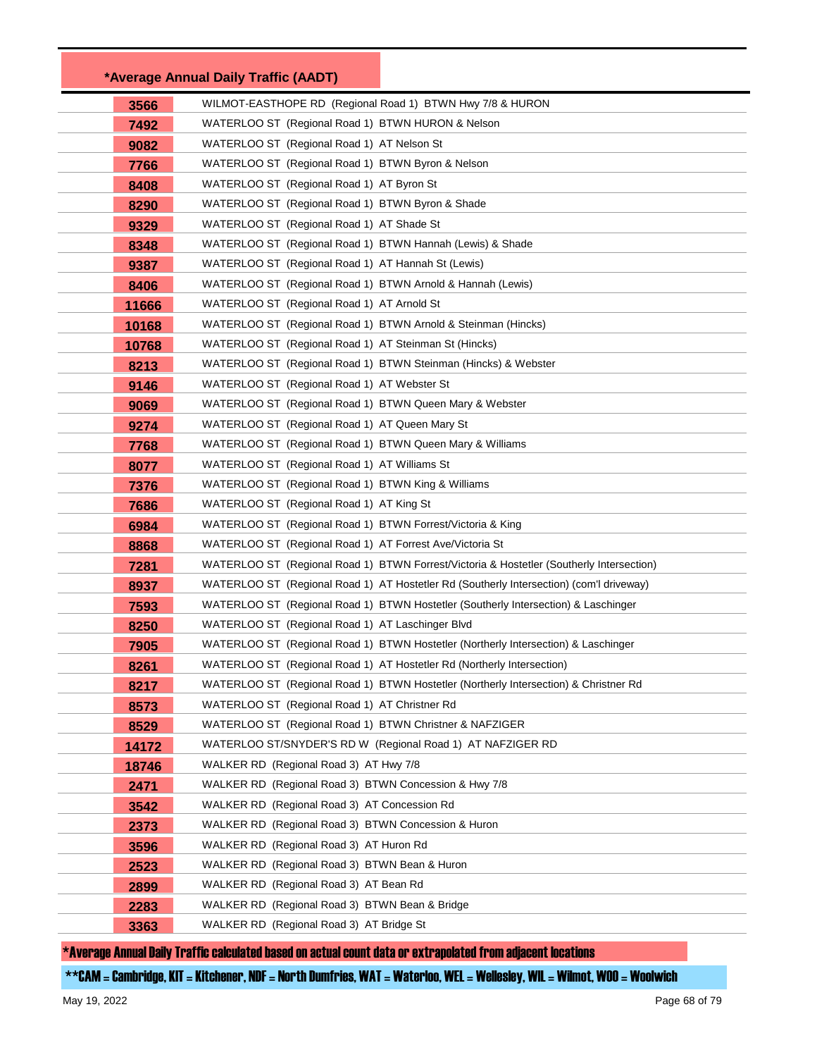| *Average Annual Daily Traffic (AADT) | |
|---|---|
| 3566 | WILMOT-EASTHOPE RD (Regional Road 1) BTWN Hwy 7/8 & HURON |
| 7492 | WATERLOO ST (Regional Road 1) BTWN HURON & Nelson |
| 9082 | WATERLOO ST (Regional Road 1) AT Nelson St |
| 7766 | WATERLOO ST (Regional Road 1) BTWN Byron & Nelson |
| 8408 | WATERLOO ST (Regional Road 1) AT Byron St |
| 8290 | WATERLOO ST (Regional Road 1) BTWN Byron & Shade |
| 9329 | WATERLOO ST (Regional Road 1) AT Shade St |
| 8348 | WATERLOO ST (Regional Road 1) BTWN Hannah (Lewis) & Shade |
| 9387 | WATERLOO ST (Regional Road 1) AT Hannah St (Lewis) |
| 8406 | WATERLOO ST (Regional Road 1) BTWN Arnold & Hannah (Lewis) |
| 11666 | WATERLOO ST (Regional Road 1) AT Arnold St |
| 10168 | WATERLOO ST (Regional Road 1) BTWN Arnold & Steinman (Hincks) |
| 10768 | WATERLOO ST (Regional Road 1) AT Steinman St (Hincks) |
| 8213 | WATERLOO ST (Regional Road 1) BTWN Steinman (Hincks) & Webster |
| 9146 | WATERLOO ST (Regional Road 1) AT Webster St |
| 9069 | WATERLOO ST (Regional Road 1) BTWN Queen Mary & Webster |
| 9274 | WATERLOO ST (Regional Road 1) AT Queen Mary St |
| 7768 | WATERLOO ST (Regional Road 1) BTWN Queen Mary & Williams |
| 8077 | WATERLOO ST (Regional Road 1) AT Williams St |
| 7376 | WATERLOO ST (Regional Road 1) BTWN King & Williams |
| 7686 | WATERLOO ST (Regional Road 1) AT King St |
| 6984 | WATERLOO ST (Regional Road 1) BTWN Forrest/Victoria & King |
| 8868 | WATERLOO ST (Regional Road 1) AT Forrest Ave/Victoria St |
| 7281 | WATERLOO ST (Regional Road 1) BTWN Forrest/Victoria & Hostetler (Southerly Intersection) |
| 8937 | WATERLOO ST (Regional Road 1) AT Hostetler Rd (Southerly Intersection) (com'l driveway) |
| 7593 | WATERLOO ST (Regional Road 1) BTWN Hostetler (Southerly Intersection) & Laschinger |
| 8250 | WATERLOO ST (Regional Road 1) AT Laschinger Blvd |
| 7905 | WATERLOO ST (Regional Road 1) BTWN Hostetler (Northerly Intersection) & Laschinger |
| 8261 | WATERLOO ST (Regional Road 1) AT Hostetler Rd (Northerly Intersection) |
| 8217 | WATERLOO ST (Regional Road 1) BTWN Hostetler (Northerly Intersection) & Christner Rd |
| 8573 | WATERLOO ST (Regional Road 1) AT Christner Rd |
| 8529 | WATERLOO ST (Regional Road 1) BTWN Christner & NAFZIGER |
| 14172 | WATERLOO ST/SNYDER'S RD W (Regional Road 1) AT NAFZIGER RD |
| 18746 | WALKER RD (Regional Road 3) AT Hwy 7/8 |
| 2471 | WALKER RD (Regional Road 3) BTWN Concession & Hwy 7/8 |
| 3542 | WALKER RD (Regional Road 3) AT Concession Rd |
| 2373 | WALKER RD (Regional Road 3) BTWN Concession & Huron |
| 3596 | WALKER RD (Regional Road 3) AT Huron Rd |
| 2523 | WALKER RD (Regional Road 3) BTWN Bean & Huron |
| 2899 | WALKER RD (Regional Road 3) AT Bean Rd |
| 2283 | WALKER RD (Regional Road 3) BTWN Bean & Bridge |
| 3363 | WALKER RD (Regional Road 3) AT Bridge St |

*Average Annual Daily Traffic calculated based on actual count data or extrapolated from adjacent locations

**CAM = Cambridge, KIT = Kitchener, NDF = North Dumfries, WAT = Waterloo, WEL = Wellesley, WIL = Wilmot, WOO = Woolwich

May 19, 2022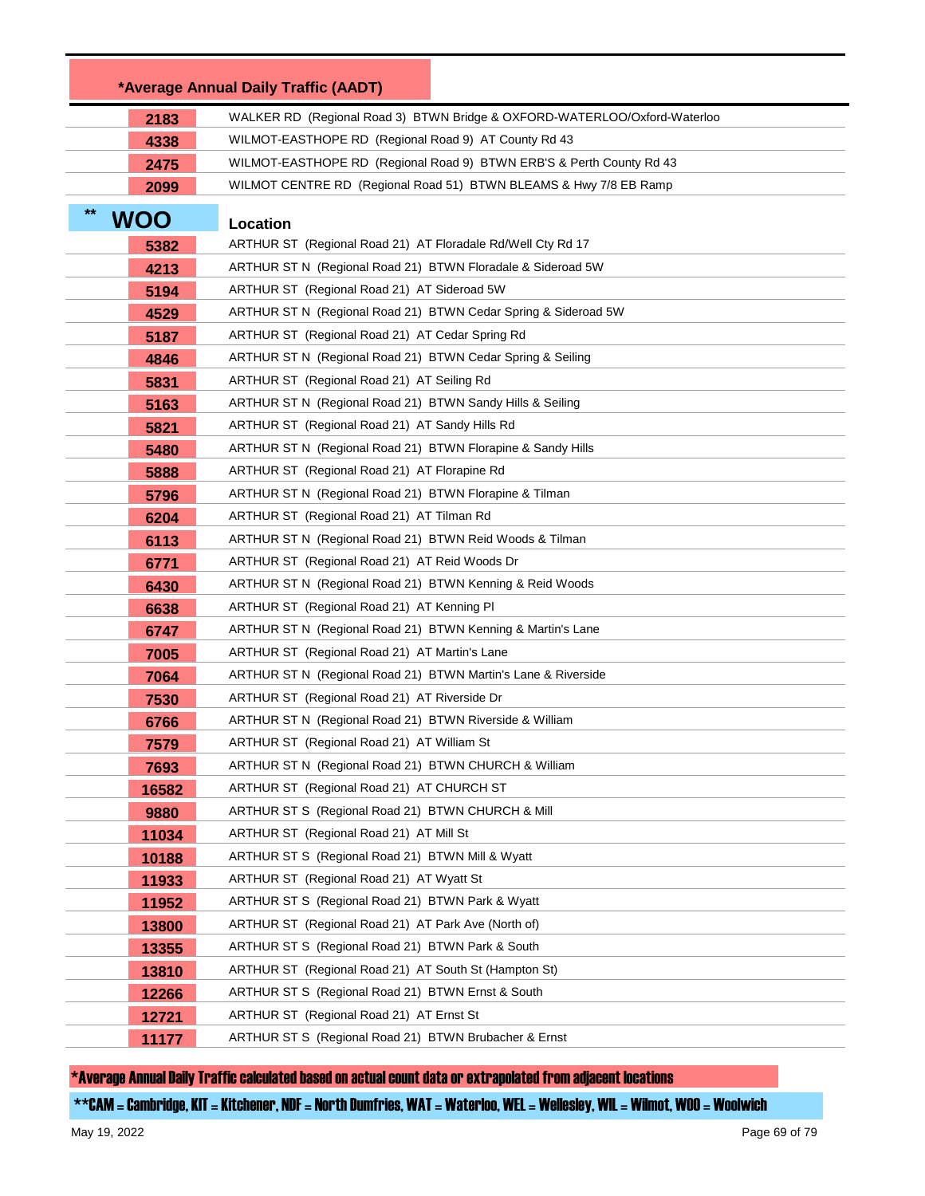| *Average Annual Daily Traffic (AADT) | |
|---|---|
| 2183 | WALKER RD (Regional Road 3) BTWN Bridge & OXFORD-WATERLOO/Oxford-Waterloo |
| 4338 | WILMOT-EASTHOPE RD (Regional Road 9) AT County Rd 43 |
| 2475 | WILMOT-EASTHOPE RD (Regional Road 9) BTWN ERB'S & Perth County Rd 43 |
| 2099 | WILMOT CENTRE RD (Regional Road 51) BTWN BLEAMS & Hwy 7/8 EB Ramp |

| ** WOO | Location |
|---|---|
| 5382 | ARTHUR ST (Regional Road 21) AT Floradale Rd/Well Cty Rd 17 |
| 4213 | ARTHUR ST N (Regional Road 21) BTWN Floradale & Sideroad 5W |
| 5194 | ARTHUR ST (Regional Road 21) AT Sideroad 5W |
| 4529 | ARTHUR ST N (Regional Road 21) BTWN Cedar Spring & Sideroad 5W |
| 5187 | ARTHUR ST (Regional Road 21) AT Cedar Spring Rd |
| 4846 | ARTHUR ST N (Regional Road 21) BTWN Cedar Spring & Seiling |
| 5831 | ARTHUR ST (Regional Road 21) AT Seiling Rd |
| 5163 | ARTHUR ST N (Regional Road 21) BTWN Sandy Hills & Seiling |
| 5821 | ARTHUR ST (Regional Road 21) AT Sandy Hills Rd |
| 5480 | ARTHUR ST N (Regional Road 21) BTWN Florapine & Sandy Hills |
| 5888 | ARTHUR ST (Regional Road 21) AT Florapine Rd |
| 5796 | ARTHUR ST N (Regional Road 21) BTWN Florapine & Tilman |
| 6204 | ARTHUR ST (Regional Road 21) AT Tilman Rd |
| 6113 | ARTHUR ST N (Regional Road 21) BTWN Reid Woods & Tilman |
| 6771 | ARTHUR ST (Regional Road 21) AT Reid Woods Dr |
| 6430 | ARTHUR ST N (Regional Road 21) BTWN Kenning & Reid Woods |
| 6638 | ARTHUR ST (Regional Road 21) AT Kenning Pl |
| 6747 | ARTHUR ST N (Regional Road 21) BTWN Kenning & Martin's Lane |
| 7005 | ARTHUR ST (Regional Road 21) AT Martin's Lane |
| 7064 | ARTHUR ST N (Regional Road 21) BTWN Martin's Lane & Riverside |
| 7530 | ARTHUR ST (Regional Road 21) AT Riverside Dr |
| 6766 | ARTHUR ST N (Regional Road 21) BTWN Riverside & William |
| 7579 | ARTHUR ST (Regional Road 21) AT William St |
| 7693 | ARTHUR ST N (Regional Road 21) BTWN CHURCH & William |
| 16582 | ARTHUR ST (Regional Road 21) AT CHURCH ST |
| 9880 | ARTHUR ST S (Regional Road 21) BTWN CHURCH & Mill |
| 11034 | ARTHUR ST (Regional Road 21) AT Mill St |
| 10188 | ARTHUR ST S (Regional Road 21) BTWN Mill & Wyatt |
| 11933 | ARTHUR ST (Regional Road 21) AT Wyatt St |
| 11952 | ARTHUR ST S (Regional Road 21) BTWN Park & Wyatt |
| 13800 | ARTHUR ST (Regional Road 21) AT Park Ave (North of) |
| 13355 | ARTHUR ST S (Regional Road 21) BTWN Park & South |
| 13810 | ARTHUR ST (Regional Road 21) AT South St (Hampton St) |
| 12266 | ARTHUR ST S (Regional Road 21) BTWN Ernst & South |
| 12721 | ARTHUR ST (Regional Road 21) AT Ernst St |
| 11177 | ARTHUR ST S (Regional Road 21) BTWN Brubacher & Ernst |

*Average Annual Daily Traffic calculated based on actual count data or extrapolated from adjacent locations

**CAM = Cambridge, KIT = Kitchener, NDF = North Dumfries, WAT = Waterloo, WEL = Wellesley, WIL = Wilmot, WOO = Woolwich

May 19, 2022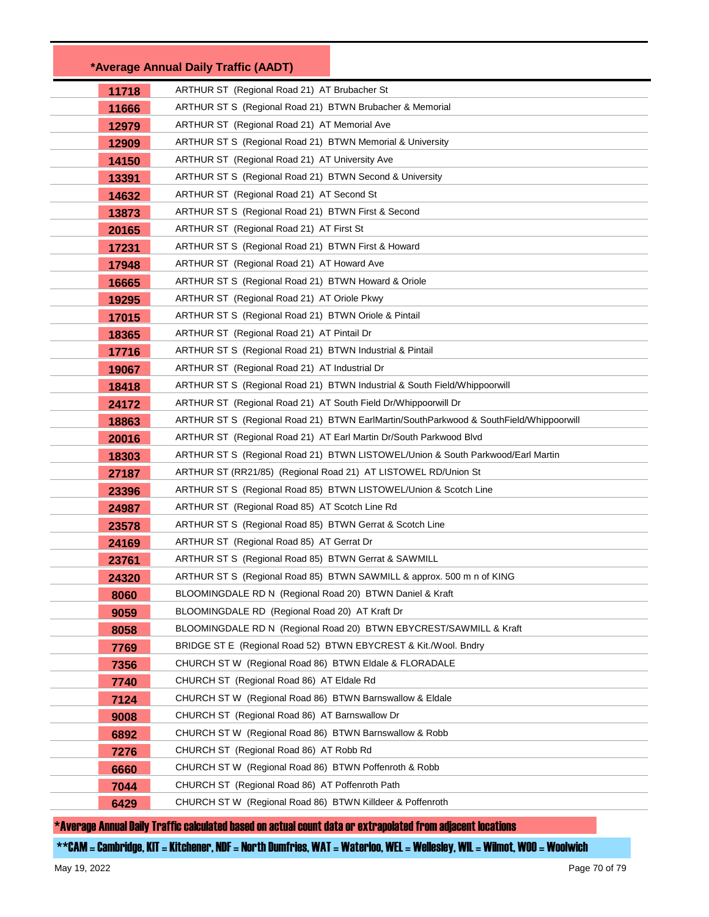| *Average Annual Daily Traffic (AADT) | |
|---|---|
| 11718 | ARTHUR ST (Regional Road 21) AT Brubacher St |
| 11666 | ARTHUR ST S (Regional Road 21) BTWN Brubacher & Memorial |
| 12979 | ARTHUR ST (Regional Road 21) AT Memorial Ave |
| 12909 | ARTHUR ST S (Regional Road 21) BTWN Memorial & University |
| 14150 | ARTHUR ST (Regional Road 21) AT University Ave |
| 13391 | ARTHUR ST S (Regional Road 21) BTWN Second & University |
| 14632 | ARTHUR ST (Regional Road 21) AT Second St |
| 13873 | ARTHUR ST S (Regional Road 21) BTWN First & Second |
| 20165 | ARTHUR ST (Regional Road 21) AT First St |
| 17231 | ARTHUR ST S (Regional Road 21) BTWN First & Howard |
| 17948 | ARTHUR ST (Regional Road 21) AT Howard Ave |
| 16665 | ARTHUR ST S (Regional Road 21) BTWN Howard & Oriole |
| 19295 | ARTHUR ST (Regional Road 21) AT Oriole Pkwy |
| 17015 | ARTHUR ST S (Regional Road 21) BTWN Oriole & Pintail |
| 18365 | ARTHUR ST (Regional Road 21) AT Pintail Dr |
| 17716 | ARTHUR ST S (Regional Road 21) BTWN Industrial & Pintail |
| 19067 | ARTHUR ST (Regional Road 21) AT Industrial Dr |
| 18418 | ARTHUR ST S (Regional Road 21) BTWN Industrial & South Field/Whippoorwill |
| 24172 | ARTHUR ST (Regional Road 21) AT South Field Dr/Whippoorwill Dr |
| 18863 | ARTHUR ST S (Regional Road 21) BTWN EarlMartin/SouthParkwood & SouthField/Whippoorwill |
| 20016 | ARTHUR ST (Regional Road 21) AT Earl Martin Dr/South Parkwood Blvd |
| 18303 | ARTHUR ST S (Regional Road 21) BTWN LISTOWEL/Union & South Parkwood/Earl Martin |
| 27187 | ARTHUR ST (RR21/85) (Regional Road 21) AT LISTOWEL RD/Union St |
| 23396 | ARTHUR ST S (Regional Road 85) BTWN LISTOWEL/Union & Scotch Line |
| 24987 | ARTHUR ST (Regional Road 85) AT Scotch Line Rd |
| 23578 | ARTHUR ST S (Regional Road 85) BTWN Gerrat & Scotch Line |
| 24169 | ARTHUR ST (Regional Road 85) AT Gerrat Dr |
| 23761 | ARTHUR ST S (Regional Road 85) BTWN Gerrat & SAWMILL |
| 24320 | ARTHUR ST S (Regional Road 85) BTWN SAWMILL & approx. 500 m n of KING |
| 8060 | BLOOMINGDALE RD N (Regional Road 20) BTWN Daniel & Kraft |
| 9059 | BLOOMINGDALE RD (Regional Road 20) AT Kraft Dr |
| 8058 | BLOOMINGDALE RD N (Regional Road 20) BTWN EBYCREST/SAWMILL & Kraft |
| 7769 | BRIDGE ST E (Regional Road 52) BTWN EBYCREST & Kit./Wool. Bndry |
| 7356 | CHURCH ST W (Regional Road 86) BTWN Eldale & FLORADALE |
| 7740 | CHURCH ST (Regional Road 86) AT Eldale Rd |
| 7124 | CHURCH ST W (Regional Road 86) BTWN Barnswallow & Eldale |
| 9008 | CHURCH ST (Regional Road 86) AT Barnswallow Dr |
| 6892 | CHURCH ST W (Regional Road 86) BTWN Barnswallow & Robb |
| 7276 | CHURCH ST (Regional Road 86) AT Robb Rd |
| 6660 | CHURCH ST W (Regional Road 86) BTWN Poffenroth & Robb |
| 7044 | CHURCH ST (Regional Road 86) AT Poffenroth Path |
| 6429 | CHURCH ST W (Regional Road 86) BTWN Killdeer & Poffenroth |

*Average Annual Daily Traffic calculated based on actual count data or extrapolated from adjacent locations

**CAM = Cambridge, KIT = Kitchener, NDF = North Dumfries, WAT = Waterloo, WEL = Wellesley, WIL = Wilmot, WOO = Woolwich

May 19, 2022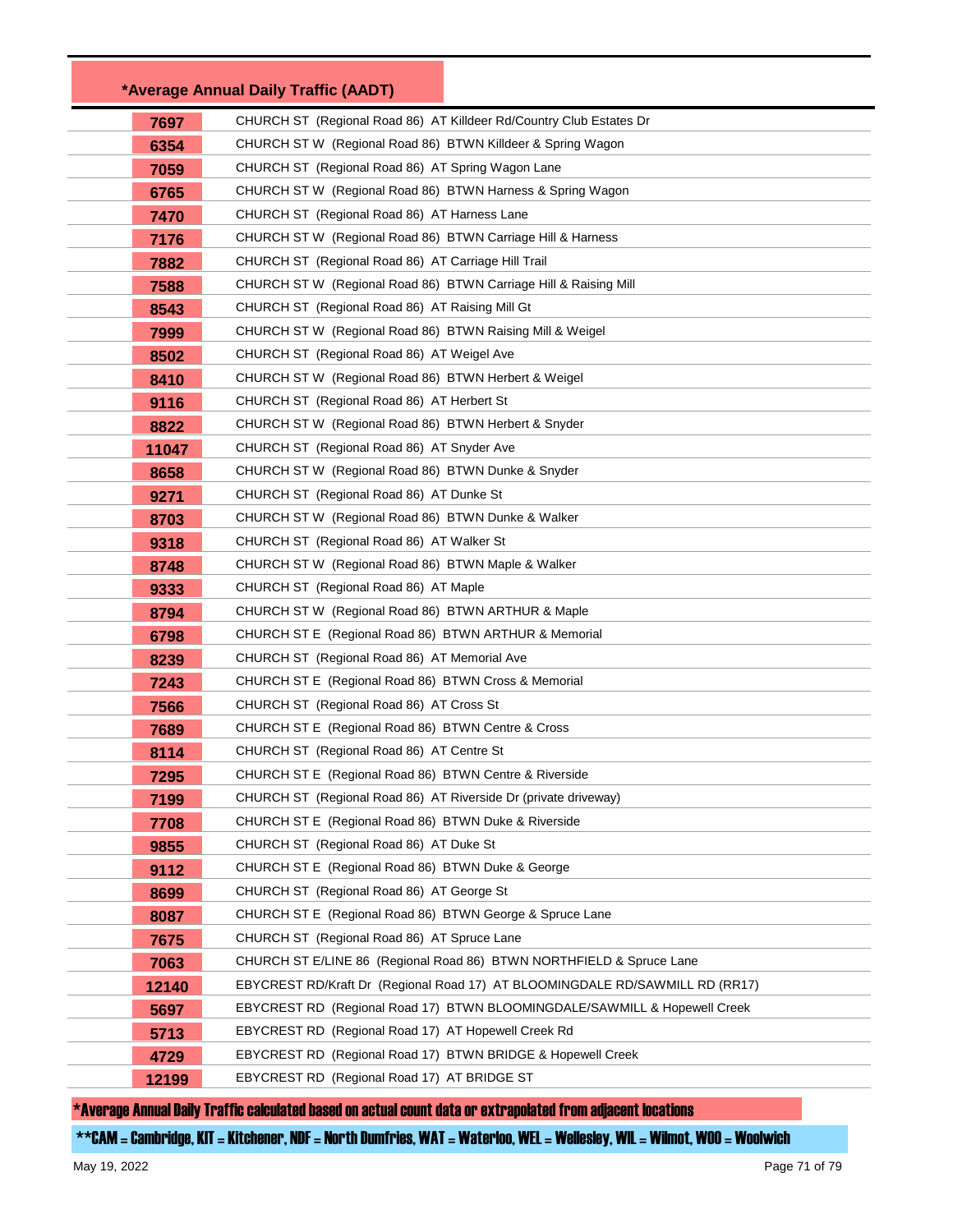## *Average Annual Daily Traffic (AADT)

| AADT | Location |
|---|---|
| 7697 | CHURCH ST (Regional Road 86) AT Killdeer Rd/Country Club Estates Dr |
| 6354 | CHURCH ST W (Regional Road 86) BTWN Killdeer & Spring Wagon |
| 7059 | CHURCH ST (Regional Road 86) AT Spring Wagon Lane |
| 6765 | CHURCH ST W (Regional Road 86) BTWN Harness & Spring Wagon |
| 7470 | CHURCH ST (Regional Road 86) AT Harness Lane |
| 7176 | CHURCH ST W (Regional Road 86) BTWN Carriage Hill & Harness |
| 7882 | CHURCH ST (Regional Road 86) AT Carriage Hill Trail |
| 7588 | CHURCH ST W (Regional Road 86) BTWN Carriage Hill & Raising Mill |
| 8543 | CHURCH ST (Regional Road 86) AT Raising Mill Gt |
| 7999 | CHURCH ST W (Regional Road 86) BTWN Raising Mill & Weigel |
| 8502 | CHURCH ST (Regional Road 86) AT Weigel Ave |
| 8410 | CHURCH ST W (Regional Road 86) BTWN Herbert & Weigel |
| 9116 | CHURCH ST (Regional Road 86) AT Herbert St |
| 8822 | CHURCH ST W (Regional Road 86) BTWN Herbert & Snyder |
| 11047 | CHURCH ST (Regional Road 86) AT Snyder Ave |
| 8658 | CHURCH ST W (Regional Road 86) BTWN Dunke & Snyder |
| 9271 | CHURCH ST (Regional Road 86) AT Dunke St |
| 8703 | CHURCH ST W (Regional Road 86) BTWN Dunke & Walker |
| 9318 | CHURCH ST (Regional Road 86) AT Walker St |
| 8748 | CHURCH ST W (Regional Road 86) BTWN Maple & Walker |
| 9333 | CHURCH ST (Regional Road 86) AT Maple |
| 8794 | CHURCH ST W (Regional Road 86) BTWN ARTHUR & Maple |
| 6798 | CHURCH ST E (Regional Road 86) BTWN ARTHUR & Memorial |
| 8239 | CHURCH ST (Regional Road 86) AT Memorial Ave |
| 7243 | CHURCH ST E (Regional Road 86) BTWN Cross & Memorial |
| 7566 | CHURCH ST (Regional Road 86) AT Cross St |
| 7689 | CHURCH ST E (Regional Road 86) BTWN Centre & Cross |
| 8114 | CHURCH ST (Regional Road 86) AT Centre St |
| 7295 | CHURCH ST E (Regional Road 86) BTWN Centre & Riverside |
| 7199 | CHURCH ST (Regional Road 86) AT Riverside Dr (private driveway) |
| 7708 | CHURCH ST E (Regional Road 86) BTWN Duke & Riverside |
| 9855 | CHURCH ST (Regional Road 86) AT Duke St |
| 9112 | CHURCH ST E (Regional Road 86) BTWN Duke & George |
| 8699 | CHURCH ST (Regional Road 86) AT George St |
| 8087 | CHURCH ST E (Regional Road 86) BTWN George & Spruce Lane |
| 7675 | CHURCH ST (Regional Road 86) AT Spruce Lane |
| 7063 | CHURCH ST E/LINE 86 (Regional Road 86) BTWN NORTHFIELD & Spruce Lane |
| 12140 | EBYCREST RD/Kraft Dr (Regional Road 17) AT BLOOMINGDALE RD/SAWMILL RD (RR17) |
| 5697 | EBYCREST RD (Regional Road 17) BTWN BLOOMINGDALE/SAWMILL & Hopewell Creek |
| 5713 | EBYCREST RD (Regional Road 17) AT Hopewell Creek Rd |
| 4729 | EBYCREST RD (Regional Road 17) BTWN BRIDGE & Hopewell Creek |
| 12199 | EBYCREST RD (Regional Road 17) AT BRIDGE ST |

*Average Annual Daily Traffic calculated based on actual count data or extrapolated from adjacent locations

**CAM = Cambridge, KIT = Kitchener, NDF = North Dumfries, WAT = Waterloo, WEL = Wellesley, WIL = Wilmot, WOO = Woolwich

May 19, 2022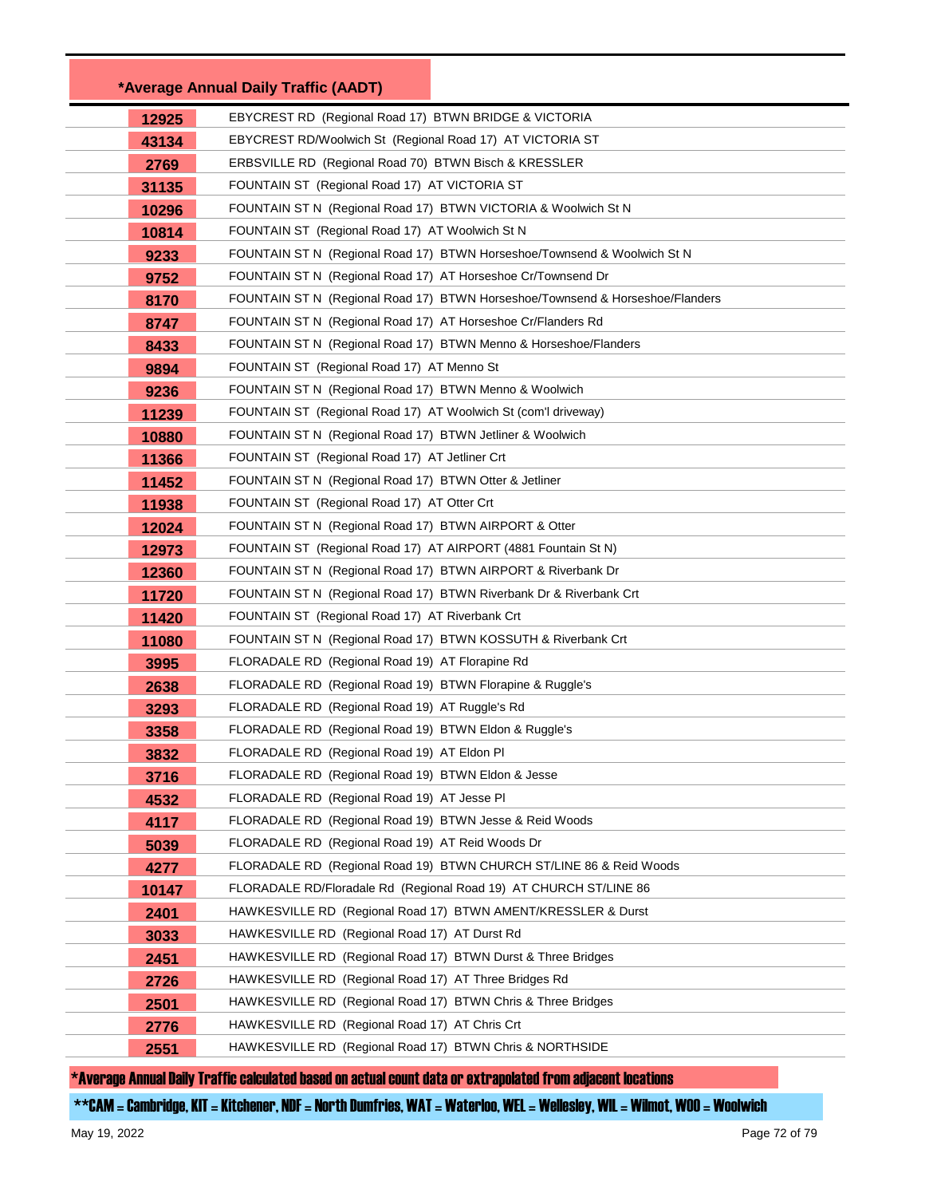| *Average Annual Daily Traffic (AADT) | |
|---|---|
| 12925 | EBYCREST RD (Regional Road 17) BTWN BRIDGE & VICTORIA |
| 43134 | EBYCREST RD/Woolwich St (Regional Road 17) AT VICTORIA ST |
| 2769 | ERBSVILLE RD (Regional Road 70) BTWN Bisch & KRESSLER |
| 31135 | FOUNTAIN ST (Regional Road 17) AT VICTORIA ST |
| 10296 | FOUNTAIN ST N (Regional Road 17) BTWN VICTORIA & Woolwich St N |
| 10814 | FOUNTAIN ST (Regional Road 17) AT Woolwich St N |
| 9233 | FOUNTAIN ST N (Regional Road 17) BTWN Horseshoe/Townsend & Woolwich St N |
| 9752 | FOUNTAIN ST N (Regional Road 17) AT Horseshoe Cr/Townsend Dr |
| 8170 | FOUNTAIN ST N (Regional Road 17) BTWN Horseshoe/Townsend & Horseshoe/Flanders |
| 8747 | FOUNTAIN ST N (Regional Road 17) AT Horseshoe Cr/Flanders Rd |
| 8433 | FOUNTAIN ST N (Regional Road 17) BTWN Menno & Horseshoe/Flanders |
| 9894 | FOUNTAIN ST (Regional Road 17) AT Menno St |
| 9236 | FOUNTAIN ST N (Regional Road 17) BTWN Menno & Woolwich |
| 11239 | FOUNTAIN ST (Regional Road 17) AT Woolwich St (com'l driveway) |
| 10880 | FOUNTAIN ST N (Regional Road 17) BTWN Jetliner & Woolwich |
| 11366 | FOUNTAIN ST (Regional Road 17) AT Jetliner Crt |
| 11452 | FOUNTAIN ST N (Regional Road 17) BTWN Otter & Jetliner |
| 11938 | FOUNTAIN ST (Regional Road 17) AT Otter Crt |
| 12024 | FOUNTAIN ST N (Regional Road 17) BTWN AIRPORT & Otter |
| 12973 | FOUNTAIN ST (Regional Road 17) AT AIRPORT (4881 Fountain St N) |
| 12360 | FOUNTAIN ST N (Regional Road 17) BTWN AIRPORT & Riverbank Dr |
| 11720 | FOUNTAIN ST N (Regional Road 17) BTWN Riverbank Dr & Riverbank Crt |
| 11420 | FOUNTAIN ST (Regional Road 17) AT Riverbank Crt |
| 11080 | FOUNTAIN ST N (Regional Road 17) BTWN KOSSUTH & Riverbank Crt |
| 3995 | FLORADALE RD (Regional Road 19) AT Florapine Rd |
| 2638 | FLORADALE RD (Regional Road 19) BTWN Florapine & Ruggle's |
| 3293 | FLORADALE RD (Regional Road 19) AT Ruggle's Rd |
| 3358 | FLORADALE RD (Regional Road 19) BTWN Eldon & Ruggle's |
| 3832 | FLORADALE RD (Regional Road 19) AT Eldon Pl |
| 3716 | FLORADALE RD (Regional Road 19) BTWN Eldon & Jesse |
| 4532 | FLORADALE RD (Regional Road 19) AT Jesse Pl |
| 4117 | FLORADALE RD (Regional Road 19) BTWN Jesse & Reid Woods |
| 5039 | FLORADALE RD (Regional Road 19) AT Reid Woods Dr |
| 4277 | FLORADALE RD (Regional Road 19) BTWN CHURCH ST/LINE 86 & Reid Woods |
| 10147 | FLORADALE RD/Floradale Rd (Regional Road 19) AT CHURCH ST/LINE 86 |
| 2401 | HAWKESVILLE RD (Regional Road 17) BTWN AMENT/KRESSLER & Durst |
| 3033 | HAWKESVILLE RD (Regional Road 17) AT Durst Rd |
| 2451 | HAWKESVILLE RD (Regional Road 17) BTWN Durst & Three Bridges |
| 2726 | HAWKESVILLE RD (Regional Road 17) AT Three Bridges Rd |
| 2501 | HAWKESVILLE RD (Regional Road 17) BTWN Chris & Three Bridges |
| 2776 | HAWKESVILLE RD (Regional Road 17) AT Chris Crt |
| 2551 | HAWKESVILLE RD (Regional Road 17) BTWN Chris & NORTHSIDE |

*Average Annual Daily Traffic calculated based on actual count data or extrapolated from adjacent locations

**CAM = Cambridge, KIT = Kitchener, NDF = North Dumfries, WAT = Waterloo, WEL = Wellesley, WIL = Wilmot, WOO = Woolwich

May 19, 2022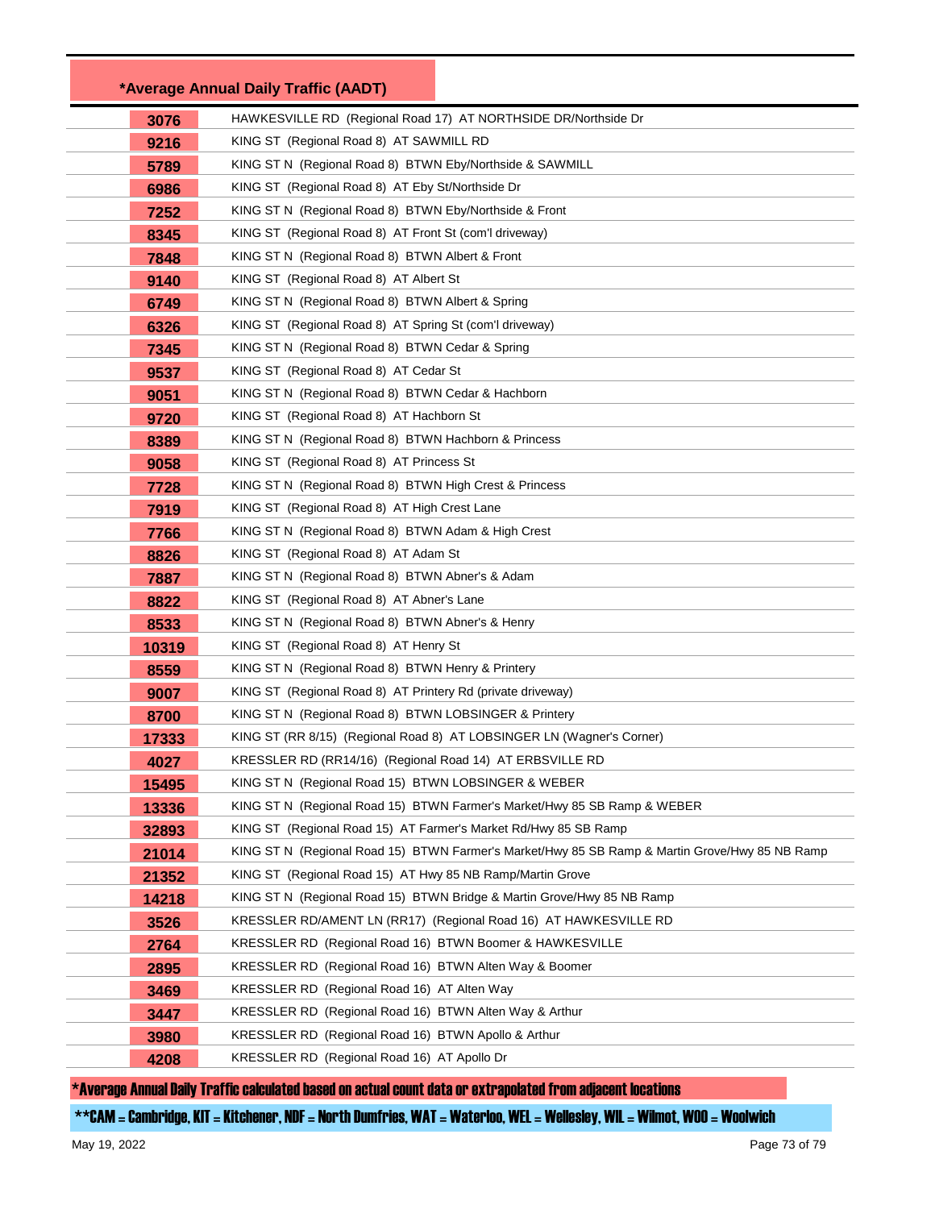| *Average Annual Daily Traffic (AADT) | |
|---|---|
| 3076 | HAWKESVILLE RD (Regional Road 17) AT NORTHSIDE DR/Northside Dr |
| 9216 | KING ST (Regional Road 8) AT SAWMILL RD |
| 5789 | KING ST N (Regional Road 8) BTWN Eby/Northside & SAWMILL |
| 6986 | KING ST (Regional Road 8) AT Eby St/Northside Dr |
| 7252 | KING ST N (Regional Road 8) BTWN Eby/Northside & Front |
| 8345 | KING ST (Regional Road 8) AT Front St (com'l driveway) |
| 7848 | KING ST N (Regional Road 8) BTWN Albert & Front |
| 9140 | KING ST (Regional Road 8) AT Albert St |
| 6749 | KING ST N (Regional Road 8) BTWN Albert & Spring |
| 6326 | KING ST (Regional Road 8) AT Spring St (com'l driveway) |
| 7345 | KING ST N (Regional Road 8) BTWN Cedar & Spring |
| 9537 | KING ST (Regional Road 8) AT Cedar St |
| 9051 | KING ST N (Regional Road 8) BTWN Cedar & Hachborn |
| 9720 | KING ST (Regional Road 8) AT Hachborn St |
| 8389 | KING ST N (Regional Road 8) BTWN Hachborn & Princess |
| 9058 | KING ST (Regional Road 8) AT Princess St |
| 7728 | KING ST N (Regional Road 8) BTWN High Crest & Princess |
| 7919 | KING ST (Regional Road 8) AT High Crest Lane |
| 7766 | KING ST N (Regional Road 8) BTWN Adam & High Crest |
| 8826 | KING ST (Regional Road 8) AT Adam St |
| 7887 | KING ST N (Regional Road 8) BTWN Abner's & Adam |
| 8822 | KING ST (Regional Road 8) AT Abner's Lane |
| 8533 | KING ST N (Regional Road 8) BTWN Abner's & Henry |
| 10319 | KING ST (Regional Road 8) AT Henry St |
| 8559 | KING ST N (Regional Road 8) BTWN Henry & Printery |
| 9007 | KING ST (Regional Road 8) AT Printery Rd (private driveway) |
| 8700 | KING ST N (Regional Road 8) BTWN LOBSINGER & Printery |
| 17333 | KING ST (RR 8/15) (Regional Road 8) AT LOBSINGER LN (Wagner's Corner) |
| 4027 | KRESSLER RD (RR14/16) (Regional Road 14) AT ERBSVILLE RD |
| 15495 | KING ST N (Regional Road 15) BTWN LOBSINGER & WEBER |
| 13336 | KING ST N (Regional Road 15) BTWN Farmer's Market/Hwy 85 SB Ramp & WEBER |
| 32893 | KING ST (Regional Road 15) AT Farmer's Market Rd/Hwy 85 SB Ramp |
| 21014 | KING ST N (Regional Road 15) BTWN Farmer's Market/Hwy 85 SB Ramp & Martin Grove/Hwy 85 NB Ramp |
| 21352 | KING ST (Regional Road 15) AT Hwy 85 NB Ramp/Martin Grove |
| 14218 | KING ST N (Regional Road 15) BTWN Bridge & Martin Grove/Hwy 85 NB Ramp |
| 3526 | KRESSLER RD/AMENT LN (RR17) (Regional Road 16) AT HAWKESVILLE RD |
| 2764 | KRESSLER RD (Regional Road 16) BTWN Boomer & HAWKESVILLE |
| 2895 | KRESSLER RD (Regional Road 16) BTWN Alten Way & Boomer |
| 3469 | KRESSLER RD (Regional Road 16) AT Alten Way |
| 3447 | KRESSLER RD (Regional Road 16) BTWN Alten Way & Arthur |
| 3980 | KRESSLER RD (Regional Road 16) BTWN Apollo & Arthur |
| 4208 | KRESSLER RD (Regional Road 16) AT Apollo Dr |

*Average Annual Daily Traffic calculated based on actual count data or extrapolated from adjacent locations

**CAM = Cambridge, KIT = Kitchener, NDF = North Dumfries, WAT = Waterloo, WEL = Wellesley, WIL = Wilmot, WOO = Woolwich

May 19, 2022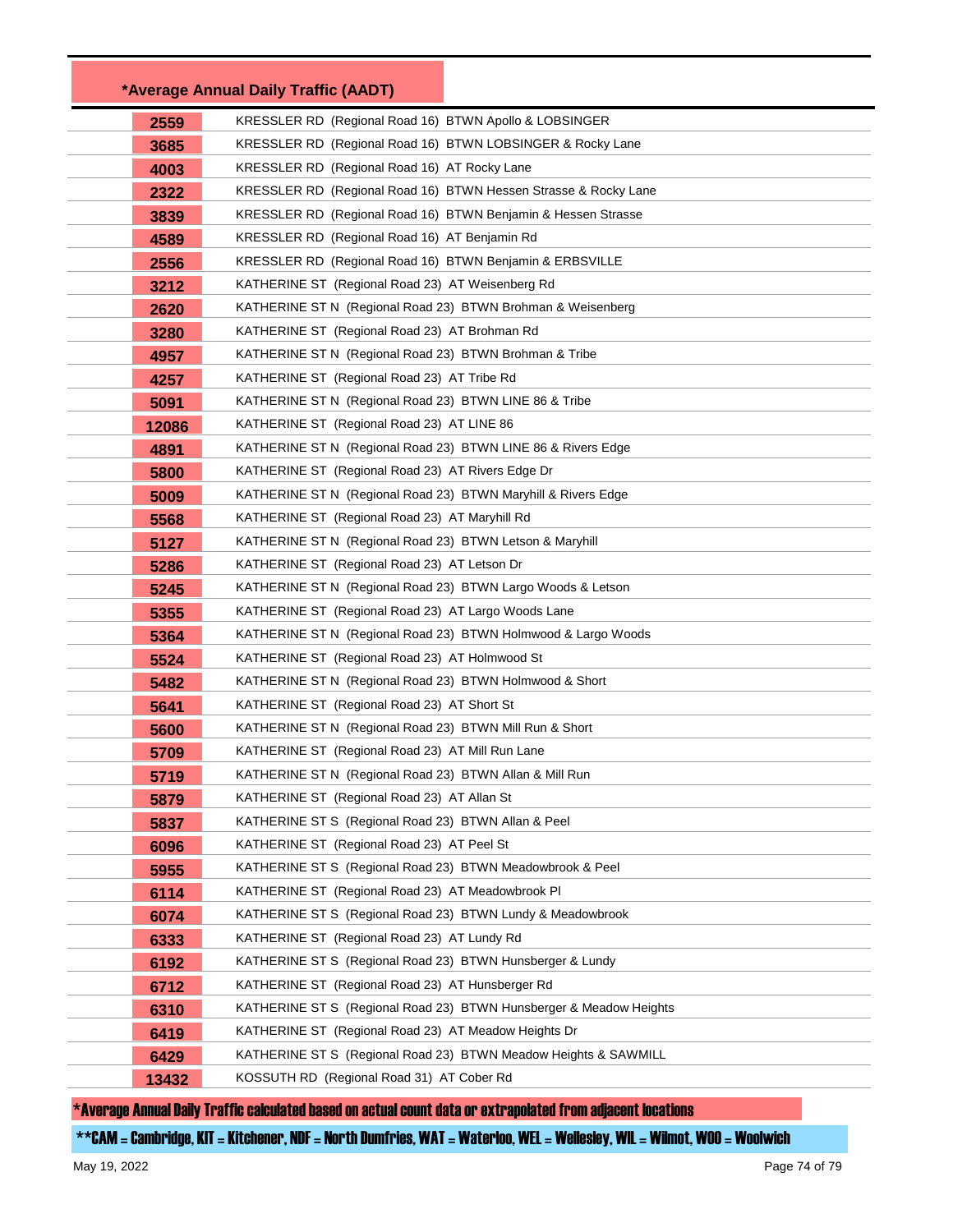| *Average Annual Daily Traffic (AADT) | |
|---|---|
| 2559 | KRESSLER RD (Regional Road 16) BTWN Apollo & LOBSINGER |
| 3685 | KRESSLER RD (Regional Road 16) BTWN LOBSINGER & Rocky Lane |
| 4003 | KRESSLER RD (Regional Road 16) AT Rocky Lane |
| 2322 | KRESSLER RD (Regional Road 16) BTWN Hessen Strasse & Rocky Lane |
| 3839 | KRESSLER RD (Regional Road 16) BTWN Benjamin & Hessen Strasse |
| 4589 | KRESSLER RD (Regional Road 16) AT Benjamin Rd |
| 2556 | KRESSLER RD (Regional Road 16) BTWN Benjamin & ERBSVILLE |
| 3212 | KATHERINE ST (Regional Road 23) AT Weisenberg Rd |
| 2620 | KATHERINE ST N (Regional Road 23) BTWN Brohman & Weisenberg |
| 3280 | KATHERINE ST (Regional Road 23) AT Brohman Rd |
| 4957 | KATHERINE ST N (Regional Road 23) BTWN Brohman & Tribe |
| 4257 | KATHERINE ST (Regional Road 23) AT Tribe Rd |
| 5091 | KATHERINE ST N (Regional Road 23) BTWN LINE 86 & Tribe |
| 12086 | KATHERINE ST (Regional Road 23) AT LINE 86 |
| 4891 | KATHERINE ST N (Regional Road 23) BTWN LINE 86 & Rivers Edge |
| 5800 | KATHERINE ST (Regional Road 23) AT Rivers Edge Dr |
| 5009 | KATHERINE ST N (Regional Road 23) BTWN Maryhill & Rivers Edge |
| 5568 | KATHERINE ST (Regional Road 23) AT Maryhill Rd |
| 5127 | KATHERINE ST N (Regional Road 23) BTWN Letson & Maryhill |
| 5286 | KATHERINE ST (Regional Road 23) AT Letson Dr |
| 5245 | KATHERINE ST N (Regional Road 23) BTWN Largo Woods & Letson |
| 5355 | KATHERINE ST (Regional Road 23) AT Largo Woods Lane |
| 5364 | KATHERINE ST N (Regional Road 23) BTWN Holmwood & Largo Woods |
| 5524 | KATHERINE ST (Regional Road 23) AT Holmwood St |
| 5482 | KATHERINE ST N (Regional Road 23) BTWN Holmwood & Short |
| 5641 | KATHERINE ST (Regional Road 23) AT Short St |
| 5600 | KATHERINE ST N (Regional Road 23) BTWN Mill Run & Short |
| 5709 | KATHERINE ST (Regional Road 23) AT Mill Run Lane |
| 5719 | KATHERINE ST N (Regional Road 23) BTWN Allan & Mill Run |
| 5879 | KATHERINE ST (Regional Road 23) AT Allan St |
| 5837 | KATHERINE ST S (Regional Road 23) BTWN Allan & Peel |
| 6096 | KATHERINE ST (Regional Road 23) AT Peel St |
| 5955 | KATHERINE ST S (Regional Road 23) BTWN Meadowbrook & Peel |
| 6114 | KATHERINE ST (Regional Road 23) AT Meadowbrook Pl |
| 6074 | KATHERINE ST S (Regional Road 23) BTWN Lundy & Meadowbrook |
| 6333 | KATHERINE ST (Regional Road 23) AT Lundy Rd |
| 6192 | KATHERINE ST S (Regional Road 23) BTWN Hunsberger & Lundy |
| 6712 | KATHERINE ST (Regional Road 23) AT Hunsberger Rd |
| 6310 | KATHERINE ST S (Regional Road 23) BTWN Hunsberger & Meadow Heights |
| 6419 | KATHERINE ST (Regional Road 23) AT Meadow Heights Dr |
| 6429 | KATHERINE ST S (Regional Road 23) BTWN Meadow Heights & SAWMILL |
| 13432 | KOSSUTH RD (Regional Road 31) AT Cober Rd |

*Average Annual Daily Traffic calculated based on actual count data or extrapolated from adjacent locations

**CAM = Cambridge, KIT = Kitchener, NDF = North Dumfries, WAT = Waterloo, WEL = Wellesley, WIL = Wilmot, WOO = Woolwich

May 19, 2022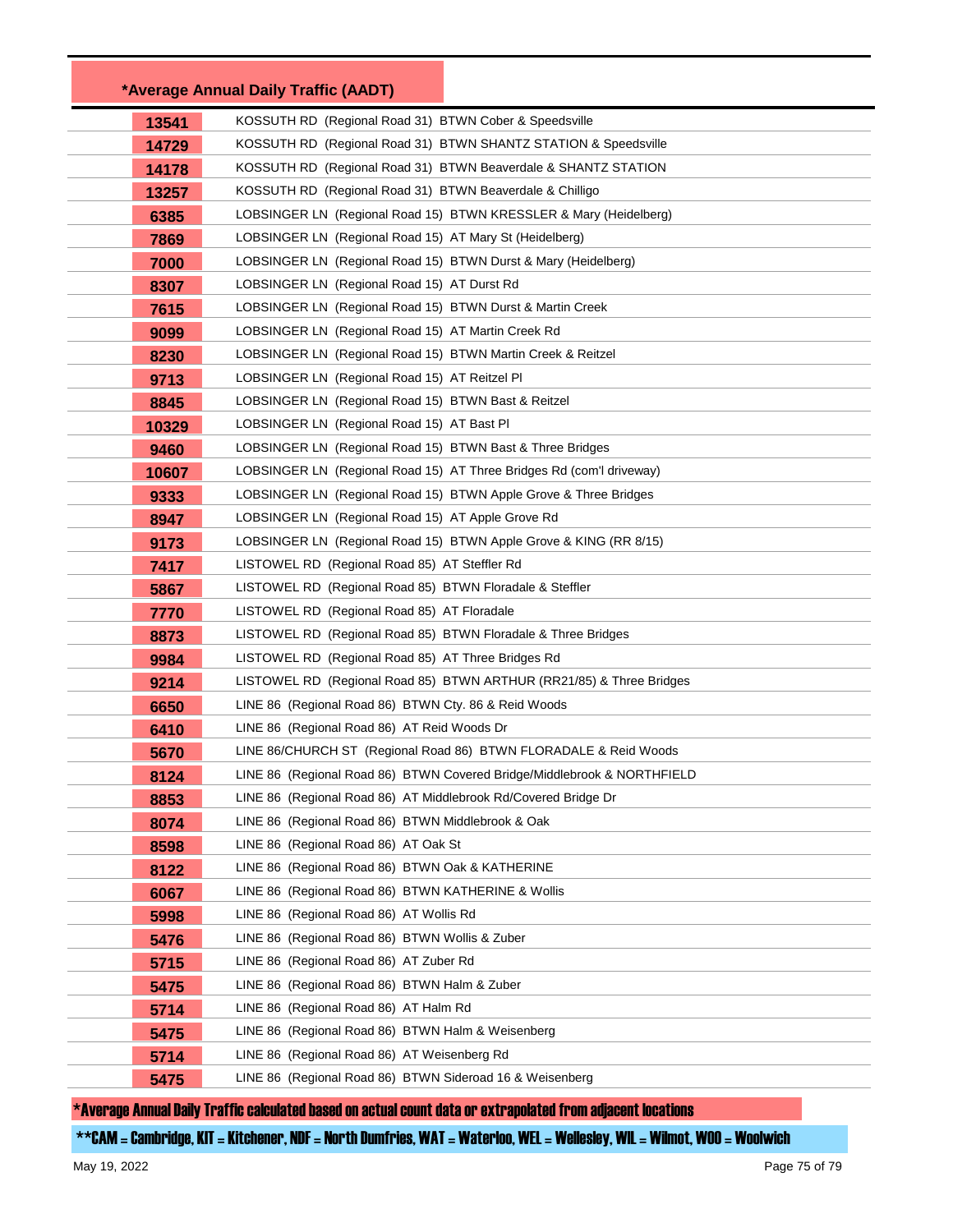| *Average Annual Daily Traffic (AADT) | |
|---|---|
| 13541 | KOSSUTH RD (Regional Road 31) BTWN Cober & Speedsville |
| 14729 | KOSSUTH RD (Regional Road 31) BTWN SHANTZ STATION & Speedsville |
| 14178 | KOSSUTH RD (Regional Road 31) BTWN Beaverdale & SHANTZ STATION |
| 13257 | KOSSUTH RD (Regional Road 31) BTWN Beaverdale & Chilligo |
| 6385 | LOBSINGER LN (Regional Road 15) BTWN KRESSLER & Mary (Heidelberg) |
| 7869 | LOBSINGER LN (Regional Road 15) AT Mary St (Heidelberg) |
| 7000 | LOBSINGER LN (Regional Road 15) BTWN Durst & Mary (Heidelberg) |
| 8307 | LOBSINGER LN (Regional Road 15) AT Durst Rd |
| 7615 | LOBSINGER LN (Regional Road 15) BTWN Durst & Martin Creek |
| 9099 | LOBSINGER LN (Regional Road 15) AT Martin Creek Rd |
| 8230 | LOBSINGER LN (Regional Road 15) BTWN Martin Creek & Reitzel |
| 9713 | LOBSINGER LN (Regional Road 15) AT Reitzel Pl |
| 8845 | LOBSINGER LN (Regional Road 15) BTWN Bast & Reitzel |
| 10329 | LOBSINGER LN (Regional Road 15) AT Bast Pl |
| 9460 | LOBSINGER LN (Regional Road 15) BTWN Bast & Three Bridges |
| 10607 | LOBSINGER LN (Regional Road 15) AT Three Bridges Rd (com'l driveway) |
| 9333 | LOBSINGER LN (Regional Road 15) BTWN Apple Grove & Three Bridges |
| 8947 | LOBSINGER LN (Regional Road 15) AT Apple Grove Rd |
| 9173 | LOBSINGER LN (Regional Road 15) BTWN Apple Grove & KING (RR 8/15) |
| 7417 | LISTOWEL RD (Regional Road 85) AT Steffler Rd |
| 5867 | LISTOWEL RD (Regional Road 85) BTWN Floradale & Steffler |
| 7770 | LISTOWEL RD (Regional Road 85) AT Floradale |
| 8873 | LISTOWEL RD (Regional Road 85) BTWN Floradale & Three Bridges |
| 9984 | LISTOWEL RD (Regional Road 85) AT Three Bridges Rd |
| 9214 | LISTOWEL RD (Regional Road 85) BTWN ARTHUR (RR21/85) & Three Bridges |
| 6650 | LINE 86 (Regional Road 86) BTWN Cty. 86 & Reid Woods |
| 6410 | LINE 86 (Regional Road 86) AT Reid Woods Dr |
| 5670 | LINE 86/CHURCH ST (Regional Road 86) BTWN FLORADALE & Reid Woods |
| 8124 | LINE 86 (Regional Road 86) BTWN Covered Bridge/Middlebrook & NORTHFIELD |
| 8853 | LINE 86 (Regional Road 86) AT Middlebrook Rd/Covered Bridge Dr |
| 8074 | LINE 86 (Regional Road 86) BTWN Middlebrook & Oak |
| 8598 | LINE 86 (Regional Road 86) AT Oak St |
| 8122 | LINE 86 (Regional Road 86) BTWN Oak & KATHERINE |
| 6067 | LINE 86 (Regional Road 86) BTWN KATHERINE & Wollis |
| 5998 | LINE 86 (Regional Road 86) AT Wollis Rd |
| 5476 | LINE 86 (Regional Road 86) BTWN Wollis & Zuber |
| 5715 | LINE 86 (Regional Road 86) AT Zuber Rd |
| 5475 | LINE 86 (Regional Road 86) BTWN Halm & Zuber |
| 5714 | LINE 86 (Regional Road 86) AT Halm Rd |
| 5475 | LINE 86 (Regional Road 86) BTWN Halm & Weisenberg |
| 5714 | LINE 86 (Regional Road 86) AT Weisenberg Rd |
| 5475 | LINE 86 (Regional Road 86) BTWN Sideroad 16 & Weisenberg |

*Average Annual Daily Traffic calculated based on actual count data or extrapolated from adjacent locations

**CAM = Cambridge, KIT = Kitchener, NDF = North Dumfries, WAT = Waterloo, WEL = Wellesley, WIL = Wilmot, WOO = Woolwich

May 19, 2022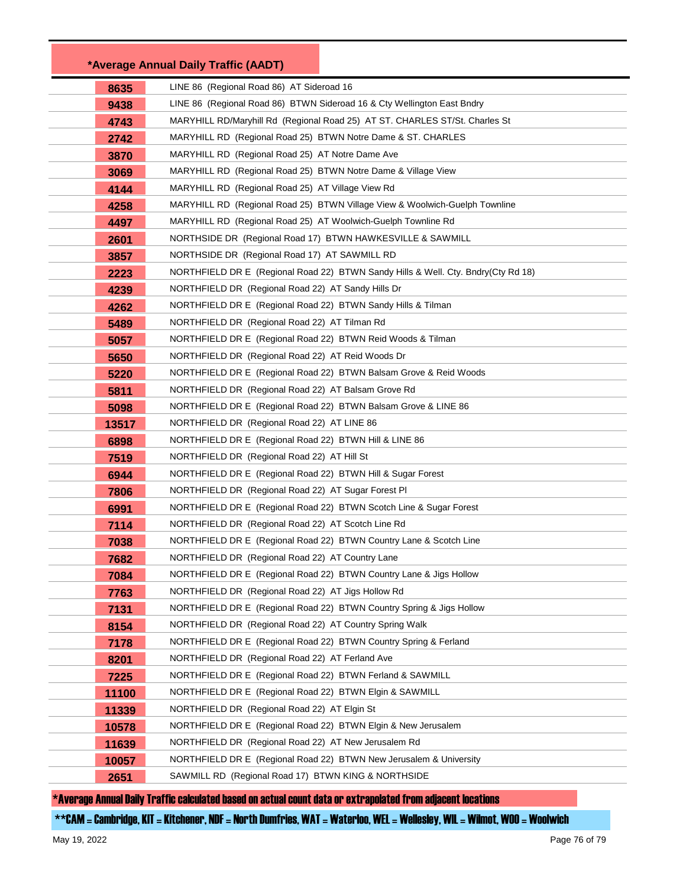| *Average Annual Daily Traffic (AADT) | |
|---|---|
| 8635 | LINE 86 (Regional Road 86) AT Sideroad 16 |
| 9438 | LINE 86 (Regional Road 86) BTWN Sideroad 16 & Cty Wellington East Bndry |
| 4743 | MARYHILL RD/Maryhill Rd (Regional Road 25) AT ST. CHARLES ST/St. Charles St |
| 2742 | MARYHILL RD (Regional Road 25) BTWN Notre Dame & ST. CHARLES |
| 3870 | MARYHILL RD (Regional Road 25) AT Notre Dame Ave |
| 3069 | MARYHILL RD (Regional Road 25) BTWN Notre Dame & Village View |
| 4144 | MARYHILL RD (Regional Road 25) AT Village View Rd |
| 4258 | MARYHILL RD (Regional Road 25) BTWN Village View & Woolwich-Guelph Townline |
| 4497 | MARYHILL RD (Regional Road 25) AT Woolwich-Guelph Townline Rd |
| 2601 | NORTHSIDE DR (Regional Road 17) BTWN HAWKESVILLE & SAWMILL |
| 3857 | NORTHSIDE DR (Regional Road 17) AT SAWMILL RD |
| 2223 | NORTHFIELD DR E (Regional Road 22) BTWN Sandy Hills & Well. Cty. Bndry(Cty Rd 18) |
| 4239 | NORTHFIELD DR (Regional Road 22) AT Sandy Hills Dr |
| 4262 | NORTHFIELD DR E (Regional Road 22) BTWN Sandy Hills & Tilman |
| 5489 | NORTHFIELD DR (Regional Road 22) AT Tilman Rd |
| 5057 | NORTHFIELD DR E (Regional Road 22) BTWN Reid Woods & Tilman |
| 5650 | NORTHFIELD DR (Regional Road 22) AT Reid Woods Dr |
| 5220 | NORTHFIELD DR E (Regional Road 22) BTWN Balsam Grove & Reid Woods |
| 5811 | NORTHFIELD DR (Regional Road 22) AT Balsam Grove Rd |
| 5098 | NORTHFIELD DR E (Regional Road 22) BTWN Balsam Grove & LINE 86 |
| 13517 | NORTHFIELD DR (Regional Road 22) AT LINE 86 |
| 6898 | NORTHFIELD DR E (Regional Road 22) BTWN Hill & LINE 86 |
| 7519 | NORTHFIELD DR (Regional Road 22) AT Hill St |
| 6944 | NORTHFIELD DR E (Regional Road 22) BTWN Hill & Sugar Forest |
| 7806 | NORTHFIELD DR (Regional Road 22) AT Sugar Forest Pl |
| 6991 | NORTHFIELD DR E (Regional Road 22) BTWN Scotch Line & Sugar Forest |
| 7114 | NORTHFIELD DR (Regional Road 22) AT Scotch Line Rd |
| 7038 | NORTHFIELD DR E (Regional Road 22) BTWN Country Lane & Scotch Line |
| 7682 | NORTHFIELD DR (Regional Road 22) AT Country Lane |
| 7084 | NORTHFIELD DR E (Regional Road 22) BTWN Country Lane & Jigs Hollow |
| 7763 | NORTHFIELD DR (Regional Road 22) AT Jigs Hollow Rd |
| 7131 | NORTHFIELD DR E (Regional Road 22) BTWN Country Spring & Jigs Hollow |
| 8154 | NORTHFIELD DR (Regional Road 22) AT Country Spring Walk |
| 7178 | NORTHFIELD DR E (Regional Road 22) BTWN Country Spring & Ferland |
| 8201 | NORTHFIELD DR (Regional Road 22) AT Ferland Ave |
| 7225 | NORTHFIELD DR E (Regional Road 22) BTWN Ferland & SAWMILL |
| 11100 | NORTHFIELD DR E (Regional Road 22) BTWN Elgin & SAWMILL |
| 11339 | NORTHFIELD DR (Regional Road 22) AT Elgin St |
| 10578 | NORTHFIELD DR E (Regional Road 22) BTWN Elgin & New Jerusalem |
| 11639 | NORTHFIELD DR (Regional Road 22) AT New Jerusalem Rd |
| 10057 | NORTHFIELD DR E (Regional Road 22) BTWN New Jerusalem & University |
| 2651 | SAWMILL RD (Regional Road 17) BTWN KING & NORTHSIDE |

*Average Annual Daily Traffic calculated based on actual count data or extrapolated from adjacent locations

**CAM = Cambridge, KIT = Kitchener, NDF = North Dumfries, WAT = Waterloo, WEL = Wellesley, WIL = Wilmot, WOO = Woolwich

May 19, 2022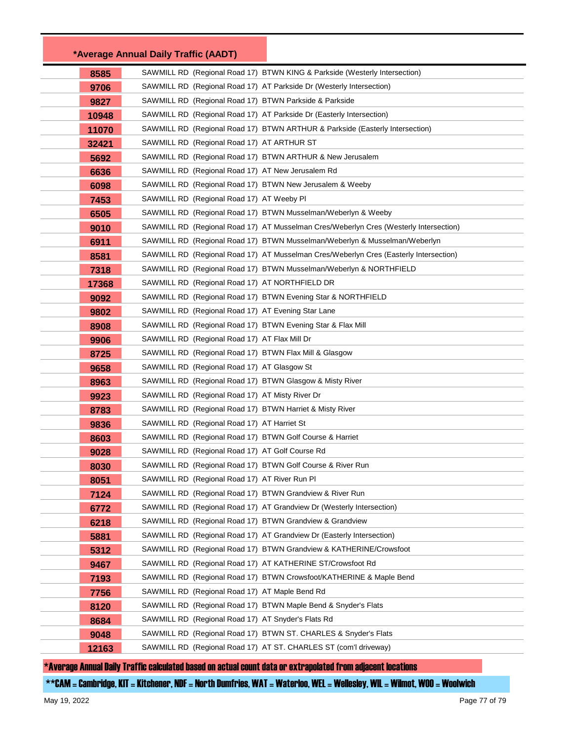| *Average Annual Daily Traffic (AADT) | |
|---|---|
| 8585 | SAWMILL RD (Regional Road 17) BTWN KING & Parkside (Westerly Intersection) |
| 9706 | SAWMILL RD (Regional Road 17) AT Parkside Dr (Westerly Intersection) |
| 9827 | SAWMILL RD (Regional Road 17) BTWN Parkside & Parkside |
| 10948 | SAWMILL RD (Regional Road 17) AT Parkside Dr (Easterly Intersection) |
| 11070 | SAWMILL RD (Regional Road 17) BTWN ARTHUR & Parkside (Easterly Intersection) |
| 32421 | SAWMILL RD (Regional Road 17) AT ARTHUR ST |
| 5692 | SAWMILL RD (Regional Road 17) BTWN ARTHUR & New Jerusalem |
| 6636 | SAWMILL RD (Regional Road 17) AT New Jerusalem Rd |
| 6098 | SAWMILL RD (Regional Road 17) BTWN New Jerusalem & Weeby |
| 7453 | SAWMILL RD (Regional Road 17) AT Weeby Pl |
| 6505 | SAWMILL RD (Regional Road 17) BTWN Musselman/Weberlyn & Weeby |
| 9010 | SAWMILL RD (Regional Road 17) AT Musselman Cres/Weberlyn Cres (Westerly Intersection) |
| 6911 | SAWMILL RD (Regional Road 17) BTWN Musselman/Weberlyn & Musselman/Weberlyn |
| 8581 | SAWMILL RD (Regional Road 17) AT Musselman Cres/Weberlyn Cres (Easterly Intersection) |
| 7318 | SAWMILL RD (Regional Road 17) BTWN Musselman/Weberlyn & NORTHFIELD |
| 17368 | SAWMILL RD (Regional Road 17) AT NORTHFIELD DR |
| 9092 | SAWMILL RD (Regional Road 17) BTWN Evening Star & NORTHFIELD |
| 9802 | SAWMILL RD (Regional Road 17) AT Evening Star Lane |
| 8908 | SAWMILL RD (Regional Road 17) BTWN Evening Star & Flax Mill |
| 9906 | SAWMILL RD (Regional Road 17) AT Flax Mill Dr |
| 8725 | SAWMILL RD (Regional Road 17) BTWN Flax Mill & Glasgow |
| 9658 | SAWMILL RD (Regional Road 17) AT Glasgow St |
| 8963 | SAWMILL RD (Regional Road 17) BTWN Glasgow & Misty River |
| 9923 | SAWMILL RD (Regional Road 17) AT Misty River Dr |
| 8783 | SAWMILL RD (Regional Road 17) BTWN Harriet & Misty River |
| 9836 | SAWMILL RD (Regional Road 17) AT Harriet St |
| 8603 | SAWMILL RD (Regional Road 17) BTWN Golf Course & Harriet |
| 9028 | SAWMILL RD (Regional Road 17) AT Golf Course Rd |
| 8030 | SAWMILL RD (Regional Road 17) BTWN Golf Course & River Run |
| 8051 | SAWMILL RD (Regional Road 17) AT River Run Pl |
| 7124 | SAWMILL RD (Regional Road 17) BTWN Grandview & River Run |
| 6772 | SAWMILL RD (Regional Road 17) AT Grandview Dr (Westerly Intersection) |
| 6218 | SAWMILL RD (Regional Road 17) BTWN Grandview & Grandview |
| 5881 | SAWMILL RD (Regional Road 17) AT Grandview Dr (Easterly Intersection) |
| 5312 | SAWMILL RD (Regional Road 17) BTWN Grandview & KATHERINE/Crowsfoot |
| 9467 | SAWMILL RD (Regional Road 17) AT KATHERINE ST/Crowsfoot Rd |
| 7193 | SAWMILL RD (Regional Road 17) BTWN Crowsfoot/KATHERINE & Maple Bend |
| 7756 | SAWMILL RD (Regional Road 17) AT Maple Bend Rd |
| 8120 | SAWMILL RD (Regional Road 17) BTWN Maple Bend & Snyder's Flats |
| 8684 | SAWMILL RD (Regional Road 17) AT Snyder's Flats Rd |
| 9048 | SAWMILL RD (Regional Road 17) BTWN ST. CHARLES & Snyder's Flats |
| 12163 | SAWMILL RD (Regional Road 17) AT ST. CHARLES ST (com'l driveway) |

*Average Annual Daily Traffic calculated based on actual count data or extrapolated from adjacent locations

**CAM = Cambridge, KIT = Kitchener, NDF = North Dumfries, WAT = Waterloo, WEL = Wellesley, WIL = Wilmot, WOO = Woolwich

May 19, 2022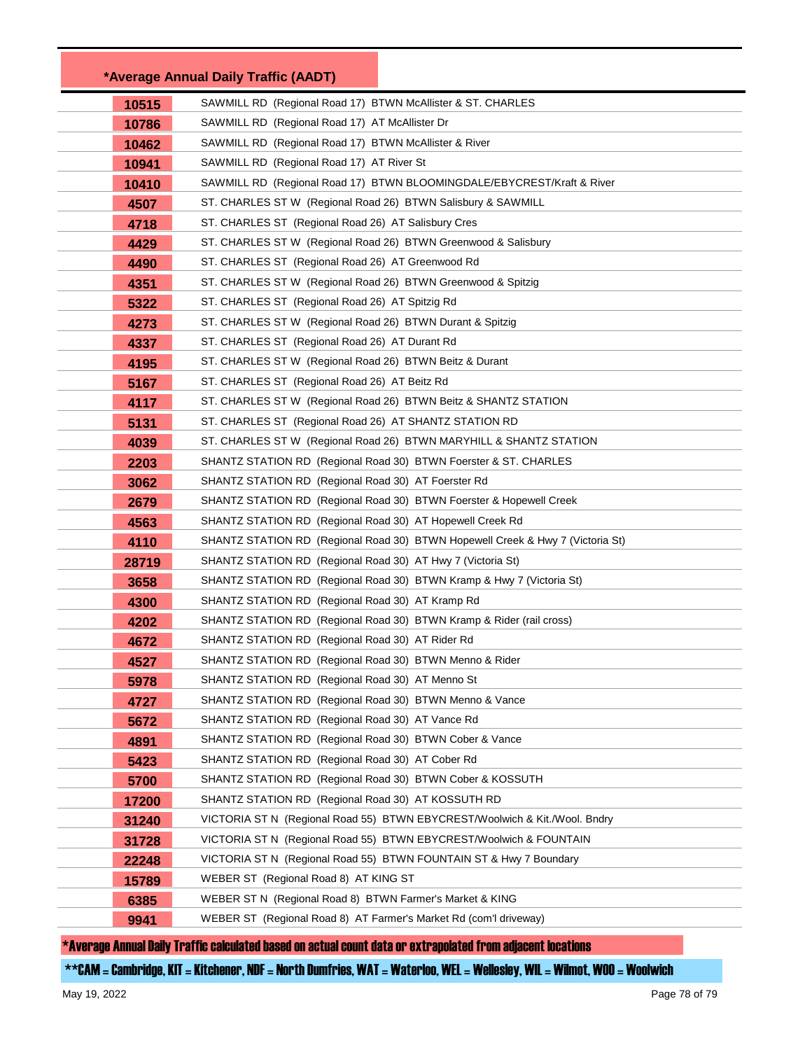| *Average Annual Daily Traffic (AADT) | |
|---|---|
| 10515 | SAWMILL RD (Regional Road 17) BTWN McAllister & ST. CHARLES |
| 10786 | SAWMILL RD (Regional Road 17) AT McAllister Dr |
| 10462 | SAWMILL RD (Regional Road 17) BTWN McAllister & River |
| 10941 | SAWMILL RD (Regional Road 17) AT River St |
| 10410 | SAWMILL RD (Regional Road 17) BTWN BLOOMINGDALE/EBYCREST/Kraft & River |
| 4507 | ST. CHARLES ST W (Regional Road 26) BTWN Salisbury & SAWMILL |
| 4718 | ST. CHARLES ST (Regional Road 26) AT Salisbury Cres |
| 4429 | ST. CHARLES ST W (Regional Road 26) BTWN Greenwood & Salisbury |
| 4490 | ST. CHARLES ST (Regional Road 26) AT Greenwood Rd |
| 4351 | ST. CHARLES ST W (Regional Road 26) BTWN Greenwood & Spitzig |
| 5322 | ST. CHARLES ST (Regional Road 26) AT Spitzig Rd |
| 4273 | ST. CHARLES ST W (Regional Road 26) BTWN Durant & Spitzig |
| 4337 | ST. CHARLES ST (Regional Road 26) AT Durant Rd |
| 4195 | ST. CHARLES ST W (Regional Road 26) BTWN Beitz & Durant |
| 5167 | ST. CHARLES ST (Regional Road 26) AT Beitz Rd |
| 4117 | ST. CHARLES ST W (Regional Road 26) BTWN Beitz & SHANTZ STATION |
| 5131 | ST. CHARLES ST (Regional Road 26) AT SHANTZ STATION RD |
| 4039 | ST. CHARLES ST W (Regional Road 26) BTWN MARYHILL & SHANTZ STATION |
| 2203 | SHANTZ STATION RD (Regional Road 30) BTWN Foerster & ST. CHARLES |
| 3062 | SHANTZ STATION RD (Regional Road 30) AT Foerster Rd |
| 2679 | SHANTZ STATION RD (Regional Road 30) BTWN Foerster & Hopewell Creek |
| 4563 | SHANTZ STATION RD (Regional Road 30) AT Hopewell Creek Rd |
| 4110 | SHANTZ STATION RD (Regional Road 30) BTWN Hopewell Creek & Hwy 7 (Victoria St) |
| 28719 | SHANTZ STATION RD (Regional Road 30) AT Hwy 7 (Victoria St) |
| 3658 | SHANTZ STATION RD (Regional Road 30) BTWN Kramp & Hwy 7 (Victoria St) |
| 4300 | SHANTZ STATION RD (Regional Road 30) AT Kramp Rd |
| 4202 | SHANTZ STATION RD (Regional Road 30) BTWN Kramp & Rider (rail cross) |
| 4672 | SHANTZ STATION RD (Regional Road 30) AT Rider Rd |
| 4527 | SHANTZ STATION RD (Regional Road 30) BTWN Menno & Rider |
| 5978 | SHANTZ STATION RD (Regional Road 30) AT Menno St |
| 4727 | SHANTZ STATION RD (Regional Road 30) BTWN Menno & Vance |
| 5672 | SHANTZ STATION RD (Regional Road 30) AT Vance Rd |
| 4891 | SHANTZ STATION RD (Regional Road 30) BTWN Cober & Vance |
| 5423 | SHANTZ STATION RD (Regional Road 30) AT Cober Rd |
| 5700 | SHANTZ STATION RD (Regional Road 30) BTWN Cober & KOSSUTH |
| 17200 | SHANTZ STATION RD (Regional Road 30) AT KOSSUTH RD |
| 31240 | VICTORIA ST N (Regional Road 55) BTWN EBYCREST/Woolwich & Kit./Wool. Bndry |
| 31728 | VICTORIA ST N (Regional Road 55) BTWN EBYCREST/Woolwich & FOUNTAIN |
| 22248 | VICTORIA ST N (Regional Road 55) BTWN FOUNTAIN ST & Hwy 7 Boundary |
| 15789 | WEBER ST (Regional Road 8) AT KING ST |
| 6385 | WEBER ST N (Regional Road 8) BTWN Farmer's Market & KING |
| 9941 | WEBER ST (Regional Road 8) AT Farmer's Market Rd (com'l driveway) |

*Average Annual Daily Traffic calculated based on actual count data or extrapolated from adjacent locations

**CAM = Cambridge, KIT = Kitchener, NDF = North Dumfries, WAT = Waterloo, WEL = Wellesley, WIL = Wilmot, WOO = Woolwich

May 19, 2022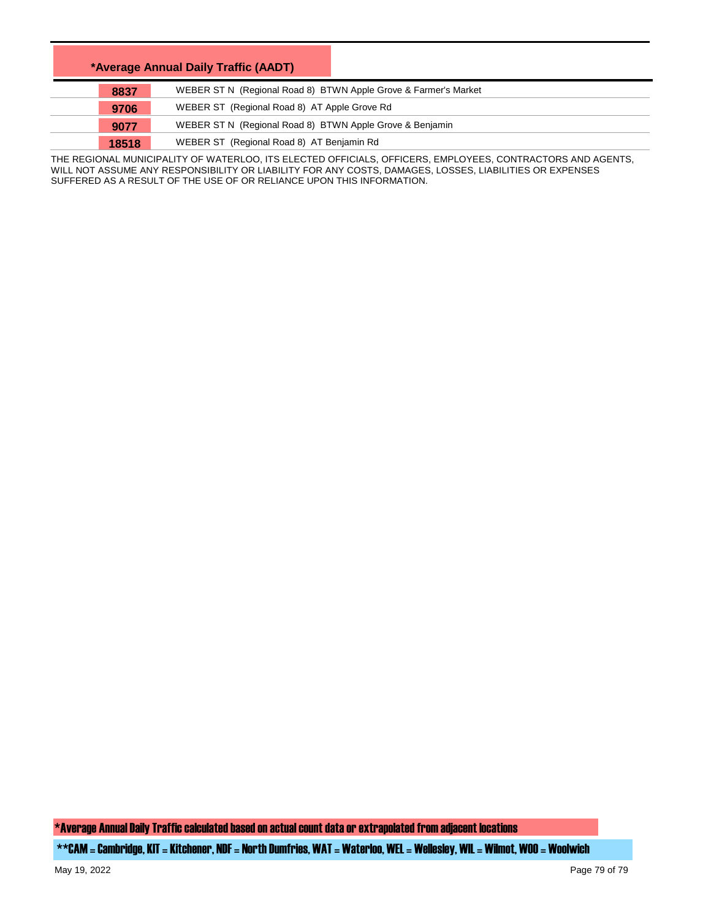| *Average Annual Daily Traffic (AADT) | |
|---|---|
| 8837 | WEBER ST N (Regional Road 8) BTWN Apple Grove & Farmer's Market |
| 9706 | WEBER ST (Regional Road 8) AT Apple Grove Rd |
| 9077 | WEBER ST N (Regional Road 8) BTWN Apple Grove & Benjamin |
| 18518 | WEBER ST (Regional Road 8) AT Benjamin Rd |

THE REGIONAL MUNICIPALITY OF WATERLOO, ITS ELECTED OFFICIALS, OFFICERS, EMPLOYEES, CONTRACTORS AND AGENTS, WILL NOT ASSUME ANY RESPONSIBILITY OR LIABILITY FOR ANY COSTS, DAMAGES, LOSSES, LIABILITIES OR EXPENSES SUFFERED AS A RESULT OF THE USE OF OR RELIANCE UPON THIS INFORMATION.

*Average Annual Daily Traffic calculated based on actual count data or extrapolated from adjacent locations

**CAM = Cambridge, KIT = Kitchener, NDF = North Dumfries, WAT = Waterloo, WEL = Wellesley, WIL = Wilmot, WOO = Woolwich

May 19, 2022